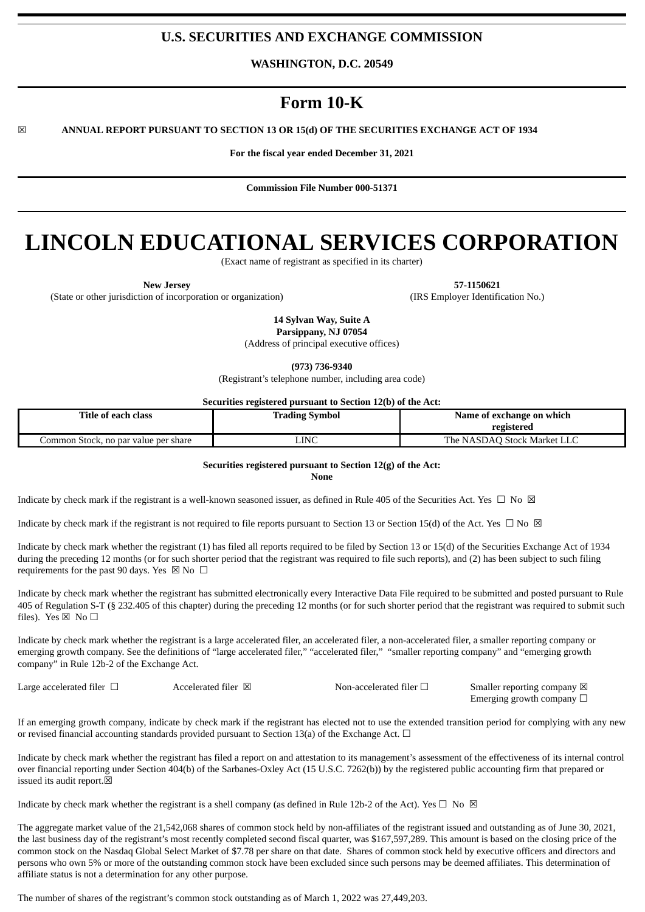## U.S. SECURITIES AND EXCHANGE COMMISSION

**WASHINGTON, D.C. 20549**

# Form 10-K

☒ **ANNUAL REPORT PURSUANT TO SECTION 13 OR 15(d) OF THE SECURITIES EXCHANGE ACT OF 1934**

**For the fiscal year ended December 31, 2021**

**Commission File Number 000-51371**

# LINCOLN EDUCATIONAL SERVICES CORPORATION

(Exact name of registrant as specified in its charter)

| **New Jersey** | **57-1150621** |
|---|---|
| (State or other jurisdiction of incorporation or organization) | (IRS Employer Identification No.) |

**14 Sylvan Way, Suite A**
**Parsippany, NJ 07054**
(Address of principal executive offices)

**(973) 736-9340**
(Registrant's telephone number, including area code)

**Securities registered pursuant to Section 12(b) of the Act:**

| Title of each class | Trading Symbol | Name of exchange on which registered |
|---|---|---|
| Common Stock, no par value per share | LINC | The NASDAQ Stock Market LLC |

**Securities registered pursuant to Section 12(g) of the Act:**
**None**

Indicate by check mark if the registrant is a well-known seasoned issuer, as defined in Rule 405 of the Securities Act. Yes ☐ No ☒

Indicate by check mark if the registrant is not required to file reports pursuant to Section 13 or Section 15(d) of the Act. Yes ☐ No ☒

Indicate by check mark whether the registrant (1) has filed all reports required to be filed by Section 13 or 15(d) of the Securities Exchange Act of 1934 during the preceding 12 months (or for such shorter period that the registrant was required to file such reports), and (2) has been subject to such filing requirements for the past 90 days. Yes ☒ No ☐

Indicate by check mark whether the registrant has submitted electronically every Interactive Data File required to be submitted and posted pursuant to Rule 405 of Regulation S-T (§ 232.405 of this chapter) during the preceding 12 months (or for such shorter period that the registrant was required to submit such files). Yes ☒ No ☐

Indicate by check mark whether the registrant is a large accelerated filer, an accelerated filer, a non-accelerated filer, a smaller reporting company or emerging growth company. See the definitions of "large accelerated filer," "accelerated filer," "smaller reporting company" and "emerging growth company" in Rule 12b-2 of the Exchange Act.

| Large accelerated filer ☐ | Accelerated filer ☒ | Non-accelerated filer ☐ | Smaller reporting company ☒ |
|---|---|---|---|
| | | | Emerging growth company ☐ |

If an emerging growth company, indicate by check mark if the registrant has elected not to use the extended transition period for complying with any new or revised financial accounting standards provided pursuant to Section 13(a) of the Exchange Act. ☐

Indicate by check mark whether the registrant has filed a report on and attestation to its management's assessment of the effectiveness of its internal control over financial reporting under Section 404(b) of the Sarbanes-Oxley Act (15 U.S.C. 7262(b)) by the registered public accounting firm that prepared or issued its audit report.☒

Indicate by check mark whether the registrant is a shell company (as defined in Rule 12b-2 of the Act). Yes ☐ No ☒

The aggregate market value of the 21,542,068 shares of common stock held by non-affiliates of the registrant issued and outstanding as of June 30, 2021, the last business day of the registrant's most recently completed second fiscal quarter, was $167,597,289. This amount is based on the closing price of the common stock on the Nasdaq Global Select Market of $7.78 per share on that date. Shares of common stock held by executive officers and directors and persons who own 5% or more of the outstanding common stock have been excluded since such persons may be deemed affiliates. This determination of affiliate status is not a determination for any other purpose.

The number of shares of the registrant's common stock outstanding as of March 1, 2022 was 27,449,203.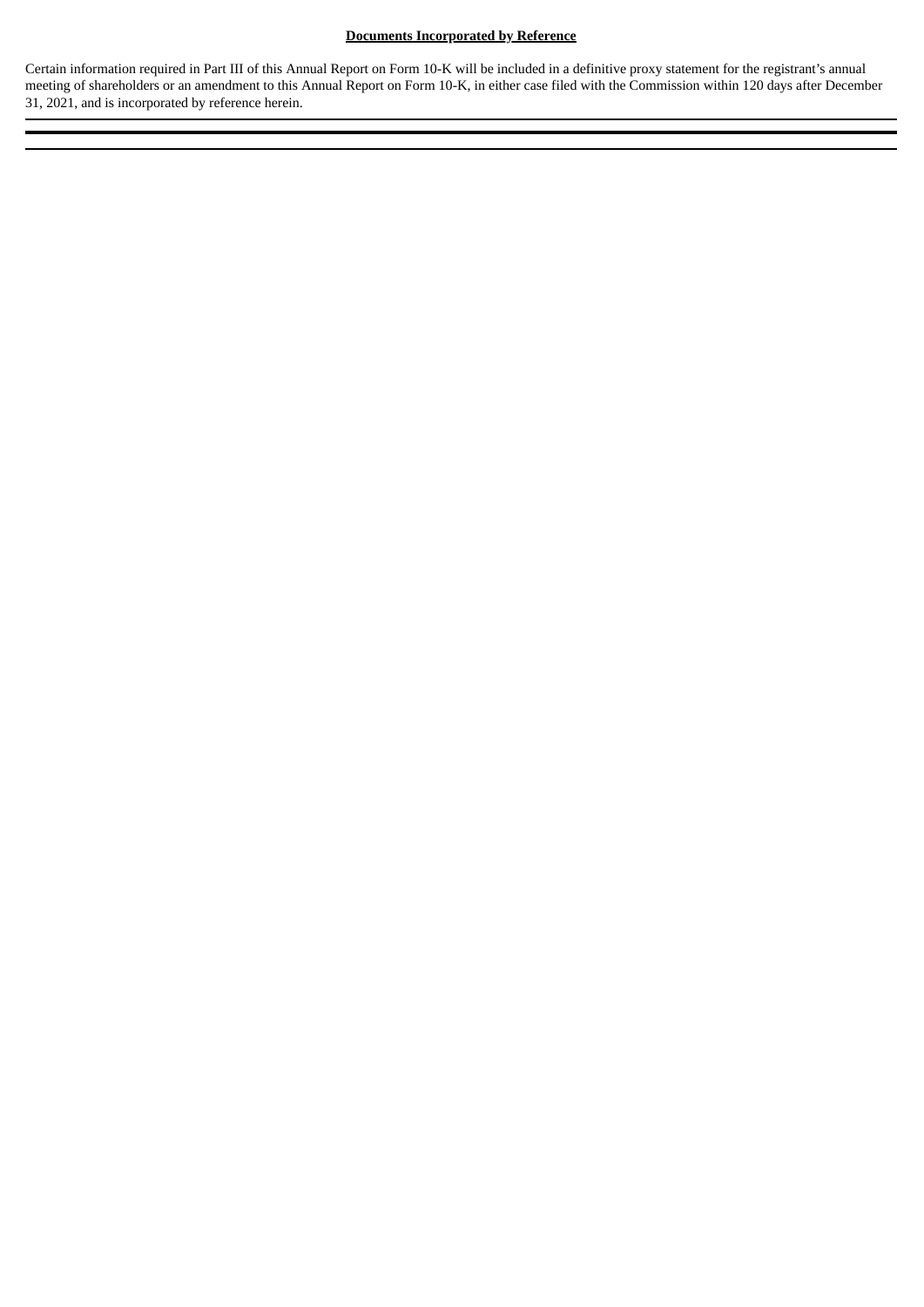**Documents Incorporated by Reference**

Certain information required in Part III of this Annual Report on Form 10-K will be included in a definitive proxy statement for the registrant's annual meeting of shareholders or an amendment to this Annual Report on Form 10-K, in either case filed with the Commission within 120 days after December 31, 2021, and is incorporated by reference herein.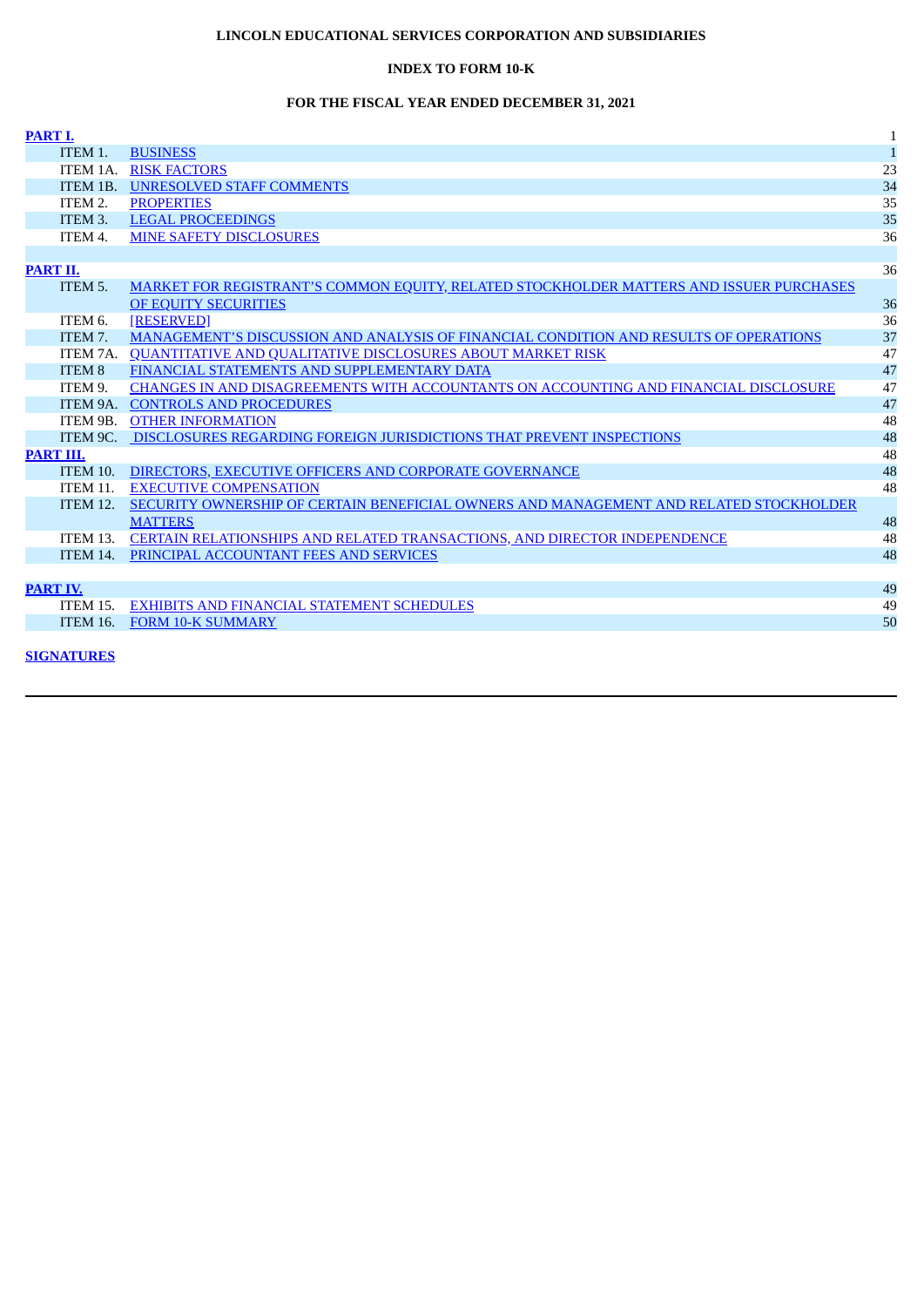**LINCOLN EDUCATIONAL SERVICES CORPORATION AND SUBSIDIARIES**

**INDEX TO FORM 10-K**

**FOR THE FISCAL YEAR ENDED DECEMBER 31, 2021**

| | | |
|---|---|---|
| **PART I.** | | 1 |
| ITEM 1. | BUSINESS | 1 |
| ITEM 1A. | RISK FACTORS | 23 |
| ITEM 1B. | UNRESOLVED STAFF COMMENTS | 34 |
| ITEM 2. | PROPERTIES | 35 |
| ITEM 3. | LEGAL PROCEEDINGS | 35 |
| ITEM 4. | MINE SAFETY DISCLOSURES | 36 |
| **PART II.** | | 36 |
| ITEM 5. | MARKET FOR REGISTRANT'S COMMON EQUITY, RELATED STOCKHOLDER MATTERS AND ISSUER PURCHASES OF EQUITY SECURITIES | 36 |
| ITEM 6. | [RESERVED] | 36 |
| ITEM 7. | MANAGEMENT'S DISCUSSION AND ANALYSIS OF FINANCIAL CONDITION AND RESULTS OF OPERATIONS | 37 |
| ITEM 7A. | QUANTITATIVE AND QUALITATIVE DISCLOSURES ABOUT MARKET RISK | 47 |
| ITEM 8 | FINANCIAL STATEMENTS AND SUPPLEMENTARY DATA | 47 |
| ITEM 9. | CHANGES IN AND DISAGREEMENTS WITH ACCOUNTANTS ON ACCOUNTING AND FINANCIAL DISCLOSURE | 47 |
| ITEM 9A. | CONTROLS AND PROCEDURES | 47 |
| ITEM 9B. | OTHER INFORMATION | 48 |
| ITEM 9C. | DISCLOSURES REGARDING FOREIGN JURISDICTIONS THAT PREVENT INSPECTIONS | 48 |
| **PART III.** | | 48 |
| ITEM 10. | DIRECTORS, EXECUTIVE OFFICERS AND CORPORATE GOVERNANCE | 48 |
| ITEM 11. | EXECUTIVE COMPENSATION | 48 |
| ITEM 12. | SECURITY OWNERSHIP OF CERTAIN BENEFICIAL OWNERS AND MANAGEMENT AND RELATED STOCKHOLDER MATTERS | 48 |
| ITEM 13. | CERTAIN RELATIONSHIPS AND RELATED TRANSACTIONS, AND DIRECTOR INDEPENDENCE | 48 |
| ITEM 14. | PRINCIPAL ACCOUNTANT FEES AND SERVICES | 48 |
| **PART IV.** | | 49 |
| ITEM 15. | EXHIBITS AND FINANCIAL STATEMENT SCHEDULES | 49 |
| ITEM 16. | FORM 10-K SUMMARY | 50 |

**SIGNATURES**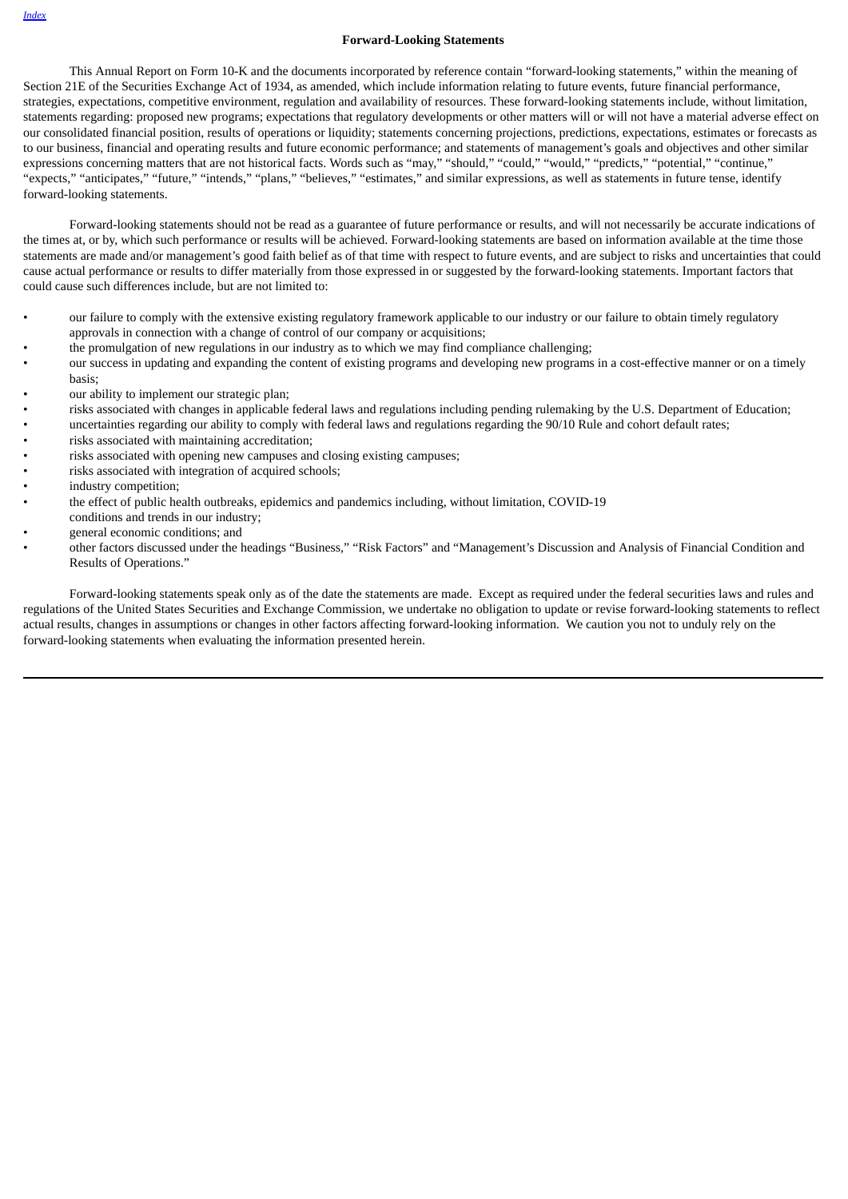## Forward-Looking Statements

This Annual Report on Form 10-K and the documents incorporated by reference contain "forward-looking statements," within the meaning of Section 21E of the Securities Exchange Act of 1934, as amended, which include information relating to future events, future financial performance, strategies, expectations, competitive environment, regulation and availability of resources. These forward-looking statements include, without limitation, statements regarding: proposed new programs; expectations that regulatory developments or other matters will or will not have a material adverse effect on our consolidated financial position, results of operations or liquidity; statements concerning projections, predictions, expectations, estimates or forecasts as to our business, financial and operating results and future economic performance; and statements of management's goals and objectives and other similar expressions concerning matters that are not historical facts. Words such as "may," "should," "could," "would," "predicts," "potential," "continue," "expects," "anticipates," "future," "intends," "plans," "believes," "estimates," and similar expressions, as well as statements in future tense, identify forward-looking statements.

Forward-looking statements should not be read as a guarantee of future performance or results, and will not necessarily be accurate indications of the times at, or by, which such performance or results will be achieved. Forward-looking statements are based on information available at the time those statements are made and/or management's good faith belief as of that time with respect to future events, and are subject to risks and uncertainties that could cause actual performance or results to differ materially from those expressed in or suggested by the forward-looking statements. Important factors that could cause such differences include, but are not limited to:

- our failure to comply with the extensive existing regulatory framework applicable to our industry or our failure to obtain timely regulatory approvals in connection with a change of control of our company or acquisitions;
- the promulgation of new regulations in our industry as to which we may find compliance challenging;
- our success in updating and expanding the content of existing programs and developing new programs in a cost-effective manner or on a timely basis;
- our ability to implement our strategic plan;
- risks associated with changes in applicable federal laws and regulations including pending rulemaking by the U.S. Department of Education;
- uncertainties regarding our ability to comply with federal laws and regulations regarding the 90/10 Rule and cohort default rates;
- risks associated with maintaining accreditation;
- risks associated with opening new campuses and closing existing campuses;
- risks associated with integration of acquired schools;
- industry competition;
- the effect of public health outbreaks, epidemics and pandemics including, without limitation, COVID-19 conditions and trends in our industry;
- general economic conditions; and
- other factors discussed under the headings "Business," "Risk Factors" and "Management's Discussion and Analysis of Financial Condition and Results of Operations."

Forward-looking statements speak only as of the date the statements are made. Except as required under the federal securities laws and rules and regulations of the United States Securities and Exchange Commission, we undertake no obligation to update or revise forward-looking statements to reflect actual results, changes in assumptions or changes in other factors affecting forward-looking information. We caution you not to unduly rely on the forward-looking statements when evaluating the information presented herein.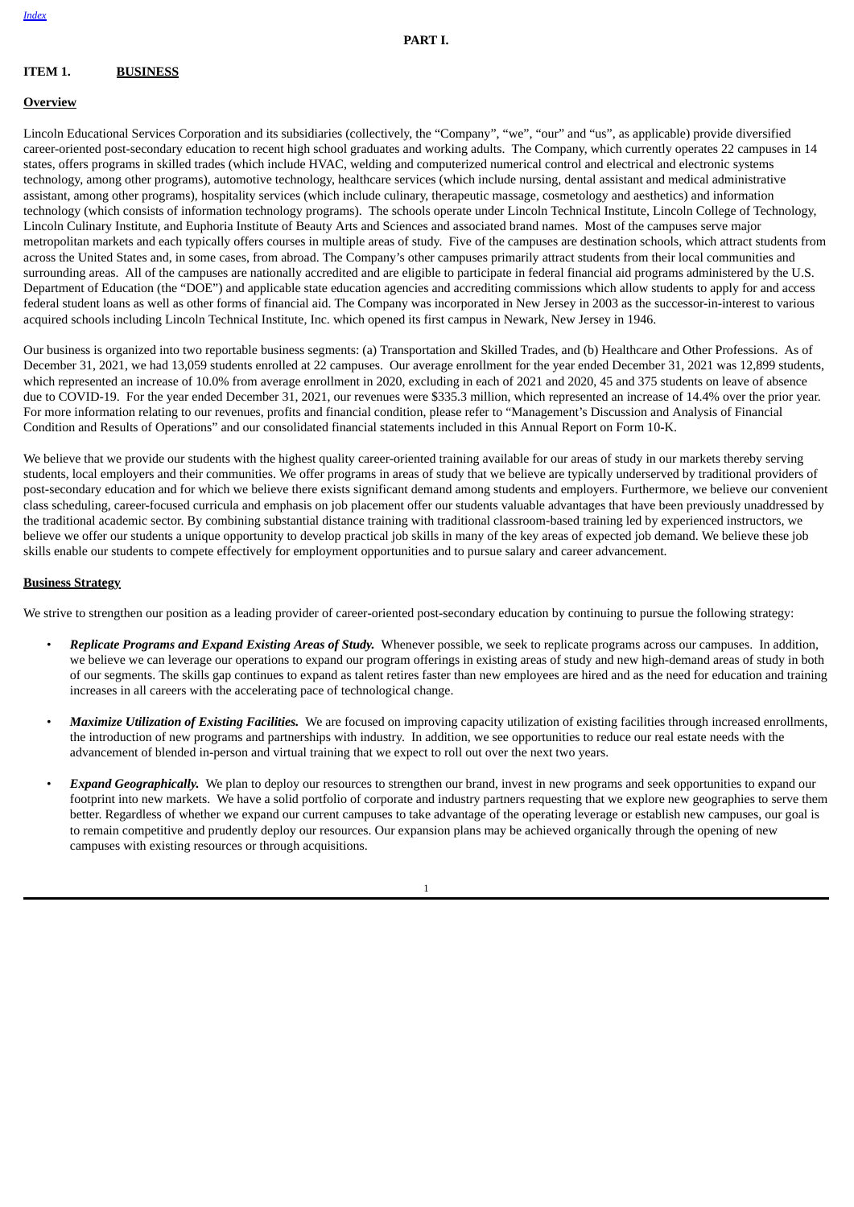# PART I.

## ITEM 1. BUSINESS

### Overview

Lincoln Educational Services Corporation and its subsidiaries (collectively, the "Company", "we", "our" and "us", as applicable) provide diversified career-oriented post-secondary education to recent high school graduates and working adults. The Company, which currently operates 22 campuses in 14 states, offers programs in skilled trades (which include HVAC, welding and computerized numerical control and electrical and electronic systems technology, among other programs), automotive technology, healthcare services (which include nursing, dental assistant and medical administrative assistant, among other programs), hospitality services (which include culinary, therapeutic massage, cosmetology and aesthetics) and information technology (which consists of information technology programs). The schools operate under Lincoln Technical Institute, Lincoln College of Technology, Lincoln Culinary Institute, and Euphoria Institute of Beauty Arts and Sciences and associated brand names. Most of the campuses serve major metropolitan markets and each typically offers courses in multiple areas of study. Five of the campuses are destination schools, which attract students from across the United States and, in some cases, from abroad. The Company's other campuses primarily attract students from their local communities and surrounding areas. All of the campuses are nationally accredited and are eligible to participate in federal financial aid programs administered by the U.S. Department of Education (the "DOE") and applicable state education agencies and accrediting commissions which allow students to apply for and access federal student loans as well as other forms of financial aid. The Company was incorporated in New Jersey in 2003 as the successor-in-interest to various acquired schools including Lincoln Technical Institute, Inc. which opened its first campus in Newark, New Jersey in 1946.

Our business is organized into two reportable business segments: (a) Transportation and Skilled Trades, and (b) Healthcare and Other Professions. As of December 31, 2021, we had 13,059 students enrolled at 22 campuses. Our average enrollment for the year ended December 31, 2021 was 12,899 students, which represented an increase of 10.0% from average enrollment in 2020, excluding in each of 2021 and 2020, 45 and 375 students on leave of absence due to COVID-19. For the year ended December 31, 2021, our revenues were $335.3 million, which represented an increase of 14.4% over the prior year. For more information relating to our revenues, profits and financial condition, please refer to "Management's Discussion and Analysis of Financial Condition and Results of Operations" and our consolidated financial statements included in this Annual Report on Form 10-K.

We believe that we provide our students with the highest quality career-oriented training available for our areas of study in our markets thereby serving students, local employers and their communities. We offer programs in areas of study that we believe are typically underserved by traditional providers of post-secondary education and for which we believe there exists significant demand among students and employers. Furthermore, we believe our convenient class scheduling, career-focused curricula and emphasis on job placement offer our students valuable advantages that have been previously unaddressed by the traditional academic sector. By combining substantial distance training with traditional classroom-based training led by experienced instructors, we believe we offer our students a unique opportunity to develop practical job skills in many of the key areas of expected job demand. We believe these job skills enable our students to compete effectively for employment opportunities and to pursue salary and career advancement.

### Business Strategy

We strive to strengthen our position as a leading provider of career-oriented post-secondary education by continuing to pursue the following strategy:

- ***Replicate Programs and Expand Existing Areas of Study.*** Whenever possible, we seek to replicate programs across our campuses. In addition, we believe we can leverage our operations to expand our program offerings in existing areas of study and new high-demand areas of study in both of our segments. The skills gap continues to expand as talent retires faster than new employees are hired and as the need for education and training increases in all careers with the accelerating pace of technological change.

- ***Maximize Utilization of Existing Facilities.*** We are focused on improving capacity utilization of existing facilities through increased enrollments, the introduction of new programs and partnerships with industry. In addition, we see opportunities to reduce our real estate needs with the advancement of blended in-person and virtual training that we expect to roll out over the next two years.

- ***Expand Geographically.*** We plan to deploy our resources to strengthen our brand, invest in new programs and seek opportunities to expand our footprint into new markets. We have a solid portfolio of corporate and industry partners requesting that we explore new geographies to serve them better. Regardless of whether we expand our current campuses to take advantage of the operating leverage or establish new campuses, our goal is to remain competitive and prudently deploy our resources. Our expansion plans may be achieved organically through the opening of new campuses with existing resources or through acquisitions.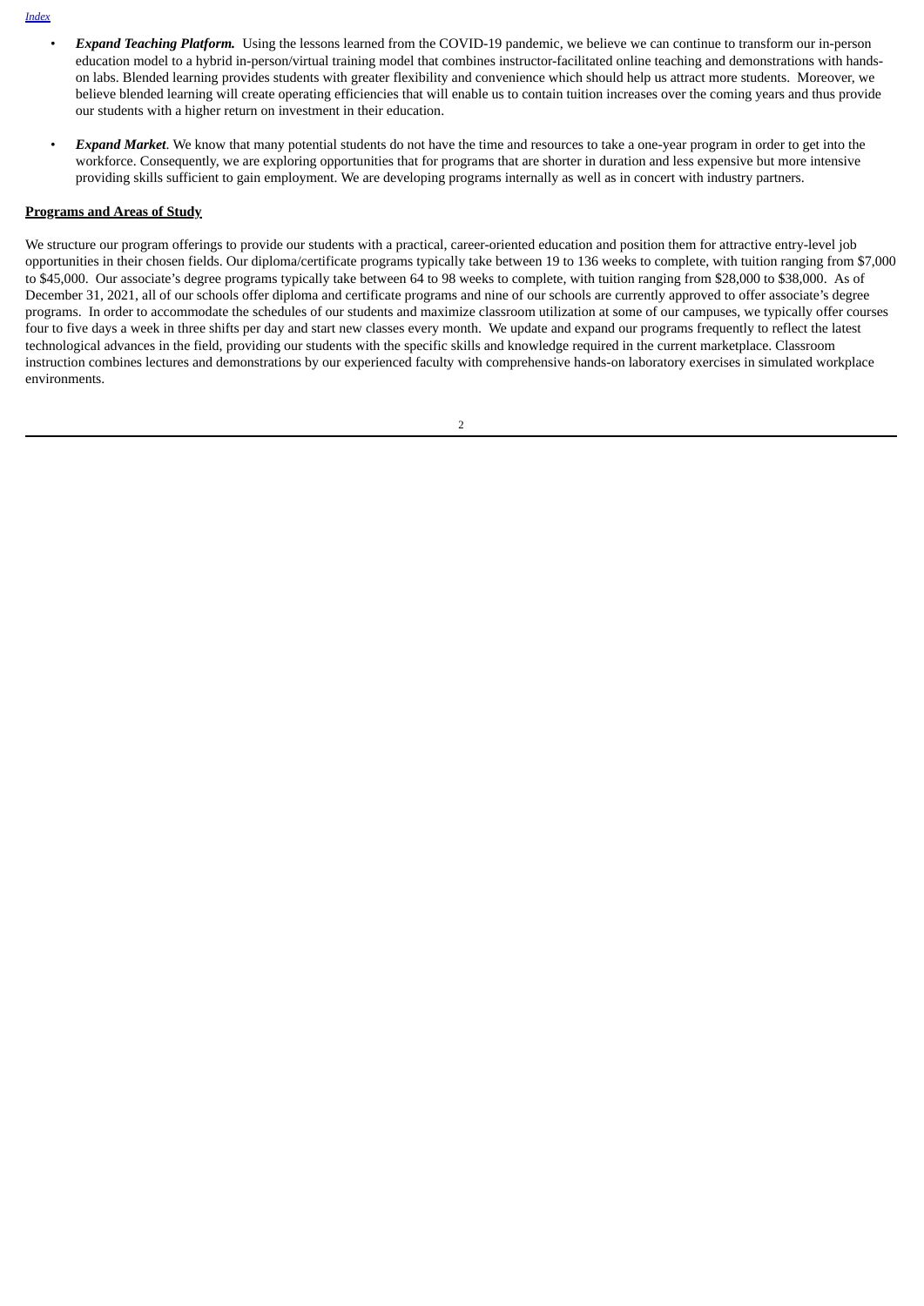- ***Expand Teaching Platform.*** Using the lessons learned from the COVID-19 pandemic, we believe we can continue to transform our in-person education model to a hybrid in-person/virtual training model that combines instructor-facilitated online teaching and demonstrations with hands-on labs. Blended learning provides students with greater flexibility and convenience which should help us attract more students. Moreover, we believe blended learning will create operating efficiencies that will enable us to contain tuition increases over the coming years and thus provide our students with a higher return on investment in their education.

- ***Expand Market***. We know that many potential students do not have the time and resources to take a one-year program in order to get into the workforce. Consequently, we are exploring opportunities that for programs that are shorter in duration and less expensive but more intensive providing skills sufficient to gain employment. We are developing programs internally as well as in concert with industry partners.

**Programs and Areas of Study**

We structure our program offerings to provide our students with a practical, career-oriented education and position them for attractive entry-level job opportunities in their chosen fields. Our diploma/certificate programs typically take between 19 to 136 weeks to complete, with tuition ranging from $7,000 to $45,000. Our associate's degree programs typically take between 64 to 98 weeks to complete, with tuition ranging from $28,000 to $38,000. As of December 31, 2021, all of our schools offer diploma and certificate programs and nine of our schools are currently approved to offer associate's degree programs. In order to accommodate the schedules of our students and maximize classroom utilization at some of our campuses, we typically offer courses four to five days a week in three shifts per day and start new classes every month. We update and expand our programs frequently to reflect the latest technological advances in the field, providing our students with the specific skills and knowledge required in the current marketplace. Classroom instruction combines lectures and demonstrations by our experienced faculty with comprehensive hands-on laboratory exercises in simulated workplace environments.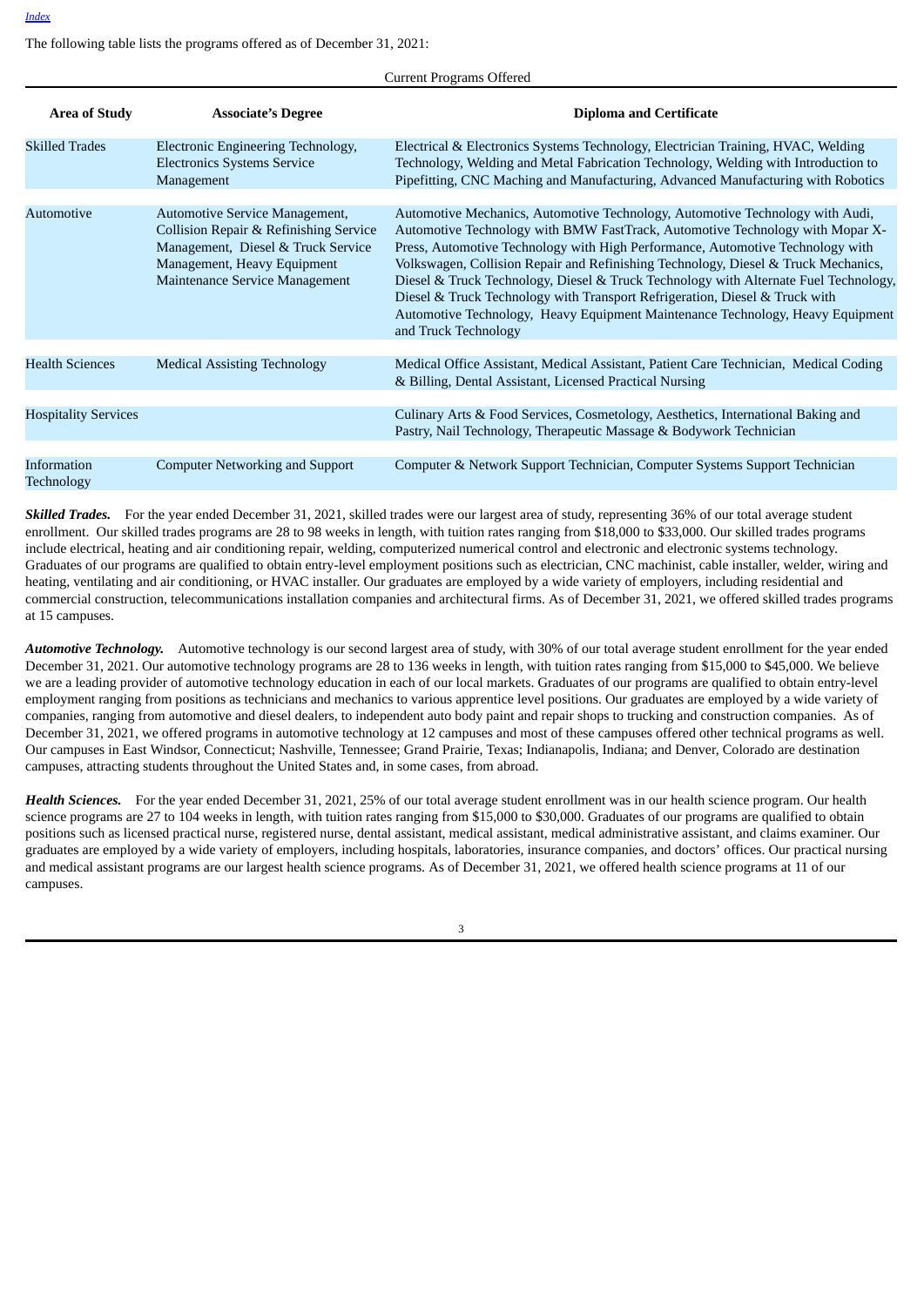The following table lists the programs offered as of December 31, 2021:

| Current Programs Offered | | |
|---|---|---|
| **Area of Study** | **Associate's Degree** | **Diploma and Certificate** |
| Skilled Trades | Electronic Engineering Technology, Electronics Systems Service Management | Electrical & Electronics Systems Technology, Electrician Training, HVAC, Welding Technology, Welding and Metal Fabrication Technology, Welding with Introduction to Pipefitting, CNC Maching and Manufacturing, Advanced Manufacturing with Robotics |
| Automotive | Automotive Service Management, Collision Repair & Refinishing Service Management, Diesel & Truck Service Management, Heavy Equipment Maintenance Service Management | Automotive Mechanics, Automotive Technology, Automotive Technology with Audi, Automotive Technology with BMW FastTrack, Automotive Technology with Mopar X-Press, Automotive Technology with High Performance, Automotive Technology with Volkswagen, Collision Repair and Refinishing Technology, Diesel & Truck Mechanics, Diesel & Truck Technology, Diesel & Truck Technology with Alternate Fuel Technology, Diesel & Truck Technology with Transport Refrigeration, Diesel & Truck with Automotive Technology, Heavy Equipment Maintenance Technology, Heavy Equipment and Truck Technology |
| Health Sciences | Medical Assisting Technology | Medical Office Assistant, Medical Assistant, Patient Care Technician, Medical Coding & Billing, Dental Assistant, Licensed Practical Nursing |
| Hospitality Services | | Culinary Arts & Food Services, Cosmetology, Aesthetics, International Baking and Pastry, Nail Technology, Therapeutic Massage & Bodywork Technician |
| Information Technology | Computer Networking and Support | Computer & Network Support Technician, Computer Systems Support Technician |

***Skilled Trades.*** For the year ended December 31, 2021, skilled trades were our largest area of study, representing 36% of our total average student enrollment. Our skilled trades programs are 28 to 98 weeks in length, with tuition rates ranging from $18,000 to $33,000. Our skilled trades programs include electrical, heating and air conditioning repair, welding, computerized numerical control and electronic and electronic systems technology. Graduates of our programs are qualified to obtain entry-level employment positions such as electrician, CNC machinist, cable installer, welder, wiring and heating, ventilating and air conditioning, or HVAC installer. Our graduates are employed by a wide variety of employers, including residential and commercial construction, telecommunications installation companies and architectural firms. As of December 31, 2021, we offered skilled trades programs at 15 campuses.

***Automotive Technology.*** Automotive technology is our second largest area of study, with 30% of our total average student enrollment for the year ended December 31, 2021. Our automotive technology programs are 28 to 136 weeks in length, with tuition rates ranging from $15,000 to $45,000. We believe we are a leading provider of automotive technology education in each of our local markets. Graduates of our programs are qualified to obtain entry-level employment ranging from positions as technicians and mechanics to various apprentice level positions. Our graduates are employed by a wide variety of companies, ranging from automotive and diesel dealers, to independent auto body paint and repair shops to trucking and construction companies. As of December 31, 2021, we offered programs in automotive technology at 12 campuses and most of these campuses offered other technical programs as well. Our campuses in East Windsor, Connecticut; Nashville, Tennessee; Grand Prairie, Texas; Indianapolis, Indiana; and Denver, Colorado are destination campuses, attracting students throughout the United States and, in some cases, from abroad.

***Health Sciences.*** For the year ended December 31, 2021, 25% of our total average student enrollment was in our health science program. Our health science programs are 27 to 104 weeks in length, with tuition rates ranging from $15,000 to $30,000. Graduates of our programs are qualified to obtain positions such as licensed practical nurse, registered nurse, dental assistant, medical assistant, medical administrative assistant, and claims examiner. Our graduates are employed by a wide variety of employers, including hospitals, laboratories, insurance companies, and doctors' offices. Our practical nursing and medical assistant programs are our largest health science programs. As of December 31, 2021, we offered health science programs at 11 of our campuses.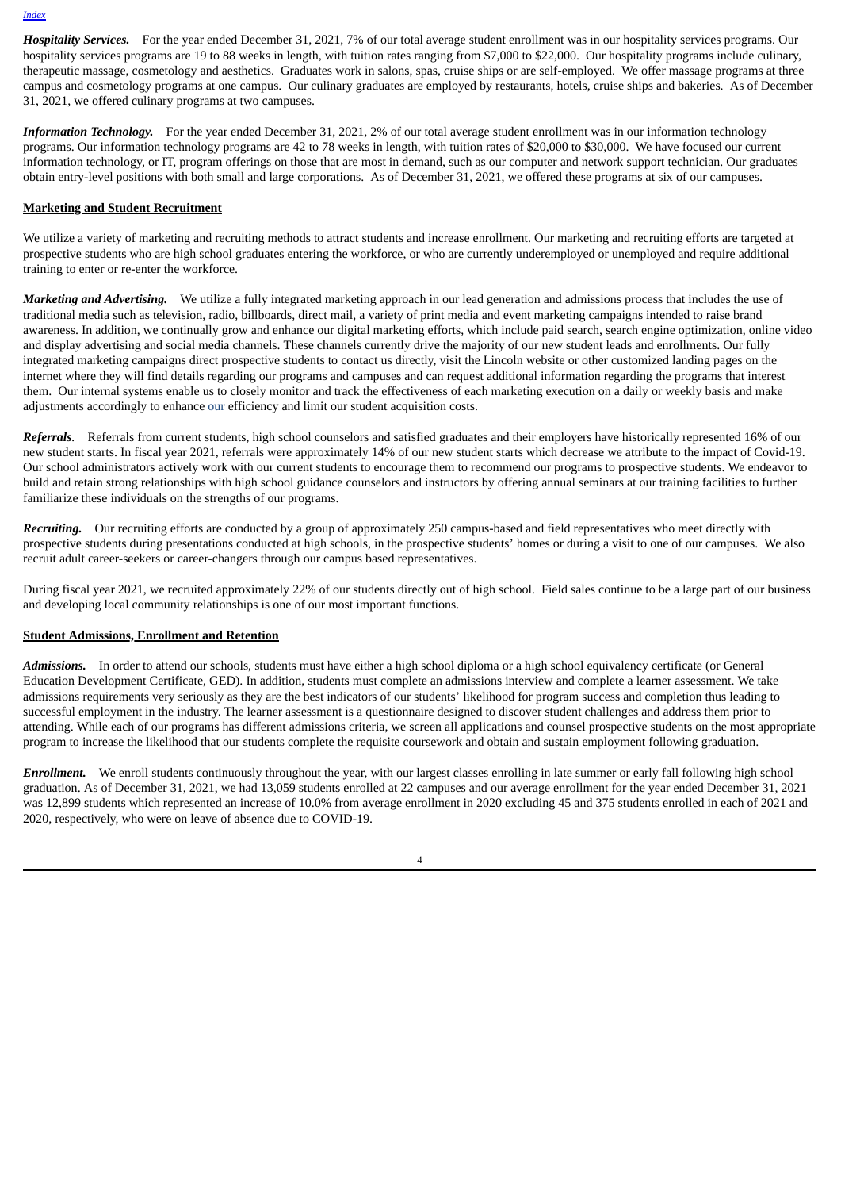***Hospitality Services.*** For the year ended December 31, 2021, 7% of our total average student enrollment was in our hospitality services programs. Our hospitality services programs are 19 to 88 weeks in length, with tuition rates ranging from $7,000 to $22,000. Our hospitality programs include culinary, therapeutic massage, cosmetology and aesthetics. Graduates work in salons, spas, cruise ships or are self-employed. We offer massage programs at three campus and cosmetology programs at one campus. Our culinary graduates are employed by restaurants, hotels, cruise ships and bakeries. As of December 31, 2021, we offered culinary programs at two campuses.

***Information Technology.*** For the year ended December 31, 2021, 2% of our total average student enrollment was in our information technology programs. Our information technology programs are 42 to 78 weeks in length, with tuition rates of $20,000 to $30,000. We have focused our current information technology, or IT, program offerings on those that are most in demand, such as our computer and network support technician. Our graduates obtain entry-level positions with both small and large corporations. As of December 31, 2021, we offered these programs at six of our campuses.

**Marketing and Student Recruitment**

We utilize a variety of marketing and recruiting methods to attract students and increase enrollment. Our marketing and recruiting efforts are targeted at prospective students who are high school graduates entering the workforce, or who are currently underemployed or unemployed and require additional training to enter or re-enter the workforce.

***Marketing and Advertising.*** We utilize a fully integrated marketing approach in our lead generation and admissions process that includes the use of traditional media such as television, radio, billboards, direct mail, a variety of print media and event marketing campaigns intended to raise brand awareness. In addition, we continually grow and enhance our digital marketing efforts, which include paid search, search engine optimization, online video and display advertising and social media channels. These channels currently drive the majority of our new student leads and enrollments. Our fully integrated marketing campaigns direct prospective students to contact us directly, visit the Lincoln website or other customized landing pages on the internet where they will find details regarding our programs and campuses and can request additional information regarding the programs that interest them. Our internal systems enable us to closely monitor and track the effectiveness of each marketing execution on a daily or weekly basis and make adjustments accordingly to enhance our efficiency and limit our student acquisition costs.

***Referrals**.* Referrals from current students, high school counselors and satisfied graduates and their employers have historically represented 16% of our new student starts. In fiscal year 2021, referrals were approximately 14% of our new student starts which decrease we attribute to the impact of Covid-19. Our school administrators actively work with our current students to encourage them to recommend our programs to prospective students. We endeavor to build and retain strong relationships with high school guidance counselors and instructors by offering annual seminars at our training facilities to further familiarize these individuals on the strengths of our programs.

***Recruiting.*** Our recruiting efforts are conducted by a group of approximately 250 campus-based and field representatives who meet directly with prospective students during presentations conducted at high schools, in the prospective students' homes or during a visit to one of our campuses. We also recruit adult career-seekers or career-changers through our campus based representatives.

During fiscal year 2021, we recruited approximately 22% of our students directly out of high school. Field sales continue to be a large part of our business and developing local community relationships is one of our most important functions.

**Student Admissions, Enrollment and Retention**

***Admissions.*** In order to attend our schools, students must have either a high school diploma or a high school equivalency certificate (or General Education Development Certificate, GED). In addition, students must complete an admissions interview and complete a learner assessment. We take admissions requirements very seriously as they are the best indicators of our students' likelihood for program success and completion thus leading to successful employment in the industry. The learner assessment is a questionnaire designed to discover student challenges and address them prior to attending. While each of our programs has different admissions criteria, we screen all applications and counsel prospective students on the most appropriate program to increase the likelihood that our students complete the requisite coursework and obtain and sustain employment following graduation.

***Enrollment.*** We enroll students continuously throughout the year, with our largest classes enrolling in late summer or early fall following high school graduation. As of December 31, 2021, we had 13,059 students enrolled at 22 campuses and our average enrollment for the year ended December 31, 2021 was 12,899 students which represented an increase of 10.0% from average enrollment in 2020 excluding 45 and 375 students enrolled in each of 2021 and 2020, respectively, who were on leave of absence due to COVID-19.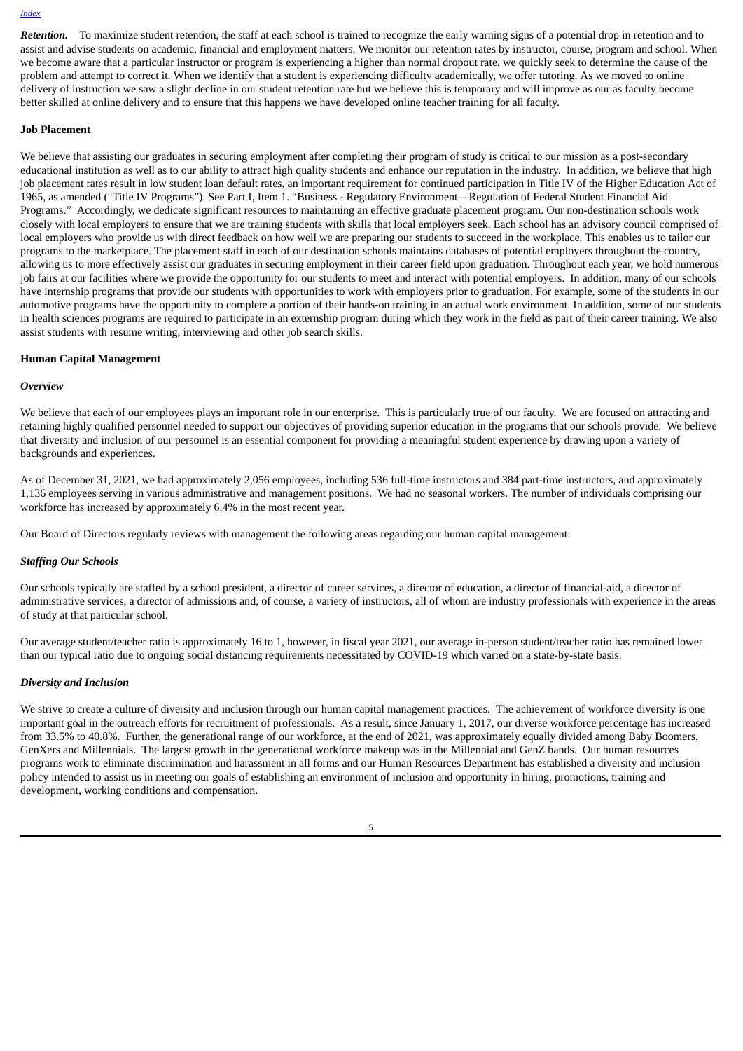***Retention.*** To maximize student retention, the staff at each school is trained to recognize the early warning signs of a potential drop in retention and to assist and advise students on academic, financial and employment matters. We monitor our retention rates by instructor, course, program and school. When we become aware that a particular instructor or program is experiencing a higher than normal dropout rate, we quickly seek to determine the cause of the problem and attempt to correct it. When we identify that a student is experiencing difficulty academically, we offer tutoring. As we moved to online delivery of instruction we saw a slight decline in our student retention rate but we believe this is temporary and will improve as our as faculty become better skilled at online delivery and to ensure that this happens we have developed online teacher training for all faculty.

**Job Placement**

We believe that assisting our graduates in securing employment after completing their program of study is critical to our mission as a post-secondary educational institution as well as to our ability to attract high quality students and enhance our reputation in the industry. In addition, we believe that high job placement rates result in low student loan default rates, an important requirement for continued participation in Title IV of the Higher Education Act of 1965, as amended ("Title IV Programs"). See Part I, Item 1. "Business - Regulatory Environment—Regulation of Federal Student Financial Aid Programs." Accordingly, we dedicate significant resources to maintaining an effective graduate placement program. Our non-destination schools work closely with local employers to ensure that we are training students with skills that local employers seek. Each school has an advisory council comprised of local employers who provide us with direct feedback on how well we are preparing our students to succeed in the workplace. This enables us to tailor our programs to the marketplace. The placement staff in each of our destination schools maintains databases of potential employers throughout the country, allowing us to more effectively assist our graduates in securing employment in their career field upon graduation. Throughout each year, we hold numerous job fairs at our facilities where we provide the opportunity for our students to meet and interact with potential employers. In addition, many of our schools have internship programs that provide our students with opportunities to work with employers prior to graduation. For example, some of the students in our automotive programs have the opportunity to complete a portion of their hands-on training in an actual work environment. In addition, some of our students in health sciences programs are required to participate in an externship program during which they work in the field as part of their career training. We also assist students with resume writing, interviewing and other job search skills.

**Human Capital Management**

***Overview***

We believe that each of our employees plays an important role in our enterprise. This is particularly true of our faculty. We are focused on attracting and retaining highly qualified personnel needed to support our objectives of providing superior education in the programs that our schools provide. We believe that diversity and inclusion of our personnel is an essential component for providing a meaningful student experience by drawing upon a variety of backgrounds and experiences.

As of December 31, 2021, we had approximately 2,056 employees, including 536 full-time instructors and 384 part-time instructors, and approximately 1,136 employees serving in various administrative and management positions. We had no seasonal workers. The number of individuals comprising our workforce has increased by approximately 6.4% in the most recent year.

Our Board of Directors regularly reviews with management the following areas regarding our human capital management:

***Staffing Our Schools***

Our schools typically are staffed by a school president, a director of career services, a director of education, a director of financial-aid, a director of administrative services, a director of admissions and, of course, a variety of instructors, all of whom are industry professionals with experience in the areas of study at that particular school.

Our average student/teacher ratio is approximately 16 to 1, however, in fiscal year 2021, our average in-person student/teacher ratio has remained lower than our typical ratio due to ongoing social distancing requirements necessitated by COVID-19 which varied on a state-by-state basis.

***Diversity and Inclusion***

We strive to create a culture of diversity and inclusion through our human capital management practices. The achievement of workforce diversity is one important goal in the outreach efforts for recruitment of professionals. As a result, since January 1, 2017, our diverse workforce percentage has increased from 33.5% to 40.8%. Further, the generational range of our workforce, at the end of 2021, was approximately equally divided among Baby Boomers, GenXers and Millennials. The largest growth in the generational workforce makeup was in the Millennial and GenZ bands. Our human resources programs work to eliminate discrimination and harassment in all forms and our Human Resources Department has established a diversity and inclusion policy intended to assist us in meeting our goals of establishing an environment of inclusion and opportunity in hiring, promotions, training and development, working conditions and compensation.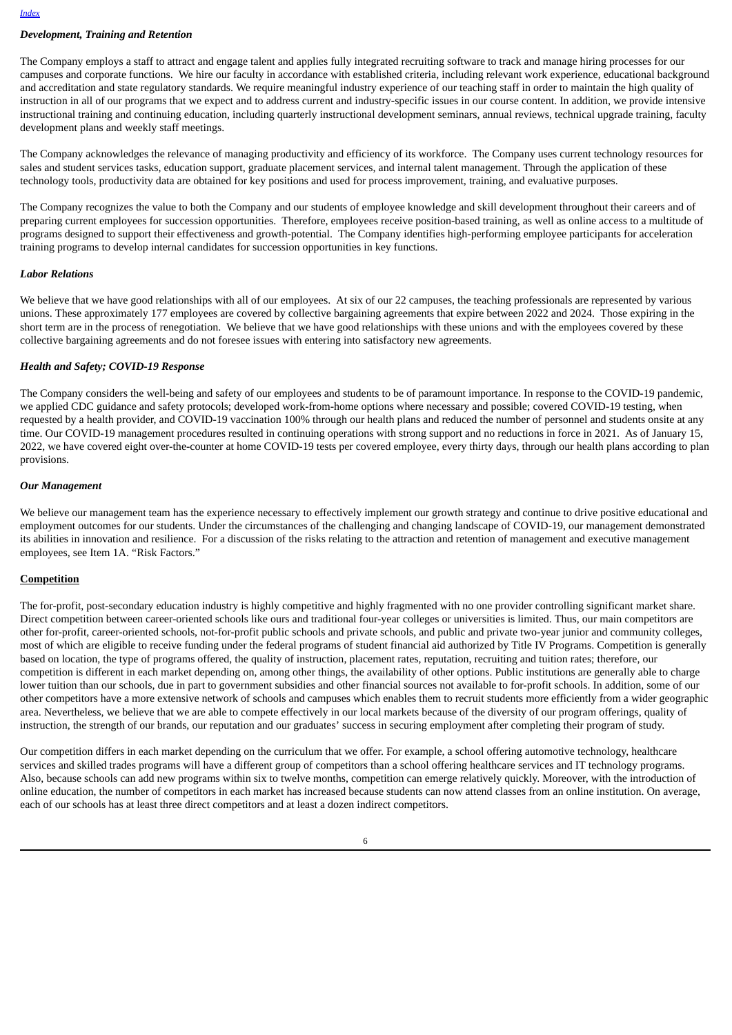### *Development, Training and Retention*

The Company employs a staff to attract and engage talent and applies fully integrated recruiting software to track and manage hiring processes for our campuses and corporate functions. We hire our faculty in accordance with established criteria, including relevant work experience, educational background and accreditation and state regulatory standards. We require meaningful industry experience of our teaching staff in order to maintain the high quality of instruction in all of our programs that we expect and to address current and industry-specific issues in our course content. In addition, we provide intensive instructional training and continuing education, including quarterly instructional development seminars, annual reviews, technical upgrade training, faculty development plans and weekly staff meetings.

The Company acknowledges the relevance of managing productivity and efficiency of its workforce. The Company uses current technology resources for sales and student services tasks, education support, graduate placement services, and internal talent management. Through the application of these technology tools, productivity data are obtained for key positions and used for process improvement, training, and evaluative purposes.

The Company recognizes the value to both the Company and our students of employee knowledge and skill development throughout their careers and of preparing current employees for succession opportunities. Therefore, employees receive position-based training, as well as online access to a multitude of programs designed to support their effectiveness and growth-potential. The Company identifies high-performing employee participants for acceleration training programs to develop internal candidates for succession opportunities in key functions.

### *Labor Relations*

We believe that we have good relationships with all of our employees. At six of our 22 campuses, the teaching professionals are represented by various unions. These approximately 177 employees are covered by collective bargaining agreements that expire between 2022 and 2024. Those expiring in the short term are in the process of renegotiation. We believe that we have good relationships with these unions and with the employees covered by these collective bargaining agreements and do not foresee issues with entering into satisfactory new agreements.

### *Health and Safety; COVID-19 Response*

The Company considers the well-being and safety of our employees and students to be of paramount importance. In response to the COVID-19 pandemic, we applied CDC guidance and safety protocols; developed work-from-home options where necessary and possible; covered COVID-19 testing, when requested by a health provider, and COVID-19 vaccination 100% through our health plans and reduced the number of personnel and students onsite at any time. Our COVID-19 management procedures resulted in continuing operations with strong support and no reductions in force in 2021. As of January 15, 2022, we have covered eight over-the-counter at home COVID-19 tests per covered employee, every thirty days, through our health plans according to plan provisions.

### *Our Management*

We believe our management team has the experience necessary to effectively implement our growth strategy and continue to drive positive educational and employment outcomes for our students. Under the circumstances of the challenging and changing landscape of COVID-19, our management demonstrated its abilities in innovation and resilience. For a discussion of the risks relating to the attraction and retention of management and executive management employees, see Item 1A. "Risk Factors."

## Competition

The for-profit, post-secondary education industry is highly competitive and highly fragmented with no one provider controlling significant market share. Direct competition between career-oriented schools like ours and traditional four-year colleges or universities is limited. Thus, our main competitors are other for-profit, career-oriented schools, not-for-profit public schools and private schools, and public and private two-year junior and community colleges, most of which are eligible to receive funding under the federal programs of student financial aid authorized by Title IV Programs. Competition is generally based on location, the type of programs offered, the quality of instruction, placement rates, reputation, recruiting and tuition rates; therefore, our competition is different in each market depending on, among other things, the availability of other options. Public institutions are generally able to charge lower tuition than our schools, due in part to government subsidies and other financial sources not available to for-profit schools. In addition, some of our other competitors have a more extensive network of schools and campuses which enables them to recruit students more efficiently from a wider geographic area. Nevertheless, we believe that we are able to compete effectively in our local markets because of the diversity of our program offerings, quality of instruction, the strength of our brands, our reputation and our graduates' success in securing employment after completing their program of study.

Our competition differs in each market depending on the curriculum that we offer. For example, a school offering automotive technology, healthcare services and skilled trades programs will have a different group of competitors than a school offering healthcare services and IT technology programs. Also, because schools can add new programs within six to twelve months, competition can emerge relatively quickly. Moreover, with the introduction of online education, the number of competitors in each market has increased because students can now attend classes from an online institution. On average, each of our schools has at least three direct competitors and at least a dozen indirect competitors.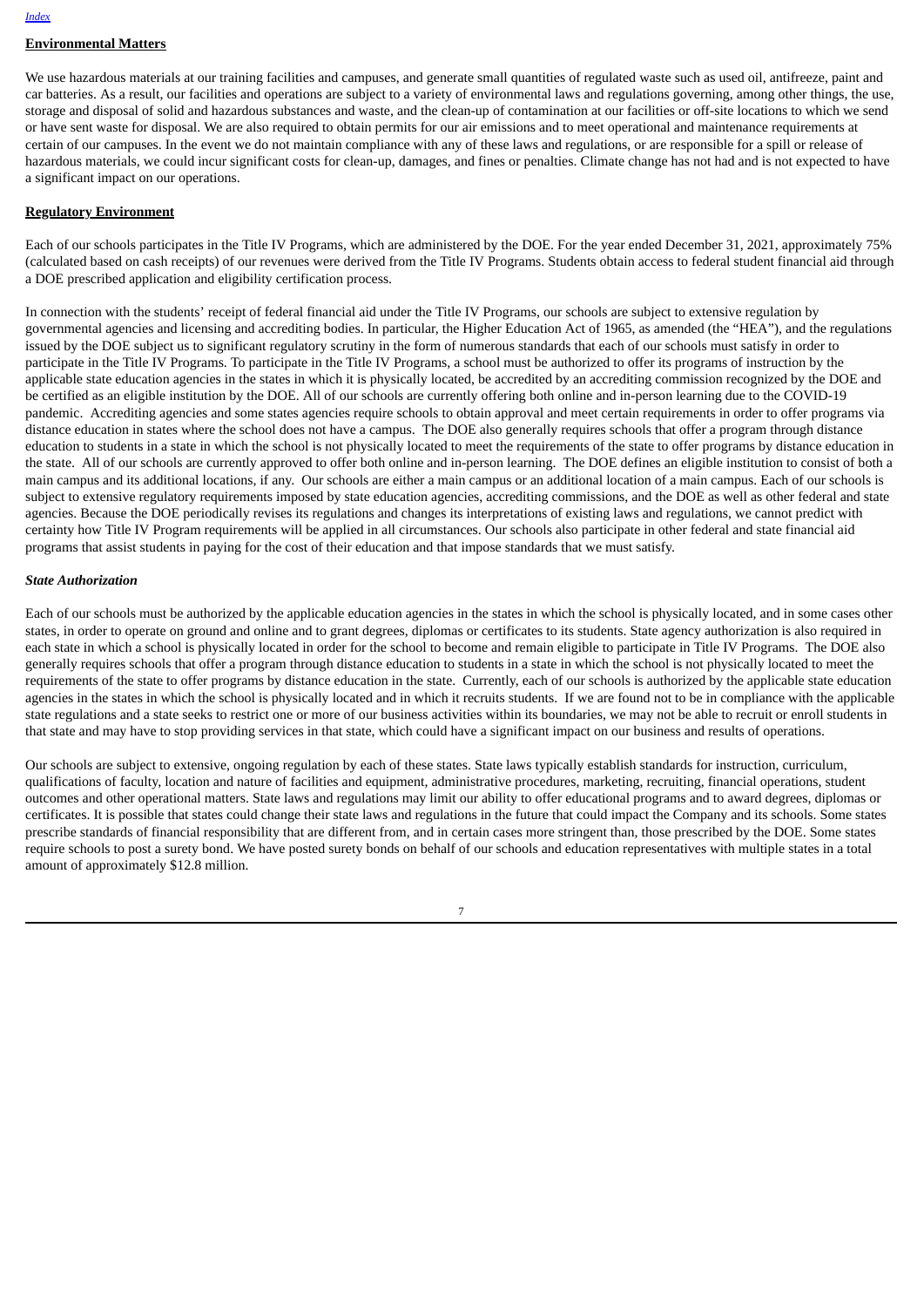## Environmental Matters

We use hazardous materials at our training facilities and campuses, and generate small quantities of regulated waste such as used oil, antifreeze, paint and car batteries. As a result, our facilities and operations are subject to a variety of environmental laws and regulations governing, among other things, the use, storage and disposal of solid and hazardous substances and waste, and the clean-up of contamination at our facilities or off-site locations to which we send or have sent waste for disposal. We are also required to obtain permits for our air emissions and to meet operational and maintenance requirements at certain of our campuses. In the event we do not maintain compliance with any of these laws and regulations, or are responsible for a spill or release of hazardous materials, we could incur significant costs for clean-up, damages, and fines or penalties. Climate change has not had and is not expected to have a significant impact on our operations.

## Regulatory Environment

Each of our schools participates in the Title IV Programs, which are administered by the DOE. For the year ended December 31, 2021, approximately 75% (calculated based on cash receipts) of our revenues were derived from the Title IV Programs. Students obtain access to federal student financial aid through a DOE prescribed application and eligibility certification process.

In connection with the students' receipt of federal financial aid under the Title IV Programs, our schools are subject to extensive regulation by governmental agencies and licensing and accrediting bodies. In particular, the Higher Education Act of 1965, as amended (the "HEA"), and the regulations issued by the DOE subject us to significant regulatory scrutiny in the form of numerous standards that each of our schools must satisfy in order to participate in the Title IV Programs. To participate in the Title IV Programs, a school must be authorized to offer its programs of instruction by the applicable state education agencies in the states in which it is physically located, be accredited by an accrediting commission recognized by the DOE and be certified as an eligible institution by the DOE. All of our schools are currently offering both online and in-person learning due to the COVID-19 pandemic. Accrediting agencies and some states agencies require schools to obtain approval and meet certain requirements in order to offer programs via distance education in states where the school does not have a campus. The DOE also generally requires schools that offer a program through distance education to students in a state in which the school is not physically located to meet the requirements of the state to offer programs by distance education in the state. All of our schools are currently approved to offer both online and in-person learning. The DOE defines an eligible institution to consist of both a main campus and its additional locations, if any. Our schools are either a main campus or an additional location of a main campus. Each of our schools is subject to extensive regulatory requirements imposed by state education agencies, accrediting commissions, and the DOE as well as other federal and state agencies. Because the DOE periodically revises its regulations and changes its interpretations of existing laws and regulations, we cannot predict with certainty how Title IV Program requirements will be applied in all circumstances. Our schools also participate in other federal and state financial aid programs that assist students in paying for the cost of their education and that impose standards that we must satisfy.

### *State Authorization*

Each of our schools must be authorized by the applicable education agencies in the states in which the school is physically located, and in some cases other states, in order to operate on ground and online and to grant degrees, diplomas or certificates to its students. State agency authorization is also required in each state in which a school is physically located in order for the school to become and remain eligible to participate in Title IV Programs. The DOE also generally requires schools that offer a program through distance education to students in a state in which the school is not physically located to meet the requirements of the state to offer programs by distance education in the state. Currently, each of our schools is authorized by the applicable state education agencies in the states in which the school is physically located and in which it recruits students. If we are found not to be in compliance with the applicable state regulations and a state seeks to restrict one or more of our business activities within its boundaries, we may not be able to recruit or enroll students in that state and may have to stop providing services in that state, which could have a significant impact on our business and results of operations.

Our schools are subject to extensive, ongoing regulation by each of these states. State laws typically establish standards for instruction, curriculum, qualifications of faculty, location and nature of facilities and equipment, administrative procedures, marketing, recruiting, financial operations, student outcomes and other operational matters. State laws and regulations may limit our ability to offer educational programs and to award degrees, diplomas or certificates. It is possible that states could change their state laws and regulations in the future that could impact the Company and its schools. Some states prescribe standards of financial responsibility that are different from, and in certain cases more stringent than, those prescribed by the DOE. Some states require schools to post a surety bond. We have posted surety bonds on behalf of our schools and education representatives with multiple states in a total amount of approximately $12.8 million.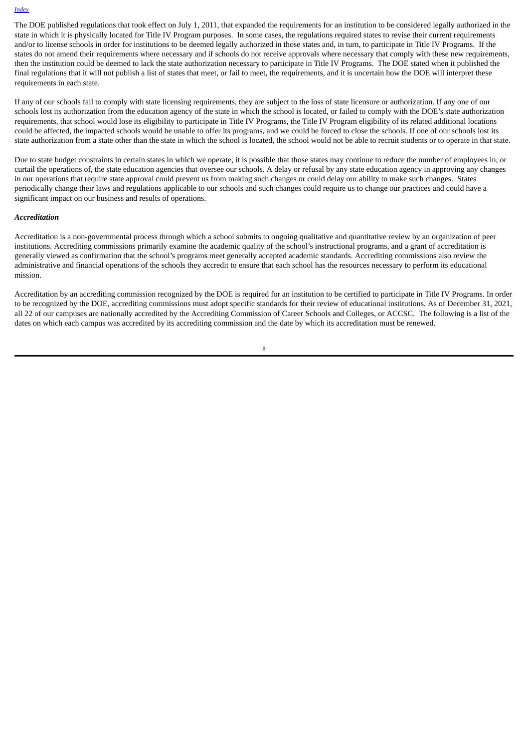The DOE published regulations that took effect on July 1, 2011, that expanded the requirements for an institution to be considered legally authorized in the state in which it is physically located for Title IV Program purposes. In some cases, the regulations required states to revise their current requirements and/or to license schools in order for institutions to be deemed legally authorized in those states and, in turn, to participate in Title IV Programs. If the states do not amend their requirements where necessary and if schools do not receive approvals where necessary that comply with these new requirements, then the institution could be deemed to lack the state authorization necessary to participate in Title IV Programs. The DOE stated when it published the final regulations that it will not publish a list of states that meet, or fail to meet, the requirements, and it is uncertain how the DOE will interpret these requirements in each state.

If any of our schools fail to comply with state licensing requirements, they are subject to the loss of state licensure or authorization. If any one of our schools lost its authorization from the education agency of the state in which the school is located, or failed to comply with the DOE's state authorization requirements, that school would lose its eligibility to participate in Title IV Programs, the Title IV Program eligibility of its related additional locations could be affected, the impacted schools would be unable to offer its programs, and we could be forced to close the schools. If one of our schools lost its state authorization from a state other than the state in which the school is located, the school would not be able to recruit students or to operate in that state.

Due to state budget constraints in certain states in which we operate, it is possible that those states may continue to reduce the number of employees in, or curtail the operations of, the state education agencies that oversee our schools. A delay or refusal by any state education agency in approving any changes in our operations that require state approval could prevent us from making such changes or could delay our ability to make such changes. States periodically change their laws and regulations applicable to our schools and such changes could require us to change our practices and could have a significant impact on our business and results of operations.

***Accreditation***

Accreditation is a non-governmental process through which a school submits to ongoing qualitative and quantitative review by an organization of peer institutions. Accrediting commissions primarily examine the academic quality of the school's instructional programs, and a grant of accreditation is generally viewed as confirmation that the school's programs meet generally accepted academic standards. Accrediting commissions also review the administrative and financial operations of the schools they accredit to ensure that each school has the resources necessary to perform its educational mission.

Accreditation by an accrediting commission recognized by the DOE is required for an institution to be certified to participate in Title IV Programs. In order to be recognized by the DOE, accrediting commissions must adopt specific standards for their review of educational institutions. As of December 31, 2021, all 22 of our campuses are nationally accredited by the Accrediting Commission of Career Schools and Colleges, or ACCSC. The following is a list of the dates on which each campus was accredited by its accrediting commission and the date by which its accreditation must be renewed.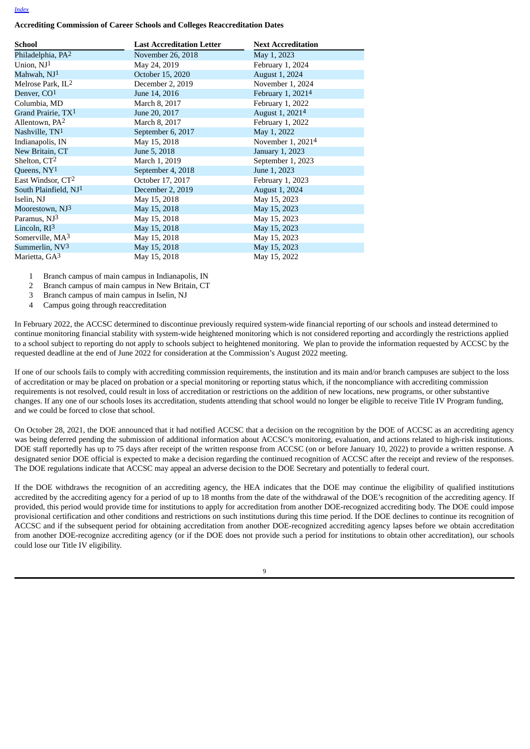**Accrediting Commission of Career Schools and Colleges Reaccreditation Dates**

| School | Last Accreditation Letter | Next Accreditation |
|---|---|---|
| Philadelphia, PA[2] | November 26, 2018 | May 1, 2023 |
| Union, NJ[1] | May 24, 2019 | February 1, 2024 |
| Mahwah, NJ[1] | October 15, 2020 | August 1, 2024 |
| Melrose Park, IL[2] | December 2, 2019 | November 1, 2024 |
| Denver, CO[1] | June 14, 2016 | February 1, 2021[4] |
| Columbia, MD | March 8, 2017 | February 1, 2022 |
| Grand Prairie, TX[1] | June 20, 2017 | August 1, 2021[4] |
| Allentown, PA[2] | March 8, 2017 | February 1, 2022 |
| Nashville, TN[1] | September 6, 2017 | May 1, 2022 |
| Indianapolis, IN | May 15, 2018 | November 1, 2021[4] |
| New Britain, CT | June 5, 2018 | January 1, 2023 |
| Shelton, CT[2] | March 1, 2019 | September 1, 2023 |
| Queens, NY[1] | September 4, 2018 | June 1, 2023 |
| East Windsor, CT[2] | October 17, 2017 | February 1, 2023 |
| South Plainfield, NJ[1] | December 2, 2019 | August 1, 2024 |
| Iselin, NJ | May 15, 2018 | May 15, 2023 |
| Moorestown, NJ[3] | May 15, 2018 | May 15, 2023 |
| Paramus, NJ[3] | May 15, 2018 | May 15, 2023 |
| Lincoln, RI[3] | May 15, 2018 | May 15, 2023 |
| Somerville, MA[3] | May 15, 2018 | May 15, 2023 |
| Summerlin, NV[3] | May 15, 2018 | May 15, 2023 |
| Marietta, GA[3] | May 15, 2018 | May 15, 2022 |

1 Branch campus of main campus in Indianapolis, IN
2 Branch campus of main campus in New Britain, CT
3 Branch campus of main campus in Iselin, NJ
4 Campus going through reaccreditation

In February 2022, the ACCSC determined to discontinue previously required system-wide financial reporting of our schools and instead determined to continue monitoring financial stability with system-wide heightened monitoring which is not considered reporting and accordingly the restrictions applied to a school subject to reporting do not apply to schools subject to heightened monitoring. We plan to provide the information requested by ACCSC by the requested deadline at the end of June 2022 for consideration at the Commission's August 2022 meeting.

If one of our schools fails to comply with accrediting commission requirements, the institution and its main and/or branch campuses are subject to the loss of accreditation or may be placed on probation or a special monitoring or reporting status which, if the noncompliance with accrediting commission requirements is not resolved, could result in loss of accreditation or restrictions on the addition of new locations, new programs, or other substantive changes. If any one of our schools loses its accreditation, students attending that school would no longer be eligible to receive Title IV Program funding, and we could be forced to close that school.

On October 28, 2021, the DOE announced that it had notified ACCSC that a decision on the recognition by the DOE of ACCSC as an accrediting agency was being deferred pending the submission of additional information about ACCSC's monitoring, evaluation, and actions related to high-risk institutions. DOE staff reportedly has up to 75 days after receipt of the written response from ACCSC (on or before January 10, 2022) to provide a written response. A designated senior DOE official is expected to make a decision regarding the continued recognition of ACCSC after the receipt and review of the responses. The DOE regulations indicate that ACCSC may appeal an adverse decision to the DOE Secretary and potentially to federal court.

If the DOE withdraws the recognition of an accrediting agency, the HEA indicates that the DOE may continue the eligibility of qualified institutions accredited by the accrediting agency for a period of up to 18 months from the date of the withdrawal of the DOE's recognition of the accrediting agency. If provided, this period would provide time for institutions to apply for accreditation from another DOE-recognized accrediting body. The DOE could impose provisional certification and other conditions and restrictions on such institutions during this time period. If the DOE declines to continue its recognition of ACCSC and if the subsequent period for obtaining accreditation from another DOE-recognized accrediting agency lapses before we obtain accreditation from another DOE-recognize accrediting agency (or if the DOE does not provide such a period for institutions to obtain other accreditation), our schools could lose our Title IV eligibility.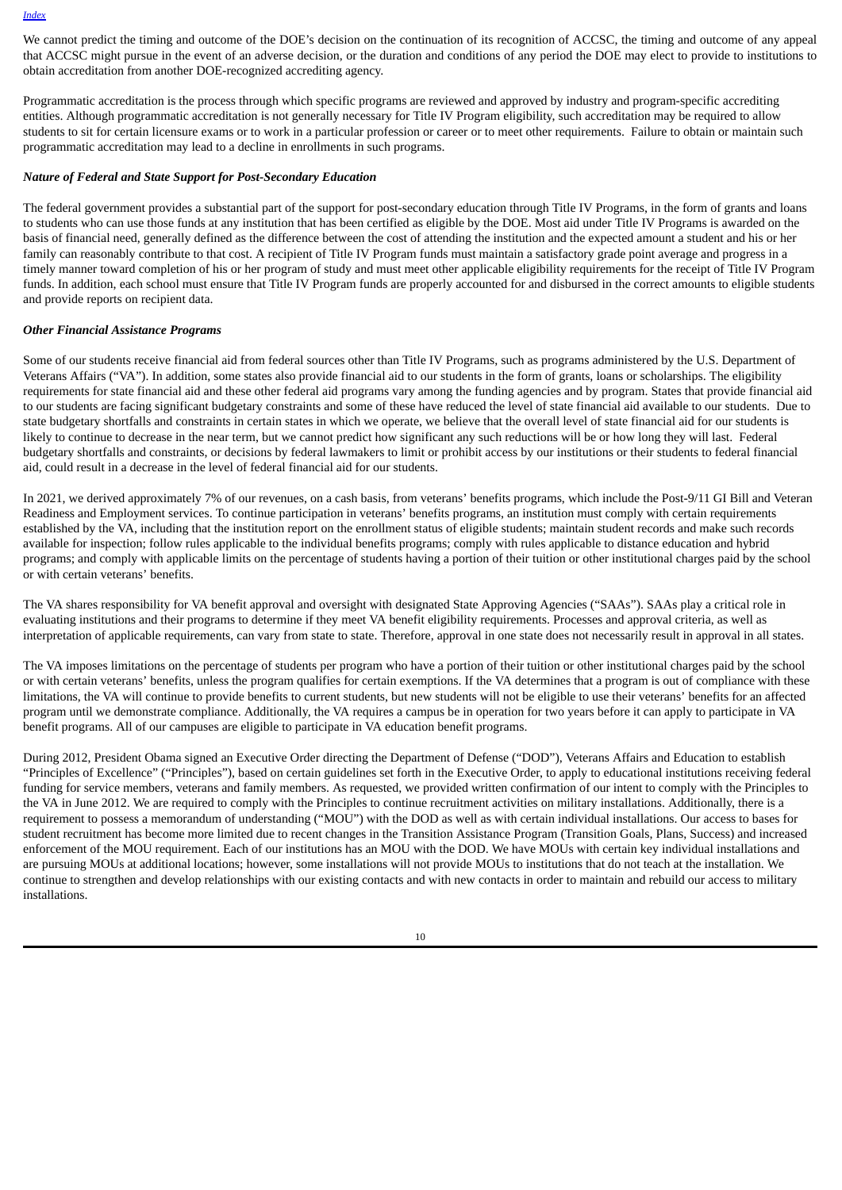We cannot predict the timing and outcome of the DOE's decision on the continuation of its recognition of ACCSC, the timing and outcome of any appeal that ACCSC might pursue in the event of an adverse decision, or the duration and conditions of any period the DOE may elect to provide to institutions to obtain accreditation from another DOE-recognized accrediting agency.

Programmatic accreditation is the process through which specific programs are reviewed and approved by industry and program-specific accrediting entities. Although programmatic accreditation is not generally necessary for Title IV Program eligibility, such accreditation may be required to allow students to sit for certain licensure exams or to work in a particular profession or career or to meet other requirements. Failure to obtain or maintain such programmatic accreditation may lead to a decline in enrollments in such programs.

***Nature of Federal and State Support for Post-Secondary Education***

The federal government provides a substantial part of the support for post-secondary education through Title IV Programs, in the form of grants and loans to students who can use those funds at any institution that has been certified as eligible by the DOE. Most aid under Title IV Programs is awarded on the basis of financial need, generally defined as the difference between the cost of attending the institution and the expected amount a student and his or her family can reasonably contribute to that cost. A recipient of Title IV Program funds must maintain a satisfactory grade point average and progress in a timely manner toward completion of his or her program of study and must meet other applicable eligibility requirements for the receipt of Title IV Program funds. In addition, each school must ensure that Title IV Program funds are properly accounted for and disbursed in the correct amounts to eligible students and provide reports on recipient data.

***Other Financial Assistance Programs***

Some of our students receive financial aid from federal sources other than Title IV Programs, such as programs administered by the U.S. Department of Veterans Affairs ("VA"). In addition, some states also provide financial aid to our students in the form of grants, loans or scholarships. The eligibility requirements for state financial aid and these other federal aid programs vary among the funding agencies and by program. States that provide financial aid to our students are facing significant budgetary constraints and some of these have reduced the level of state financial aid available to our students. Due to state budgetary shortfalls and constraints in certain states in which we operate, we believe that the overall level of state financial aid for our students is likely to continue to decrease in the near term, but we cannot predict how significant any such reductions will be or how long they will last. Federal budgetary shortfalls and constraints, or decisions by federal lawmakers to limit or prohibit access by our institutions or their students to federal financial aid, could result in a decrease in the level of federal financial aid for our students.

In 2021, we derived approximately 7% of our revenues, on a cash basis, from veterans' benefits programs, which include the Post-9/11 GI Bill and Veteran Readiness and Employment services. To continue participation in veterans' benefits programs, an institution must comply with certain requirements established by the VA, including that the institution report on the enrollment status of eligible students; maintain student records and make such records available for inspection; follow rules applicable to the individual benefits programs; comply with rules applicable to distance education and hybrid programs; and comply with applicable limits on the percentage of students having a portion of their tuition or other institutional charges paid by the school or with certain veterans' benefits.

The VA shares responsibility for VA benefit approval and oversight with designated State Approving Agencies ("SAAs"). SAAs play a critical role in evaluating institutions and their programs to determine if they meet VA benefit eligibility requirements. Processes and approval criteria, as well as interpretation of applicable requirements, can vary from state to state. Therefore, approval in one state does not necessarily result in approval in all states.

The VA imposes limitations on the percentage of students per program who have a portion of their tuition or other institutional charges paid by the school or with certain veterans' benefits, unless the program qualifies for certain exemptions. If the VA determines that a program is out of compliance with these limitations, the VA will continue to provide benefits to current students, but new students will not be eligible to use their veterans' benefits for an affected program until we demonstrate compliance. Additionally, the VA requires a campus be in operation for two years before it can apply to participate in VA benefit programs. All of our campuses are eligible to participate in VA education benefit programs.

During 2012, President Obama signed an Executive Order directing the Department of Defense ("DOD"), Veterans Affairs and Education to establish "Principles of Excellence" ("Principles"), based on certain guidelines set forth in the Executive Order, to apply to educational institutions receiving federal funding for service members, veterans and family members. As requested, we provided written confirmation of our intent to comply with the Principles to the VA in June 2012. We are required to comply with the Principles to continue recruitment activities on military installations. Additionally, there is a requirement to possess a memorandum of understanding ("MOU") with the DOD as well as with certain individual installations. Our access to bases for student recruitment has become more limited due to recent changes in the Transition Assistance Program (Transition Goals, Plans, Success) and increased enforcement of the MOU requirement. Each of our institutions has an MOU with the DOD. We have MOUs with certain key individual installations and are pursuing MOUs at additional locations; however, some installations will not provide MOUs to institutions that do not teach at the installation. We continue to strengthen and develop relationships with our existing contacts and with new contacts in order to maintain and rebuild our access to military installations.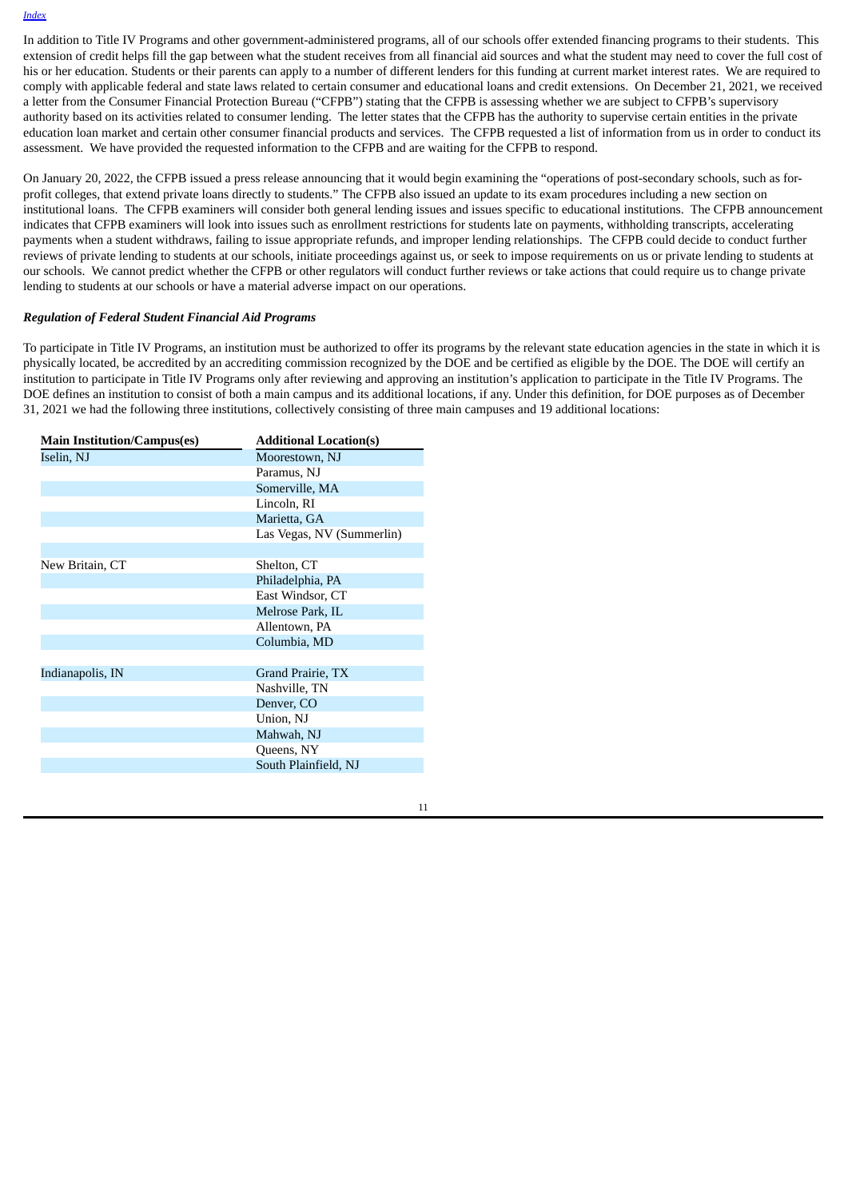In addition to Title IV Programs and other government-administered programs, all of our schools offer extended financing programs to their students. This extension of credit helps fill the gap between what the student receives from all financial aid sources and what the student may need to cover the full cost of his or her education. Students or their parents can apply to a number of different lenders for this funding at current market interest rates. We are required to comply with applicable federal and state laws related to certain consumer and educational loans and credit extensions. On December 21, 2021, we received a letter from the Consumer Financial Protection Bureau ("CFPB") stating that the CFPB is assessing whether we are subject to CFPB's supervisory authority based on its activities related to consumer lending. The letter states that the CFPB has the authority to supervise certain entities in the private education loan market and certain other consumer financial products and services. The CFPB requested a list of information from us in order to conduct its assessment. We have provided the requested information to the CFPB and are waiting for the CFPB to respond.

On January 20, 2022, the CFPB issued a press release announcing that it would begin examining the "operations of post-secondary schools, such as for-profit colleges, that extend private loans directly to students." The CFPB also issued an update to its exam procedures including a new section on institutional loans. The CFPB examiners will consider both general lending issues and issues specific to educational institutions. The CFPB announcement indicates that CFPB examiners will look into issues such as enrollment restrictions for students late on payments, withholding transcripts, accelerating payments when a student withdraws, failing to issue appropriate refunds, and improper lending relationships. The CFPB could decide to conduct further reviews of private lending to students at our schools, initiate proceedings against us, or seek to impose requirements on us or private lending to students at our schools. We cannot predict whether the CFPB or other regulators will conduct further reviews or take actions that could require us to change private lending to students at our schools or have a material adverse impact on our operations.

***Regulation of Federal Student Financial Aid Programs***

To participate in Title IV Programs, an institution must be authorized to offer its programs by the relevant state education agencies in the state in which it is physically located, be accredited by an accrediting commission recognized by the DOE and be certified as eligible by the DOE. The DOE will certify an institution to participate in Title IV Programs only after reviewing and approving an institution's application to participate in the Title IV Programs. The DOE defines an institution to consist of both a main campus and its additional locations, if any. Under this definition, for DOE purposes as of December 31, 2021 we had the following three institutions, collectively consisting of three main campuses and 19 additional locations:

| Main Institution/Campus(es) | Additional Location(s) |
|---|---|
| Iselin, NJ | Moorestown, NJ |
| | Paramus, NJ |
| | Somerville, MA |
| | Lincoln, RI |
| | Marietta, GA |
| | Las Vegas, NV (Summerlin) |
| | |
| New Britain, CT | Shelton, CT |
| | Philadelphia, PA |
| | East Windsor, CT |
| | Melrose Park, IL |
| | Allentown, PA |
| | Columbia, MD |
| | |
| Indianapolis, IN | Grand Prairie, TX |
| | Nashville, TN |
| | Denver, CO |
| | Union, NJ |
| | Mahwah, NJ |
| | Queens, NY |
| | South Plainfield, NJ |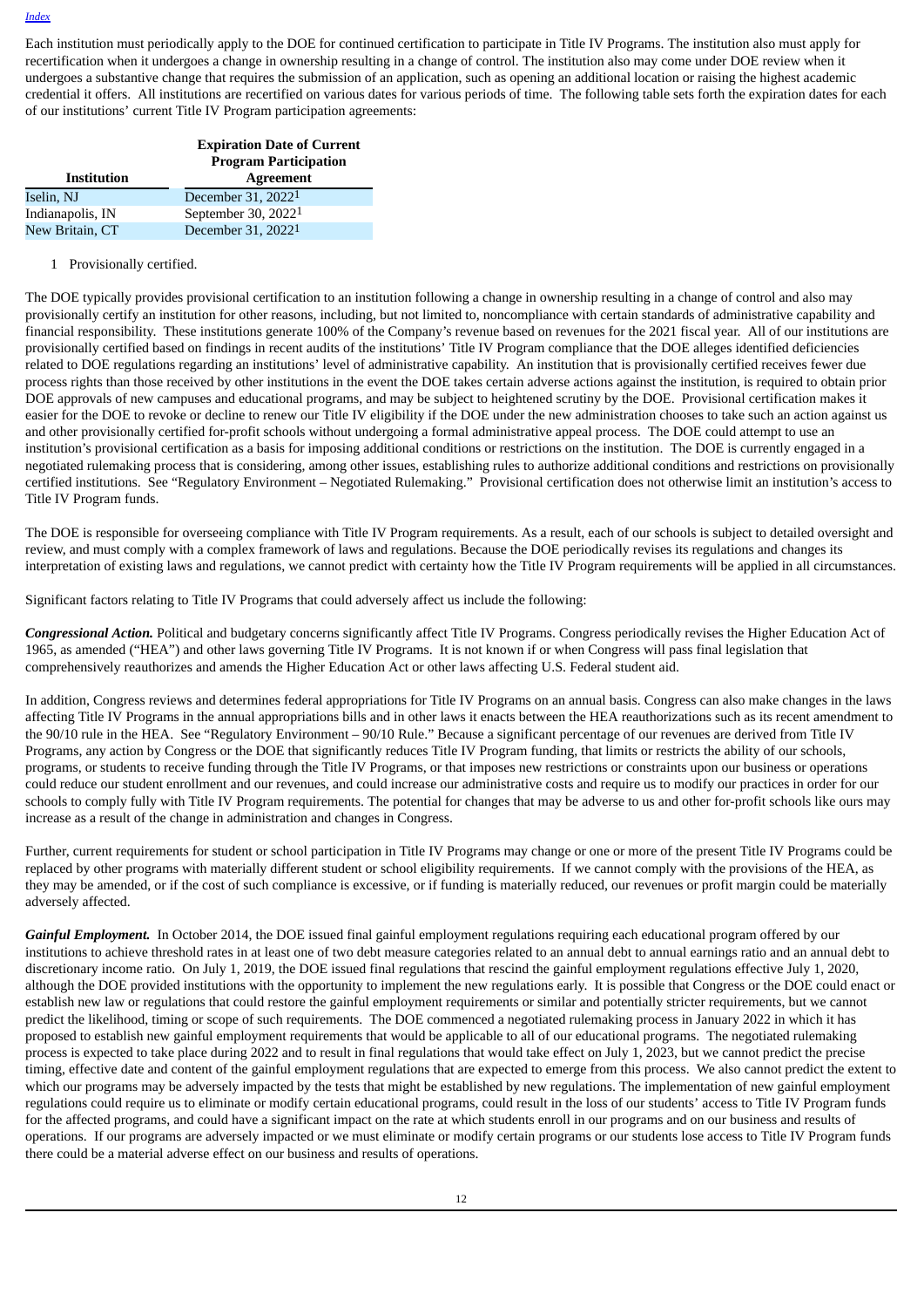Each institution must periodically apply to the DOE for continued certification to participate in Title IV Programs. The institution also must apply for recertification when it undergoes a change in ownership resulting in a change of control. The institution also may come under DOE review when it undergoes a substantive change that requires the submission of an application, such as opening an additional location or raising the highest academic credential it offers. All institutions are recertified on various dates for various periods of time. The following table sets forth the expiration dates for each of our institutions' current Title IV Program participation agreements:

| Institution | Expiration Date of Current Program Participation Agreement |
|---|---|
| Iselin, NJ | December 31, 2022[1] |
| Indianapolis, IN | September 30, 2022[1] |
| New Britain, CT | December 31, 2022[1] |

1 Provisionally certified.

The DOE typically provides provisional certification to an institution following a change in ownership resulting in a change of control and also may provisionally certify an institution for other reasons, including, but not limited to, noncompliance with certain standards of administrative capability and financial responsibility. These institutions generate 100% of the Company's revenue based on revenues for the 2021 fiscal year. All of our institutions are provisionally certified based on findings in recent audits of the institutions' Title IV Program compliance that the DOE alleges identified deficiencies related to DOE regulations regarding an institutions' level of administrative capability. An institution that is provisionally certified receives fewer due process rights than those received by other institutions in the event the DOE takes certain adverse actions against the institution, is required to obtain prior DOE approvals of new campuses and educational programs, and may be subject to heightened scrutiny by the DOE. Provisional certification makes it easier for the DOE to revoke or decline to renew our Title IV eligibility if the DOE under the new administration chooses to take such an action against us and other provisionally certified for-profit schools without undergoing a formal administrative appeal process. The DOE could attempt to use an institution's provisional certification as a basis for imposing additional conditions or restrictions on the institution. The DOE is currently engaged in a negotiated rulemaking process that is considering, among other issues, establishing rules to authorize additional conditions and restrictions on provisionally certified institutions. See "Regulatory Environment – Negotiated Rulemaking." Provisional certification does not otherwise limit an institution's access to Title IV Program funds.

The DOE is responsible for overseeing compliance with Title IV Program requirements. As a result, each of our schools is subject to detailed oversight and review, and must comply with a complex framework of laws and regulations. Because the DOE periodically revises its regulations and changes its interpretation of existing laws and regulations, we cannot predict with certainty how the Title IV Program requirements will be applied in all circumstances.

Significant factors relating to Title IV Programs that could adversely affect us include the following:

***Congressional Action.*** Political and budgetary concerns significantly affect Title IV Programs. Congress periodically revises the Higher Education Act of 1965, as amended ("HEA") and other laws governing Title IV Programs. It is not known if or when Congress will pass final legislation that comprehensively reauthorizes and amends the Higher Education Act or other laws affecting U.S. Federal student aid.

In addition, Congress reviews and determines federal appropriations for Title IV Programs on an annual basis. Congress can also make changes in the laws affecting Title IV Programs in the annual appropriations bills and in other laws it enacts between the HEA reauthorizations such as its recent amendment to the 90/10 rule in the HEA. See "Regulatory Environment – 90/10 Rule." Because a significant percentage of our revenues are derived from Title IV Programs, any action by Congress or the DOE that significantly reduces Title IV Program funding, that limits or restricts the ability of our schools, programs, or students to receive funding through the Title IV Programs, or that imposes new restrictions or constraints upon our business or operations could reduce our student enrollment and our revenues, and could increase our administrative costs and require us to modify our practices in order for our schools to comply fully with Title IV Program requirements. The potential for changes that may be adverse to us and other for-profit schools like ours may increase as a result of the change in administration and changes in Congress.

Further, current requirements for student or school participation in Title IV Programs may change or one or more of the present Title IV Programs could be replaced by other programs with materially different student or school eligibility requirements. If we cannot comply with the provisions of the HEA, as they may be amended, or if the cost of such compliance is excessive, or if funding is materially reduced, our revenues or profit margin could be materially adversely affected.

***Gainful Employment.*** In October 2014, the DOE issued final gainful employment regulations requiring each educational program offered by our institutions to achieve threshold rates in at least one of two debt measure categories related to an annual debt to annual earnings ratio and an annual debt to discretionary income ratio. On July 1, 2019, the DOE issued final regulations that rescind the gainful employment regulations effective July 1, 2020, although the DOE provided institutions with the opportunity to implement the new regulations early. It is possible that Congress or the DOE could enact or establish new law or regulations that could restore the gainful employment requirements or similar and potentially stricter requirements, but we cannot predict the likelihood, timing or scope of such requirements. The DOE commenced a negotiated rulemaking process in January 2022 in which it has proposed to establish new gainful employment requirements that would be applicable to all of our educational programs. The negotiated rulemaking process is expected to take place during 2022 and to result in final regulations that would take effect on July 1, 2023, but we cannot predict the precise timing, effective date and content of the gainful employment regulations that are expected to emerge from this process. We also cannot predict the extent to which our programs may be adversely impacted by the tests that might be established by new regulations. The implementation of new gainful employment regulations could require us to eliminate or modify certain educational programs, could result in the loss of our students' access to Title IV Program funds for the affected programs, and could have a significant impact on the rate at which students enroll in our programs and on our business and results of operations. If our programs are adversely impacted or we must eliminate or modify certain programs or our students lose access to Title IV Program funds there could be a material adverse effect on our business and results of operations.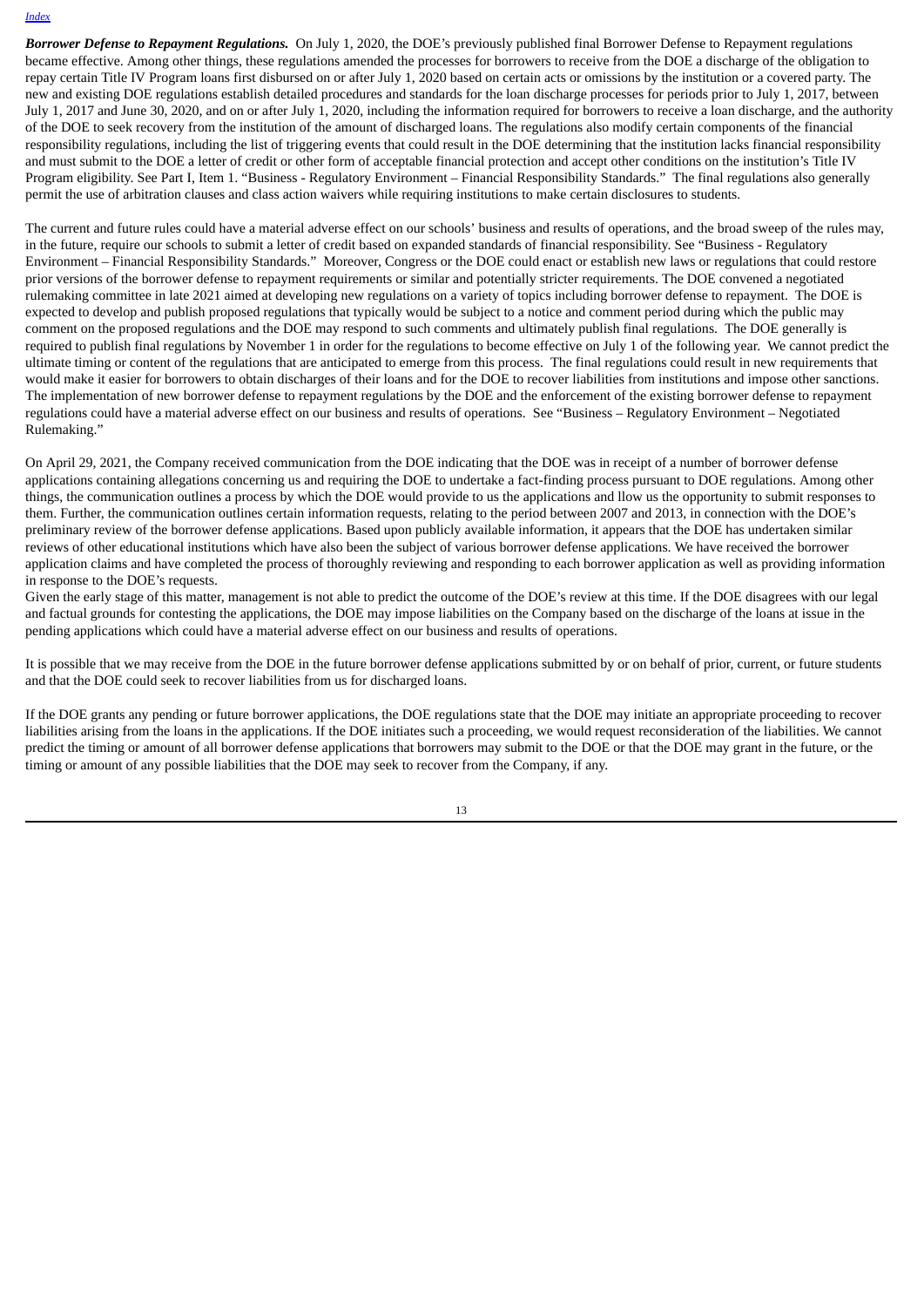***Borrower Defense to Repayment Regulations.*** On July 1, 2020, the DOE's previously published final Borrower Defense to Repayment regulations became effective. Among other things, these regulations amended the processes for borrowers to receive from the DOE a discharge of the obligation to repay certain Title IV Program loans first disbursed on or after July 1, 2020 based on certain acts or omissions by the institution or a covered party. The new and existing DOE regulations establish detailed procedures and standards for the loan discharge processes for periods prior to July 1, 2017, between July 1, 2017 and June 30, 2020, and on or after July 1, 2020, including the information required for borrowers to receive a loan discharge, and the authority of the DOE to seek recovery from the institution of the amount of discharged loans. The regulations also modify certain components of the financial responsibility regulations, including the list of triggering events that could result in the DOE determining that the institution lacks financial responsibility and must submit to the DOE a letter of credit or other form of acceptable financial protection and accept other conditions on the institution's Title IV Program eligibility. See Part I, Item 1. "Business - Regulatory Environment – Financial Responsibility Standards." The final regulations also generally permit the use of arbitration clauses and class action waivers while requiring institutions to make certain disclosures to students.

The current and future rules could have a material adverse effect on our schools' business and results of operations, and the broad sweep of the rules may, in the future, require our schools to submit a letter of credit based on expanded standards of financial responsibility. See "Business - Regulatory Environment – Financial Responsibility Standards." Moreover, Congress or the DOE could enact or establish new laws or regulations that could restore prior versions of the borrower defense to repayment requirements or similar and potentially stricter requirements. The DOE convened a negotiated rulemaking committee in late 2021 aimed at developing new regulations on a variety of topics including borrower defense to repayment. The DOE is expected to develop and publish proposed regulations that typically would be subject to a notice and comment period during which the public may comment on the proposed regulations and the DOE may respond to such comments and ultimately publish final regulations. The DOE generally is required to publish final regulations by November 1 in order for the regulations to become effective on July 1 of the following year. We cannot predict the ultimate timing or content of the regulations that are anticipated to emerge from this process. The final regulations could result in new requirements that would make it easier for borrowers to obtain discharges of their loans and for the DOE to recover liabilities from institutions and impose other sanctions. The implementation of new borrower defense to repayment regulations by the DOE and the enforcement of the existing borrower defense to repayment regulations could have a material adverse effect on our business and results of operations. See "Business – Regulatory Environment – Negotiated Rulemaking."

On April 29, 2021, the Company received communication from the DOE indicating that the DOE was in receipt of a number of borrower defense applications containing allegations concerning us and requiring the DOE to undertake a fact-finding process pursuant to DOE regulations. Among other things, the communication outlines a process by which the DOE would provide to us the applications and llow us the opportunity to submit responses to them. Further, the communication outlines certain information requests, relating to the period between 2007 and 2013, in connection with the DOE's preliminary review of the borrower defense applications. Based upon publicly available information, it appears that the DOE has undertaken similar reviews of other educational institutions which have also been the subject of various borrower defense applications. We have received the borrower application claims and have completed the process of thoroughly reviewing and responding to each borrower application as well as providing information in response to the DOE's requests.

Given the early stage of this matter, management is not able to predict the outcome of the DOE's review at this time. If the DOE disagrees with our legal and factual grounds for contesting the applications, the DOE may impose liabilities on the Company based on the discharge of the loans at issue in the pending applications which could have a material adverse effect on our business and results of operations.

It is possible that we may receive from the DOE in the future borrower defense applications submitted by or on behalf of prior, current, or future students and that the DOE could seek to recover liabilities from us for discharged loans.

If the DOE grants any pending or future borrower applications, the DOE regulations state that the DOE may initiate an appropriate proceeding to recover liabilities arising from the loans in the applications. If the DOE initiates such a proceeding, we would request reconsideration of the liabilities. We cannot predict the timing or amount of all borrower defense applications that borrowers may submit to the DOE or that the DOE may grant in the future, or the timing or amount of any possible liabilities that the DOE may seek to recover from the Company, if any.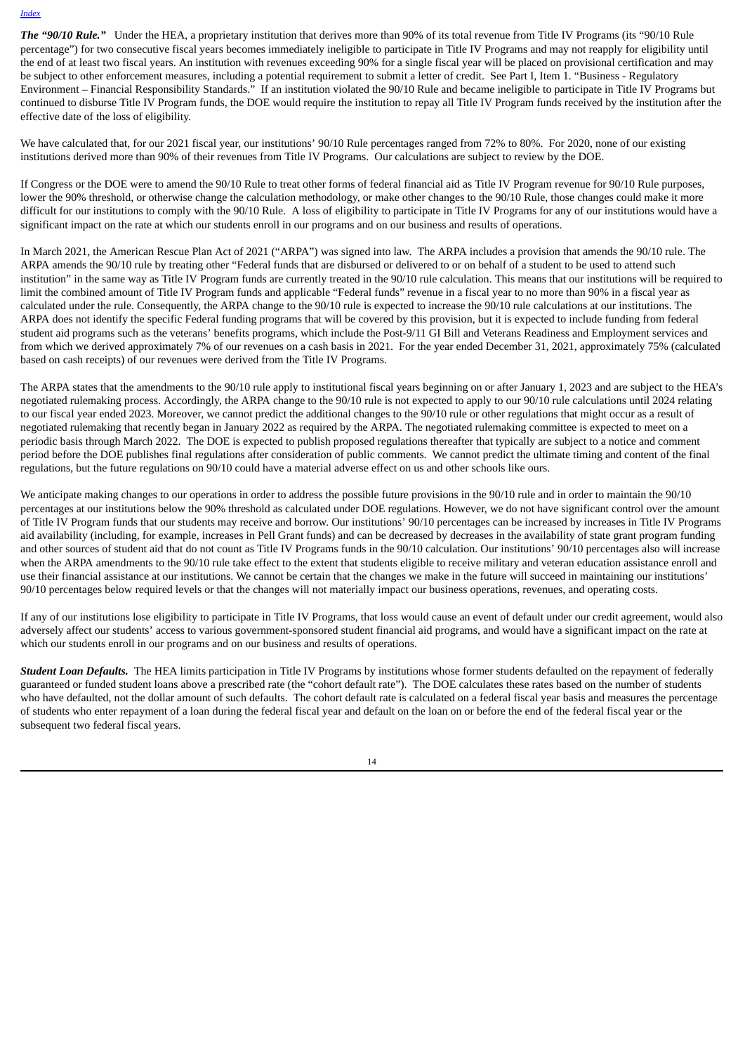***The "90/10 Rule."*** Under the HEA, a proprietary institution that derives more than 90% of its total revenue from Title IV Programs (its "90/10 Rule percentage") for two consecutive fiscal years becomes immediately ineligible to participate in Title IV Programs and may not reapply for eligibility until the end of at least two fiscal years. An institution with revenues exceeding 90% for a single fiscal year will be placed on provisional certification and may be subject to other enforcement measures, including a potential requirement to submit a letter of credit. See Part I, Item 1. "Business - Regulatory Environment – Financial Responsibility Standards." If an institution violated the 90/10 Rule and became ineligible to participate in Title IV Programs but continued to disburse Title IV Program funds, the DOE would require the institution to repay all Title IV Program funds received by the institution after the effective date of the loss of eligibility.

We have calculated that, for our 2021 fiscal year, our institutions' 90/10 Rule percentages ranged from 72% to 80%. For 2020, none of our existing institutions derived more than 90% of their revenues from Title IV Programs. Our calculations are subject to review by the DOE.

If Congress or the DOE were to amend the 90/10 Rule to treat other forms of federal financial aid as Title IV Program revenue for 90/10 Rule purposes, lower the 90% threshold, or otherwise change the calculation methodology, or make other changes to the 90/10 Rule, those changes could make it more difficult for our institutions to comply with the 90/10 Rule. A loss of eligibility to participate in Title IV Programs for any of our institutions would have a significant impact on the rate at which our students enroll in our programs and on our business and results of operations.

In March 2021, the American Rescue Plan Act of 2021 ("ARPA") was signed into law. The ARPA includes a provision that amends the 90/10 rule. The ARPA amends the 90/10 rule by treating other "Federal funds that are disbursed or delivered to or on behalf of a student to be used to attend such institution" in the same way as Title IV Program funds are currently treated in the 90/10 rule calculation. This means that our institutions will be required to limit the combined amount of Title IV Program funds and applicable "Federal funds" revenue in a fiscal year to no more than 90% in a fiscal year as calculated under the rule. Consequently, the ARPA change to the 90/10 rule is expected to increase the 90/10 rule calculations at our institutions. The ARPA does not identify the specific Federal funding programs that will be covered by this provision, but it is expected to include funding from federal student aid programs such as the veterans' benefits programs, which include the Post-9/11 GI Bill and Veterans Readiness and Employment services and from which we derived approximately 7% of our revenues on a cash basis in 2021. For the year ended December 31, 2021, approximately 75% (calculated based on cash receipts) of our revenues were derived from the Title IV Programs.

The ARPA states that the amendments to the 90/10 rule apply to institutional fiscal years beginning on or after January 1, 2023 and are subject to the HEA's negotiated rulemaking process. Accordingly, the ARPA change to the 90/10 rule is not expected to apply to our 90/10 rule calculations until 2024 relating to our fiscal year ended 2023. Moreover, we cannot predict the additional changes to the 90/10 rule or other regulations that might occur as a result of negotiated rulemaking that recently began in January 2022 as required by the ARPA. The negotiated rulemaking committee is expected to meet on a periodic basis through March 2022. The DOE is expected to publish proposed regulations thereafter that typically are subject to a notice and comment period before the DOE publishes final regulations after consideration of public comments. We cannot predict the ultimate timing and content of the final regulations, but the future regulations on 90/10 could have a material adverse effect on us and other schools like ours.

We anticipate making changes to our operations in order to address the possible future provisions in the 90/10 rule and in order to maintain the 90/10 percentages at our institutions below the 90% threshold as calculated under DOE regulations. However, we do not have significant control over the amount of Title IV Program funds that our students may receive and borrow. Our institutions' 90/10 percentages can be increased by increases in Title IV Programs aid availability (including, for example, increases in Pell Grant funds) and can be decreased by decreases in the availability of state grant program funding and other sources of student aid that do not count as Title IV Programs funds in the 90/10 calculation. Our institutions' 90/10 percentages also will increase when the ARPA amendments to the 90/10 rule take effect to the extent that students eligible to receive military and veteran education assistance enroll and use their financial assistance at our institutions. We cannot be certain that the changes we make in the future will succeed in maintaining our institutions' 90/10 percentages below required levels or that the changes will not materially impact our business operations, revenues, and operating costs.

If any of our institutions lose eligibility to participate in Title IV Programs, that loss would cause an event of default under our credit agreement, would also adversely affect our students' access to various government-sponsored student financial aid programs, and would have a significant impact on the rate at which our students enroll in our programs and on our business and results of operations.

***Student Loan Defaults.*** The HEA limits participation in Title IV Programs by institutions whose former students defaulted on the repayment of federally guaranteed or funded student loans above a prescribed rate (the "cohort default rate"). The DOE calculates these rates based on the number of students who have defaulted, not the dollar amount of such defaults. The cohort default rate is calculated on a federal fiscal year basis and measures the percentage of students who enter repayment of a loan during the federal fiscal year and default on the loan on or before the end of the federal fiscal year or the subsequent two federal fiscal years.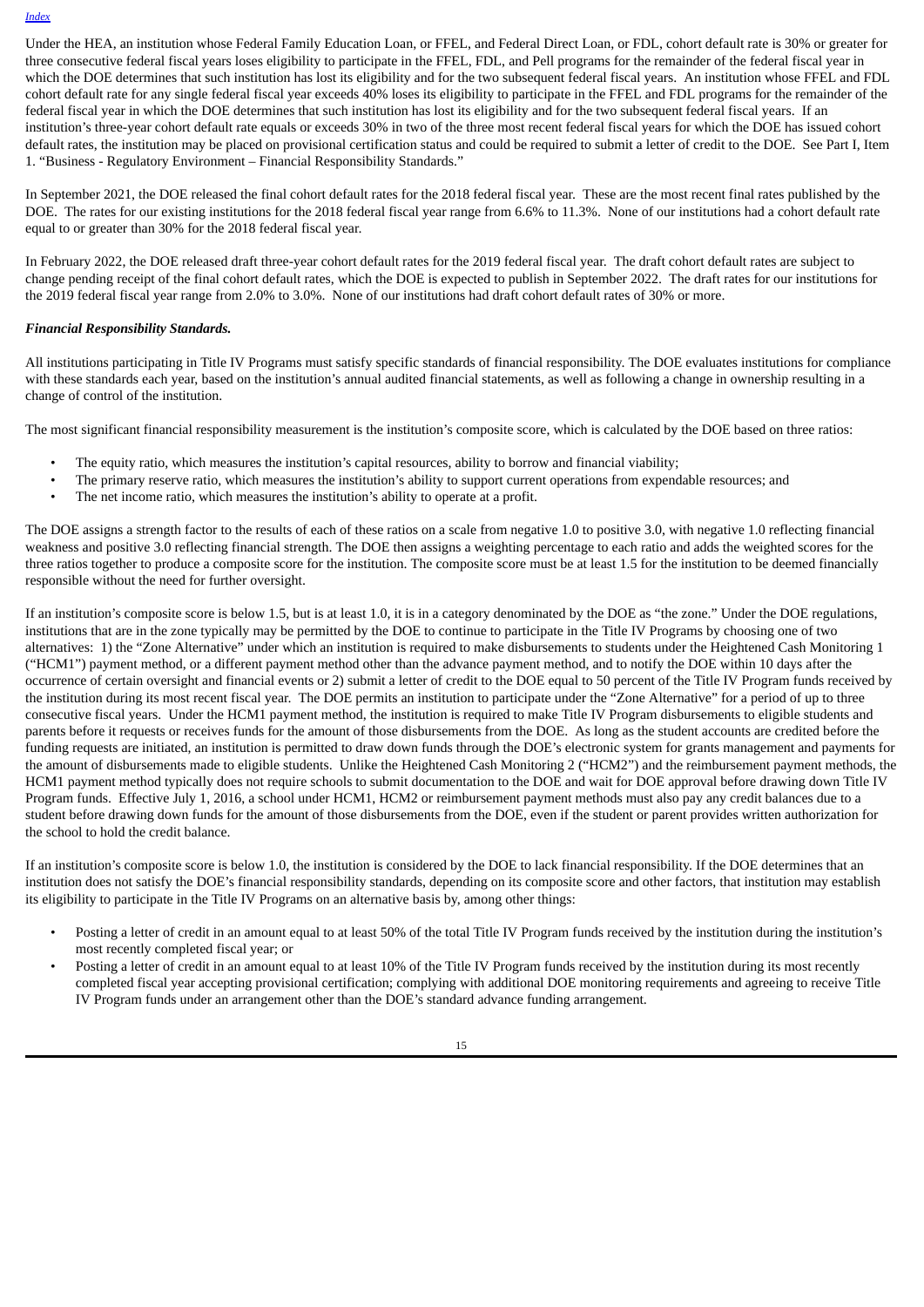Under the HEA, an institution whose Federal Family Education Loan, or FFEL, and Federal Direct Loan, or FDL, cohort default rate is 30% or greater for three consecutive federal fiscal years loses eligibility to participate in the FFEL, FDL, and Pell programs for the remainder of the federal fiscal year in which the DOE determines that such institution has lost its eligibility and for the two subsequent federal fiscal years. An institution whose FFEL and FDL cohort default rate for any single federal fiscal year exceeds 40% loses its eligibility to participate in the FFEL and FDL programs for the remainder of the federal fiscal year in which the DOE determines that such institution has lost its eligibility and for the two subsequent federal fiscal years. If an institution's three-year cohort default rate equals or exceeds 30% in two of the three most recent federal fiscal years for which the DOE has issued cohort default rates, the institution may be placed on provisional certification status and could be required to submit a letter of credit to the DOE. See Part I, Item 1. "Business - Regulatory Environment – Financial Responsibility Standards."

In September 2021, the DOE released the final cohort default rates for the 2018 federal fiscal year. These are the most recent final rates published by the DOE. The rates for our existing institutions for the 2018 federal fiscal year range from 6.6% to 11.3%. None of our institutions had a cohort default rate equal to or greater than 30% for the 2018 federal fiscal year.

In February 2022, the DOE released draft three-year cohort default rates for the 2019 federal fiscal year. The draft cohort default rates are subject to change pending receipt of the final cohort default rates, which the DOE is expected to publish in September 2022. The draft rates for our institutions for the 2019 federal fiscal year range from 2.0% to 3.0%. None of our institutions had draft cohort default rates of 30% or more.

***Financial Responsibility Standards.***

All institutions participating in Title IV Programs must satisfy specific standards of financial responsibility. The DOE evaluates institutions for compliance with these standards each year, based on the institution's annual audited financial statements, as well as following a change in ownership resulting in a change of control of the institution.

The most significant financial responsibility measurement is the institution's composite score, which is calculated by the DOE based on three ratios:

- The equity ratio, which measures the institution's capital resources, ability to borrow and financial viability;
- The primary reserve ratio, which measures the institution's ability to support current operations from expendable resources; and
- The net income ratio, which measures the institution's ability to operate at a profit.

The DOE assigns a strength factor to the results of each of these ratios on a scale from negative 1.0 to positive 3.0, with negative 1.0 reflecting financial weakness and positive 3.0 reflecting financial strength. The DOE then assigns a weighting percentage to each ratio and adds the weighted scores for the three ratios together to produce a composite score for the institution. The composite score must be at least 1.5 for the institution to be deemed financially responsible without the need for further oversight.

If an institution's composite score is below 1.5, but is at least 1.0, it is in a category denominated by the DOE as "the zone." Under the DOE regulations, institutions that are in the zone typically may be permitted by the DOE to continue to participate in the Title IV Programs by choosing one of two alternatives: 1) the "Zone Alternative" under which an institution is required to make disbursements to students under the Heightened Cash Monitoring 1 ("HCM1") payment method, or a different payment method other than the advance payment method, and to notify the DOE within 10 days after the occurrence of certain oversight and financial events or 2) submit a letter of credit to the DOE equal to 50 percent of the Title IV Program funds received by the institution during its most recent fiscal year. The DOE permits an institution to participate under the "Zone Alternative" for a period of up to three consecutive fiscal years. Under the HCM1 payment method, the institution is required to make Title IV Program disbursements to eligible students and parents before it requests or receives funds for the amount of those disbursements from the DOE. As long as the student accounts are credited before the funding requests are initiated, an institution is permitted to draw down funds through the DOE's electronic system for grants management and payments for the amount of disbursements made to eligible students. Unlike the Heightened Cash Monitoring 2 ("HCM2") and the reimbursement payment methods, the HCM1 payment method typically does not require schools to submit documentation to the DOE and wait for DOE approval before drawing down Title IV Program funds. Effective July 1, 2016, a school under HCM1, HCM2 or reimbursement payment methods must also pay any credit balances due to a student before drawing down funds for the amount of those disbursements from the DOE, even if the student or parent provides written authorization for the school to hold the credit balance.

If an institution's composite score is below 1.0, the institution is considered by the DOE to lack financial responsibility. If the DOE determines that an institution does not satisfy the DOE's financial responsibility standards, depending on its composite score and other factors, that institution may establish its eligibility to participate in the Title IV Programs on an alternative basis by, among other things:

- Posting a letter of credit in an amount equal to at least 50% of the total Title IV Program funds received by the institution during the institution's most recently completed fiscal year; or
- Posting a letter of credit in an amount equal to at least 10% of the Title IV Program funds received by the institution during its most recently completed fiscal year accepting provisional certification; complying with additional DOE monitoring requirements and agreeing to receive Title IV Program funds under an arrangement other than the DOE's standard advance funding arrangement.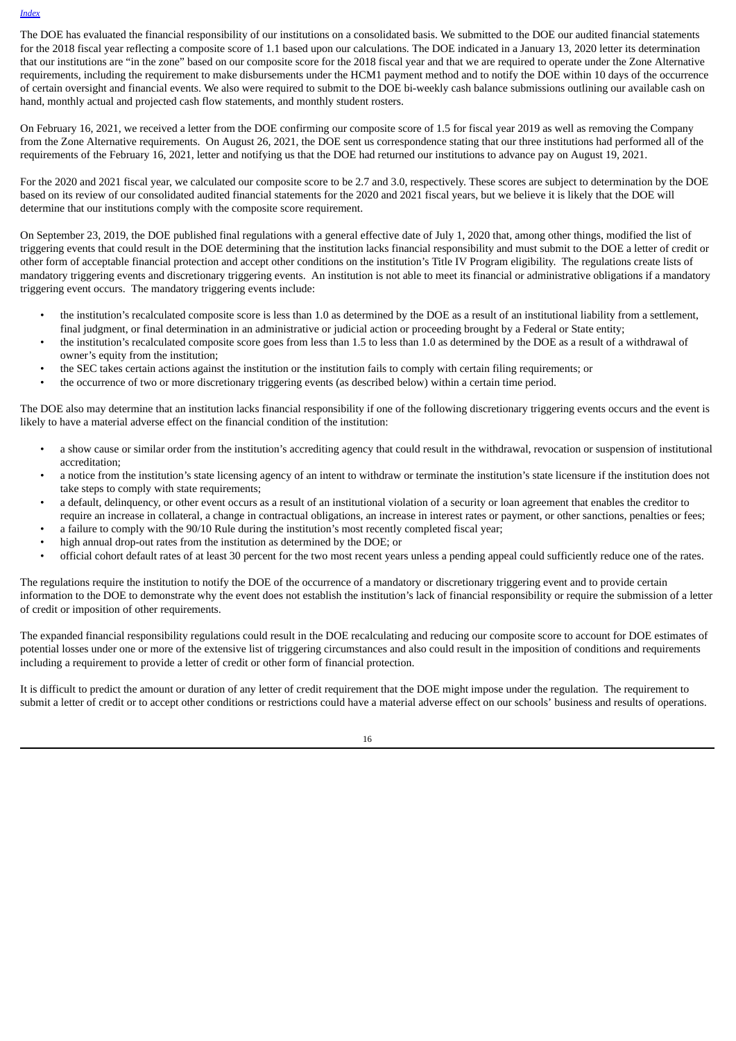The DOE has evaluated the financial responsibility of our institutions on a consolidated basis. We submitted to the DOE our audited financial statements for the 2018 fiscal year reflecting a composite score of 1.1 based upon our calculations. The DOE indicated in a January 13, 2020 letter its determination that our institutions are "in the zone" based on our composite score for the 2018 fiscal year and that we are required to operate under the Zone Alternative requirements, including the requirement to make disbursements under the HCM1 payment method and to notify the DOE within 10 days of the occurrence of certain oversight and financial events. We also were required to submit to the DOE bi-weekly cash balance submissions outlining our available cash on hand, monthly actual and projected cash flow statements, and monthly student rosters.

On February 16, 2021, we received a letter from the DOE confirming our composite score of 1.5 for fiscal year 2019 as well as removing the Company from the Zone Alternative requirements. On August 26, 2021, the DOE sent us correspondence stating that our three institutions had performed all of the requirements of the February 16, 2021, letter and notifying us that the DOE had returned our institutions to advance pay on August 19, 2021.

For the 2020 and 2021 fiscal year, we calculated our composite score to be 2.7 and 3.0, respectively. These scores are subject to determination by the DOE based on its review of our consolidated audited financial statements for the 2020 and 2021 fiscal years, but we believe it is likely that the DOE will determine that our institutions comply with the composite score requirement.

On September 23, 2019, the DOE published final regulations with a general effective date of July 1, 2020 that, among other things, modified the list of triggering events that could result in the DOE determining that the institution lacks financial responsibility and must submit to the DOE a letter of credit or other form of acceptable financial protection and accept other conditions on the institution's Title IV Program eligibility. The regulations create lists of mandatory triggering events and discretionary triggering events. An institution is not able to meet its financial or administrative obligations if a mandatory triggering event occurs. The mandatory triggering events include:

- the institution's recalculated composite score is less than 1.0 as determined by the DOE as a result of an institutional liability from a settlement, final judgment, or final determination in an administrative or judicial action or proceeding brought by a Federal or State entity;
- the institution's recalculated composite score goes from less than 1.5 to less than 1.0 as determined by the DOE as a result of a withdrawal of owner's equity from the institution;
- the SEC takes certain actions against the institution or the institution fails to comply with certain filing requirements; or
- the occurrence of two or more discretionary triggering events (as described below) within a certain time period.

The DOE also may determine that an institution lacks financial responsibility if one of the following discretionary triggering events occurs and the event is likely to have a material adverse effect on the financial condition of the institution:

- a show cause or similar order from the institution's accrediting agency that could result in the withdrawal, revocation or suspension of institutional accreditation;
- a notice from the institution's state licensing agency of an intent to withdraw or terminate the institution's state licensure if the institution does not take steps to comply with state requirements;
- a default, delinquency, or other event occurs as a result of an institutional violation of a security or loan agreement that enables the creditor to require an increase in collateral, a change in contractual obligations, an increase in interest rates or payment, or other sanctions, penalties or fees;
- a failure to comply with the 90/10 Rule during the institution's most recently completed fiscal year;
- high annual drop-out rates from the institution as determined by the DOE; or
- official cohort default rates of at least 30 percent for the two most recent years unless a pending appeal could sufficiently reduce one of the rates.

The regulations require the institution to notify the DOE of the occurrence of a mandatory or discretionary triggering event and to provide certain information to the DOE to demonstrate why the event does not establish the institution's lack of financial responsibility or require the submission of a letter of credit or imposition of other requirements.

The expanded financial responsibility regulations could result in the DOE recalculating and reducing our composite score to account for DOE estimates of potential losses under one or more of the extensive list of triggering circumstances and also could result in the imposition of conditions and requirements including a requirement to provide a letter of credit or other form of financial protection.

It is difficult to predict the amount or duration of any letter of credit requirement that the DOE might impose under the regulation. The requirement to submit a letter of credit or to accept other conditions or restrictions could have a material adverse effect on our schools' business and results of operations.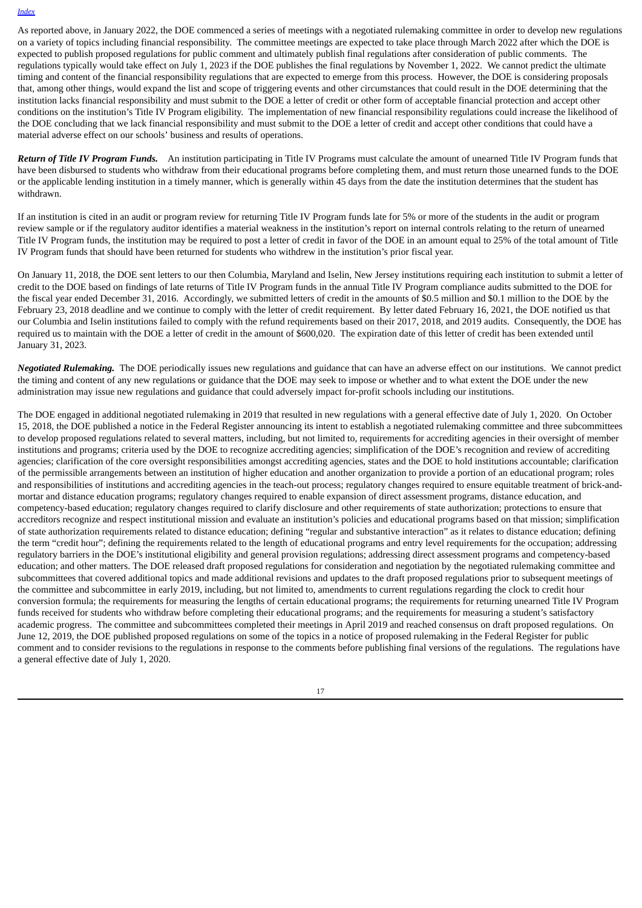As reported above, in January 2022, the DOE commenced a series of meetings with a negotiated rulemaking committee in order to develop new regulations on a variety of topics including financial responsibility. The committee meetings are expected to take place through March 2022 after which the DOE is expected to publish proposed regulations for public comment and ultimately publish final regulations after consideration of public comments. The regulations typically would take effect on July 1, 2023 if the DOE publishes the final regulations by November 1, 2022. We cannot predict the ultimate timing and content of the financial responsibility regulations that are expected to emerge from this process. However, the DOE is considering proposals that, among other things, would expand the list and scope of triggering events and other circumstances that could result in the DOE determining that the institution lacks financial responsibility and must submit to the DOE a letter of credit or other form of acceptable financial protection and accept other conditions on the institution's Title IV Program eligibility. The implementation of new financial responsibility regulations could increase the likelihood of the DOE concluding that we lack financial responsibility and must submit to the DOE a letter of credit and accept other conditions that could have a material adverse effect on our schools' business and results of operations.

***Return of Title IV Program Funds.*** An institution participating in Title IV Programs must calculate the amount of unearned Title IV Program funds that have been disbursed to students who withdraw from their educational programs before completing them, and must return those unearned funds to the DOE or the applicable lending institution in a timely manner, which is generally within 45 days from the date the institution determines that the student has withdrawn.

If an institution is cited in an audit or program review for returning Title IV Program funds late for 5% or more of the students in the audit or program review sample or if the regulatory auditor identifies a material weakness in the institution's report on internal controls relating to the return of unearned Title IV Program funds, the institution may be required to post a letter of credit in favor of the DOE in an amount equal to 25% of the total amount of Title IV Program funds that should have been returned for students who withdrew in the institution's prior fiscal year.

On January 11, 2018, the DOE sent letters to our then Columbia, Maryland and Iselin, New Jersey institutions requiring each institution to submit a letter of credit to the DOE based on findings of late returns of Title IV Program funds in the annual Title IV Program compliance audits submitted to the DOE for the fiscal year ended December 31, 2016. Accordingly, we submitted letters of credit in the amounts of $0.5 million and $0.1 million to the DOE by the February 23, 2018 deadline and we continue to comply with the letter of credit requirement. By letter dated February 16, 2021, the DOE notified us that our Columbia and Iselin institutions failed to comply with the refund requirements based on their 2017, 2018, and 2019 audits. Consequently, the DOE has required us to maintain with the DOE a letter of credit in the amount of $600,020. The expiration date of this letter of credit has been extended until January 31, 2023.

***Negotiated Rulemaking.*** The DOE periodically issues new regulations and guidance that can have an adverse effect on our institutions. We cannot predict the timing and content of any new regulations or guidance that the DOE may seek to impose or whether and to what extent the DOE under the new administration may issue new regulations and guidance that could adversely impact for-profit schools including our institutions.

The DOE engaged in additional negotiated rulemaking in 2019 that resulted in new regulations with a general effective date of July 1, 2020. On October 15, 2018, the DOE published a notice in the Federal Register announcing its intent to establish a negotiated rulemaking committee and three subcommittees to develop proposed regulations related to several matters, including, but not limited to, requirements for accrediting agencies in their oversight of member institutions and programs; criteria used by the DOE to recognize accrediting agencies; simplification of the DOE's recognition and review of accrediting agencies; clarification of the core oversight responsibilities amongst accrediting agencies, states and the DOE to hold institutions accountable; clarification of the permissible arrangements between an institution of higher education and another organization to provide a portion of an educational program; roles and responsibilities of institutions and accrediting agencies in the teach-out process; regulatory changes required to ensure equitable treatment of brick-and-mortar and distance education programs; regulatory changes required to enable expansion of direct assessment programs, distance education, and competency-based education; regulatory changes required to clarify disclosure and other requirements of state authorization; protections to ensure that accreditors recognize and respect institutional mission and evaluate an institution's policies and educational programs based on that mission; simplification of state authorization requirements related to distance education; defining "regular and substantive interaction" as it relates to distance education; defining the term "credit hour"; defining the requirements related to the length of educational programs and entry level requirements for the occupation; addressing regulatory barriers in the DOE's institutional eligibility and general provision regulations; addressing direct assessment programs and competency-based education; and other matters. The DOE released draft proposed regulations for consideration and negotiation by the negotiated rulemaking committee and subcommittees that covered additional topics and made additional revisions and updates to the draft proposed regulations prior to subsequent meetings of the committee and subcommittee in early 2019, including, but not limited to, amendments to current regulations regarding the clock to credit hour conversion formula; the requirements for measuring the lengths of certain educational programs; the requirements for returning unearned Title IV Program funds received for students who withdraw before completing their educational programs; and the requirements for measuring a student's satisfactory academic progress. The committee and subcommittees completed their meetings in April 2019 and reached consensus on draft proposed regulations. On June 12, 2019, the DOE published proposed regulations on some of the topics in a notice of proposed rulemaking in the Federal Register for public comment and to consider revisions to the regulations in response to the comments before publishing final versions of the regulations. The regulations have a general effective date of July 1, 2020.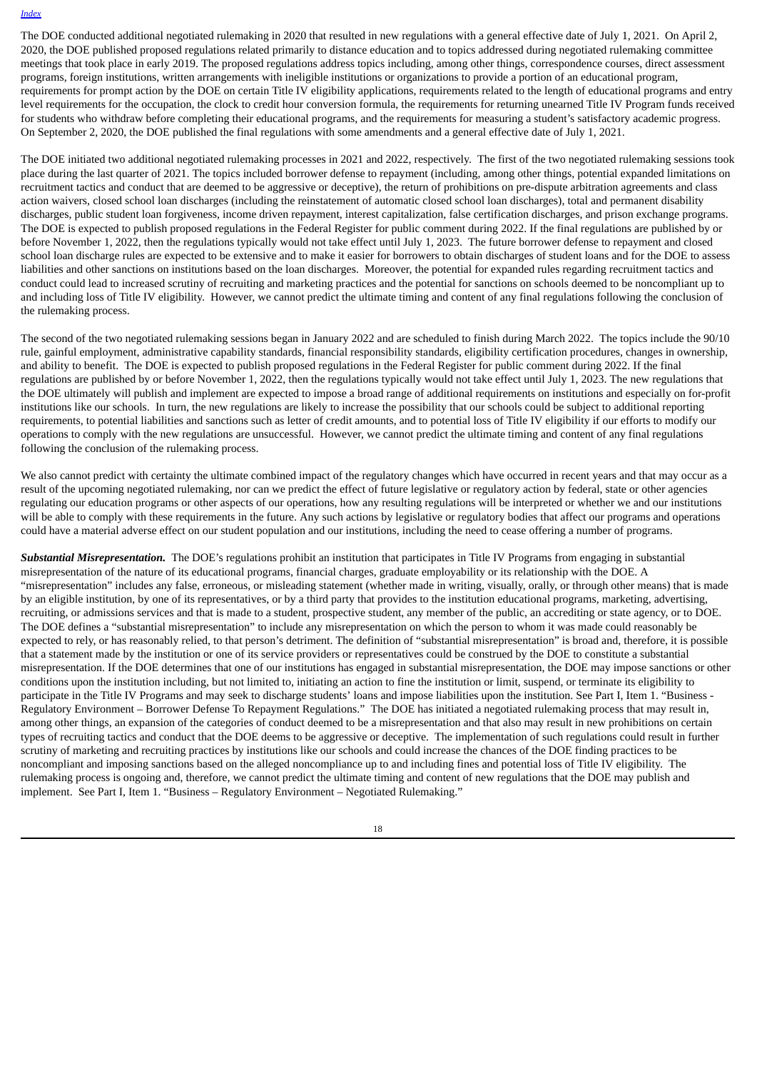The DOE conducted additional negotiated rulemaking in 2020 that resulted in new regulations with a general effective date of July 1, 2021. On April 2, 2020, the DOE published proposed regulations related primarily to distance education and to topics addressed during negotiated rulemaking committee meetings that took place in early 2019. The proposed regulations address topics including, among other things, correspondence courses, direct assessment programs, foreign institutions, written arrangements with ineligible institutions or organizations to provide a portion of an educational program, requirements for prompt action by the DOE on certain Title IV eligibility applications, requirements related to the length of educational programs and entry level requirements for the occupation, the clock to credit hour conversion formula, the requirements for returning unearned Title IV Program funds received for students who withdraw before completing their educational programs, and the requirements for measuring a student's satisfactory academic progress. On September 2, 2020, the DOE published the final regulations with some amendments and a general effective date of July 1, 2021.

The DOE initiated two additional negotiated rulemaking processes in 2021 and 2022, respectively. The first of the two negotiated rulemaking sessions took place during the last quarter of 2021. The topics included borrower defense to repayment (including, among other things, potential expanded limitations on recruitment tactics and conduct that are deemed to be aggressive or deceptive), the return of prohibitions on pre-dispute arbitration agreements and class action waivers, closed school loan discharges (including the reinstatement of automatic closed school loan discharges), total and permanent disability discharges, public student loan forgiveness, income driven repayment, interest capitalization, false certification discharges, and prison exchange programs. The DOE is expected to publish proposed regulations in the Federal Register for public comment during 2022. If the final regulations are published by or before November 1, 2022, then the regulations typically would not take effect until July 1, 2023. The future borrower defense to repayment and closed school loan discharge rules are expected to be extensive and to make it easier for borrowers to obtain discharges of student loans and for the DOE to assess liabilities and other sanctions on institutions based on the loan discharges. Moreover, the potential for expanded rules regarding recruitment tactics and conduct could lead to increased scrutiny of recruiting and marketing practices and the potential for sanctions on schools deemed to be noncompliant up to and including loss of Title IV eligibility. However, we cannot predict the ultimate timing and content of any final regulations following the conclusion of the rulemaking process.

The second of the two negotiated rulemaking sessions began in January 2022 and are scheduled to finish during March 2022. The topics include the 90/10 rule, gainful employment, administrative capability standards, financial responsibility standards, eligibility certification procedures, changes in ownership, and ability to benefit. The DOE is expected to publish proposed regulations in the Federal Register for public comment during 2022. If the final regulations are published by or before November 1, 2022, then the regulations typically would not take effect until July 1, 2023. The new regulations that the DOE ultimately will publish and implement are expected to impose a broad range of additional requirements on institutions and especially on for-profit institutions like our schools. In turn, the new regulations are likely to increase the possibility that our schools could be subject to additional reporting requirements, to potential liabilities and sanctions such as letter of credit amounts, and to potential loss of Title IV eligibility if our efforts to modify our operations to comply with the new regulations are unsuccessful. However, we cannot predict the ultimate timing and content of any final regulations following the conclusion of the rulemaking process.

We also cannot predict with certainty the ultimate combined impact of the regulatory changes which have occurred in recent years and that may occur as a result of the upcoming negotiated rulemaking, nor can we predict the effect of future legislative or regulatory action by federal, state or other agencies regulating our education programs or other aspects of our operations, how any resulting regulations will be interpreted or whether we and our institutions will be able to comply with these requirements in the future. Any such actions by legislative or regulatory bodies that affect our programs and operations could have a material adverse effect on our student population and our institutions, including the need to cease offering a number of programs.

***Substantial Misrepresentation.*** The DOE's regulations prohibit an institution that participates in Title IV Programs from engaging in substantial misrepresentation of the nature of its educational programs, financial charges, graduate employability or its relationship with the DOE. A "misrepresentation" includes any false, erroneous, or misleading statement (whether made in writing, visually, orally, or through other means) that is made by an eligible institution, by one of its representatives, or by a third party that provides to the institution educational programs, marketing, advertising, recruiting, or admissions services and that is made to a student, prospective student, any member of the public, an accrediting or state agency, or to DOE. The DOE defines a "substantial misrepresentation" to include any misrepresentation on which the person to whom it was made could reasonably be expected to rely, or has reasonably relied, to that person's detriment. The definition of "substantial misrepresentation" is broad and, therefore, it is possible that a statement made by the institution or one of its service providers or representatives could be construed by the DOE to constitute a substantial misrepresentation. If the DOE determines that one of our institutions has engaged in substantial misrepresentation, the DOE may impose sanctions or other conditions upon the institution including, but not limited to, initiating an action to fine the institution or limit, suspend, or terminate its eligibility to participate in the Title IV Programs and may seek to discharge students' loans and impose liabilities upon the institution. See Part I, Item 1. "Business - Regulatory Environment – Borrower Defense To Repayment Regulations." The DOE has initiated a negotiated rulemaking process that may result in, among other things, an expansion of the categories of conduct deemed to be a misrepresentation and that also may result in new prohibitions on certain types of recruiting tactics and conduct that the DOE deems to be aggressive or deceptive. The implementation of such regulations could result in further scrutiny of marketing and recruiting practices by institutions like our schools and could increase the chances of the DOE finding practices to be noncompliant and imposing sanctions based on the alleged noncompliance up to and including fines and potential loss of Title IV eligibility. The rulemaking process is ongoing and, therefore, we cannot predict the ultimate timing and content of new regulations that the DOE may publish and implement. See Part I, Item 1. "Business – Regulatory Environment – Negotiated Rulemaking."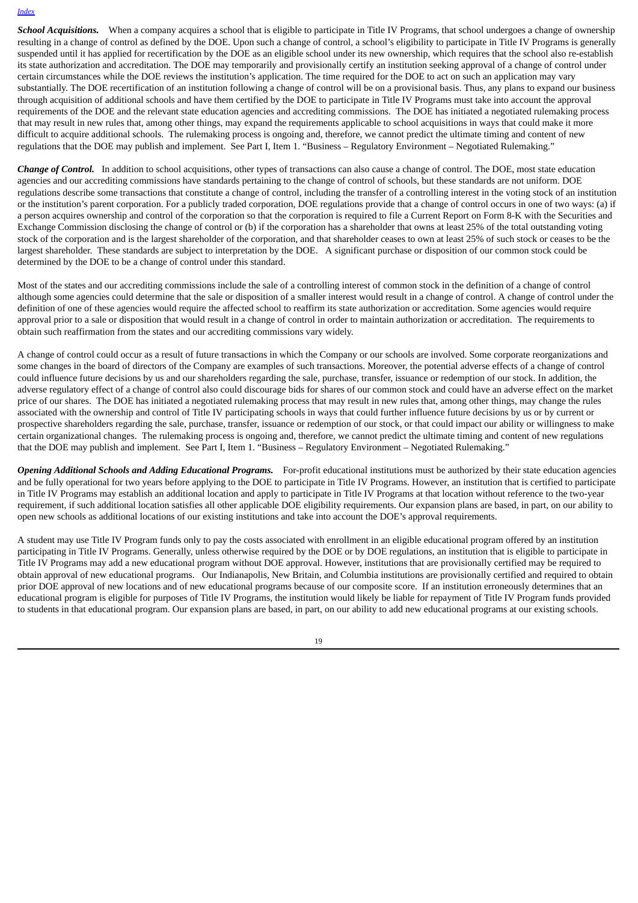***School Acquisitions.*** When a company acquires a school that is eligible to participate in Title IV Programs, that school undergoes a change of ownership resulting in a change of control as defined by the DOE. Upon such a change of control, a school's eligibility to participate in Title IV Programs is generally suspended until it has applied for recertification by the DOE as an eligible school under its new ownership, which requires that the school also re-establish its state authorization and accreditation. The DOE may temporarily and provisionally certify an institution seeking approval of a change of control under certain circumstances while the DOE reviews the institution's application. The time required for the DOE to act on such an application may vary substantially. The DOE recertification of an institution following a change of control will be on a provisional basis. Thus, any plans to expand our business through acquisition of additional schools and have them certified by the DOE to participate in Title IV Programs must take into account the approval requirements of the DOE and the relevant state education agencies and accrediting commissions. The DOE has initiated a negotiated rulemaking process that may result in new rules that, among other things, may expand the requirements applicable to school acquisitions in ways that could make it more difficult to acquire additional schools. The rulemaking process is ongoing and, therefore, we cannot predict the ultimate timing and content of new regulations that the DOE may publish and implement. See Part I, Item 1. "Business – Regulatory Environment – Negotiated Rulemaking."

***Change of Control.*** In addition to school acquisitions, other types of transactions can also cause a change of control. The DOE, most state education agencies and our accrediting commissions have standards pertaining to the change of control of schools, but these standards are not uniform. DOE regulations describe some transactions that constitute a change of control, including the transfer of a controlling interest in the voting stock of an institution or the institution's parent corporation. For a publicly traded corporation, DOE regulations provide that a change of control occurs in one of two ways: (a) if a person acquires ownership and control of the corporation so that the corporation is required to file a Current Report on Form 8-K with the Securities and Exchange Commission disclosing the change of control or (b) if the corporation has a shareholder that owns at least 25% of the total outstanding voting stock of the corporation and is the largest shareholder of the corporation, and that shareholder ceases to own at least 25% of such stock or ceases to be the largest shareholder. These standards are subject to interpretation by the DOE. A significant purchase or disposition of our common stock could be determined by the DOE to be a change of control under this standard.

Most of the states and our accrediting commissions include the sale of a controlling interest of common stock in the definition of a change of control although some agencies could determine that the sale or disposition of a smaller interest would result in a change of control. A change of control under the definition of one of these agencies would require the affected school to reaffirm its state authorization or accreditation. Some agencies would require approval prior to a sale or disposition that would result in a change of control in order to maintain authorization or accreditation. The requirements to obtain such reaffirmation from the states and our accrediting commissions vary widely.

A change of control could occur as a result of future transactions in which the Company or our schools are involved. Some corporate reorganizations and some changes in the board of directors of the Company are examples of such transactions. Moreover, the potential adverse effects of a change of control could influence future decisions by us and our shareholders regarding the sale, purchase, transfer, issuance or redemption of our stock. In addition, the adverse regulatory effect of a change of control also could discourage bids for shares of our common stock and could have an adverse effect on the market price of our shares. The DOE has initiated a negotiated rulemaking process that may result in new rules that, among other things, may change the rules associated with the ownership and control of Title IV participating schools in ways that could further influence future decisions by us or by current or prospective shareholders regarding the sale, purchase, transfer, issuance or redemption of our stock, or that could impact our ability or willingness to make certain organizational changes. The rulemaking process is ongoing and, therefore, we cannot predict the ultimate timing and content of new regulations that the DOE may publish and implement. See Part I, Item 1. "Business – Regulatory Environment – Negotiated Rulemaking."

***Opening Additional Schools and Adding Educational Programs.*** For-profit educational institutions must be authorized by their state education agencies and be fully operational for two years before applying to the DOE to participate in Title IV Programs. However, an institution that is certified to participate in Title IV Programs may establish an additional location and apply to participate in Title IV Programs at that location without reference to the two-year requirement, if such additional location satisfies all other applicable DOE eligibility requirements. Our expansion plans are based, in part, on our ability to open new schools as additional locations of our existing institutions and take into account the DOE's approval requirements.

A student may use Title IV Program funds only to pay the costs associated with enrollment in an eligible educational program offered by an institution participating in Title IV Programs. Generally, unless otherwise required by the DOE or by DOE regulations, an institution that is eligible to participate in Title IV Programs may add a new educational program without DOE approval. However, institutions that are provisionally certified may be required to obtain approval of new educational programs. Our Indianapolis, New Britain, and Columbia institutions are provisionally certified and required to obtain prior DOE approval of new locations and of new educational programs because of our composite score. If an institution erroneously determines that an educational program is eligible for purposes of Title IV Programs, the institution would likely be liable for repayment of Title IV Program funds provided to students in that educational program. Our expansion plans are based, in part, on our ability to add new educational programs at our existing schools.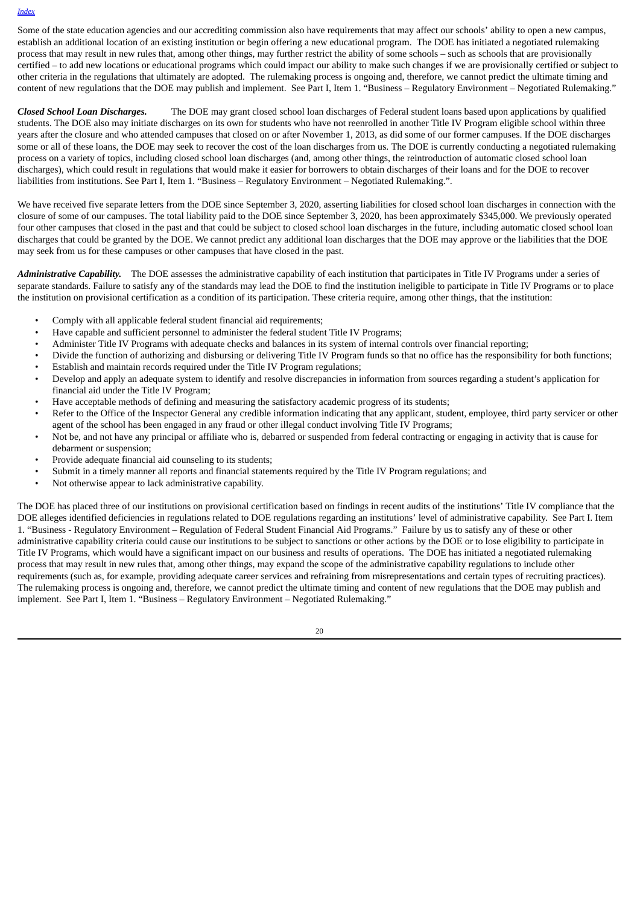Some of the state education agencies and our accrediting commission also have requirements that may affect our schools' ability to open a new campus, establish an additional location of an existing institution or begin offering a new educational program. The DOE has initiated a negotiated rulemaking process that may result in new rules that, among other things, may further restrict the ability of some schools – such as schools that are provisionally certified – to add new locations or educational programs which could impact our ability to make such changes if we are provisionally certified or subject to other criteria in the regulations that ultimately are adopted. The rulemaking process is ongoing and, therefore, we cannot predict the ultimate timing and content of new regulations that the DOE may publish and implement. See Part I, Item 1. "Business – Regulatory Environment – Negotiated Rulemaking."

***Closed School Loan Discharges.*** The DOE may grant closed school loan discharges of Federal student loans based upon applications by qualified students. The DOE also may initiate discharges on its own for students who have not reenrolled in another Title IV Program eligible school within three years after the closure and who attended campuses that closed on or after November 1, 2013, as did some of our former campuses. If the DOE discharges some or all of these loans, the DOE may seek to recover the cost of the loan discharges from us. The DOE is currently conducting a negotiated rulemaking process on a variety of topics, including closed school loan discharges (and, among other things, the reintroduction of automatic closed school loan discharges), which could result in regulations that would make it easier for borrowers to obtain discharges of their loans and for the DOE to recover liabilities from institutions. See Part I, Item 1. "Business – Regulatory Environment – Negotiated Rulemaking.".

We have received five separate letters from the DOE since September 3, 2020, asserting liabilities for closed school loan discharges in connection with the closure of some of our campuses. The total liability paid to the DOE since September 3, 2020, has been approximately $345,000. We previously operated four other campuses that closed in the past and that could be subject to closed school loan discharges in the future, including automatic closed school loan discharges that could be granted by the DOE. We cannot predict any additional loan discharges that the DOE may approve or the liabilities that the DOE may seek from us for these campuses or other campuses that have closed in the past.

***Administrative Capability.*** The DOE assesses the administrative capability of each institution that participates in Title IV Programs under a series of separate standards. Failure to satisfy any of the standards may lead the DOE to find the institution ineligible to participate in Title IV Programs or to place the institution on provisional certification as a condition of its participation. These criteria require, among other things, that the institution:

- Comply with all applicable federal student financial aid requirements;
- Have capable and sufficient personnel to administer the federal student Title IV Programs;
- Administer Title IV Programs with adequate checks and balances in its system of internal controls over financial reporting;
- Divide the function of authorizing and disbursing or delivering Title IV Program funds so that no office has the responsibility for both functions;
- Establish and maintain records required under the Title IV Program regulations;
- Develop and apply an adequate system to identify and resolve discrepancies in information from sources regarding a student's application for financial aid under the Title IV Program;
- Have acceptable methods of defining and measuring the satisfactory academic progress of its students;
- Refer to the Office of the Inspector General any credible information indicating that any applicant, student, employee, third party servicer or other agent of the school has been engaged in any fraud or other illegal conduct involving Title IV Programs;
- Not be, and not have any principal or affiliate who is, debarred or suspended from federal contracting or engaging in activity that is cause for debarment or suspension;
- Provide adequate financial aid counseling to its students;
- Submit in a timely manner all reports and financial statements required by the Title IV Program regulations; and
- Not otherwise appear to lack administrative capability.

The DOE has placed three of our institutions on provisional certification based on findings in recent audits of the institutions' Title IV compliance that the DOE alleges identified deficiencies in regulations related to DOE regulations regarding an institutions' level of administrative capability. See Part I. Item 1. "Business - Regulatory Environment – Regulation of Federal Student Financial Aid Programs." Failure by us to satisfy any of these or other administrative capability criteria could cause our institutions to be subject to sanctions or other actions by the DOE or to lose eligibility to participate in Title IV Programs, which would have a significant impact on our business and results of operations. The DOE has initiated a negotiated rulemaking process that may result in new rules that, among other things, may expand the scope of the administrative capability regulations to include other requirements (such as, for example, providing adequate career services and refraining from misrepresentations and certain types of recruiting practices). The rulemaking process is ongoing and, therefore, we cannot predict the ultimate timing and content of new regulations that the DOE may publish and implement. See Part I, Item 1. "Business – Regulatory Environment – Negotiated Rulemaking."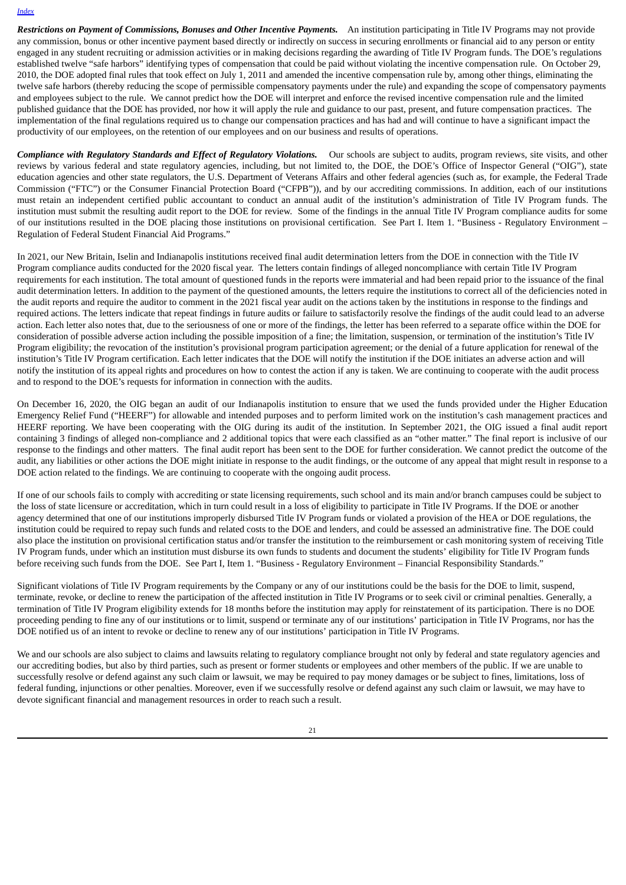***Restrictions on Payment of Commissions, Bonuses and Other Incentive Payments.*** An institution participating in Title IV Programs may not provide any commission, bonus or other incentive payment based directly or indirectly on success in securing enrollments or financial aid to any person or entity engaged in any student recruiting or admission activities or in making decisions regarding the awarding of Title IV Program funds. The DOE's regulations established twelve "safe harbors" identifying types of compensation that could be paid without violating the incentive compensation rule. On October 29, 2010, the DOE adopted final rules that took effect on July 1, 2011 and amended the incentive compensation rule by, among other things, eliminating the twelve safe harbors (thereby reducing the scope of permissible compensatory payments under the rule) and expanding the scope of compensatory payments and employees subject to the rule. We cannot predict how the DOE will interpret and enforce the revised incentive compensation rule and the limited published guidance that the DOE has provided, nor how it will apply the rule and guidance to our past, present, and future compensation practices. The implementation of the final regulations required us to change our compensation practices and has had and will continue to have a significant impact the productivity of our employees, on the retention of our employees and on our business and results of operations.

***Compliance with Regulatory Standards and Effect of Regulatory Violations.*** Our schools are subject to audits, program reviews, site visits, and other reviews by various federal and state regulatory agencies, including, but not limited to, the DOE, the DOE's Office of Inspector General ("OIG"), state education agencies and other state regulators, the U.S. Department of Veterans Affairs and other federal agencies (such as, for example, the Federal Trade Commission ("FTC") or the Consumer Financial Protection Board ("CFPB")), and by our accrediting commissions. In addition, each of our institutions must retain an independent certified public accountant to conduct an annual audit of the institution's administration of Title IV Program funds. The institution must submit the resulting audit report to the DOE for review. Some of the findings in the annual Title IV Program compliance audits for some of our institutions resulted in the DOE placing those institutions on provisional certification. See Part I. Item 1. "Business - Regulatory Environment – Regulation of Federal Student Financial Aid Programs."

In 2021, our New Britain, Iselin and Indianapolis institutions received final audit determination letters from the DOE in connection with the Title IV Program compliance audits conducted for the 2020 fiscal year. The letters contain findings of alleged noncompliance with certain Title IV Program requirements for each institution. The total amount of questioned funds in the reports were immaterial and had been repaid prior to the issuance of the final audit determination letters. In addition to the payment of the questioned amounts, the letters require the institutions to correct all of the deficiencies noted in the audit reports and require the auditor to comment in the 2021 fiscal year audit on the actions taken by the institutions in response to the findings and required actions. The letters indicate that repeat findings in future audits or failure to satisfactorily resolve the findings of the audit could lead to an adverse action. Each letter also notes that, due to the seriousness of one or more of the findings, the letter has been referred to a separate office within the DOE for consideration of possible adverse action including the possible imposition of a fine; the limitation, suspension, or termination of the institution's Title IV Program eligibility; the revocation of the institution's provisional program participation agreement; or the denial of a future application for renewal of the institution's Title IV Program certification. Each letter indicates that the DOE will notify the institution if the DOE initiates an adverse action and will notify the institution of its appeal rights and procedures on how to contest the action if any is taken. We are continuing to cooperate with the audit process and to respond to the DOE's requests for information in connection with the audits.

On December 16, 2020, the OIG began an audit of our Indianapolis institution to ensure that we used the funds provided under the Higher Education Emergency Relief Fund ("HEERF") for allowable and intended purposes and to perform limited work on the institution's cash management practices and HEERF reporting. We have been cooperating with the OIG during its audit of the institution. In September 2021, the OIG issued a final audit report containing 3 findings of alleged non-compliance and 2 additional topics that were each classified as an "other matter." The final report is inclusive of our response to the findings and other matters. The final audit report has been sent to the DOE for further consideration. We cannot predict the outcome of the audit, any liabilities or other actions the DOE might initiate in response to the audit findings, or the outcome of any appeal that might result in response to a DOE action related to the findings. We are continuing to cooperate with the ongoing audit process.

If one of our schools fails to comply with accrediting or state licensing requirements, such school and its main and/or branch campuses could be subject to the loss of state licensure or accreditation, which in turn could result in a loss of eligibility to participate in Title IV Programs. If the DOE or another agency determined that one of our institutions improperly disbursed Title IV Program funds or violated a provision of the HEA or DOE regulations, the institution could be required to repay such funds and related costs to the DOE and lenders, and could be assessed an administrative fine. The DOE could also place the institution on provisional certification status and/or transfer the institution to the reimbursement or cash monitoring system of receiving Title IV Program funds, under which an institution must disburse its own funds to students and document the students' eligibility for Title IV Program funds before receiving such funds from the DOE. See Part I, Item 1. "Business - Regulatory Environment – Financial Responsibility Standards."

Significant violations of Title IV Program requirements by the Company or any of our institutions could be the basis for the DOE to limit, suspend, terminate, revoke, or decline to renew the participation of the affected institution in Title IV Programs or to seek civil or criminal penalties. Generally, a termination of Title IV Program eligibility extends for 18 months before the institution may apply for reinstatement of its participation. There is no DOE proceeding pending to fine any of our institutions or to limit, suspend or terminate any of our institutions' participation in Title IV Programs, nor has the DOE notified us of an intent to revoke or decline to renew any of our institutions' participation in Title IV Programs.

We and our schools are also subject to claims and lawsuits relating to regulatory compliance brought not only by federal and state regulatory agencies and our accrediting bodies, but also by third parties, such as present or former students or employees and other members of the public. If we are unable to successfully resolve or defend against any such claim or lawsuit, we may be required to pay money damages or be subject to fines, limitations, loss of federal funding, injunctions or other penalties. Moreover, even if we successfully resolve or defend against any such claim or lawsuit, we may have to devote significant financial and management resources in order to reach such a result.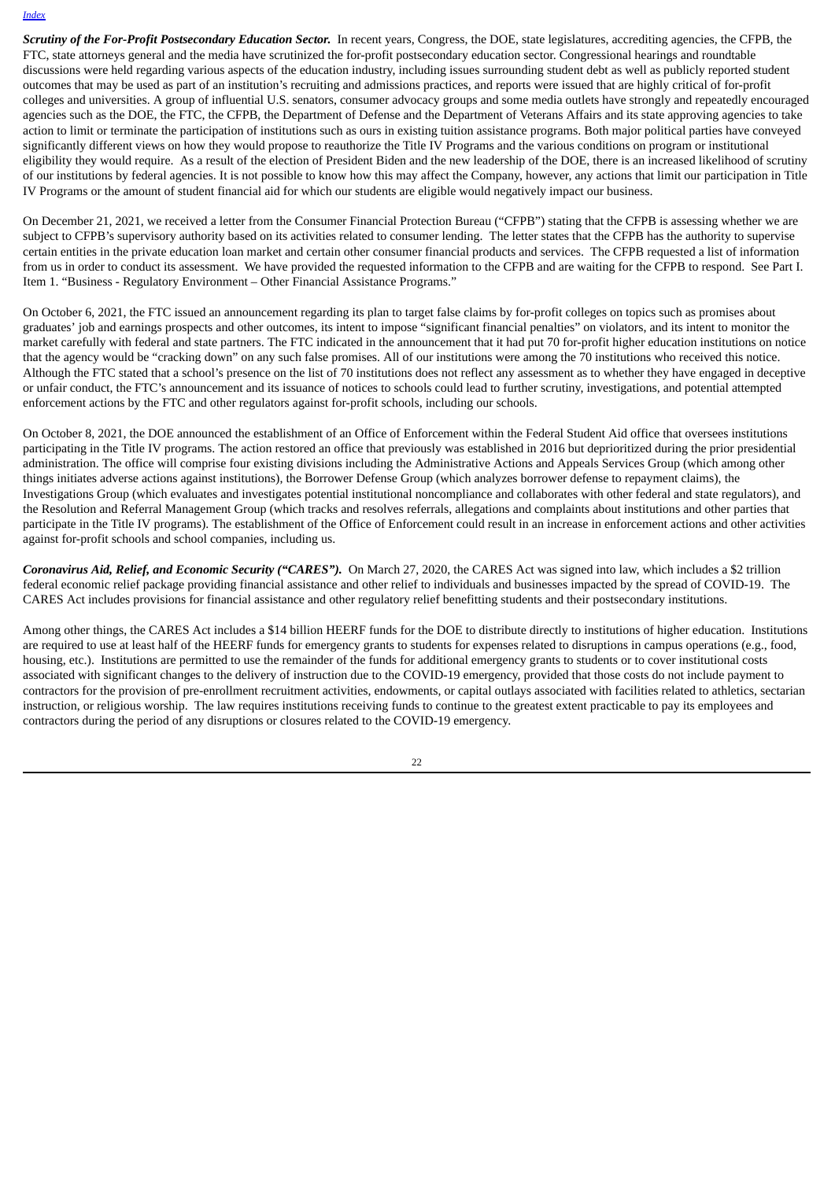***Scrutiny of the For-Profit Postsecondary Education Sector.*** In recent years, Congress, the DOE, state legislatures, accrediting agencies, the CFPB, the FTC, state attorneys general and the media have scrutinized the for-profit postsecondary education sector. Congressional hearings and roundtable discussions were held regarding various aspects of the education industry, including issues surrounding student debt as well as publicly reported student outcomes that may be used as part of an institution's recruiting and admissions practices, and reports were issued that are highly critical of for-profit colleges and universities. A group of influential U.S. senators, consumer advocacy groups and some media outlets have strongly and repeatedly encouraged agencies such as the DOE, the FTC, the CFPB, the Department of Defense and the Department of Veterans Affairs and its state approving agencies to take action to limit or terminate the participation of institutions such as ours in existing tuition assistance programs. Both major political parties have conveyed significantly different views on how they would propose to reauthorize the Title IV Programs and the various conditions on program or institutional eligibility they would require. As a result of the election of President Biden and the new leadership of the DOE, there is an increased likelihood of scrutiny of our institutions by federal agencies. It is not possible to know how this may affect the Company, however, any actions that limit our participation in Title IV Programs or the amount of student financial aid for which our students are eligible would negatively impact our business.

On December 21, 2021, we received a letter from the Consumer Financial Protection Bureau ("CFPB") stating that the CFPB is assessing whether we are subject to CFPB's supervisory authority based on its activities related to consumer lending. The letter states that the CFPB has the authority to supervise certain entities in the private education loan market and certain other consumer financial products and services. The CFPB requested a list of information from us in order to conduct its assessment. We have provided the requested information to the CFPB and are waiting for the CFPB to respond. See Part I. Item 1. "Business - Regulatory Environment – Other Financial Assistance Programs."

On October 6, 2021, the FTC issued an announcement regarding its plan to target false claims by for-profit colleges on topics such as promises about graduates' job and earnings prospects and other outcomes, its intent to impose "significant financial penalties" on violators, and its intent to monitor the market carefully with federal and state partners. The FTC indicated in the announcement that it had put 70 for-profit higher education institutions on notice that the agency would be "cracking down" on any such false promises. All of our institutions were among the 70 institutions who received this notice. Although the FTC stated that a school's presence on the list of 70 institutions does not reflect any assessment as to whether they have engaged in deceptive or unfair conduct, the FTC's announcement and its issuance of notices to schools could lead to further scrutiny, investigations, and potential attempted enforcement actions by the FTC and other regulators against for-profit schools, including our schools.

On October 8, 2021, the DOE announced the establishment of an Office of Enforcement within the Federal Student Aid office that oversees institutions participating in the Title IV programs. The action restored an office that previously was established in 2016 but deprioritized during the prior presidential administration. The office will comprise four existing divisions including the Administrative Actions and Appeals Services Group (which among other things initiates adverse actions against institutions), the Borrower Defense Group (which analyzes borrower defense to repayment claims), the Investigations Group (which evaluates and investigates potential institutional noncompliance and collaborates with other federal and state regulators), and the Resolution and Referral Management Group (which tracks and resolves referrals, allegations and complaints about institutions and other parties that participate in the Title IV programs). The establishment of the Office of Enforcement could result in an increase in enforcement actions and other activities against for-profit schools and school companies, including us.

***Coronavirus Aid, Relief, and Economic Security ("CARES").*** On March 27, 2020, the CARES Act was signed into law, which includes a $2 trillion federal economic relief package providing financial assistance and other relief to individuals and businesses impacted by the spread of COVID-19. The CARES Act includes provisions for financial assistance and other regulatory relief benefitting students and their postsecondary institutions.

Among other things, the CARES Act includes a $14 billion HEERF funds for the DOE to distribute directly to institutions of higher education. Institutions are required to use at least half of the HEERF funds for emergency grants to students for expenses related to disruptions in campus operations (e.g., food, housing, etc.). Institutions are permitted to use the remainder of the funds for additional emergency grants to students or to cover institutional costs associated with significant changes to the delivery of instruction due to the COVID-19 emergency, provided that those costs do not include payment to contractors for the provision of pre-enrollment recruitment activities, endowments, or capital outlays associated with facilities related to athletics, sectarian instruction, or religious worship. The law requires institutions receiving funds to continue to the greatest extent practicable to pay its employees and contractors during the period of any disruptions or closures related to the COVID-19 emergency.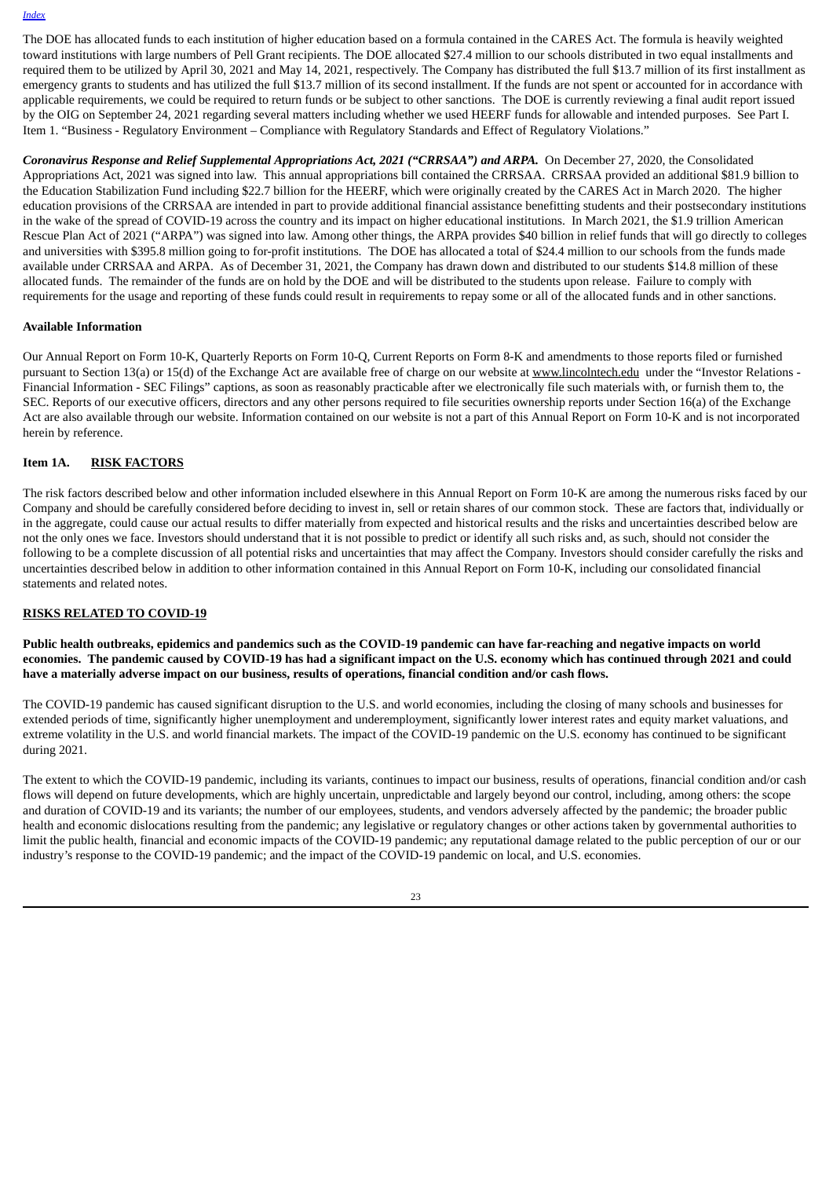The DOE has allocated funds to each institution of higher education based on a formula contained in the CARES Act. The formula is heavily weighted toward institutions with large numbers of Pell Grant recipients. The DOE allocated $27.4 million to our schools distributed in two equal installments and required them to be utilized by April 30, 2021 and May 14, 2021, respectively. The Company has distributed the full $13.7 million of its first installment as emergency grants to students and has utilized the full $13.7 million of its second installment. If the funds are not spent or accounted for in accordance with applicable requirements, we could be required to return funds or be subject to other sanctions. The DOE is currently reviewing a final audit report issued by the OIG on September 24, 2021 regarding several matters including whether we used HEERF funds for allowable and intended purposes. See Part I. Item 1. "Business - Regulatory Environment – Compliance with Regulatory Standards and Effect of Regulatory Violations."

***Coronavirus Response and Relief Supplemental Appropriations Act, 2021 ("CRRSAA") and ARPA.*** On December 27, 2020, the Consolidated Appropriations Act, 2021 was signed into law. This annual appropriations bill contained the CRRSAA. CRRSAA provided an additional $81.9 billion to the Education Stabilization Fund including $22.7 billion for the HEERF, which were originally created by the CARES Act in March 2020. The higher education provisions of the CRRSAA are intended in part to provide additional financial assistance benefitting students and their postsecondary institutions in the wake of the spread of COVID-19 across the country and its impact on higher educational institutions. In March 2021, the $1.9 trillion American Rescue Plan Act of 2021 ("ARPA") was signed into law. Among other things, the ARPA provides $40 billion in relief funds that will go directly to colleges and universities with $395.8 million going to for-profit institutions. The DOE has allocated a total of $24.4 million to our schools from the funds made available under CRRSAA and ARPA. As of December 31, 2021, the Company has drawn down and distributed to our students $14.8 million of these allocated funds. The remainder of the funds are on hold by the DOE and will be distributed to the students upon release. Failure to comply with requirements for the usage and reporting of these funds could result in requirements to repay some or all of the allocated funds and in other sanctions.

**Available Information**

Our Annual Report on Form 10-K, Quarterly Reports on Form 10-Q, Current Reports on Form 8-K and amendments to those reports filed or furnished pursuant to Section 13(a) or 15(d) of the Exchange Act are available free of charge on our website at www.lincolntech.edu under the "Investor Relations - Financial Information - SEC Filings" captions, as soon as reasonably practicable after we electronically file such materials with, or furnish them to, the SEC. Reports of our executive officers, directors and any other persons required to file securities ownership reports under Section 16(a) of the Exchange Act are also available through our website. Information contained on our website is not a part of this Annual Report on Form 10-K and is not incorporated herein by reference.

## Item 1A. RISK FACTORS

The risk factors described below and other information included elsewhere in this Annual Report on Form 10-K are among the numerous risks faced by our Company and should be carefully considered before deciding to invest in, sell or retain shares of our common stock. These are factors that, individually or in the aggregate, could cause our actual results to differ materially from expected and historical results and the risks and uncertainties described below are not the only ones we face. Investors should understand that it is not possible to predict or identify all such risks and, as such, should not consider the following to be a complete discussion of all potential risks and uncertainties that may affect the Company. Investors should consider carefully the risks and uncertainties described below in addition to other information contained in this Annual Report on Form 10-K, including our consolidated financial statements and related notes.

### RISKS RELATED TO COVID-19

**Public health outbreaks, epidemics and pandemics such as the COVID-19 pandemic can have far-reaching and negative impacts on world economies. The pandemic caused by COVID-19 has had a significant impact on the U.S. economy which has continued through 2021 and could have a materially adverse impact on our business, results of operations, financial condition and/or cash flows.**

The COVID-19 pandemic has caused significant disruption to the U.S. and world economies, including the closing of many schools and businesses for extended periods of time, significantly higher unemployment and underemployment, significantly lower interest rates and equity market valuations, and extreme volatility in the U.S. and world financial markets. The impact of the COVID-19 pandemic on the U.S. economy has continued to be significant during 2021.

The extent to which the COVID-19 pandemic, including its variants, continues to impact our business, results of operations, financial condition and/or cash flows will depend on future developments, which are highly uncertain, unpredictable and largely beyond our control, including, among others: the scope and duration of COVID-19 and its variants; the number of our employees, students, and vendors adversely affected by the pandemic; the broader public health and economic dislocations resulting from the pandemic; any legislative or regulatory changes or other actions taken by governmental authorities to limit the public health, financial and economic impacts of the COVID-19 pandemic; any reputational damage related to the public perception of our or our industry's response to the COVID-19 pandemic; and the impact of the COVID-19 pandemic on local, and U.S. economies.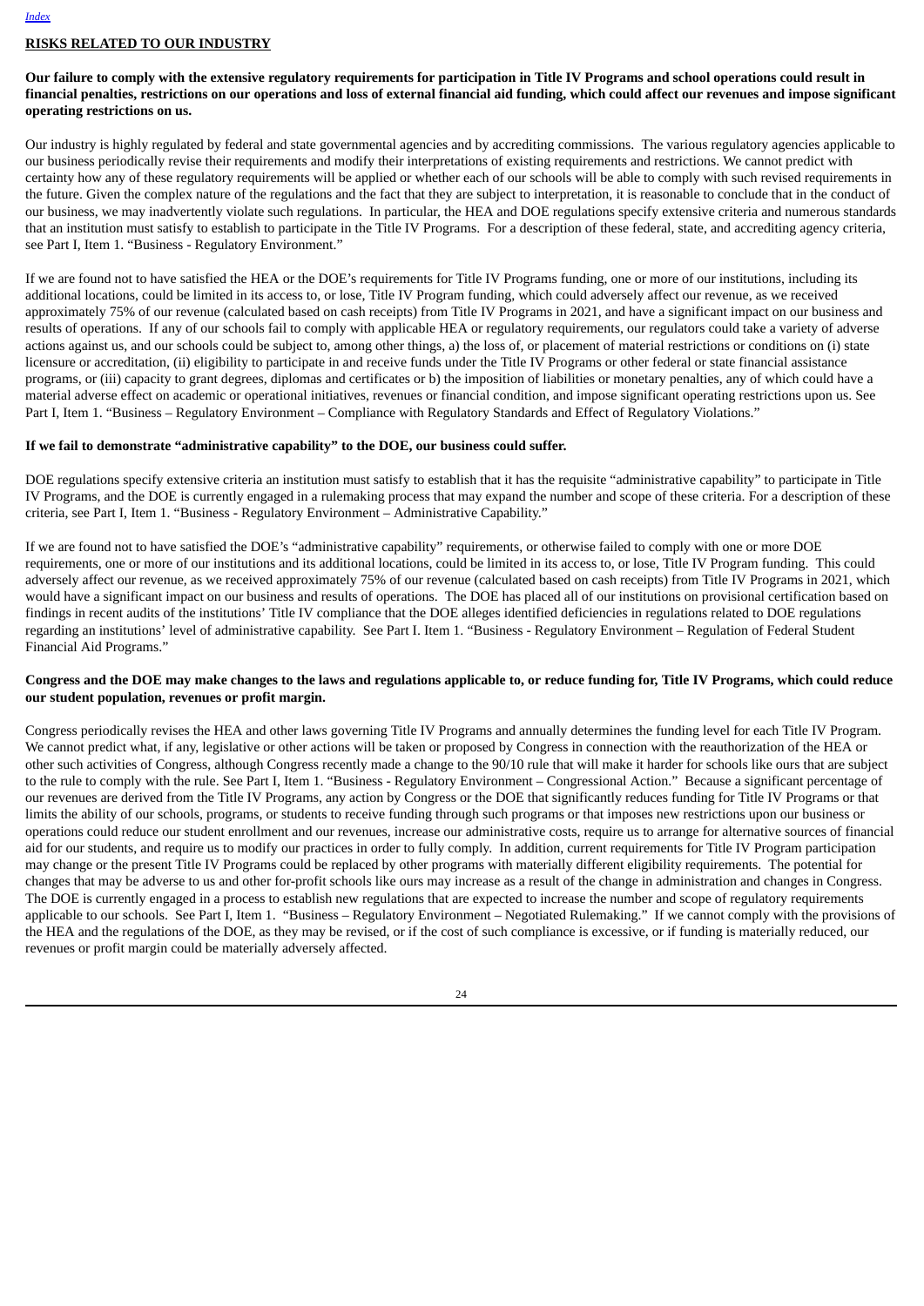## RISKS RELATED TO OUR INDUSTRY

**Our failure to comply with the extensive regulatory requirements for participation in Title IV Programs and school operations could result in financial penalties, restrictions on our operations and loss of external financial aid funding, which could affect our revenues and impose significant operating restrictions on us.**

Our industry is highly regulated by federal and state governmental agencies and by accrediting commissions. The various regulatory agencies applicable to our business periodically revise their requirements and modify their interpretations of existing requirements and restrictions. We cannot predict with certainty how any of these regulatory requirements will be applied or whether each of our schools will be able to comply with such revised requirements in the future. Given the complex nature of the regulations and the fact that they are subject to interpretation, it is reasonable to conclude that in the conduct of our business, we may inadvertently violate such regulations. In particular, the HEA and DOE regulations specify extensive criteria and numerous standards that an institution must satisfy to establish to participate in the Title IV Programs. For a description of these federal, state, and accrediting agency criteria, see Part I, Item 1. "Business - Regulatory Environment."

If we are found not to have satisfied the HEA or the DOE's requirements for Title IV Programs funding, one or more of our institutions, including its additional locations, could be limited in its access to, or lose, Title IV Program funding, which could adversely affect our revenue, as we received approximately 75% of our revenue (calculated based on cash receipts) from Title IV Programs in 2021, and have a significant impact on our business and results of operations. If any of our schools fail to comply with applicable HEA or regulatory requirements, our regulators could take a variety of adverse actions against us, and our schools could be subject to, among other things, a) the loss of, or placement of material restrictions or conditions on (i) state licensure or accreditation, (ii) eligibility to participate in and receive funds under the Title IV Programs or other federal or state financial assistance programs, or (iii) capacity to grant degrees, diplomas and certificates or b) the imposition of liabilities or monetary penalties, any of which could have a material adverse effect on academic or operational initiatives, revenues or financial condition, and impose significant operating restrictions upon us. See Part I, Item 1. "Business – Regulatory Environment – Compliance with Regulatory Standards and Effect of Regulatory Violations."

**If we fail to demonstrate "administrative capability" to the DOE, our business could suffer.**

DOE regulations specify extensive criteria an institution must satisfy to establish that it has the requisite "administrative capability" to participate in Title IV Programs, and the DOE is currently engaged in a rulemaking process that may expand the number and scope of these criteria. For a description of these criteria, see Part I, Item 1. "Business - Regulatory Environment – Administrative Capability."

If we are found not to have satisfied the DOE's "administrative capability" requirements, or otherwise failed to comply with one or more DOE requirements, one or more of our institutions and its additional locations, could be limited in its access to, or lose, Title IV Program funding. This could adversely affect our revenue, as we received approximately 75% of our revenue (calculated based on cash receipts) from Title IV Programs in 2021, which would have a significant impact on our business and results of operations. The DOE has placed all of our institutions on provisional certification based on findings in recent audits of the institutions' Title IV compliance that the DOE alleges identified deficiencies in regulations related to DOE regulations regarding an institutions' level of administrative capability. See Part I. Item 1. "Business - Regulatory Environment – Regulation of Federal Student Financial Aid Programs."

**Congress and the DOE may make changes to the laws and regulations applicable to, or reduce funding for, Title IV Programs, which could reduce our student population, revenues or profit margin.**

Congress periodically revises the HEA and other laws governing Title IV Programs and annually determines the funding level for each Title IV Program. We cannot predict what, if any, legislative or other actions will be taken or proposed by Congress in connection with the reauthorization of the HEA or other such activities of Congress, although Congress recently made a change to the 90/10 rule that will make it harder for schools like ours that are subject to the rule to comply with the rule. See Part I, Item 1. "Business - Regulatory Environment – Congressional Action." Because a significant percentage of our revenues are derived from the Title IV Programs, any action by Congress or the DOE that significantly reduces funding for Title IV Programs or that limits the ability of our schools, programs, or students to receive funding through such programs or that imposes new restrictions upon our business or operations could reduce our student enrollment and our revenues, increase our administrative costs, require us to arrange for alternative sources of financial aid for our students, and require us to modify our practices in order to fully comply. In addition, current requirements for Title IV Program participation may change or the present Title IV Programs could be replaced by other programs with materially different eligibility requirements. The potential for changes that may be adverse to us and other for-profit schools like ours may increase as a result of the change in administration and changes in Congress. The DOE is currently engaged in a process to establish new regulations that are expected to increase the number and scope of regulatory requirements applicable to our schools. See Part I, Item 1. "Business – Regulatory Environment – Negotiated Rulemaking." If we cannot comply with the provisions of the HEA and the regulations of the DOE, as they may be revised, or if the cost of such compliance is excessive, or if funding is materially reduced, our revenues or profit margin could be materially adversely affected.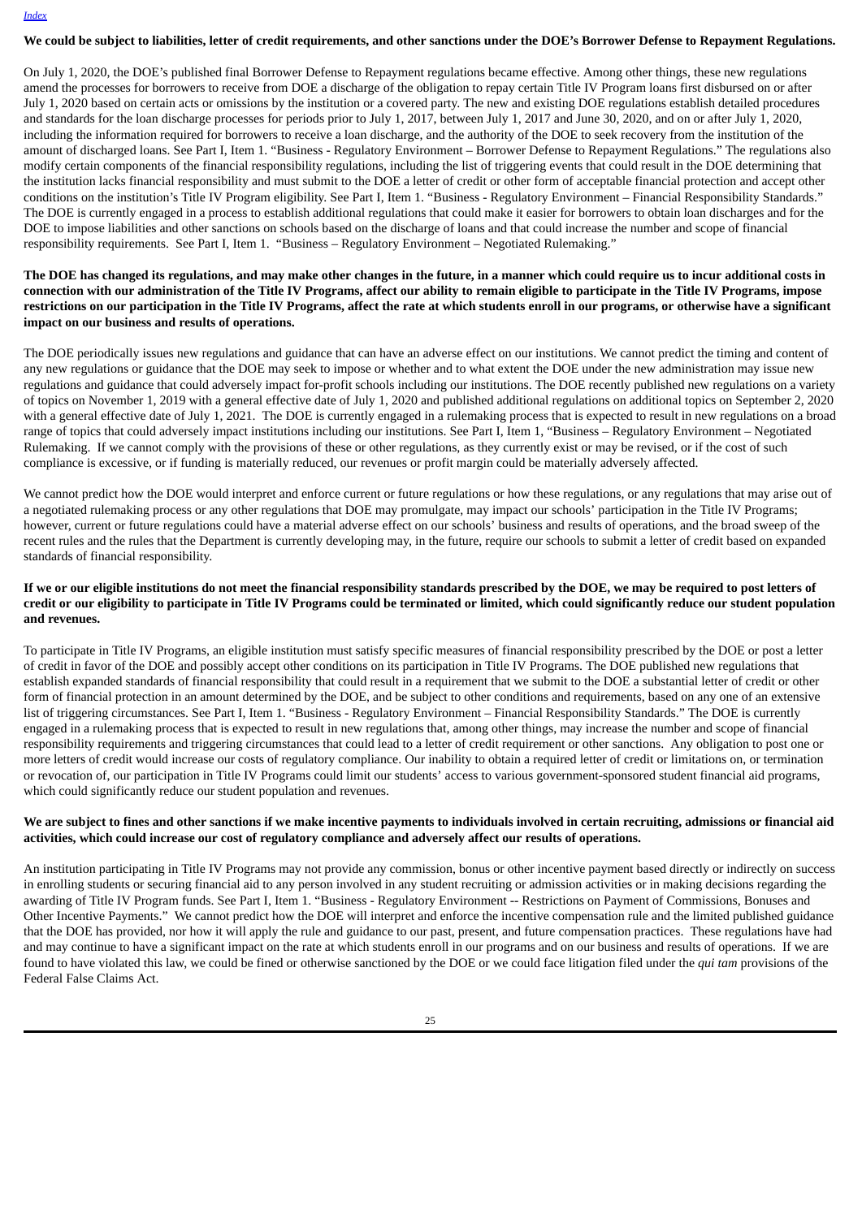**We could be subject to liabilities, letter of credit requirements, and other sanctions under the DOE's Borrower Defense to Repayment Regulations.**

On July 1, 2020, the DOE's published final Borrower Defense to Repayment regulations became effective. Among other things, these new regulations amend the processes for borrowers to receive from DOE a discharge of the obligation to repay certain Title IV Program loans first disbursed on or after July 1, 2020 based on certain acts or omissions by the institution or a covered party. The new and existing DOE regulations establish detailed procedures and standards for the loan discharge processes for periods prior to July 1, 2017, between July 1, 2017 and June 30, 2020, and on or after July 1, 2020, including the information required for borrowers to receive a loan discharge, and the authority of the DOE to seek recovery from the institution of the amount of discharged loans. See Part I, Item 1. "Business - Regulatory Environment – Borrower Defense to Repayment Regulations." The regulations also modify certain components of the financial responsibility regulations, including the list of triggering events that could result in the DOE determining that the institution lacks financial responsibility and must submit to the DOE a letter of credit or other form of acceptable financial protection and accept other conditions on the institution's Title IV Program eligibility. See Part I, Item 1. "Business - Regulatory Environment – Financial Responsibility Standards." The DOE is currently engaged in a process to establish additional regulations that could make it easier for borrowers to obtain loan discharges and for the DOE to impose liabilities and other sanctions on schools based on the discharge of loans and that could increase the number and scope of financial responsibility requirements. See Part I, Item 1. "Business – Regulatory Environment – Negotiated Rulemaking."

**The DOE has changed its regulations, and may make other changes in the future, in a manner which could require us to incur additional costs in connection with our administration of the Title IV Programs, affect our ability to remain eligible to participate in the Title IV Programs, impose restrictions on our participation in the Title IV Programs, affect the rate at which students enroll in our programs, or otherwise have a significant impact on our business and results of operations.**

The DOE periodically issues new regulations and guidance that can have an adverse effect on our institutions. We cannot predict the timing and content of any new regulations or guidance that the DOE may seek to impose or whether and to what extent the DOE under the new administration may issue new regulations and guidance that could adversely impact for-profit schools including our institutions. The DOE recently published new regulations on a variety of topics on November 1, 2019 with a general effective date of July 1, 2020 and published additional regulations on additional topics on September 2, 2020 with a general effective date of July 1, 2021. The DOE is currently engaged in a rulemaking process that is expected to result in new regulations on a broad range of topics that could adversely impact institutions including our institutions. See Part I, Item 1, "Business – Regulatory Environment – Negotiated Rulemaking. If we cannot comply with the provisions of these or other regulations, as they currently exist or may be revised, or if the cost of such compliance is excessive, or if funding is materially reduced, our revenues or profit margin could be materially adversely affected.

We cannot predict how the DOE would interpret and enforce current or future regulations or how these regulations, or any regulations that may arise out of a negotiated rulemaking process or any other regulations that DOE may promulgate, may impact our schools' participation in the Title IV Programs; however, current or future regulations could have a material adverse effect on our schools' business and results of operations, and the broad sweep of the recent rules and the rules that the Department is currently developing may, in the future, require our schools to submit a letter of credit based on expanded standards of financial responsibility.

**If we or our eligible institutions do not meet the financial responsibility standards prescribed by the DOE, we may be required to post letters of credit or our eligibility to participate in Title IV Programs could be terminated or limited, which could significantly reduce our student population and revenues.**

To participate in Title IV Programs, an eligible institution must satisfy specific measures of financial responsibility prescribed by the DOE or post a letter of credit in favor of the DOE and possibly accept other conditions on its participation in Title IV Programs. The DOE published new regulations that establish expanded standards of financial responsibility that could result in a requirement that we submit to the DOE a substantial letter of credit or other form of financial protection in an amount determined by the DOE, and be subject to other conditions and requirements, based on any one of an extensive list of triggering circumstances. See Part I, Item 1. "Business - Regulatory Environment – Financial Responsibility Standards." The DOE is currently engaged in a rulemaking process that is expected to result in new regulations that, among other things, may increase the number and scope of financial responsibility requirements and triggering circumstances that could lead to a letter of credit requirement or other sanctions. Any obligation to post one or more letters of credit would increase our costs of regulatory compliance. Our inability to obtain a required letter of credit or limitations on, or termination or revocation of, our participation in Title IV Programs could limit our students' access to various government-sponsored student financial aid programs, which could significantly reduce our student population and revenues.

**We are subject to fines and other sanctions if we make incentive payments to individuals involved in certain recruiting, admissions or financial aid activities, which could increase our cost of regulatory compliance and adversely affect our results of operations.**

An institution participating in Title IV Programs may not provide any commission, bonus or other incentive payment based directly or indirectly on success in enrolling students or securing financial aid to any person involved in any student recruiting or admission activities or in making decisions regarding the awarding of Title IV Program funds. See Part I, Item 1. "Business - Regulatory Environment -- Restrictions on Payment of Commissions, Bonuses and Other Incentive Payments." We cannot predict how the DOE will interpret and enforce the incentive compensation rule and the limited published guidance that the DOE has provided, nor how it will apply the rule and guidance to our past, present, and future compensation practices. These regulations have had and may continue to have a significant impact on the rate at which students enroll in our programs and on our business and results of operations. If we are found to have violated this law, we could be fined or otherwise sanctioned by the DOE or we could face litigation filed under the *qui tam* provisions of the Federal False Claims Act.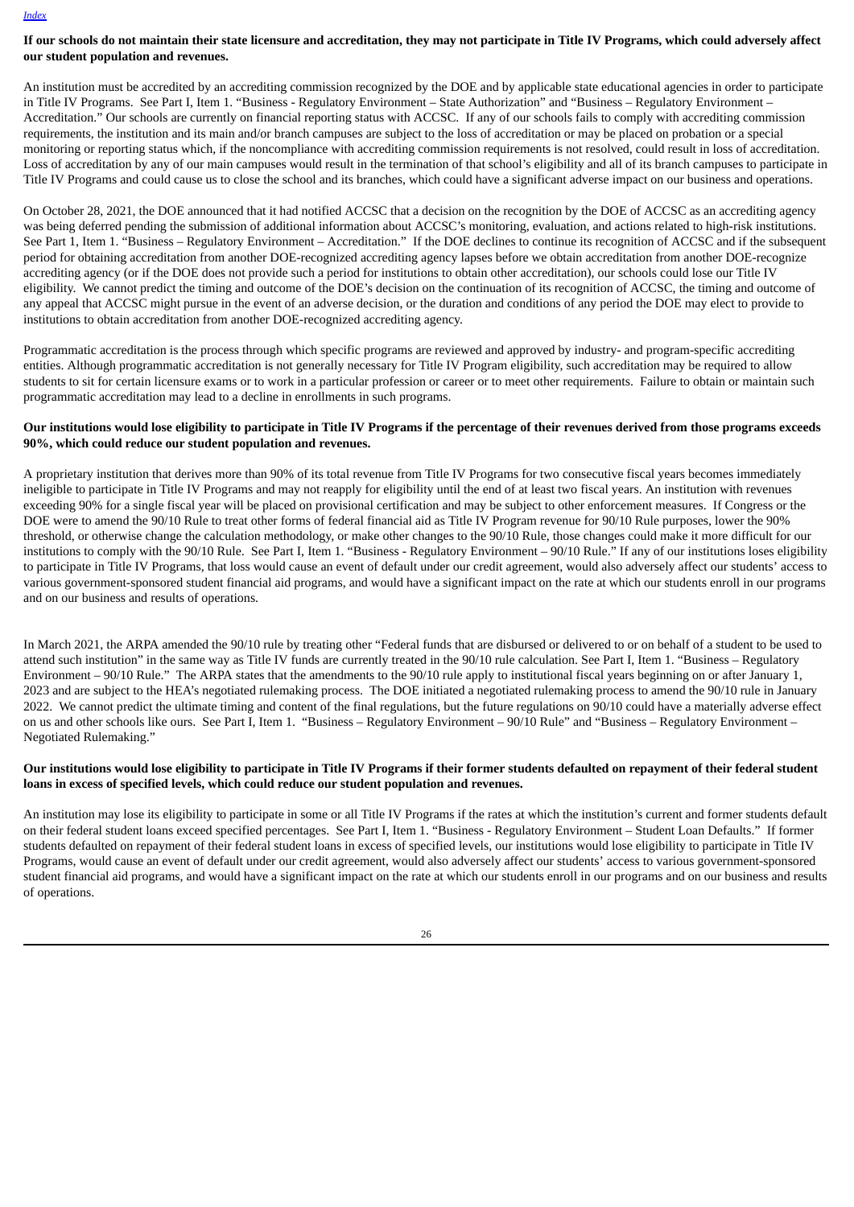**If our schools do not maintain their state licensure and accreditation, they may not participate in Title IV Programs, which could adversely affect our student population and revenues.**

An institution must be accredited by an accrediting commission recognized by the DOE and by applicable state educational agencies in order to participate in Title IV Programs. See Part I, Item 1. "Business - Regulatory Environment – State Authorization" and "Business – Regulatory Environment – Accreditation." Our schools are currently on financial reporting status with ACCSC. If any of our schools fails to comply with accrediting commission requirements, the institution and its main and/or branch campuses are subject to the loss of accreditation or may be placed on probation or a special monitoring or reporting status which, if the noncompliance with accrediting commission requirements is not resolved, could result in loss of accreditation. Loss of accreditation by any of our main campuses would result in the termination of that school's eligibility and all of its branch campuses to participate in Title IV Programs and could cause us to close the school and its branches, which could have a significant adverse impact on our business and operations.

On October 28, 2021, the DOE announced that it had notified ACCSC that a decision on the recognition by the DOE of ACCSC as an accrediting agency was being deferred pending the submission of additional information about ACCSC's monitoring, evaluation, and actions related to high-risk institutions. See Part 1, Item 1. "Business – Regulatory Environment – Accreditation." If the DOE declines to continue its recognition of ACCSC and if the subsequent period for obtaining accreditation from another DOE-recognized accrediting agency lapses before we obtain accreditation from another DOE-recognize accrediting agency (or if the DOE does not provide such a period for institutions to obtain other accreditation), our schools could lose our Title IV eligibility. We cannot predict the timing and outcome of the DOE's decision on the continuation of its recognition of ACCSC, the timing and outcome of any appeal that ACCSC might pursue in the event of an adverse decision, or the duration and conditions of any period the DOE may elect to provide to institutions to obtain accreditation from another DOE-recognized accrediting agency.

Programmatic accreditation is the process through which specific programs are reviewed and approved by industry- and program-specific accrediting entities. Although programmatic accreditation is not generally necessary for Title IV Program eligibility, such accreditation may be required to allow students to sit for certain licensure exams or to work in a particular profession or career or to meet other requirements. Failure to obtain or maintain such programmatic accreditation may lead to a decline in enrollments in such programs.

**Our institutions would lose eligibility to participate in Title IV Programs if the percentage of their revenues derived from those programs exceeds 90%, which could reduce our student population and revenues.**

A proprietary institution that derives more than 90% of its total revenue from Title IV Programs for two consecutive fiscal years becomes immediately ineligible to participate in Title IV Programs and may not reapply for eligibility until the end of at least two fiscal years. An institution with revenues exceeding 90% for a single fiscal year will be placed on provisional certification and may be subject to other enforcement measures. If Congress or the DOE were to amend the 90/10 Rule to treat other forms of federal financial aid as Title IV Program revenue for 90/10 Rule purposes, lower the 90% threshold, or otherwise change the calculation methodology, or make other changes to the 90/10 Rule, those changes could make it more difficult for our institutions to comply with the 90/10 Rule. See Part I, Item 1. "Business - Regulatory Environment – 90/10 Rule." If any of our institutions loses eligibility to participate in Title IV Programs, that loss would cause an event of default under our credit agreement, would also adversely affect our students' access to various government-sponsored student financial aid programs, and would have a significant impact on the rate at which our students enroll in our programs and on our business and results of operations.

In March 2021, the ARPA amended the 90/10 rule by treating other "Federal funds that are disbursed or delivered to or on behalf of a student to be used to attend such institution" in the same way as Title IV funds are currently treated in the 90/10 rule calculation. See Part I, Item 1. "Business – Regulatory Environment – 90/10 Rule." The ARPA states that the amendments to the 90/10 rule apply to institutional fiscal years beginning on or after January 1, 2023 and are subject to the HEA's negotiated rulemaking process. The DOE initiated a negotiated rulemaking process to amend the 90/10 rule in January 2022. We cannot predict the ultimate timing and content of the final regulations, but the future regulations on 90/10 could have a materially adverse effect on us and other schools like ours. See Part I, Item 1. "Business – Regulatory Environment – 90/10 Rule" and "Business – Regulatory Environment – Negotiated Rulemaking."

**Our institutions would lose eligibility to participate in Title IV Programs if their former students defaulted on repayment of their federal student loans in excess of specified levels, which could reduce our student population and revenues.**

An institution may lose its eligibility to participate in some or all Title IV Programs if the rates at which the institution's current and former students default on their federal student loans exceed specified percentages. See Part I, Item 1. "Business - Regulatory Environment – Student Loan Defaults." If former students defaulted on repayment of their federal student loans in excess of specified levels, our institutions would lose eligibility to participate in Title IV Programs, would cause an event of default under our credit agreement, would also adversely affect our students' access to various government-sponsored student financial aid programs, and would have a significant impact on the rate at which our students enroll in our programs and on our business and results of operations.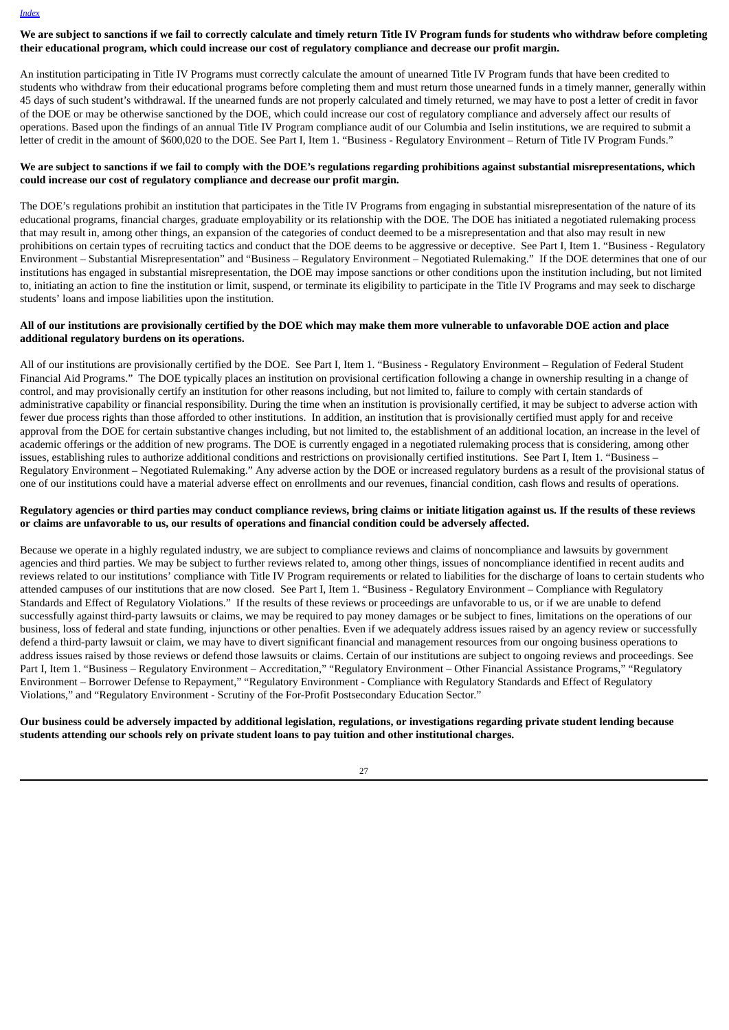**We are subject to sanctions if we fail to correctly calculate and timely return Title IV Program funds for students who withdraw before completing their educational program, which could increase our cost of regulatory compliance and decrease our profit margin.**

An institution participating in Title IV Programs must correctly calculate the amount of unearned Title IV Program funds that have been credited to students who withdraw from their educational programs before completing them and must return those unearned funds in a timely manner, generally within 45 days of such student's withdrawal. If the unearned funds are not properly calculated and timely returned, we may have to post a letter of credit in favor of the DOE or may be otherwise sanctioned by the DOE, which could increase our cost of regulatory compliance and adversely affect our results of operations. Based upon the findings of an annual Title IV Program compliance audit of our Columbia and Iselin institutions, we are required to submit a letter of credit in the amount of $600,020 to the DOE. See Part I, Item 1. "Business - Regulatory Environment – Return of Title IV Program Funds."

**We are subject to sanctions if we fail to comply with the DOE's regulations regarding prohibitions against substantial misrepresentations, which could increase our cost of regulatory compliance and decrease our profit margin.**

The DOE's regulations prohibit an institution that participates in the Title IV Programs from engaging in substantial misrepresentation of the nature of its educational programs, financial charges, graduate employability or its relationship with the DOE. The DOE has initiated a negotiated rulemaking process that may result in, among other things, an expansion of the categories of conduct deemed to be a misrepresentation and that also may result in new prohibitions on certain types of recruiting tactics and conduct that the DOE deems to be aggressive or deceptive. See Part I, Item 1. "Business - Regulatory Environment – Substantial Misrepresentation" and "Business – Regulatory Environment – Negotiated Rulemaking." If the DOE determines that one of our institutions has engaged in substantial misrepresentation, the DOE may impose sanctions or other conditions upon the institution including, but not limited to, initiating an action to fine the institution or limit, suspend, or terminate its eligibility to participate in the Title IV Programs and may seek to discharge students' loans and impose liabilities upon the institution.

**All of our institutions are provisionally certified by the DOE which may make them more vulnerable to unfavorable DOE action and place additional regulatory burdens on its operations.**

All of our institutions are provisionally certified by the DOE. See Part I, Item 1. "Business - Regulatory Environment – Regulation of Federal Student Financial Aid Programs." The DOE typically places an institution on provisional certification following a change in ownership resulting in a change of control, and may provisionally certify an institution for other reasons including, but not limited to, failure to comply with certain standards of administrative capability or financial responsibility. During the time when an institution is provisionally certified, it may be subject to adverse action with fewer due process rights than those afforded to other institutions. In addition, an institution that is provisionally certified must apply for and receive approval from the DOE for certain substantive changes including, but not limited to, the establishment of an additional location, an increase in the level of academic offerings or the addition of new programs. The DOE is currently engaged in a negotiated rulemaking process that is considering, among other issues, establishing rules to authorize additional conditions and restrictions on provisionally certified institutions. See Part I, Item 1. "Business – Regulatory Environment – Negotiated Rulemaking." Any adverse action by the DOE or increased regulatory burdens as a result of the provisional status of one of our institutions could have a material adverse effect on enrollments and our revenues, financial condition, cash flows and results of operations.

**Regulatory agencies or third parties may conduct compliance reviews, bring claims or initiate litigation against us. If the results of these reviews or claims are unfavorable to us, our results of operations and financial condition could be adversely affected.**

Because we operate in a highly regulated industry, we are subject to compliance reviews and claims of noncompliance and lawsuits by government agencies and third parties. We may be subject to further reviews related to, among other things, issues of noncompliance identified in recent audits and reviews related to our institutions' compliance with Title IV Program requirements or related to liabilities for the discharge of loans to certain students who attended campuses of our institutions that are now closed. See Part I, Item 1. "Business - Regulatory Environment – Compliance with Regulatory Standards and Effect of Regulatory Violations." If the results of these reviews or proceedings are unfavorable to us, or if we are unable to defend successfully against third-party lawsuits or claims, we may be required to pay money damages or be subject to fines, limitations on the operations of our business, loss of federal and state funding, injunctions or other penalties. Even if we adequately address issues raised by an agency review or successfully defend a third-party lawsuit or claim, we may have to divert significant financial and management resources from our ongoing business operations to address issues raised by those reviews or defend those lawsuits or claims. Certain of our institutions are subject to ongoing reviews and proceedings. See Part I, Item 1. "Business – Regulatory Environment – Accreditation," "Regulatory Environment – Other Financial Assistance Programs," "Regulatory Environment – Borrower Defense to Repayment," "Regulatory Environment - Compliance with Regulatory Standards and Effect of Regulatory Violations," and "Regulatory Environment - Scrutiny of the For-Profit Postsecondary Education Sector."

**Our business could be adversely impacted by additional legislation, regulations, or investigations regarding private student lending because students attending our schools rely on private student loans to pay tuition and other institutional charges.**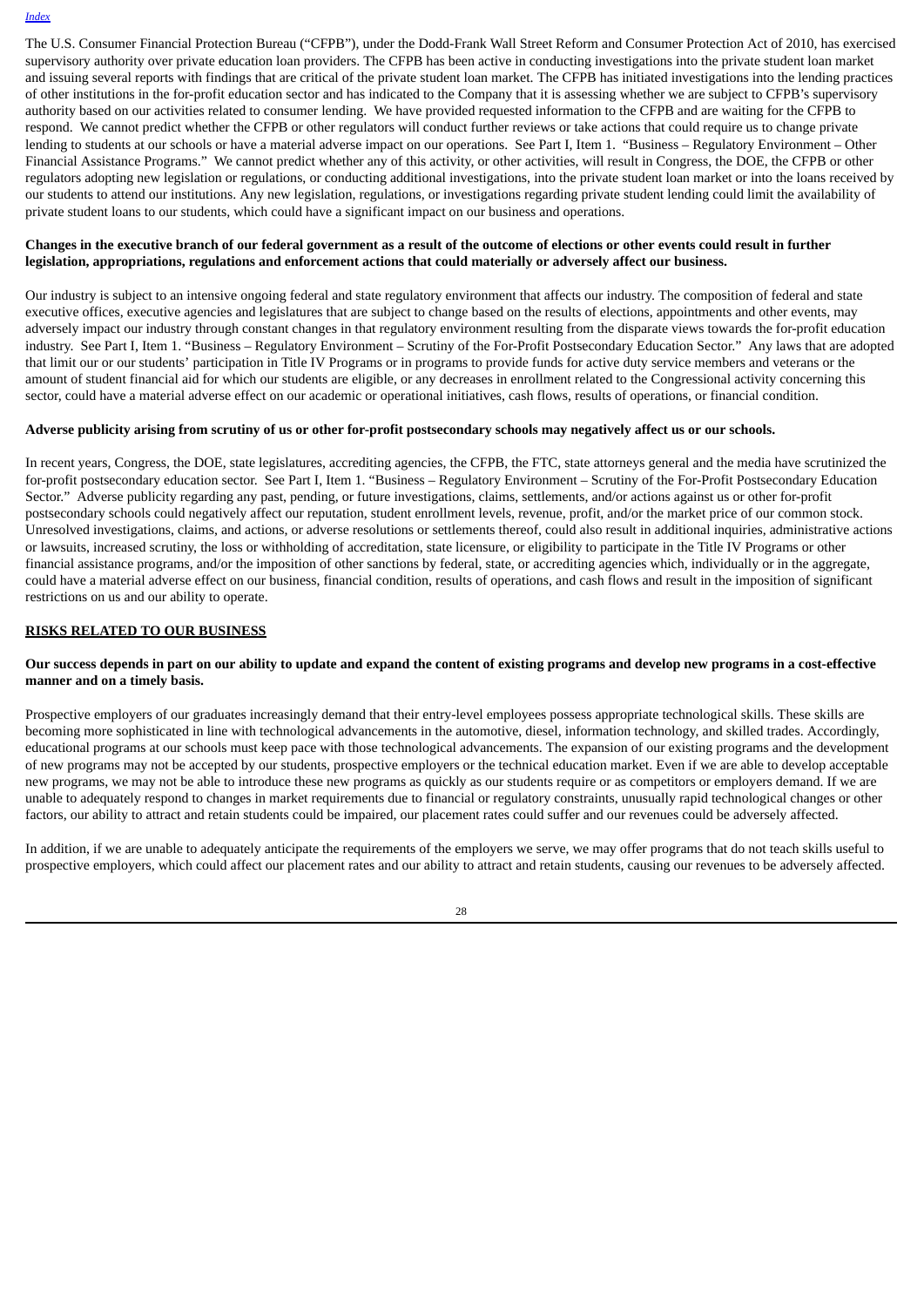The U.S. Consumer Financial Protection Bureau ("CFPB"), under the Dodd-Frank Wall Street Reform and Consumer Protection Act of 2010, has exercised supervisory authority over private education loan providers. The CFPB has been active in conducting investigations into the private student loan market and issuing several reports with findings that are critical of the private student loan market. The CFPB has initiated investigations into the lending practices of other institutions in the for-profit education sector and has indicated to the Company that it is assessing whether we are subject to CFPB's supervisory authority based on our activities related to consumer lending. We have provided requested information to the CFPB and are waiting for the CFPB to respond. We cannot predict whether the CFPB or other regulators will conduct further reviews or take actions that could require us to change private lending to students at our schools or have a material adverse impact on our operations. See Part I, Item 1. "Business – Regulatory Environment – Other Financial Assistance Programs." We cannot predict whether any of this activity, or other activities, will result in Congress, the DOE, the CFPB or other regulators adopting new legislation or regulations, or conducting additional investigations, into the private student loan market or into the loans received by our students to attend our institutions. Any new legislation, regulations, or investigations regarding private student lending could limit the availability of private student loans to our students, which could have a significant impact on our business and operations.

**Changes in the executive branch of our federal government as a result of the outcome of elections or other events could result in further legislation, appropriations, regulations and enforcement actions that could materially or adversely affect our business.**

Our industry is subject to an intensive ongoing federal and state regulatory environment that affects our industry. The composition of federal and state executive offices, executive agencies and legislatures that are subject to change based on the results of elections, appointments and other events, may adversely impact our industry through constant changes in that regulatory environment resulting from the disparate views towards the for-profit education industry. See Part I, Item 1. "Business – Regulatory Environment – Scrutiny of the For-Profit Postsecondary Education Sector." Any laws that are adopted that limit our or our students' participation in Title IV Programs or in programs to provide funds for active duty service members and veterans or the amount of student financial aid for which our students are eligible, or any decreases in enrollment related to the Congressional activity concerning this sector, could have a material adverse effect on our academic or operational initiatives, cash flows, results of operations, or financial condition.

**Adverse publicity arising from scrutiny of us or other for-profit postsecondary schools may negatively affect us or our schools.**

In recent years, Congress, the DOE, state legislatures, accrediting agencies, the CFPB, the FTC, state attorneys general and the media have scrutinized the for-profit postsecondary education sector. See Part I, Item 1. "Business – Regulatory Environment – Scrutiny of the For-Profit Postsecondary Education Sector." Adverse publicity regarding any past, pending, or future investigations, claims, settlements, and/or actions against us or other for-profit postsecondary schools could negatively affect our reputation, student enrollment levels, revenue, profit, and/or the market price of our common stock. Unresolved investigations, claims, and actions, or adverse resolutions or settlements thereof, could also result in additional inquiries, administrative actions or lawsuits, increased scrutiny, the loss or withholding of accreditation, state licensure, or eligibility to participate in the Title IV Programs or other financial assistance programs, and/or the imposition of other sanctions by federal, state, or accrediting agencies which, individually or in the aggregate, could have a material adverse effect on our business, financial condition, results of operations, and cash flows and result in the imposition of significant restrictions on us and our ability to operate.

**RISKS RELATED TO OUR BUSINESS**

**Our success depends in part on our ability to update and expand the content of existing programs and develop new programs in a cost-effective manner and on a timely basis.**

Prospective employers of our graduates increasingly demand that their entry-level employees possess appropriate technological skills. These skills are becoming more sophisticated in line with technological advancements in the automotive, diesel, information technology, and skilled trades. Accordingly, educational programs at our schools must keep pace with those technological advancements. The expansion of our existing programs and the development of new programs may not be accepted by our students, prospective employers or the technical education market. Even if we are able to develop acceptable new programs, we may not be able to introduce these new programs as quickly as our students require or as competitors or employers demand. If we are unable to adequately respond to changes in market requirements due to financial or regulatory constraints, unusually rapid technological changes or other factors, our ability to attract and retain students could be impaired, our placement rates could suffer and our revenues could be adversely affected.

In addition, if we are unable to adequately anticipate the requirements of the employers we serve, we may offer programs that do not teach skills useful to prospective employers, which could affect our placement rates and our ability to attract and retain students, causing our revenues to be adversely affected.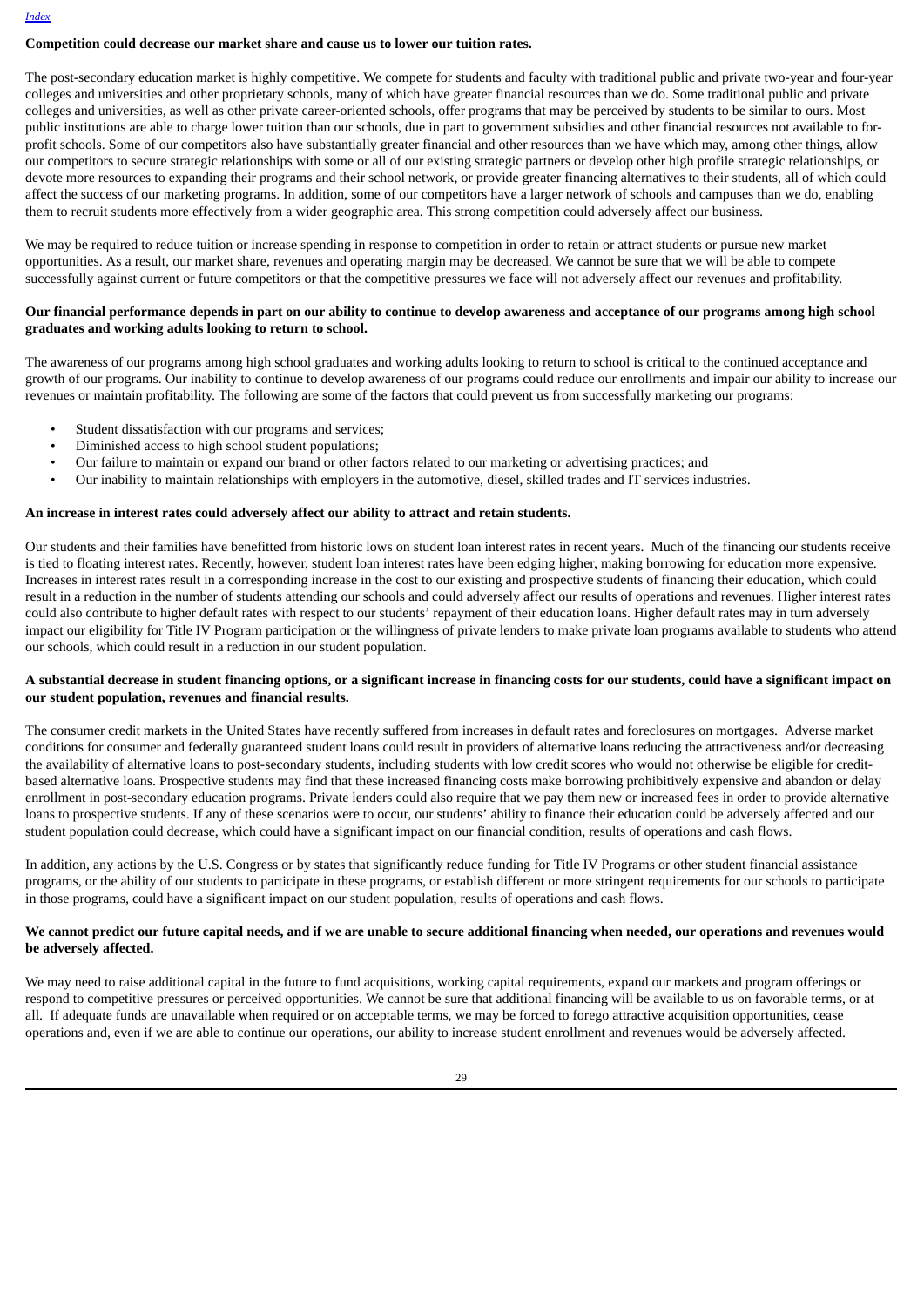**Competition could decrease our market share and cause us to lower our tuition rates.**

The post-secondary education market is highly competitive. We compete for students and faculty with traditional public and private two-year and four-year colleges and universities and other proprietary schools, many of which have greater financial resources than we do. Some traditional public and private colleges and universities, as well as other private career-oriented schools, offer programs that may be perceived by students to be similar to ours. Most public institutions are able to charge lower tuition than our schools, due in part to government subsidies and other financial resources not available to for-profit schools. Some of our competitors also have substantially greater financial and other resources than we have which may, among other things, allow our competitors to secure strategic relationships with some or all of our existing strategic partners or develop other high profile strategic relationships, or devote more resources to expanding their programs and their school network, or provide greater financing alternatives to their students, all of which could affect the success of our marketing programs. In addition, some of our competitors have a larger network of schools and campuses than we do, enabling them to recruit students more effectively from a wider geographic area. This strong competition could adversely affect our business.

We may be required to reduce tuition or increase spending in response to competition in order to retain or attract students or pursue new market opportunities. As a result, our market share, revenues and operating margin may be decreased. We cannot be sure that we will be able to compete successfully against current or future competitors or that the competitive pressures we face will not adversely affect our revenues and profitability.

**Our financial performance depends in part on our ability to continue to develop awareness and acceptance of our programs among high school graduates and working adults looking to return to school.**

The awareness of our programs among high school graduates and working adults looking to return to school is critical to the continued acceptance and growth of our programs. Our inability to continue to develop awareness of our programs could reduce our enrollments and impair our ability to increase our revenues or maintain profitability. The following are some of the factors that could prevent us from successfully marketing our programs:

- Student dissatisfaction with our programs and services;
- Diminished access to high school student populations;
- Our failure to maintain or expand our brand or other factors related to our marketing or advertising practices; and
- Our inability to maintain relationships with employers in the automotive, diesel, skilled trades and IT services industries.

**An increase in interest rates could adversely affect our ability to attract and retain students.**

Our students and their families have benefitted from historic lows on student loan interest rates in recent years. Much of the financing our students receive is tied to floating interest rates. Recently, however, student loan interest rates have been edging higher, making borrowing for education more expensive. Increases in interest rates result in a corresponding increase in the cost to our existing and prospective students of financing their education, which could result in a reduction in the number of students attending our schools and could adversely affect our results of operations and revenues. Higher interest rates could also contribute to higher default rates with respect to our students' repayment of their education loans. Higher default rates may in turn adversely impact our eligibility for Title IV Program participation or the willingness of private lenders to make private loan programs available to students who attend our schools, which could result in a reduction in our student population.

**A substantial decrease in student financing options, or a significant increase in financing costs for our students, could have a significant impact on our student population, revenues and financial results.**

The consumer credit markets in the United States have recently suffered from increases in default rates and foreclosures on mortgages. Adverse market conditions for consumer and federally guaranteed student loans could result in providers of alternative loans reducing the attractiveness and/or decreasing the availability of alternative loans to post-secondary students, including students with low credit scores who would not otherwise be eligible for credit-based alternative loans. Prospective students may find that these increased financing costs make borrowing prohibitively expensive and abandon or delay enrollment in post-secondary education programs. Private lenders could also require that we pay them new or increased fees in order to provide alternative loans to prospective students. If any of these scenarios were to occur, our students' ability to finance their education could be adversely affected and our student population could decrease, which could have a significant impact on our financial condition, results of operations and cash flows.

In addition, any actions by the U.S. Congress or by states that significantly reduce funding for Title IV Programs or other student financial assistance programs, or the ability of our students to participate in these programs, or establish different or more stringent requirements for our schools to participate in those programs, could have a significant impact on our student population, results of operations and cash flows.

**We cannot predict our future capital needs, and if we are unable to secure additional financing when needed, our operations and revenues would be adversely affected.**

We may need to raise additional capital in the future to fund acquisitions, working capital requirements, expand our markets and program offerings or respond to competitive pressures or perceived opportunities. We cannot be sure that additional financing will be available to us on favorable terms, or at all. If adequate funds are unavailable when required or on acceptable terms, we may be forced to forego attractive acquisition opportunities, cease operations and, even if we are able to continue our operations, our ability to increase student enrollment and revenues would be adversely affected.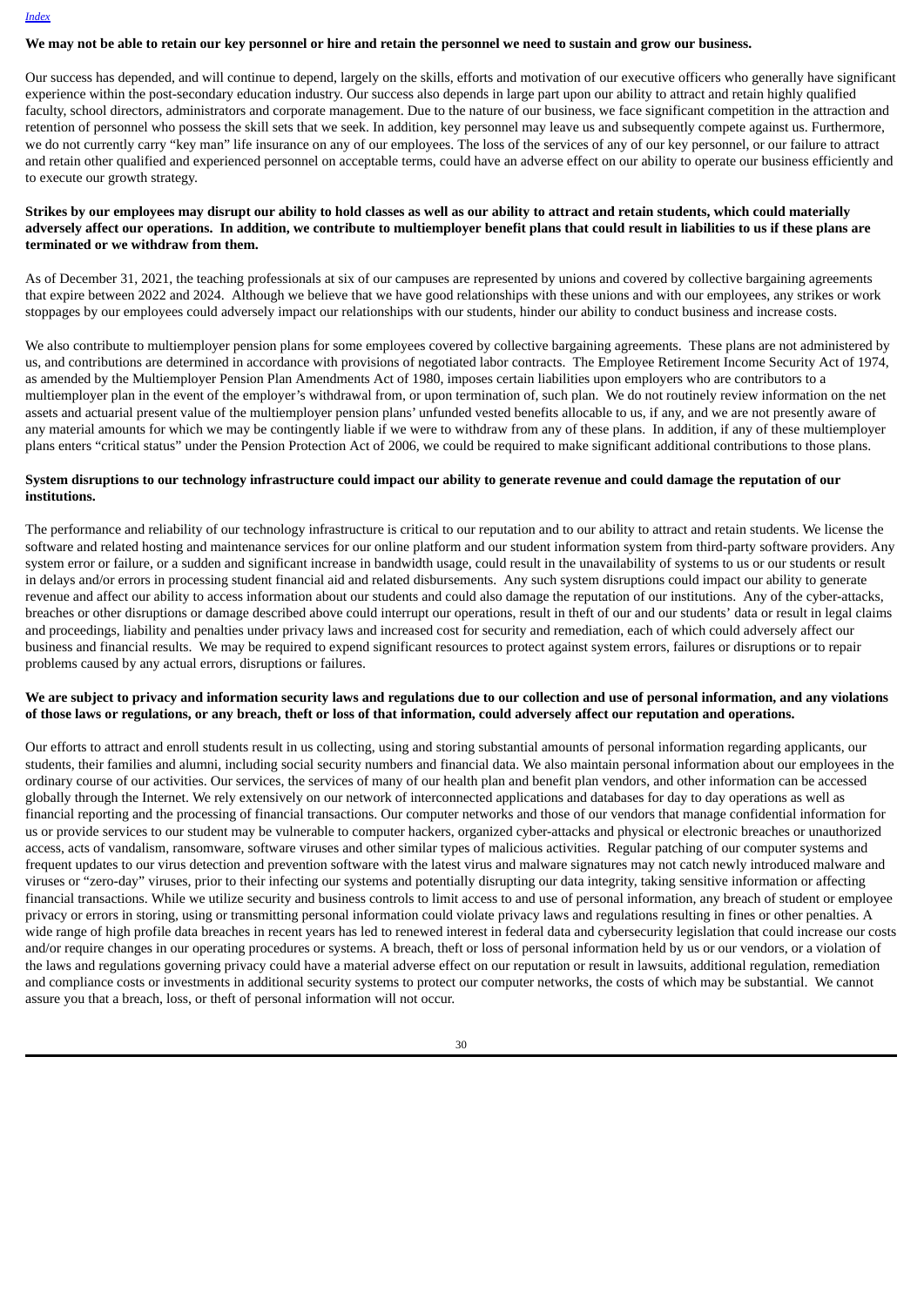**We may not be able to retain our key personnel or hire and retain the personnel we need to sustain and grow our business.**

Our success has depended, and will continue to depend, largely on the skills, efforts and motivation of our executive officers who generally have significant experience within the post-secondary education industry. Our success also depends in large part upon our ability to attract and retain highly qualified faculty, school directors, administrators and corporate management. Due to the nature of our business, we face significant competition in the attraction and retention of personnel who possess the skill sets that we seek. In addition, key personnel may leave us and subsequently compete against us. Furthermore, we do not currently carry "key man" life insurance on any of our employees. The loss of the services of any of our key personnel, or our failure to attract and retain other qualified and experienced personnel on acceptable terms, could have an adverse effect on our ability to operate our business efficiently and to execute our growth strategy.

**Strikes by our employees may disrupt our ability to hold classes as well as our ability to attract and retain students, which could materially adversely affect our operations. In addition, we contribute to multiemployer benefit plans that could result in liabilities to us if these plans are terminated or we withdraw from them.**

As of December 31, 2021, the teaching professionals at six of our campuses are represented by unions and covered by collective bargaining agreements that expire between 2022 and 2024. Although we believe that we have good relationships with these unions and with our employees, any strikes or work stoppages by our employees could adversely impact our relationships with our students, hinder our ability to conduct business and increase costs.

We also contribute to multiemployer pension plans for some employees covered by collective bargaining agreements. These plans are not administered by us, and contributions are determined in accordance with provisions of negotiated labor contracts. The Employee Retirement Income Security Act of 1974, as amended by the Multiemployer Pension Plan Amendments Act of 1980, imposes certain liabilities upon employers who are contributors to a multiemployer plan in the event of the employer's withdrawal from, or upon termination of, such plan. We do not routinely review information on the net assets and actuarial present value of the multiemployer pension plans' unfunded vested benefits allocable to us, if any, and we are not presently aware of any material amounts for which we may be contingently liable if we were to withdraw from any of these plans. In addition, if any of these multiemployer plans enters "critical status" under the Pension Protection Act of 2006, we could be required to make significant additional contributions to those plans.

**System disruptions to our technology infrastructure could impact our ability to generate revenue and could damage the reputation of our institutions.**

The performance and reliability of our technology infrastructure is critical to our reputation and to our ability to attract and retain students. We license the software and related hosting and maintenance services for our online platform and our student information system from third-party software providers. Any system error or failure, or a sudden and significant increase in bandwidth usage, could result in the unavailability of systems to us or our students or result in delays and/or errors in processing student financial aid and related disbursements. Any such system disruptions could impact our ability to generate revenue and affect our ability to access information about our students and could also damage the reputation of our institutions. Any of the cyber-attacks, breaches or other disruptions or damage described above could interrupt our operations, result in theft of our and our students' data or result in legal claims and proceedings, liability and penalties under privacy laws and increased cost for security and remediation, each of which could adversely affect our business and financial results. We may be required to expend significant resources to protect against system errors, failures or disruptions or to repair problems caused by any actual errors, disruptions or failures.

**We are subject to privacy and information security laws and regulations due to our collection and use of personal information, and any violations of those laws or regulations, or any breach, theft or loss of that information, could adversely affect our reputation and operations.**

Our efforts to attract and enroll students result in us collecting, using and storing substantial amounts of personal information regarding applicants, our students, their families and alumni, including social security numbers and financial data. We also maintain personal information about our employees in the ordinary course of our activities. Our services, the services of many of our health plan and benefit plan vendors, and other information can be accessed globally through the Internet. We rely extensively on our network of interconnected applications and databases for day to day operations as well as financial reporting and the processing of financial transactions. Our computer networks and those of our vendors that manage confidential information for us or provide services to our student may be vulnerable to computer hackers, organized cyber-attacks and physical or electronic breaches or unauthorized access, acts of vandalism, ransomware, software viruses and other similar types of malicious activities. Regular patching of our computer systems and frequent updates to our virus detection and prevention software with the latest virus and malware signatures may not catch newly introduced malware and viruses or "zero-day" viruses, prior to their infecting our systems and potentially disrupting our data integrity, taking sensitive information or affecting financial transactions. While we utilize security and business controls to limit access to and use of personal information, any breach of student or employee privacy or errors in storing, using or transmitting personal information could violate privacy laws and regulations resulting in fines or other penalties. A wide range of high profile data breaches in recent years has led to renewed interest in federal data and cybersecurity legislation that could increase our costs and/or require changes in our operating procedures or systems. A breach, theft or loss of personal information held by us or our vendors, or a violation of the laws and regulations governing privacy could have a material adverse effect on our reputation or result in lawsuits, additional regulation, remediation and compliance costs or investments in additional security systems to protect our computer networks, the costs of which may be substantial. We cannot assure you that a breach, loss, or theft of personal information will not occur.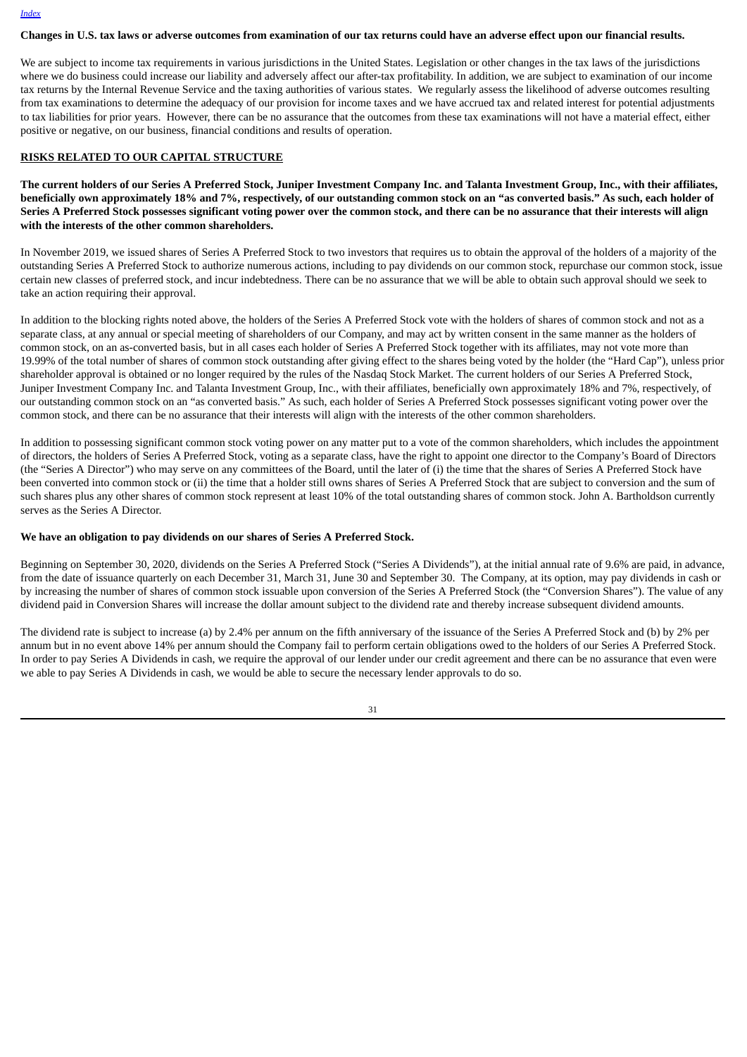**Changes in U.S. tax laws or adverse outcomes from examination of our tax returns could have an adverse effect upon our financial results.**

We are subject to income tax requirements in various jurisdictions in the United States. Legislation or other changes in the tax laws of the jurisdictions where we do business could increase our liability and adversely affect our after-tax profitability. In addition, we are subject to examination of our income tax returns by the Internal Revenue Service and the taxing authorities of various states. We regularly assess the likelihood of adverse outcomes resulting from tax examinations to determine the adequacy of our provision for income taxes and we have accrued tax and related interest for potential adjustments to tax liabilities for prior years. However, there can be no assurance that the outcomes from these tax examinations will not have a material effect, either positive or negative, on our business, financial conditions and results of operation.

## RISKS RELATED TO OUR CAPITAL STRUCTURE

**The current holders of our Series A Preferred Stock, Juniper Investment Company Inc. and Talanta Investment Group, Inc., with their affiliates, beneficially own approximately 18% and 7%, respectively, of our outstanding common stock on an "as converted basis." As such, each holder of Series A Preferred Stock possesses significant voting power over the common stock, and there can be no assurance that their interests will align with the interests of the other common shareholders.**

In November 2019, we issued shares of Series A Preferred Stock to two investors that requires us to obtain the approval of the holders of a majority of the outstanding Series A Preferred Stock to authorize numerous actions, including to pay dividends on our common stock, repurchase our common stock, issue certain new classes of preferred stock, and incur indebtedness. There can be no assurance that we will be able to obtain such approval should we seek to take an action requiring their approval.

In addition to the blocking rights noted above, the holders of the Series A Preferred Stock vote with the holders of shares of common stock and not as a separate class, at any annual or special meeting of shareholders of our Company, and may act by written consent in the same manner as the holders of common stock, on an as-converted basis, but in all cases each holder of Series A Preferred Stock together with its affiliates, may not vote more than 19.99% of the total number of shares of common stock outstanding after giving effect to the shares being voted by the holder (the "Hard Cap"), unless prior shareholder approval is obtained or no longer required by the rules of the Nasdaq Stock Market. The current holders of our Series A Preferred Stock, Juniper Investment Company Inc. and Talanta Investment Group, Inc., with their affiliates, beneficially own approximately 18% and 7%, respectively, of our outstanding common stock on an "as converted basis." As such, each holder of Series A Preferred Stock possesses significant voting power over the common stock, and there can be no assurance that their interests will align with the interests of the other common shareholders.

In addition to possessing significant common stock voting power on any matter put to a vote of the common shareholders, which includes the appointment of directors, the holders of Series A Preferred Stock, voting as a separate class, have the right to appoint one director to the Company's Board of Directors (the "Series A Director") who may serve on any committees of the Board, until the later of (i) the time that the shares of Series A Preferred Stock have been converted into common stock or (ii) the time that a holder still owns shares of Series A Preferred Stock that are subject to conversion and the sum of such shares plus any other shares of common stock represent at least 10% of the total outstanding shares of common stock. John A. Bartholdson currently serves as the Series A Director.

**We have an obligation to pay dividends on our shares of Series A Preferred Stock.**

Beginning on September 30, 2020, dividends on the Series A Preferred Stock ("Series A Dividends"), at the initial annual rate of 9.6% are paid, in advance, from the date of issuance quarterly on each December 31, March 31, June 30 and September 30. The Company, at its option, may pay dividends in cash or by increasing the number of shares of common stock issuable upon conversion of the Series A Preferred Stock (the "Conversion Shares"). The value of any dividend paid in Conversion Shares will increase the dollar amount subject to the dividend rate and thereby increase subsequent dividend amounts.

The dividend rate is subject to increase (a) by 2.4% per annum on the fifth anniversary of the issuance of the Series A Preferred Stock and (b) by 2% per annum but in no event above 14% per annum should the Company fail to perform certain obligations owed to the holders of our Series A Preferred Stock. In order to pay Series A Dividends in cash, we require the approval of our lender under our credit agreement and there can be no assurance that even were we able to pay Series A Dividends in cash, we would be able to secure the necessary lender approvals to do so.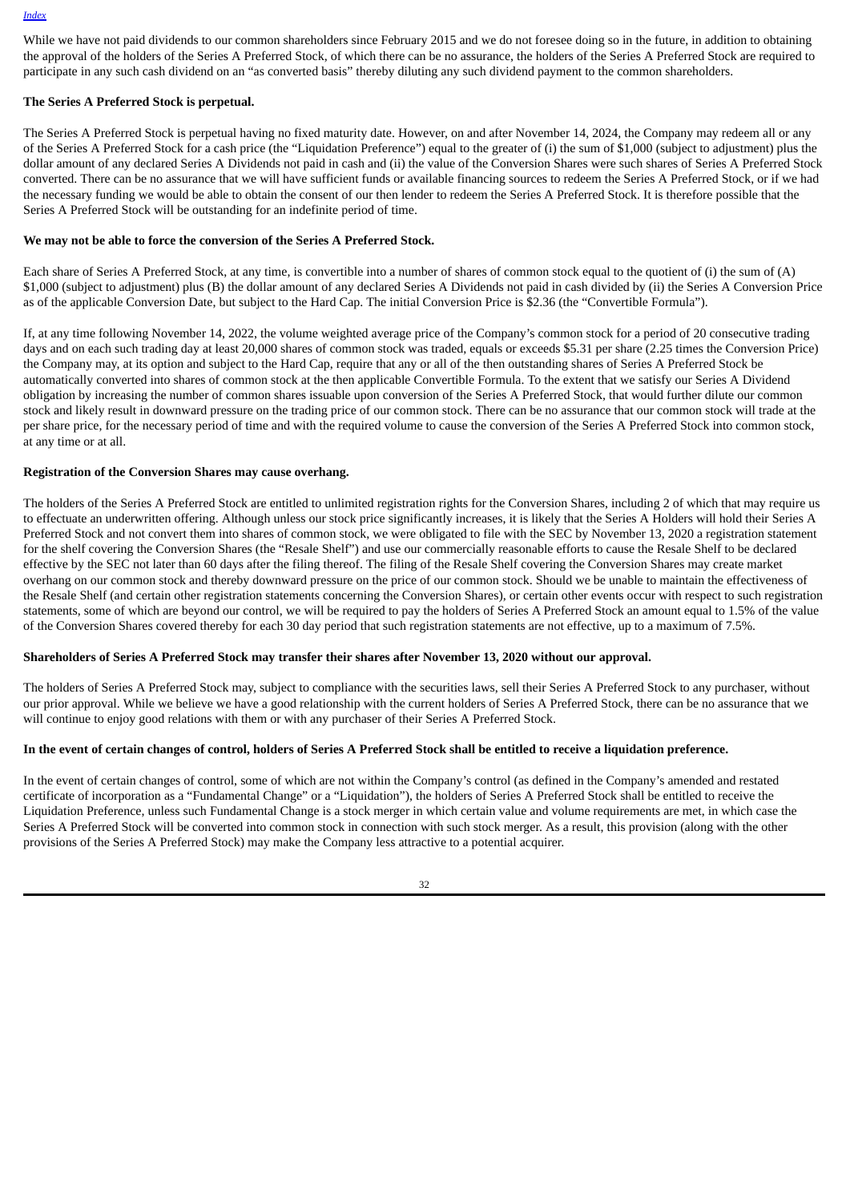While we have not paid dividends to our common shareholders since February 2015 and we do not foresee doing so in the future, in addition to obtaining the approval of the holders of the Series A Preferred Stock, of which there can be no assurance, the holders of the Series A Preferred Stock are required to participate in any such cash dividend on an "as converted basis" thereby diluting any such dividend payment to the common shareholders.

**The Series A Preferred Stock is perpetual.**

The Series A Preferred Stock is perpetual having no fixed maturity date. However, on and after November 14, 2024, the Company may redeem all or any of the Series A Preferred Stock for a cash price (the "Liquidation Preference") equal to the greater of (i) the sum of $1,000 (subject to adjustment) plus the dollar amount of any declared Series A Dividends not paid in cash and (ii) the value of the Conversion Shares were such shares of Series A Preferred Stock converted. There can be no assurance that we will have sufficient funds or available financing sources to redeem the Series A Preferred Stock, or if we had the necessary funding we would be able to obtain the consent of our then lender to redeem the Series A Preferred Stock. It is therefore possible that the Series A Preferred Stock will be outstanding for an indefinite period of time.

**We may not be able to force the conversion of the Series A Preferred Stock.**

Each share of Series A Preferred Stock, at any time, is convertible into a number of shares of common stock equal to the quotient of (i) the sum of (A) $1,000 (subject to adjustment) plus (B) the dollar amount of any declared Series A Dividends not paid in cash divided by (ii) the Series A Conversion Price as of the applicable Conversion Date, but subject to the Hard Cap. The initial Conversion Price is $2.36 (the "Convertible Formula").

If, at any time following November 14, 2022, the volume weighted average price of the Company's common stock for a period of 20 consecutive trading days and on each such trading day at least 20,000 shares of common stock was traded, equals or exceeds $5.31 per share (2.25 times the Conversion Price) the Company may, at its option and subject to the Hard Cap, require that any or all of the then outstanding shares of Series A Preferred Stock be automatically converted into shares of common stock at the then applicable Convertible Formula. To the extent that we satisfy our Series A Dividend obligation by increasing the number of common shares issuable upon conversion of the Series A Preferred Stock, that would further dilute our common stock and likely result in downward pressure on the trading price of our common stock. There can be no assurance that our common stock will trade at the per share price, for the necessary period of time and with the required volume to cause the conversion of the Series A Preferred Stock into common stock, at any time or at all.

**Registration of the Conversion Shares may cause overhang.**

The holders of the Series A Preferred Stock are entitled to unlimited registration rights for the Conversion Shares, including 2 of which that may require us to effectuate an underwritten offering. Although unless our stock price significantly increases, it is likely that the Series A Holders will hold their Series A Preferred Stock and not convert them into shares of common stock, we were obligated to file with the SEC by November 13, 2020 a registration statement for the shelf covering the Conversion Shares (the "Resale Shelf") and use our commercially reasonable efforts to cause the Resale Shelf to be declared effective by the SEC not later than 60 days after the filing thereof. The filing of the Resale Shelf covering the Conversion Shares may create market overhang on our common stock and thereby downward pressure on the price of our common stock. Should we be unable to maintain the effectiveness of the Resale Shelf (and certain other registration statements concerning the Conversion Shares), or certain other events occur with respect to such registration statements, some of which are beyond our control, we will be required to pay the holders of Series A Preferred Stock an amount equal to 1.5% of the value of the Conversion Shares covered thereby for each 30 day period that such registration statements are not effective, up to a maximum of 7.5%.

**Shareholders of Series A Preferred Stock may transfer their shares after November 13, 2020 without our approval.**

The holders of Series A Preferred Stock may, subject to compliance with the securities laws, sell their Series A Preferred Stock to any purchaser, without our prior approval. While we believe we have a good relationship with the current holders of Series A Preferred Stock, there can be no assurance that we will continue to enjoy good relations with them or with any purchaser of their Series A Preferred Stock.

**In the event of certain changes of control, holders of Series A Preferred Stock shall be entitled to receive a liquidation preference.**

In the event of certain changes of control, some of which are not within the Company's control (as defined in the Company's amended and restated certificate of incorporation as a "Fundamental Change" or a "Liquidation"), the holders of Series A Preferred Stock shall be entitled to receive the Liquidation Preference, unless such Fundamental Change is a stock merger in which certain value and volume requirements are met, in which case the Series A Preferred Stock will be converted into common stock in connection with such stock merger. As a result, this provision (along with the other provisions of the Series A Preferred Stock) may make the Company less attractive to a potential acquirer.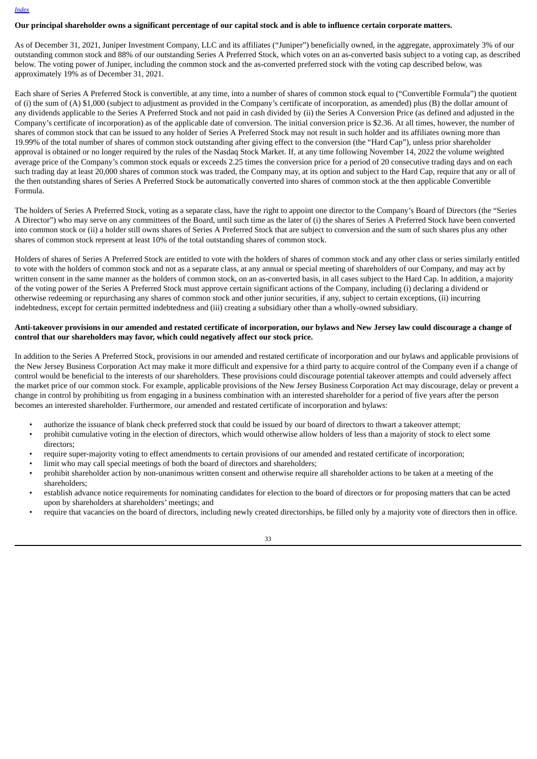**Our principal shareholder owns a significant percentage of our capital stock and is able to influence certain corporate matters.**

As of December 31, 2021, Juniper Investment Company, LLC and its affiliates ("Juniper") beneficially owned, in the aggregate, approximately 3% of our outstanding common stock and 88% of our outstanding Series A Preferred Stock, which votes on an as-converted basis subject to a voting cap, as described below. The voting power of Juniper, including the common stock and the as-converted preferred stock with the voting cap described below, was approximately 19% as of December 31, 2021.

Each share of Series A Preferred Stock is convertible, at any time, into a number of shares of common stock equal to ("Convertible Formula") the quotient of (i) the sum of (A) $1,000 (subject to adjustment as provided in the Company's certificate of incorporation, as amended) plus (B) the dollar amount of any dividends applicable to the Series A Preferred Stock and not paid in cash divided by (ii) the Series A Conversion Price (as defined and adjusted in the Company's certificate of incorporation) as of the applicable date of conversion. The initial conversion price is $2.36. At all times, however, the number of shares of common stock that can be issued to any holder of Series A Preferred Stock may not result in such holder and its affiliates owning more than 19.99% of the total number of shares of common stock outstanding after giving effect to the conversion (the "Hard Cap"), unless prior shareholder approval is obtained or no longer required by the rules of the Nasdaq Stock Market. If, at any time following November 14, 2022 the volume weighted average price of the Company's common stock equals or exceeds 2.25 times the conversion price for a period of 20 consecutive trading days and on each such trading day at least 20,000 shares of common stock was traded, the Company may, at its option and subject to the Hard Cap, require that any or all of the then outstanding shares of Series A Preferred Stock be automatically converted into shares of common stock at the then applicable Convertible Formula.

The holders of Series A Preferred Stock, voting as a separate class, have the right to appoint one director to the Company's Board of Directors (the "Series A Director") who may serve on any committees of the Board, until such time as the later of (i) the shares of Series A Preferred Stock have been converted into common stock or (ii) a holder still owns shares of Series A Preferred Stock that are subject to conversion and the sum of such shares plus any other shares of common stock represent at least 10% of the total outstanding shares of common stock.

Holders of shares of Series A Preferred Stock are entitled to vote with the holders of shares of common stock and any other class or series similarly entitled to vote with the holders of common stock and not as a separate class, at any annual or special meeting of shareholders of our Company, and may act by written consent in the same manner as the holders of common stock, on an as-converted basis, in all cases subject to the Hard Cap. In addition, a majority of the voting power of the Series A Preferred Stock must approve certain significant actions of the Company, including (i) declaring a dividend or otherwise redeeming or repurchasing any shares of common stock and other junior securities, if any, subject to certain exceptions, (ii) incurring indebtedness, except for certain permitted indebtedness and (iii) creating a subsidiary other than a wholly-owned subsidiary.

**Anti-takeover provisions in our amended and restated certificate of incorporation, our bylaws and New Jersey law could discourage a change of control that our shareholders may favor, which could negatively affect our stock price.**

In addition to the Series A Preferred Stock, provisions in our amended and restated certificate of incorporation and our bylaws and applicable provisions of the New Jersey Business Corporation Act may make it more difficult and expensive for a third party to acquire control of the Company even if a change of control would be beneficial to the interests of our shareholders. These provisions could discourage potential takeover attempts and could adversely affect the market price of our common stock. For example, applicable provisions of the New Jersey Business Corporation Act may discourage, delay or prevent a change in control by prohibiting us from engaging in a business combination with an interested shareholder for a period of five years after the person becomes an interested shareholder. Furthermore, our amended and restated certificate of incorporation and bylaws:

- authorize the issuance of blank check preferred stock that could be issued by our board of directors to thwart a takeover attempt;
- prohibit cumulative voting in the election of directors, which would otherwise allow holders of less than a majority of stock to elect some directors;
- require super-majority voting to effect amendments to certain provisions of our amended and restated certificate of incorporation;
- limit who may call special meetings of both the board of directors and shareholders;
- prohibit shareholder action by non-unanimous written consent and otherwise require all shareholder actions to be taken at a meeting of the shareholders;
- establish advance notice requirements for nominating candidates for election to the board of directors or for proposing matters that can be acted upon by shareholders at shareholders' meetings; and
- require that vacancies on the board of directors, including newly created directorships, be filled only by a majority vote of directors then in office.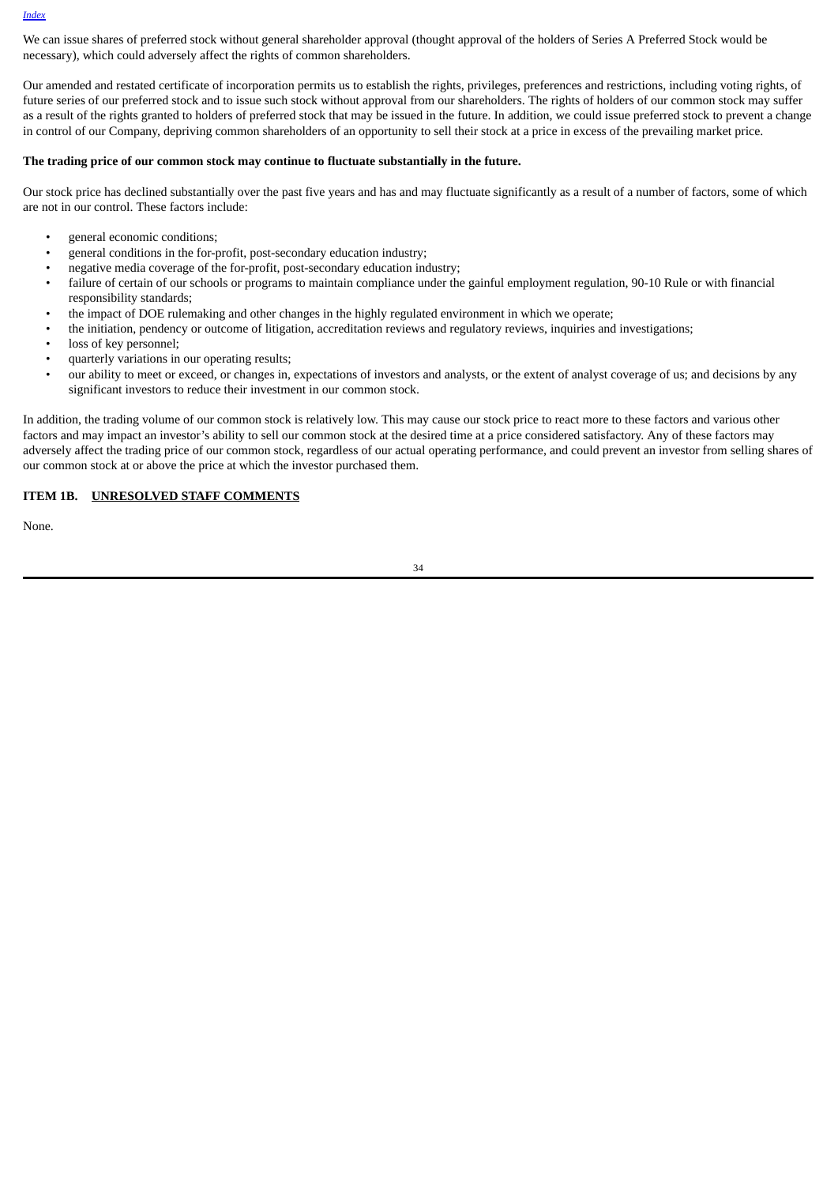We can issue shares of preferred stock without general shareholder approval (thought approval of the holders of Series A Preferred Stock would be necessary), which could adversely affect the rights of common shareholders.

Our amended and restated certificate of incorporation permits us to establish the rights, privileges, preferences and restrictions, including voting rights, of future series of our preferred stock and to issue such stock without approval from our shareholders. The rights of holders of our common stock may suffer as a result of the rights granted to holders of preferred stock that may be issued in the future. In addition, we could issue preferred stock to prevent a change in control of our Company, depriving common shareholders of an opportunity to sell their stock at a price in excess of the prevailing market price.

**The trading price of our common stock may continue to fluctuate substantially in the future.**

Our stock price has declined substantially over the past five years and has and may fluctuate significantly as a result of a number of factors, some of which are not in our control. These factors include:

- general economic conditions;
- general conditions in the for-profit, post-secondary education industry;
- negative media coverage of the for-profit, post-secondary education industry;
- failure of certain of our schools or programs to maintain compliance under the gainful employment regulation, 90-10 Rule or with financial responsibility standards;
- the impact of DOE rulemaking and other changes in the highly regulated environment in which we operate;
- the initiation, pendency or outcome of litigation, accreditation reviews and regulatory reviews, inquiries and investigations;
- loss of key personnel;
- quarterly variations in our operating results;
- our ability to meet or exceed, or changes in, expectations of investors and analysts, or the extent of analyst coverage of us; and decisions by any significant investors to reduce their investment in our common stock.

In addition, the trading volume of our common stock is relatively low. This may cause our stock price to react more to these factors and various other factors and may impact an investor's ability to sell our common stock at the desired time at a price considered satisfactory. Any of these factors may adversely affect the trading price of our common stock, regardless of our actual operating performance, and could prevent an investor from selling shares of our common stock at or above the price at which the investor purchased them.

## ITEM 1B. UNRESOLVED STAFF COMMENTS

None.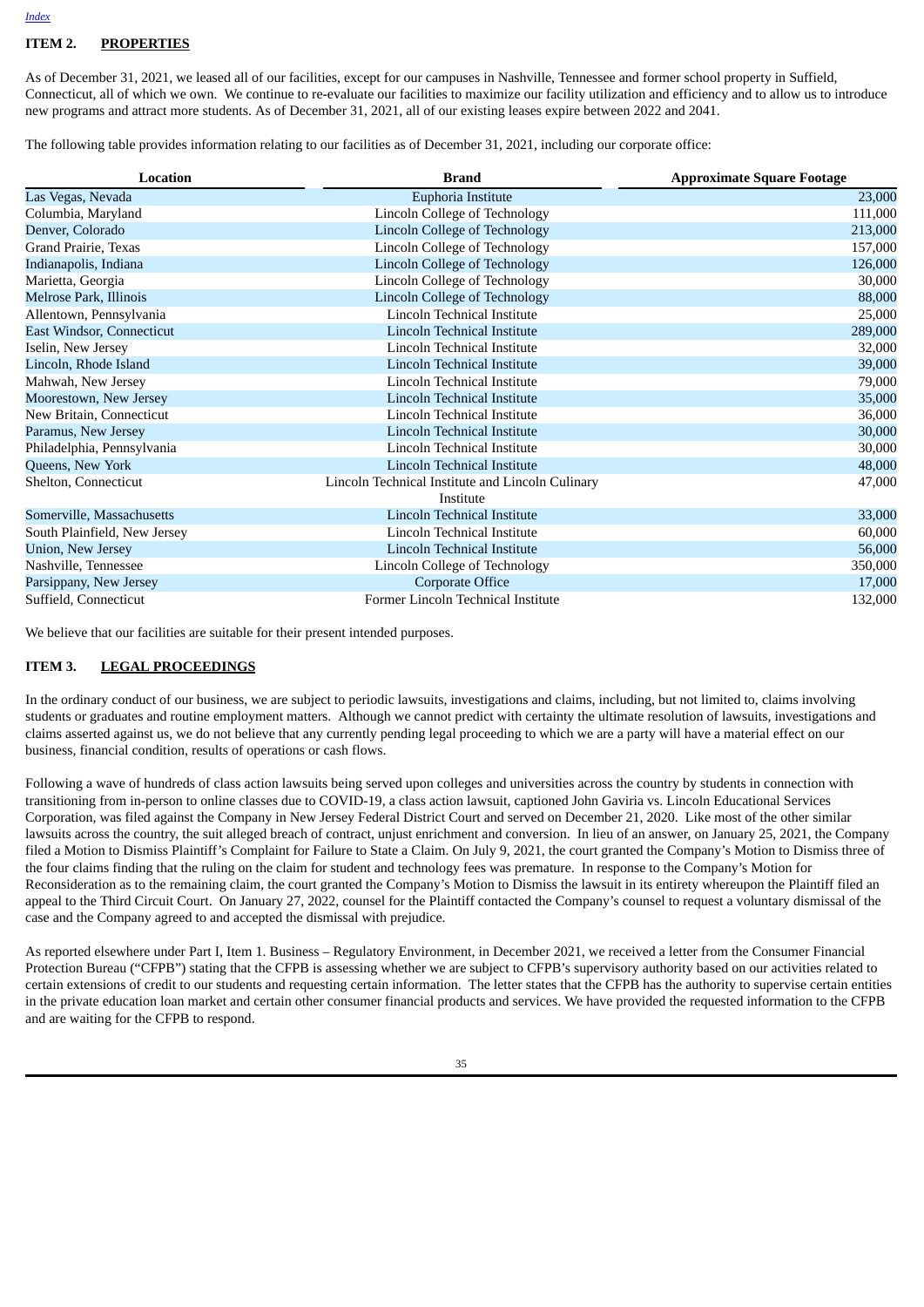## ITEM 2. PROPERTIES

As of December 31, 2021, we leased all of our facilities, except for our campuses in Nashville, Tennessee and former school property in Suffield, Connecticut, all of which we own. We continue to re-evaluate our facilities to maximize our facility utilization and efficiency and to allow us to introduce new programs and attract more students. As of December 31, 2021, all of our existing leases expire between 2022 and 2041.

The following table provides information relating to our facilities as of December 31, 2021, including our corporate office:

| Location | Brand | Approximate Square Footage |
|---|---|---|
| Las Vegas, Nevada | Euphoria Institute | 23,000 |
| Columbia, Maryland | Lincoln College of Technology | 111,000 |
| Denver, Colorado | Lincoln College of Technology | 213,000 |
| Grand Prairie, Texas | Lincoln College of Technology | 157,000 |
| Indianapolis, Indiana | Lincoln College of Technology | 126,000 |
| Marietta, Georgia | Lincoln College of Technology | 30,000 |
| Melrose Park, Illinois | Lincoln College of Technology | 88,000 |
| Allentown, Pennsylvania | Lincoln Technical Institute | 25,000 |
| East Windsor, Connecticut | Lincoln Technical Institute | 289,000 |
| Iselin, New Jersey | Lincoln Technical Institute | 32,000 |
| Lincoln, Rhode Island | Lincoln Technical Institute | 39,000 |
| Mahwah, New Jersey | Lincoln Technical Institute | 79,000 |
| Moorestown, New Jersey | Lincoln Technical Institute | 35,000 |
| New Britain, Connecticut | Lincoln Technical Institute | 36,000 |
| Paramus, New Jersey | Lincoln Technical Institute | 30,000 |
| Philadelphia, Pennsylvania | Lincoln Technical Institute | 30,000 |
| Queens, New York | Lincoln Technical Institute | 48,000 |
| Shelton, Connecticut | Lincoln Technical Institute and Lincoln Culinary Institute | 47,000 |
| Somerville, Massachusetts | Lincoln Technical Institute | 33,000 |
| South Plainfield, New Jersey | Lincoln Technical Institute | 60,000 |
| Union, New Jersey | Lincoln Technical Institute | 56,000 |
| Nashville, Tennessee | Lincoln College of Technology | 350,000 |
| Parsippany, New Jersey | Corporate Office | 17,000 |
| Suffield, Connecticut | Former Lincoln Technical Institute | 132,000 |

We believe that our facilities are suitable for their present intended purposes.

## ITEM 3. LEGAL PROCEEDINGS

In the ordinary conduct of our business, we are subject to periodic lawsuits, investigations and claims, including, but not limited to, claims involving students or graduates and routine employment matters. Although we cannot predict with certainty the ultimate resolution of lawsuits, investigations and claims asserted against us, we do not believe that any currently pending legal proceeding to which we are a party will have a material effect on our business, financial condition, results of operations or cash flows.

Following a wave of hundreds of class action lawsuits being served upon colleges and universities across the country by students in connection with transitioning from in-person to online classes due to COVID-19, a class action lawsuit, captioned John Gaviria vs. Lincoln Educational Services Corporation, was filed against the Company in New Jersey Federal District Court and served on December 21, 2020. Like most of the other similar lawsuits across the country, the suit alleged breach of contract, unjust enrichment and conversion. In lieu of an answer, on January 25, 2021, the Company filed a Motion to Dismiss Plaintiff's Complaint for Failure to State a Claim. On July 9, 2021, the court granted the Company's Motion to Dismiss three of the four claims finding that the ruling on the claim for student and technology fees was premature. In response to the Company's Motion for Reconsideration as to the remaining claim, the court granted the Company's Motion to Dismiss the lawsuit in its entirety whereupon the Plaintiff filed an appeal to the Third Circuit Court. On January 27, 2022, counsel for the Plaintiff contacted the Company's counsel to request a voluntary dismissal of the case and the Company agreed to and accepted the dismissal with prejudice.

As reported elsewhere under Part I, Item 1. Business – Regulatory Environment, in December 2021, we received a letter from the Consumer Financial Protection Bureau ("CFPB") stating that the CFPB is assessing whether we are subject to CFPB's supervisory authority based on our activities related to certain extensions of credit to our students and requesting certain information. The letter states that the CFPB has the authority to supervise certain entities in the private education loan market and certain other consumer financial products and services. We have provided the requested information to the CFPB and are waiting for the CFPB to respond.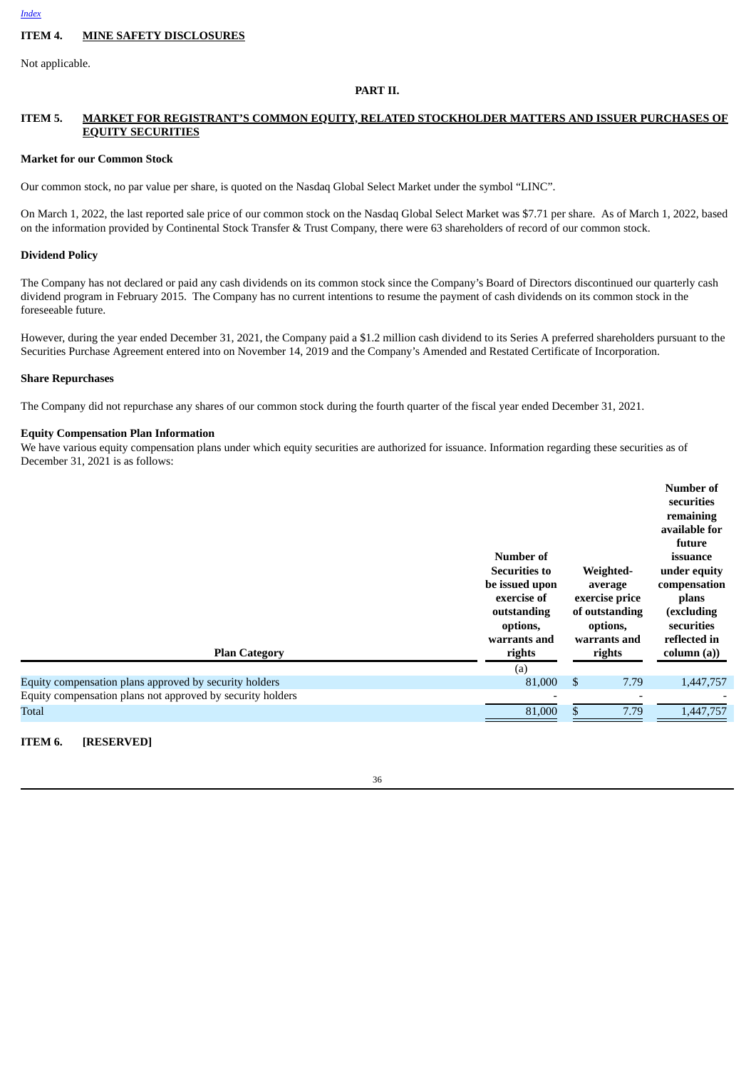[Index](#)

## ITEM 4. MINE SAFETY DISCLOSURES

Not applicable.

# PART II.

## ITEM 5. MARKET FOR REGISTRANT'S COMMON EQUITY, RELATED STOCKHOLDER MATTERS AND ISSUER PURCHASES OF EQUITY SECURITIES

**Market for our Common Stock**

Our common stock, no par value per share, is quoted on the Nasdaq Global Select Market under the symbol "LINC".

On March 1, 2022, the last reported sale price of our common stock on the Nasdaq Global Select Market was $7.71 per share. As of March 1, 2022, based on the information provided by Continental Stock Transfer & Trust Company, there were 63 shareholders of record of our common stock.

**Dividend Policy**

The Company has not declared or paid any cash dividends on its common stock since the Company's Board of Directors discontinued our quarterly cash dividend program in February 2015. The Company has no current intentions to resume the payment of cash dividends on its common stock in the foreseeable future.

However, during the year ended December 31, 2021, the Company paid a $1.2 million cash dividend to its Series A preferred shareholders pursuant to the Securities Purchase Agreement entered into on November 14, 2019 and the Company's Amended and Restated Certificate of Incorporation.

**Share Repurchases**

The Company did not repurchase any shares of our common stock during the fourth quarter of the fiscal year ended December 31, 2021.

**Equity Compensation Plan Information**

We have various equity compensation plans under which equity securities are authorized for issuance. Information regarding these securities as of December 31, 2021 is as follows:

| Plan Category | Number of Securities to be issued upon exercise of outstanding options, warrants and rights | Weighted-average exercise price of outstanding options, warrants and rights | Number of securities remaining available for future issuance under equity compensation plans (excluding securities reflected in column (a)) |
|---|---|---|---|
| | (a) | | |
| Equity compensation plans approved by security holders | 81,000 | $ 7.79 | 1,447,757 |
| Equity compensation plans not approved by security holders | - | - | - |
| Total | 81,000 | $ 7.79 | 1,447,757 |

## ITEM 6. [RESERVED]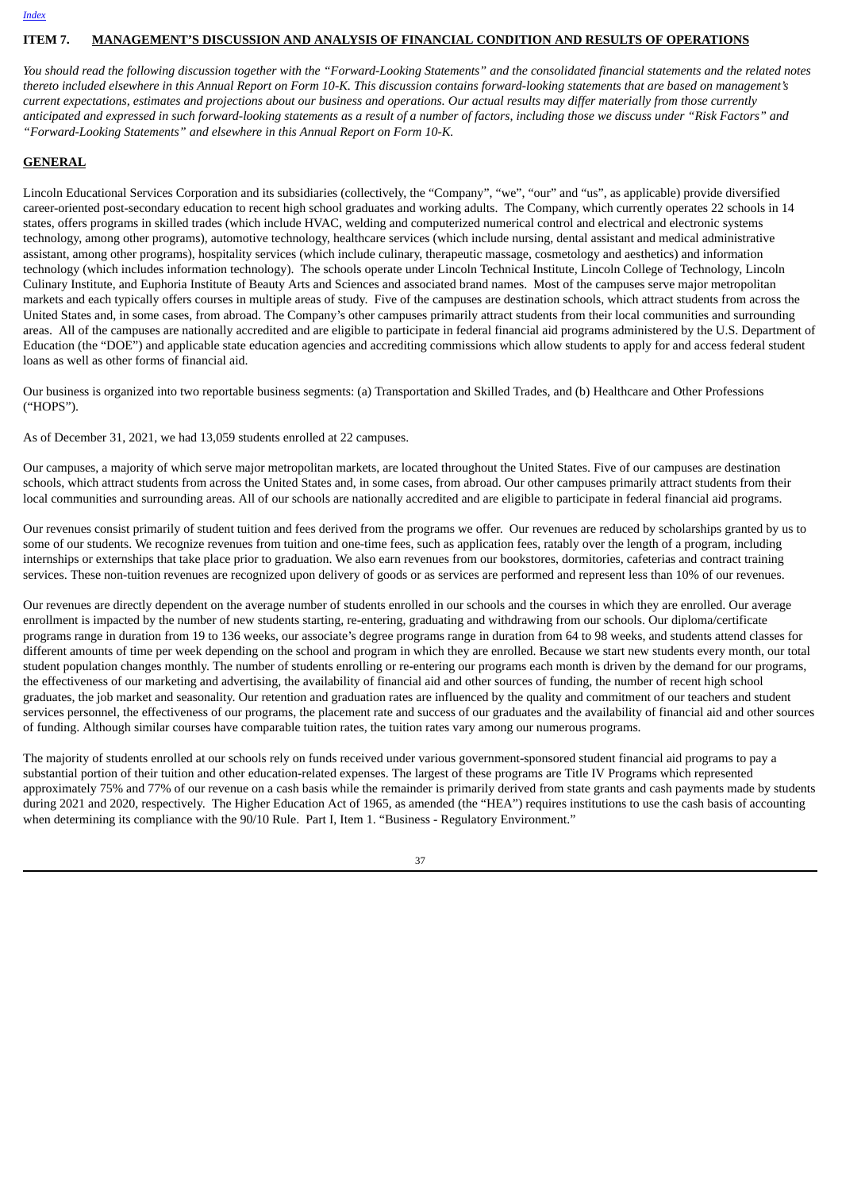## ITEM 7. MANAGEMENT'S DISCUSSION AND ANALYSIS OF FINANCIAL CONDITION AND RESULTS OF OPERATIONS

*You should read the following discussion together with the "Forward-Looking Statements" and the consolidated financial statements and the related notes thereto included elsewhere in this Annual Report on Form 10-K. This discussion contains forward-looking statements that are based on management's current expectations, estimates and projections about our business and operations. Our actual results may differ materially from those currently anticipated and expressed in such forward-looking statements as a result of a number of factors, including those we discuss under "Risk Factors" and "Forward-Looking Statements" and elsewhere in this Annual Report on Form 10-K.*

### GENERAL

Lincoln Educational Services Corporation and its subsidiaries (collectively, the "Company", "we", "our" and "us", as applicable) provide diversified career-oriented post-secondary education to recent high school graduates and working adults. The Company, which currently operates 22 schools in 14 states, offers programs in skilled trades (which include HVAC, welding and computerized numerical control and electrical and electronic systems technology, among other programs), automotive technology, healthcare services (which include nursing, dental assistant and medical administrative assistant, among other programs), hospitality services (which include culinary, therapeutic massage, cosmetology and aesthetics) and information technology (which includes information technology). The schools operate under Lincoln Technical Institute, Lincoln College of Technology, Lincoln Culinary Institute, and Euphoria Institute of Beauty Arts and Sciences and associated brand names. Most of the campuses serve major metropolitan markets and each typically offers courses in multiple areas of study. Five of the campuses are destination schools, which attract students from across the United States and, in some cases, from abroad. The Company's other campuses primarily attract students from their local communities and surrounding areas. All of the campuses are nationally accredited and are eligible to participate in federal financial aid programs administered by the U.S. Department of Education (the "DOE") and applicable state education agencies and accrediting commissions which allow students to apply for and access federal student loans as well as other forms of financial aid.

Our business is organized into two reportable business segments: (a) Transportation and Skilled Trades, and (b) Healthcare and Other Professions ("HOPS").

As of December 31, 2021, we had 13,059 students enrolled at 22 campuses.

Our campuses, a majority of which serve major metropolitan markets, are located throughout the United States. Five of our campuses are destination schools, which attract students from across the United States and, in some cases, from abroad. Our other campuses primarily attract students from their local communities and surrounding areas. All of our schools are nationally accredited and are eligible to participate in federal financial aid programs.

Our revenues consist primarily of student tuition and fees derived from the programs we offer. Our revenues are reduced by scholarships granted by us to some of our students. We recognize revenues from tuition and one-time fees, such as application fees, ratably over the length of a program, including internships or externships that take place prior to graduation. We also earn revenues from our bookstores, dormitories, cafeterias and contract training services. These non-tuition revenues are recognized upon delivery of goods or as services are performed and represent less than 10% of our revenues.

Our revenues are directly dependent on the average number of students enrolled in our schools and the courses in which they are enrolled. Our average enrollment is impacted by the number of new students starting, re-entering, graduating and withdrawing from our schools. Our diploma/certificate programs range in duration from 19 to 136 weeks, our associate's degree programs range in duration from 64 to 98 weeks, and students attend classes for different amounts of time per week depending on the school and program in which they are enrolled. Because we start new students every month, our total student population changes monthly. The number of students enrolling or re-entering our programs each month is driven by the demand for our programs, the effectiveness of our marketing and advertising, the availability of financial aid and other sources of funding, the number of recent high school graduates, the job market and seasonality. Our retention and graduation rates are influenced by the quality and commitment of our teachers and student services personnel, the effectiveness of our programs, the placement rate and success of our graduates and the availability of financial aid and other sources of funding. Although similar courses have comparable tuition rates, the tuition rates vary among our numerous programs.

The majority of students enrolled at our schools rely on funds received under various government-sponsored student financial aid programs to pay a substantial portion of their tuition and other education-related expenses. The largest of these programs are Title IV Programs which represented approximately 75% and 77% of our revenue on a cash basis while the remainder is primarily derived from state grants and cash payments made by students during 2021 and 2020, respectively. The Higher Education Act of 1965, as amended (the "HEA") requires institutions to use the cash basis of accounting when determining its compliance with the 90/10 Rule. Part I, Item 1. "Business - Regulatory Environment."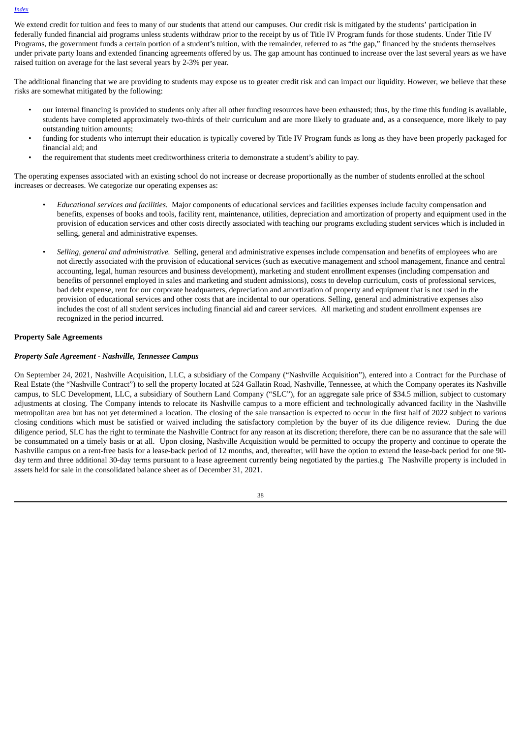We extend credit for tuition and fees to many of our students that attend our campuses. Our credit risk is mitigated by the students' participation in federally funded financial aid programs unless students withdraw prior to the receipt by us of Title IV Program funds for those students. Under Title IV Programs, the government funds a certain portion of a student's tuition, with the remainder, referred to as "the gap," financed by the students themselves under private party loans and extended financing agreements offered by us. The gap amount has continued to increase over the last several years as we have raised tuition on average for the last several years by 2-3% per year.

The additional financing that we are providing to students may expose us to greater credit risk and can impact our liquidity. However, we believe that these risks are somewhat mitigated by the following:

- our internal financing is provided to students only after all other funding resources have been exhausted; thus, by the time this funding is available, students have completed approximately two-thirds of their curriculum and are more likely to graduate and, as a consequence, more likely to pay outstanding tuition amounts;
- funding for students who interrupt their education is typically covered by Title IV Program funds as long as they have been properly packaged for financial aid; and
- the requirement that students meet creditworthiness criteria to demonstrate a student's ability to pay.

The operating expenses associated with an existing school do not increase or decrease proportionally as the number of students enrolled at the school increases or decreases. We categorize our operating expenses as:

- *Educational services and facilities.* Major components of educational services and facilities expenses include faculty compensation and benefits, expenses of books and tools, facility rent, maintenance, utilities, depreciation and amortization of property and equipment used in the provision of education services and other costs directly associated with teaching our programs excluding student services which is included in selling, general and administrative expenses.

- *Selling, general and administrative.* Selling, general and administrative expenses include compensation and benefits of employees who are not directly associated with the provision of educational services (such as executive management and school management, finance and central accounting, legal, human resources and business development), marketing and student enrollment expenses (including compensation and benefits of personnel employed in sales and marketing and student admissions), costs to develop curriculum, costs of professional services, bad debt expense, rent for our corporate headquarters, depreciation and amortization of property and equipment that is not used in the provision of educational services and other costs that are incidental to our operations. Selling, general and administrative expenses also includes the cost of all student services including financial aid and career services. All marketing and student enrollment expenses are recognized in the period incurred.

**Property Sale Agreements**

***Property Sale Agreement - Nashville, Tennessee Campus***

On September 24, 2021, Nashville Acquisition, LLC, a subsidiary of the Company ("Nashville Acquisition"), entered into a Contract for the Purchase of Real Estate (the "Nashville Contract") to sell the property located at 524 Gallatin Road, Nashville, Tennessee, at which the Company operates its Nashville campus, to SLC Development, LLC, a subsidiary of Southern Land Company ("SLC"), for an aggregate sale price of $34.5 million, subject to customary adjustments at closing. The Company intends to relocate its Nashville campus to a more efficient and technologically advanced facility in the Nashville metropolitan area but has not yet determined a location. The closing of the sale transaction is expected to occur in the first half of 2022 subject to various closing conditions which must be satisfied or waived including the satisfactory completion by the buyer of its due diligence review. During the due diligence period, SLC has the right to terminate the Nashville Contract for any reason at its discretion; therefore, there can be no assurance that the sale will be consummated on a timely basis or at all. Upon closing, Nashville Acquisition would be permitted to occupy the property and continue to operate the Nashville campus on a rent-free basis for a lease-back period of 12 months, and, thereafter, will have the option to extend the lease-back period for one 90-day term and three additional 30-day terms pursuant to a lease agreement currently being negotiated by the parties.g The Nashville property is included in assets held for sale in the consolidated balance sheet as of December 31, 2021.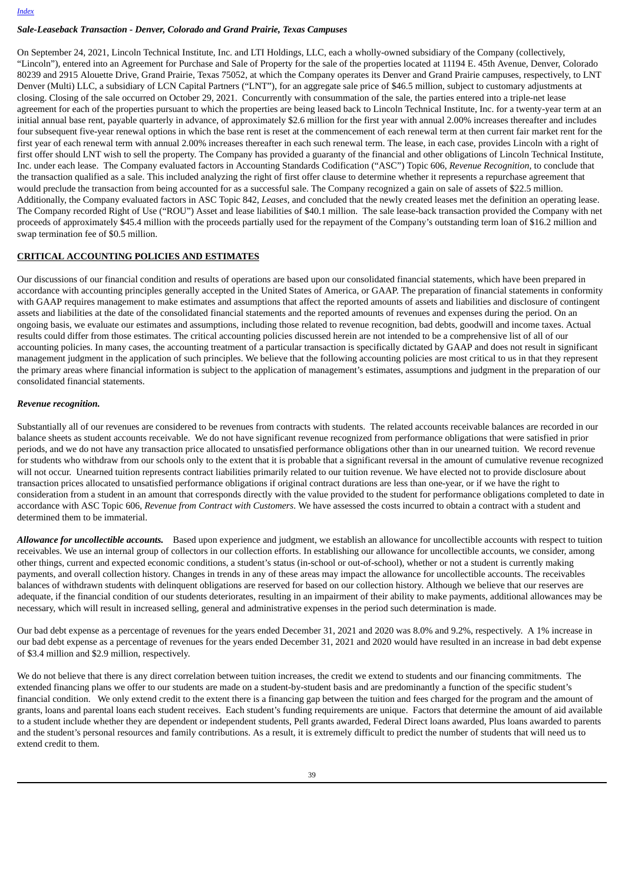*Sale-Leaseback Transaction - Denver, Colorado and Grand Prairie, Texas Campuses*

On September 24, 2021, Lincoln Technical Institute, Inc. and LTI Holdings, LLC, each a wholly-owned subsidiary of the Company (collectively, "Lincoln"), entered into an Agreement for Purchase and Sale of Property for the sale of the properties located at 11194 E. 45th Avenue, Denver, Colorado 80239 and 2915 Alouette Drive, Grand Prairie, Texas 75052, at which the Company operates its Denver and Grand Prairie campuses, respectively, to LNT Denver (Multi) LLC, a subsidiary of LCN Capital Partners ("LNT"), for an aggregate sale price of $46.5 million, subject to customary adjustments at closing. Closing of the sale occurred on October 29, 2021. Concurrently with consummation of the sale, the parties entered into a triple-net lease agreement for each of the properties pursuant to which the properties are being leased back to Lincoln Technical Institute, Inc. for a twenty-year term at an initial annual base rent, payable quarterly in advance, of approximately $2.6 million for the first year with annual 2.00% increases thereafter and includes four subsequent five-year renewal options in which the base rent is reset at the commencement of each renewal term at then current fair market rent for the first year of each renewal term with annual 2.00% increases thereafter in each such renewal term. The lease, in each case, provides Lincoln with a right of first offer should LNT wish to sell the property. The Company has provided a guaranty of the financial and other obligations of Lincoln Technical Institute, Inc. under each lease. The Company evaluated factors in Accounting Standards Codification ("ASC") Topic 606, *Revenue Recognition*, to conclude that the transaction qualified as a sale. This included analyzing the right of first offer clause to determine whether it represents a repurchase agreement that would preclude the transaction from being accounted for as a successful sale. The Company recognized a gain on sale of assets of $22.5 million. Additionally, the Company evaluated factors in ASC Topic 842, *Leases*, and concluded that the newly created leases met the definition an operating lease. The Company recorded Right of Use ("ROU") Asset and lease liabilities of $40.1 million. The sale lease-back transaction provided the Company with net proceeds of approximately $45.4 million with the proceeds partially used for the repayment of the Company's outstanding term loan of $16.2 million and swap termination fee of $0.5 million.

## CRITICAL ACCOUNTING POLICIES AND ESTIMATES

Our discussions of our financial condition and results of operations are based upon our consolidated financial statements, which have been prepared in accordance with accounting principles generally accepted in the United States of America, or GAAP. The preparation of financial statements in conformity with GAAP requires management to make estimates and assumptions that affect the reported amounts of assets and liabilities and disclosure of contingent assets and liabilities at the date of the consolidated financial statements and the reported amounts of revenues and expenses during the period. On an ongoing basis, we evaluate our estimates and assumptions, including those related to revenue recognition, bad debts, goodwill and income taxes. Actual results could differ from those estimates. The critical accounting policies discussed herein are not intended to be a comprehensive list of all of our accounting policies. In many cases, the accounting treatment of a particular transaction is specifically dictated by GAAP and does not result in significant management judgment in the application of such principles. We believe that the following accounting policies are most critical to us in that they represent the primary areas where financial information is subject to the application of management's estimates, assumptions and judgment in the preparation of our consolidated financial statements.

### *Revenue recognition.*

Substantially all of our revenues are considered to be revenues from contracts with students. The related accounts receivable balances are recorded in our balance sheets as student accounts receivable. We do not have significant revenue recognized from performance obligations that were satisfied in prior periods, and we do not have any transaction price allocated to unsatisfied performance obligations other than in our unearned tuition. We record revenue for students who withdraw from our schools only to the extent that it is probable that a significant reversal in the amount of cumulative revenue recognized will not occur. Unearned tuition represents contract liabilities primarily related to our tuition revenue. We have elected not to provide disclosure about transaction prices allocated to unsatisfied performance obligations if original contract durations are less than one-year, or if we have the right to consideration from a student in an amount that corresponds directly with the value provided to the student for performance obligations completed to date in accordance with ASC Topic 606, *Revenue from Contract with Customers*. We have assessed the costs incurred to obtain a contract with a student and determined them to be immaterial.

***Allowance for uncollectible accounts.*** Based upon experience and judgment, we establish an allowance for uncollectible accounts with respect to tuition receivables. We use an internal group of collectors in our collection efforts. In establishing our allowance for uncollectible accounts, we consider, among other things, current and expected economic conditions, a student's status (in-school or out-of-school), whether or not a student is currently making payments, and overall collection history. Changes in trends in any of these areas may impact the allowance for uncollectible accounts. The receivables balances of withdrawn students with delinquent obligations are reserved for based on our collection history. Although we believe that our reserves are adequate, if the financial condition of our students deteriorates, resulting in an impairment of their ability to make payments, additional allowances may be necessary, which will result in increased selling, general and administrative expenses in the period such determination is made.

Our bad debt expense as a percentage of revenues for the years ended December 31, 2021 and 2020 was 8.0% and 9.2%, respectively. A 1% increase in our bad debt expense as a percentage of revenues for the years ended December 31, 2021 and 2020 would have resulted in an increase in bad debt expense of $3.4 million and $2.9 million, respectively.

We do not believe that there is any direct correlation between tuition increases, the credit we extend to students and our financing commitments. The extended financing plans we offer to our students are made on a student-by-student basis and are predominantly a function of the specific student's financial condition. We only extend credit to the extent there is a financing gap between the tuition and fees charged for the program and the amount of grants, loans and parental loans each student receives. Each student's funding requirements are unique. Factors that determine the amount of aid available to a student include whether they are dependent or independent students, Pell grants awarded, Federal Direct loans awarded, Plus loans awarded to parents and the student's personal resources and family contributions. As a result, it is extremely difficult to predict the number of students that will need us to extend credit to them.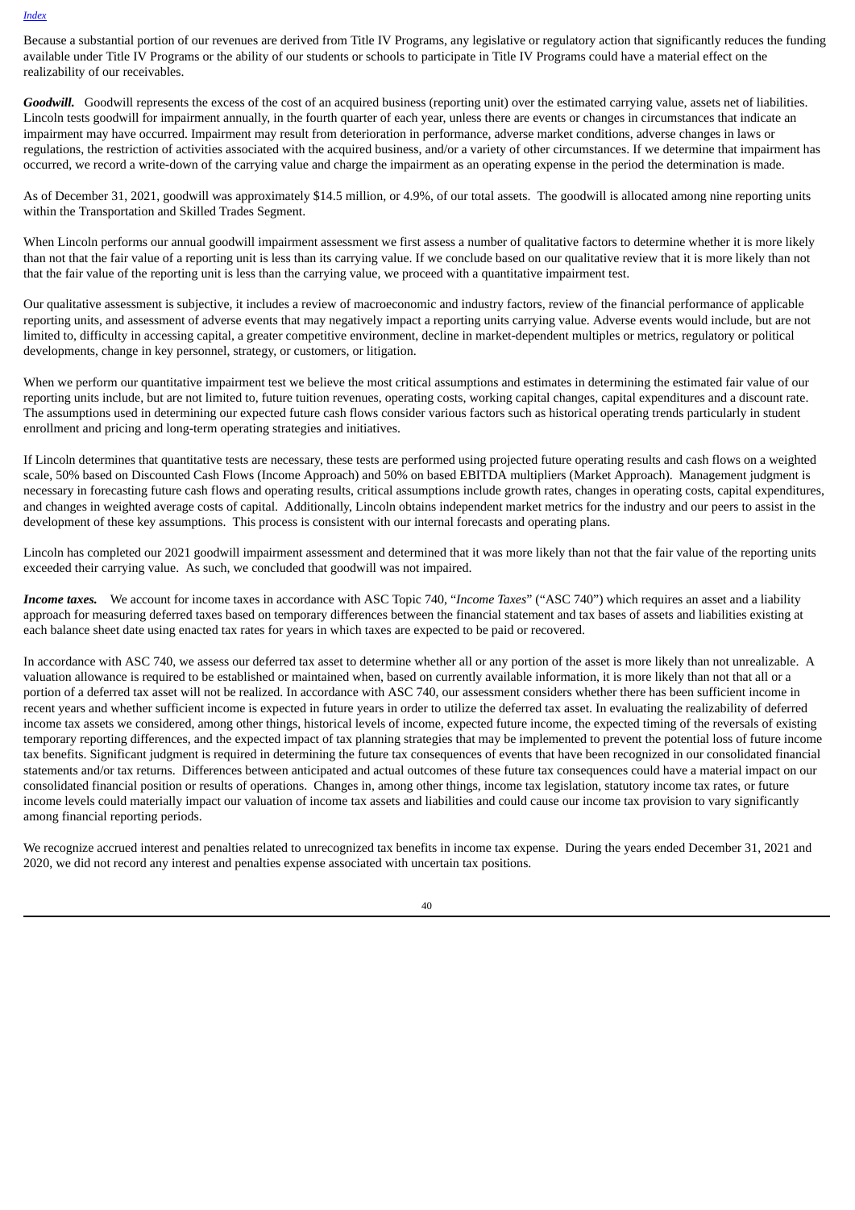Because a substantial portion of our revenues are derived from Title IV Programs, any legislative or regulatory action that significantly reduces the funding available under Title IV Programs or the ability of our students or schools to participate in Title IV Programs could have a material effect on the realizability of our receivables.

***Goodwill.*** Goodwill represents the excess of the cost of an acquired business (reporting unit) over the estimated carrying value, assets net of liabilities. Lincoln tests goodwill for impairment annually, in the fourth quarter of each year, unless there are events or changes in circumstances that indicate an impairment may have occurred. Impairment may result from deterioration in performance, adverse market conditions, adverse changes in laws or regulations, the restriction of activities associated with the acquired business, and/or a variety of other circumstances. If we determine that impairment has occurred, we record a write-down of the carrying value and charge the impairment as an operating expense in the period the determination is made.

As of December 31, 2021, goodwill was approximately $14.5 million, or 4.9%, of our total assets. The goodwill is allocated among nine reporting units within the Transportation and Skilled Trades Segment.

When Lincoln performs our annual goodwill impairment assessment we first assess a number of qualitative factors to determine whether it is more likely than not that the fair value of a reporting unit is less than its carrying value. If we conclude based on our qualitative review that it is more likely than not that the fair value of the reporting unit is less than the carrying value, we proceed with a quantitative impairment test.

Our qualitative assessment is subjective, it includes a review of macroeconomic and industry factors, review of the financial performance of applicable reporting units, and assessment of adverse events that may negatively impact a reporting units carrying value. Adverse events would include, but are not limited to, difficulty in accessing capital, a greater competitive environment, decline in market-dependent multiples or metrics, regulatory or political developments, change in key personnel, strategy, or customers, or litigation.

When we perform our quantitative impairment test we believe the most critical assumptions and estimates in determining the estimated fair value of our reporting units include, but are not limited to, future tuition revenues, operating costs, working capital changes, capital expenditures and a discount rate. The assumptions used in determining our expected future cash flows consider various factors such as historical operating trends particularly in student enrollment and pricing and long-term operating strategies and initiatives.

If Lincoln determines that quantitative tests are necessary, these tests are performed using projected future operating results and cash flows on a weighted scale, 50% based on Discounted Cash Flows (Income Approach) and 50% on based EBITDA multipliers (Market Approach). Management judgment is necessary in forecasting future cash flows and operating results, critical assumptions include growth rates, changes in operating costs, capital expenditures, and changes in weighted average costs of capital. Additionally, Lincoln obtains independent market metrics for the industry and our peers to assist in the development of these key assumptions. This process is consistent with our internal forecasts and operating plans.

Lincoln has completed our 2021 goodwill impairment assessment and determined that it was more likely than not that the fair value of the reporting units exceeded their carrying value. As such, we concluded that goodwill was not impaired.

***Income taxes.*** We account for income taxes in accordance with ASC Topic 740, "*Income Taxes*" ("ASC 740") which requires an asset and a liability approach for measuring deferred taxes based on temporary differences between the financial statement and tax bases of assets and liabilities existing at each balance sheet date using enacted tax rates for years in which taxes are expected to be paid or recovered.

In accordance with ASC 740, we assess our deferred tax asset to determine whether all or any portion of the asset is more likely than not unrealizable. A valuation allowance is required to be established or maintained when, based on currently available information, it is more likely than not that all or a portion of a deferred tax asset will not be realized. In accordance with ASC 740, our assessment considers whether there has been sufficient income in recent years and whether sufficient income is expected in future years in order to utilize the deferred tax asset. In evaluating the realizability of deferred income tax assets we considered, among other things, historical levels of income, expected future income, the expected timing of the reversals of existing temporary reporting differences, and the expected impact of tax planning strategies that may be implemented to prevent the potential loss of future income tax benefits. Significant judgment is required in determining the future tax consequences of events that have been recognized in our consolidated financial statements and/or tax returns. Differences between anticipated and actual outcomes of these future tax consequences could have a material impact on our consolidated financial position or results of operations. Changes in, among other things, income tax legislation, statutory income tax rates, or future income levels could materially impact our valuation of income tax assets and liabilities and could cause our income tax provision to vary significantly among financial reporting periods.

We recognize accrued interest and penalties related to unrecognized tax benefits in income tax expense. During the years ended December 31, 2021 and 2020, we did not record any interest and penalties expense associated with uncertain tax positions.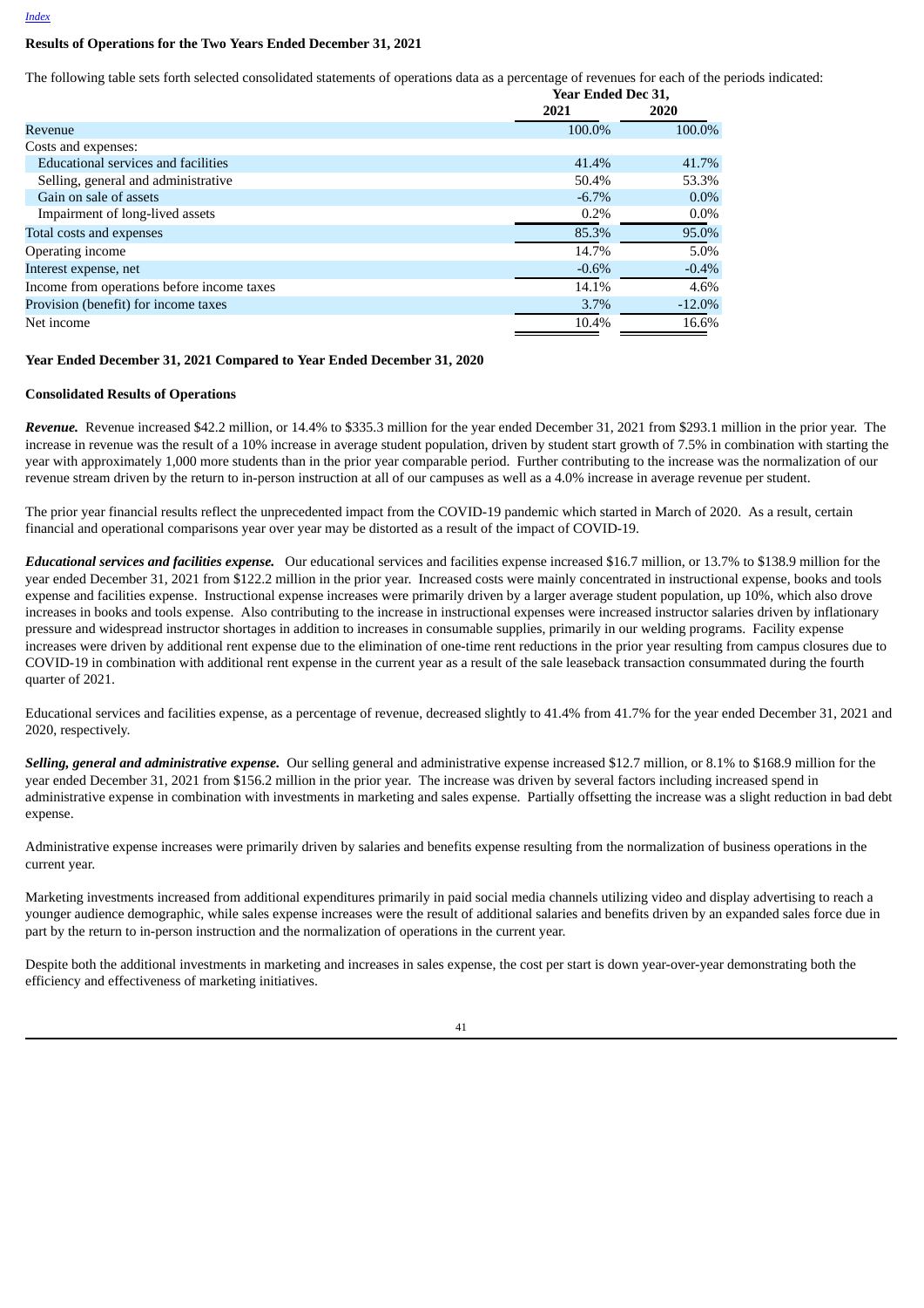[Index](#)

**Results of Operations for the Two Years Ended December 31, 2021**

The following table sets forth selected consolidated statements of operations data as a percentage of revenues for each of the periods indicated:

| | Year Ended Dec 31, | |
|---|---|---|
| | 2021 | 2020 |
| Revenue | 100.0% | 100.0% |
| Costs and expenses: | | |
| Educational services and facilities | 41.4% | 41.7% |
| Selling, general and administrative | 50.4% | 53.3% |
| Gain on sale of assets | -6.7% | 0.0% |
| Impairment of long-lived assets | 0.2% | 0.0% |
| Total costs and expenses | 85.3% | 95.0% |
| Operating income | 14.7% | 5.0% |
| Interest expense, net | -0.6% | -0.4% |
| Income from operations before income taxes | 14.1% | 4.6% |
| Provision (benefit) for income taxes | 3.7% | -12.0% |
| Net income | 10.4% | 16.6% |

**Year Ended December 31, 2021 Compared to Year Ended December 31, 2020**

**Consolidated Results of Operations**

***Revenue.*** Revenue increased $42.2 million, or 14.4% to $335.3 million for the year ended December 31, 2021 from $293.1 million in the prior year. The increase in revenue was the result of a 10% increase in average student population, driven by student start growth of 7.5% in combination with starting the year with approximately 1,000 more students than in the prior year comparable period. Further contributing to the increase was the normalization of our revenue stream driven by the return to in-person instruction at all of our campuses as well as a 4.0% increase in average revenue per student.

The prior year financial results reflect the unprecedented impact from the COVID-19 pandemic which started in March of 2020. As a result, certain financial and operational comparisons year over year may be distorted as a result of the impact of COVID-19.

***Educational services and facilities expense.*** Our educational services and facilities expense increased $16.7 million, or 13.7% to $138.9 million for the year ended December 31, 2021 from $122.2 million in the prior year. Increased costs were mainly concentrated in instructional expense, books and tools expense and facilities expense. Instructional expense increases were primarily driven by a larger average student population, up 10%, which also drove increases in books and tools expense. Also contributing to the increase in instructional expenses were increased instructor salaries driven by inflationary pressure and widespread instructor shortages in addition to increases in consumable supplies, primarily in our welding programs. Facility expense increases were driven by additional rent expense due to the elimination of one-time rent reductions in the prior year resulting from campus closures due to COVID-19 in combination with additional rent expense in the current year as a result of the sale leaseback transaction consummated during the fourth quarter of 2021.

Educational services and facilities expense, as a percentage of revenue, decreased slightly to 41.4% from 41.7% for the year ended December 31, 2021 and 2020, respectively.

***Selling, general and administrative expense.*** Our selling general and administrative expense increased $12.7 million, or 8.1% to $168.9 million for the year ended December 31, 2021 from $156.2 million in the prior year. The increase was driven by several factors including increased spend in administrative expense in combination with investments in marketing and sales expense. Partially offsetting the increase was a slight reduction in bad debt expense.

Administrative expense increases were primarily driven by salaries and benefits expense resulting from the normalization of business operations in the current year.

Marketing investments increased from additional expenditures primarily in paid social media channels utilizing video and display advertising to reach a younger audience demographic, while sales expense increases were the result of additional salaries and benefits driven by an expanded sales force due in part by the return to in-person instruction and the normalization of operations in the current year.

Despite both the additional investments in marketing and increases in sales expense, the cost per start is down year-over-year demonstrating both the efficiency and effectiveness of marketing initiatives.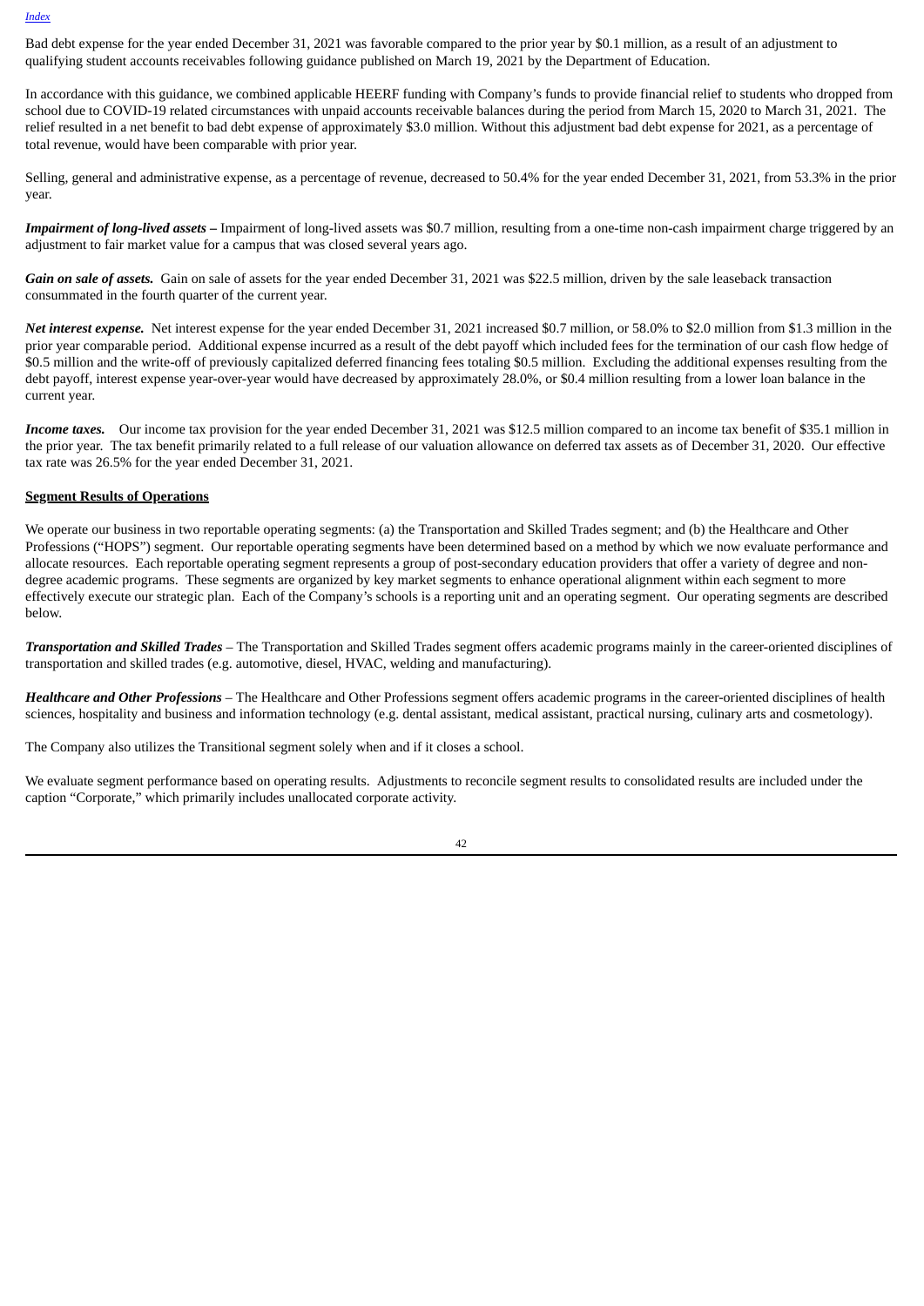Bad debt expense for the year ended December 31, 2021 was favorable compared to the prior year by $0.1 million, as a result of an adjustment to qualifying student accounts receivables following guidance published on March 19, 2021 by the Department of Education.

In accordance with this guidance, we combined applicable HEERF funding with Company's funds to provide financial relief to students who dropped from school due to COVID-19 related circumstances with unpaid accounts receivable balances during the period from March 15, 2020 to March 31, 2021. The relief resulted in a net benefit to bad debt expense of approximately $3.0 million. Without this adjustment bad debt expense for 2021, as a percentage of total revenue, would have been comparable with prior year.

Selling, general and administrative expense, as a percentage of revenue, decreased to 50.4% for the year ended December 31, 2021, from 53.3% in the prior year.

***Impairment of long-lived assets –*** Impairment of long-lived assets was $0.7 million, resulting from a one-time non-cash impairment charge triggered by an adjustment to fair market value for a campus that was closed several years ago.

***Gain on sale of assets.*** Gain on sale of assets for the year ended December 31, 2021 was $22.5 million, driven by the sale leaseback transaction consummated in the fourth quarter of the current year.

***Net interest expense.*** Net interest expense for the year ended December 31, 2021 increased $0.7 million, or 58.0% to $2.0 million from $1.3 million in the prior year comparable period. Additional expense incurred as a result of the debt payoff which included fees for the termination of our cash flow hedge of $0.5 million and the write-off of previously capitalized deferred financing fees totaling $0.5 million. Excluding the additional expenses resulting from the debt payoff, interest expense year-over-year would have decreased by approximately 28.0%, or $0.4 million resulting from a lower loan balance in the current year.

***Income taxes.*** Our income tax provision for the year ended December 31, 2021 was $12.5 million compared to an income tax benefit of $35.1 million in the prior year. The tax benefit primarily related to a full release of our valuation allowance on deferred tax assets as of December 31, 2020. Our effective tax rate was 26.5% for the year ended December 31, 2021.

**Segment Results of Operations**

We operate our business in two reportable operating segments: (a) the Transportation and Skilled Trades segment; and (b) the Healthcare and Other Professions ("HOPS") segment. Our reportable operating segments have been determined based on a method by which we now evaluate performance and allocate resources. Each reportable operating segment represents a group of post-secondary education providers that offer a variety of degree and non-degree academic programs. These segments are organized by key market segments to enhance operational alignment within each segment to more effectively execute our strategic plan. Each of the Company's schools is a reporting unit and an operating segment. Our operating segments are described below.

***Transportation and Skilled Trades*** – The Transportation and Skilled Trades segment offers academic programs mainly in the career-oriented disciplines of transportation and skilled trades (e.g. automotive, diesel, HVAC, welding and manufacturing).

***Healthcare and Other Professions*** – The Healthcare and Other Professions segment offers academic programs in the career-oriented disciplines of health sciences, hospitality and business and information technology (e.g. dental assistant, medical assistant, practical nursing, culinary arts and cosmetology).

The Company also utilizes the Transitional segment solely when and if it closes a school.

We evaluate segment performance based on operating results. Adjustments to reconcile segment results to consolidated results are included under the caption "Corporate," which primarily includes unallocated corporate activity.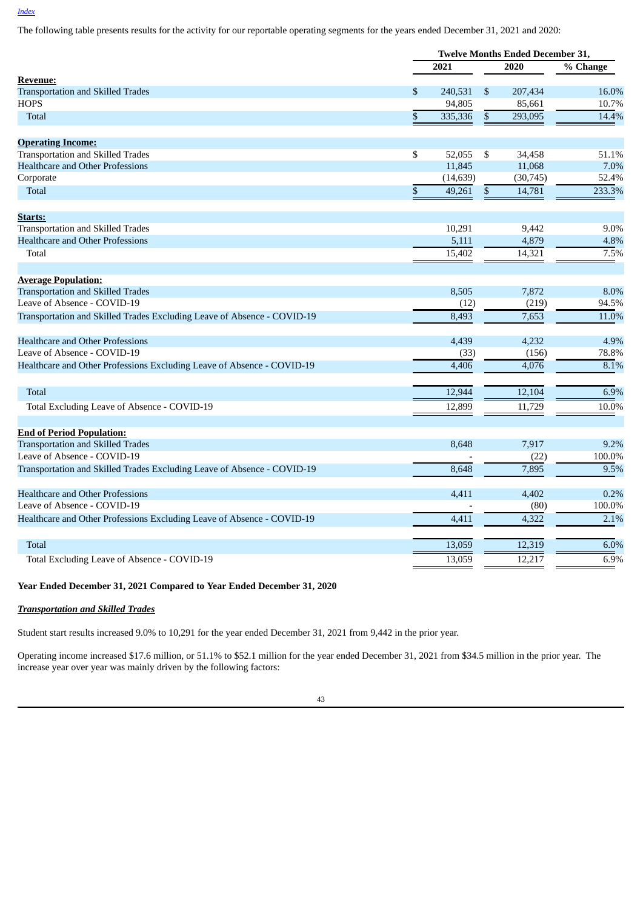The following table presents results for the activity for our reportable operating segments for the years ended December 31, 2021 and 2020:

| | Twelve Months Ended December 31, | | |
|---|---|---|---|
| | 2021 | 2020 | % Change |
| **Revenue:** | | | |
| Transportation and Skilled Trades | $ 240,531 | $ 207,434 | 16.0% |
| HOPS | 94,805 | 85,661 | 10.7% |
| Total | $ 335,336 | $ 293,095 | 14.4% |
| **Operating Income:** | | | |
| Transportation and Skilled Trades | $ 52,055 | $ 34,458 | 51.1% |
| Healthcare and Other Professions | 11,845 | 11,068 | 7.0% |
| Corporate | (14,639) | (30,745) | 52.4% |
| Total | $ 49,261 | $ 14,781 | 233.3% |
| **Starts:** | | | |
| Transportation and Skilled Trades | 10,291 | 9,442 | 9.0% |
| Healthcare and Other Professions | 5,111 | 4,879 | 4.8% |
| Total | 15,402 | 14,321 | 7.5% |
| **Average Population:** | | | |
| Transportation and Skilled Trades | 8,505 | 7,872 | 8.0% |
| Leave of Absence - COVID-19 | (12) | (219) | 94.5% |
| Transportation and Skilled Trades Excluding Leave of Absence - COVID-19 | 8,493 | 7,653 | 11.0% |
| Healthcare and Other Professions | 4,439 | 4,232 | 4.9% |
| Leave of Absence - COVID-19 | (33) | (156) | 78.8% |
| Healthcare and Other Professions Excluding Leave of Absence - COVID-19 | 4,406 | 4,076 | 8.1% |
| Total | 12,944 | 12,104 | 6.9% |
| Total Excluding Leave of Absence - COVID-19 | 12,899 | 11,729 | 10.0% |
| **End of Period Population:** | | | |
| Transportation and Skilled Trades | 8,648 | 7,917 | 9.2% |
| Leave of Absence - COVID-19 | - | (22) | 100.0% |
| Transportation and Skilled Trades Excluding Leave of Absence - COVID-19 | 8,648 | 7,895 | 9.5% |
| Healthcare and Other Professions | 4,411 | 4,402 | 0.2% |
| Leave of Absence - COVID-19 | - | (80) | 100.0% |
| Healthcare and Other Professions Excluding Leave of Absence - COVID-19 | 4,411 | 4,322 | 2.1% |
| Total | 13,059 | 12,319 | 6.0% |
| Total Excluding Leave of Absence - COVID-19 | 13,059 | 12,217 | 6.9% |

**Year Ended December 31, 2021 Compared to Year Ended December 31, 2020**

***Transportation and Skilled Trades***

Student start results increased 9.0% to 10,291 for the year ended December 31, 2021 from 9,442 in the prior year.

Operating income increased $17.6 million, or 51.1% to $52.1 million for the year ended December 31, 2021 from $34.5 million in the prior year. The increase year over year was mainly driven by the following factors: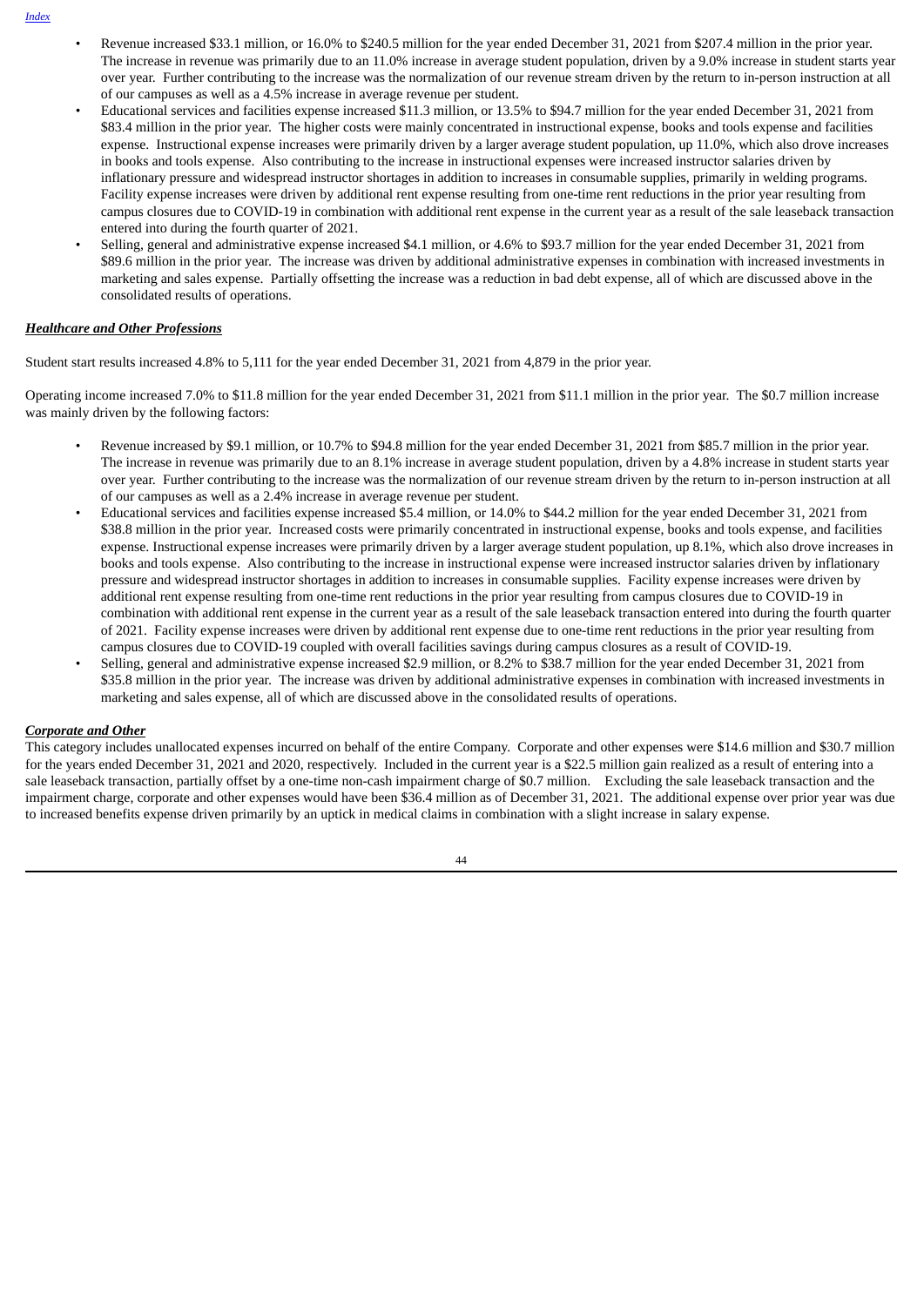- Revenue increased \$33.1 million, or 16.0% to \$240.5 million for the year ended December 31, 2021 from \$207.4 million in the prior year. The increase in revenue was primarily due to an 11.0% increase in average student population, driven by a 9.0% increase in student starts year over year. Further contributing to the increase was the normalization of our revenue stream driven by the return to in-person instruction at all of our campuses as well as a 4.5% increase in average revenue per student.
- Educational services and facilities expense increased \$11.3 million, or 13.5% to \$94.7 million for the year ended December 31, 2021 from \$83.4 million in the prior year. The higher costs were mainly concentrated in instructional expense, books and tools expense and facilities expense. Instructional expense increases were primarily driven by a larger average student population, up 11.0%, which also drove increases in books and tools expense. Also contributing to the increase in instructional expenses were increased instructor salaries driven by inflationary pressure and widespread instructor shortages in addition to increases in consumable supplies, primarily in welding programs. Facility expense increases were driven by additional rent expense resulting from one-time rent reductions in the prior year resulting from campus closures due to COVID-19 in combination with additional rent expense in the current year as a result of the sale leaseback transaction entered into during the fourth quarter of 2021.
- Selling, general and administrative expense increased \$4.1 million, or 4.6% to \$93.7 million for the year ended December 31, 2021 from \$89.6 million in the prior year. The increase was driven by additional administrative expenses in combination with increased investments in marketing and sales expense. Partially offsetting the increase was a reduction in bad debt expense, all of which are discussed above in the consolidated results of operations.

***Healthcare and Other Professions***

Student start results increased 4.8% to 5,111 for the year ended December 31, 2021 from 4,879 in the prior year.

Operating income increased 7.0% to \$11.8 million for the year ended December 31, 2021 from \$11.1 million in the prior year. The \$0.7 million increase was mainly driven by the following factors:

- Revenue increased by \$9.1 million, or 10.7% to \$94.8 million for the year ended December 31, 2021 from \$85.7 million in the prior year. The increase in revenue was primarily due to an 8.1% increase in average student population, driven by a 4.8% increase in student starts year over year. Further contributing to the increase was the normalization of our revenue stream driven by the return to in-person instruction at all of our campuses as well as a 2.4% increase in average revenue per student.
- Educational services and facilities expense increased \$5.4 million, or 14.0% to \$44.2 million for the year ended December 31, 2021 from \$38.8 million in the prior year. Increased costs were primarily concentrated in instructional expense, books and tools expense, and facilities expense. Instructional expense increases were primarily driven by a larger average student population, up 8.1%, which also drove increases in books and tools expense. Also contributing to the increase in instructional expense were increased instructor salaries driven by inflationary pressure and widespread instructor shortages in addition to increases in consumable supplies. Facility expense increases were driven by additional rent expense resulting from one-time rent reductions in the prior year resulting from campus closures due to COVID-19 in combination with additional rent expense in the current year as a result of the sale leaseback transaction entered into during the fourth quarter of 2021. Facility expense increases were driven by additional rent expense due to one-time rent reductions in the prior year resulting from campus closures due to COVID-19 coupled with overall facilities savings during campus closures as a result of COVID-19.
- Selling, general and administrative expense increased \$2.9 million, or 8.2% to \$38.7 million for the year ended December 31, 2021 from \$35.8 million in the prior year. The increase was driven by additional administrative expenses in combination with increased investments in marketing and sales expense, all of which are discussed above in the consolidated results of operations.

***Corporate and Other***

This category includes unallocated expenses incurred on behalf of the entire Company. Corporate and other expenses were \$14.6 million and \$30.7 million for the years ended December 31, 2021 and 2020, respectively. Included in the current year is a \$22.5 million gain realized as a result of entering into a sale leaseback transaction, partially offset by a one-time non-cash impairment charge of \$0.7 million. Excluding the sale leaseback transaction and the impairment charge, corporate and other expenses would have been \$36.4 million as of December 31, 2021. The additional expense over prior year was due to increased benefits expense driven primarily by an uptick in medical claims in combination with a slight increase in salary expense.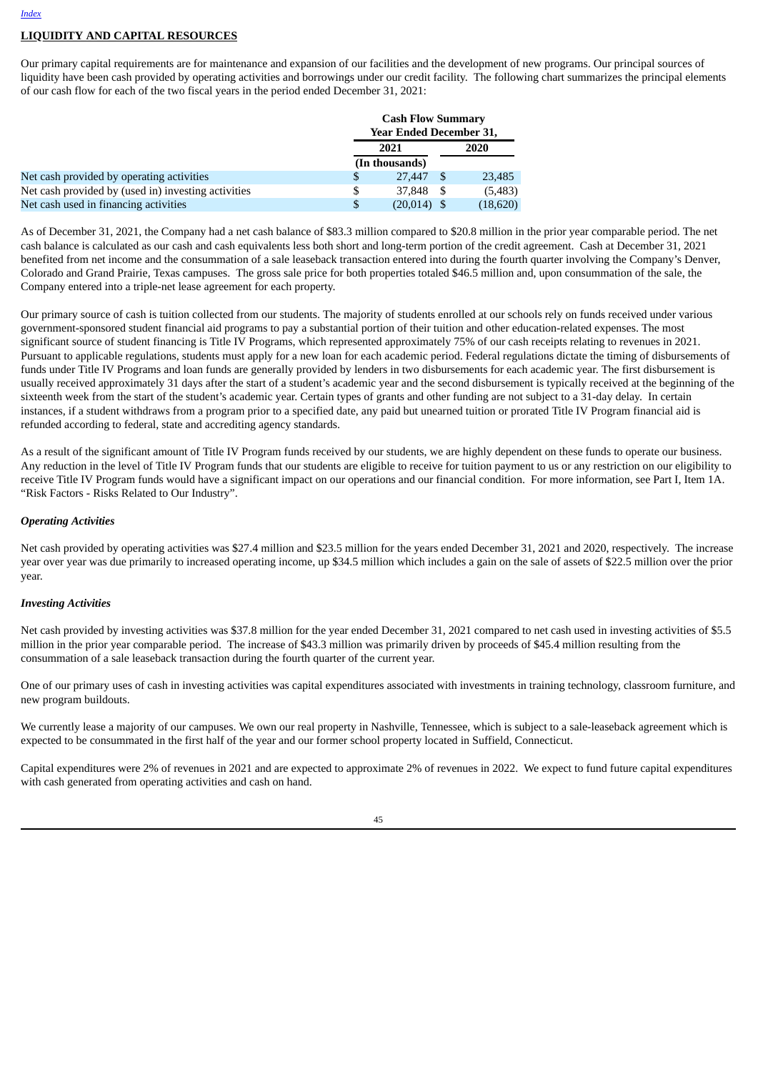## LIQUIDITY AND CAPITAL RESOURCES

Our primary capital requirements are for maintenance and expansion of our facilities and the development of new programs. Our principal sources of liquidity have been cash provided by operating activities and borrowings under our credit facility. The following chart summarizes the principal elements of our cash flow for each of the two fiscal years in the period ended December 31, 2021:

| | Cash Flow Summary Year Ended December 31, | |
|---|---|---|
| | 2021 | 2020 |
| | (In thousands) | |
| Net cash provided by operating activities | $ 27,447 | $ 23,485 |
| Net cash provided by (used in) investing activities | $ 37,848 | $ (5,483) |
| Net cash used in financing activities | $ (20,014) | $ (18,620) |

As of December 31, 2021, the Company had a net cash balance of $83.3 million compared to $20.8 million in the prior year comparable period. The net cash balance is calculated as our cash and cash equivalents less both short and long-term portion of the credit agreement. Cash at December 31, 2021 benefited from net income and the consummation of a sale leaseback transaction entered into during the fourth quarter involving the Company's Denver, Colorado and Grand Prairie, Texas campuses. The gross sale price for both properties totaled $46.5 million and, upon consummation of the sale, the Company entered into a triple-net lease agreement for each property.

Our primary source of cash is tuition collected from our students. The majority of students enrolled at our schools rely on funds received under various government-sponsored student financial aid programs to pay a substantial portion of their tuition and other education-related expenses. The most significant source of student financing is Title IV Programs, which represented approximately 75% of our cash receipts relating to revenues in 2021. Pursuant to applicable regulations, students must apply for a new loan for each academic period. Federal regulations dictate the timing of disbursements of funds under Title IV Programs and loan funds are generally provided by lenders in two disbursements for each academic year. The first disbursement is usually received approximately 31 days after the start of a student's academic year and the second disbursement is typically received at the beginning of the sixteenth week from the start of the student's academic year. Certain types of grants and other funding are not subject to a 31-day delay. In certain instances, if a student withdraws from a program prior to a specified date, any paid but unearned tuition or prorated Title IV Program financial aid is refunded according to federal, state and accrediting agency standards.

As a result of the significant amount of Title IV Program funds received by our students, we are highly dependent on these funds to operate our business. Any reduction in the level of Title IV Program funds that our students are eligible to receive for tuition payment to us or any restriction on our eligibility to receive Title IV Program funds would have a significant impact on our operations and our financial condition. For more information, see Part I, Item 1A. "Risk Factors - Risks Related to Our Industry".

### *Operating Activities*

Net cash provided by operating activities was $27.4 million and $23.5 million for the years ended December 31, 2021 and 2020, respectively. The increase year over year was due primarily to increased operating income, up $34.5 million which includes a gain on the sale of assets of $22.5 million over the prior year.

### *Investing Activities*

Net cash provided by investing activities was $37.8 million for the year ended December 31, 2021 compared to net cash used in investing activities of $5.5 million in the prior year comparable period. The increase of $43.3 million was primarily driven by proceeds of $45.4 million resulting from the consummation of a sale leaseback transaction during the fourth quarter of the current year.

One of our primary uses of cash in investing activities was capital expenditures associated with investments in training technology, classroom furniture, and new program buildouts.

We currently lease a majority of our campuses. We own our real property in Nashville, Tennessee, which is subject to a sale-leaseback agreement which is expected to be consummated in the first half of the year and our former school property located in Suffield, Connecticut.

Capital expenditures were 2% of revenues in 2021 and are expected to approximate 2% of revenues in 2022. We expect to fund future capital expenditures with cash generated from operating activities and cash on hand.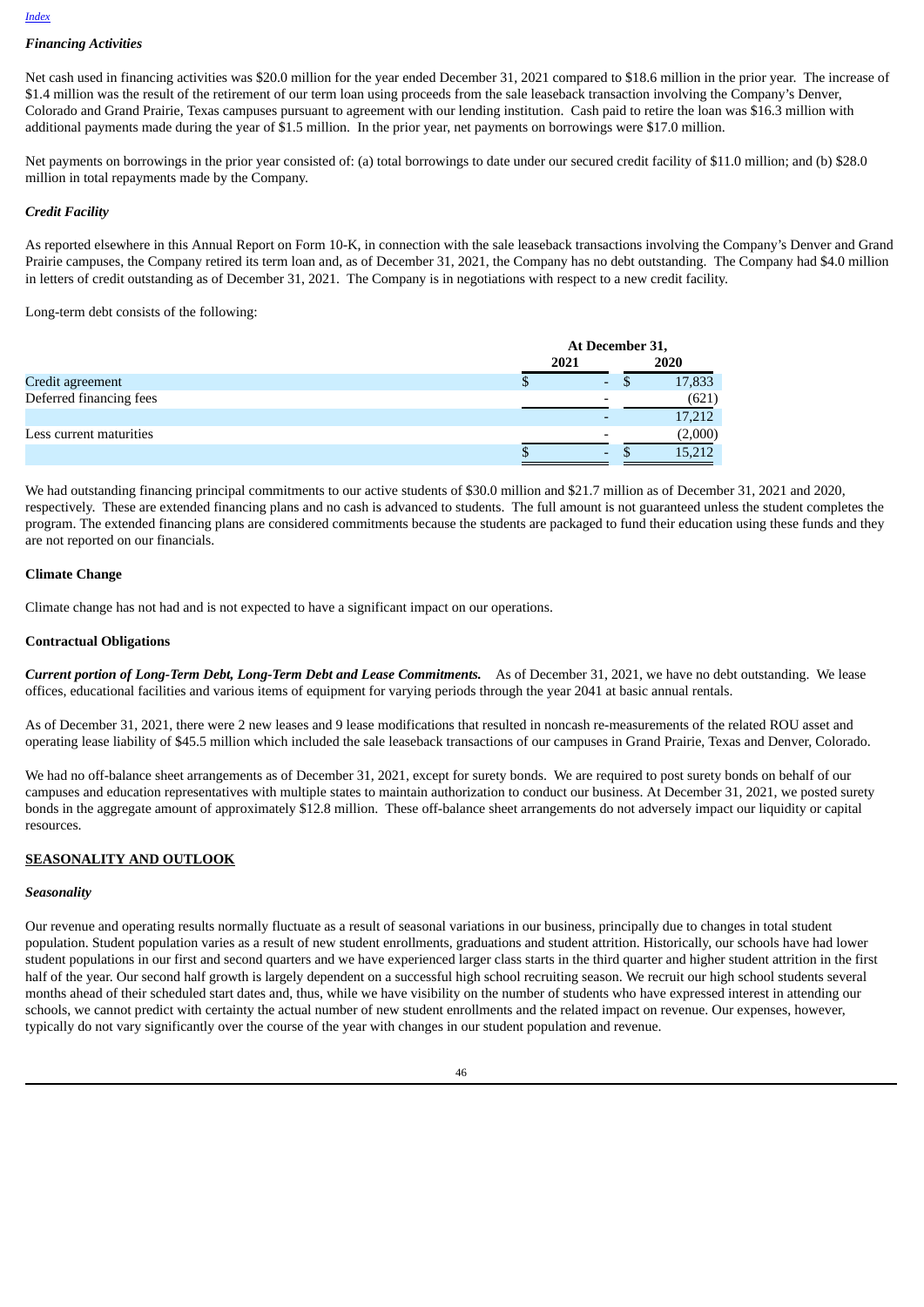[Index](#)

### *Financing Activities*

Net cash used in financing activities was $20.0 million for the year ended December 31, 2021 compared to $18.6 million in the prior year. The increase of $1.4 million was the result of the retirement of our term loan using proceeds from the sale leaseback transaction involving the Company's Denver, Colorado and Grand Prairie, Texas campuses pursuant to agreement with our lending institution. Cash paid to retire the loan was $16.3 million with additional payments made during the year of $1.5 million. In the prior year, net payments on borrowings were $17.0 million.

Net payments on borrowings in the prior year consisted of: (a) total borrowings to date under our secured credit facility of $11.0 million; and (b) $28.0 million in total repayments made by the Company.

### *Credit Facility*

As reported elsewhere in this Annual Report on Form 10-K, in connection with the sale leaseback transactions involving the Company's Denver and Grand Prairie campuses, the Company retired its term loan and, as of December 31, 2021, the Company has no debt outstanding. The Company had $4.0 million in letters of credit outstanding as of December 31, 2021. The Company is in negotiations with respect to a new credit facility.

Long-term debt consists of the following:

| | At December 31, | |
|---|---|---|
| | 2021 | 2020 |
| Credit agreement | $ - | $ 17,833 |
| Deferred financing fees | - | (621) |
| | - | 17,212 |
| Less current maturities | - | (2,000) |
| | $ - | $ 15,212 |

We had outstanding financing principal commitments to our active students of $30.0 million and $21.7 million as of December 31, 2021 and 2020, respectively. These are extended financing plans and no cash is advanced to students. The full amount is not guaranteed unless the student completes the program. The extended financing plans are considered commitments because the students are packaged to fund their education using these funds and they are not reported on our financials.

### Climate Change

Climate change has not had and is not expected to have a significant impact on our operations.

### Contractual Obligations

***Current portion of Long-Term Debt, Long-Term Debt and Lease Commitments.*** As of December 31, 2021, we have no debt outstanding. We lease offices, educational facilities and various items of equipment for varying periods through the year 2041 at basic annual rentals.

As of December 31, 2021, there were 2 new leases and 9 lease modifications that resulted in noncash re-measurements of the related ROU asset and operating lease liability of $45.5 million which included the sale leaseback transactions of our campuses in Grand Prairie, Texas and Denver, Colorado.

We had no off-balance sheet arrangements as of December 31, 2021, except for surety bonds. We are required to post surety bonds on behalf of our campuses and education representatives with multiple states to maintain authorization to conduct our business. At December 31, 2021, we posted surety bonds in the aggregate amount of approximately $12.8 million. These off-balance sheet arrangements do not adversely impact our liquidity or capital resources.

## SEASONALITY AND OUTLOOK

### *Seasonality*

Our revenue and operating results normally fluctuate as a result of seasonal variations in our business, principally due to changes in total student population. Student population varies as a result of new student enrollments, graduations and student attrition. Historically, our schools have had lower student populations in our first and second quarters and we have experienced larger class starts in the third quarter and higher student attrition in the first half of the year. Our second half growth is largely dependent on a successful high school recruiting season. We recruit our high school students several months ahead of their scheduled start dates and, thus, while we have visibility on the number of students who have expressed interest in attending our schools, we cannot predict with certainty the actual number of new student enrollments and the related impact on revenue. Our expenses, however, typically do not vary significantly over the course of the year with changes in our student population and revenue.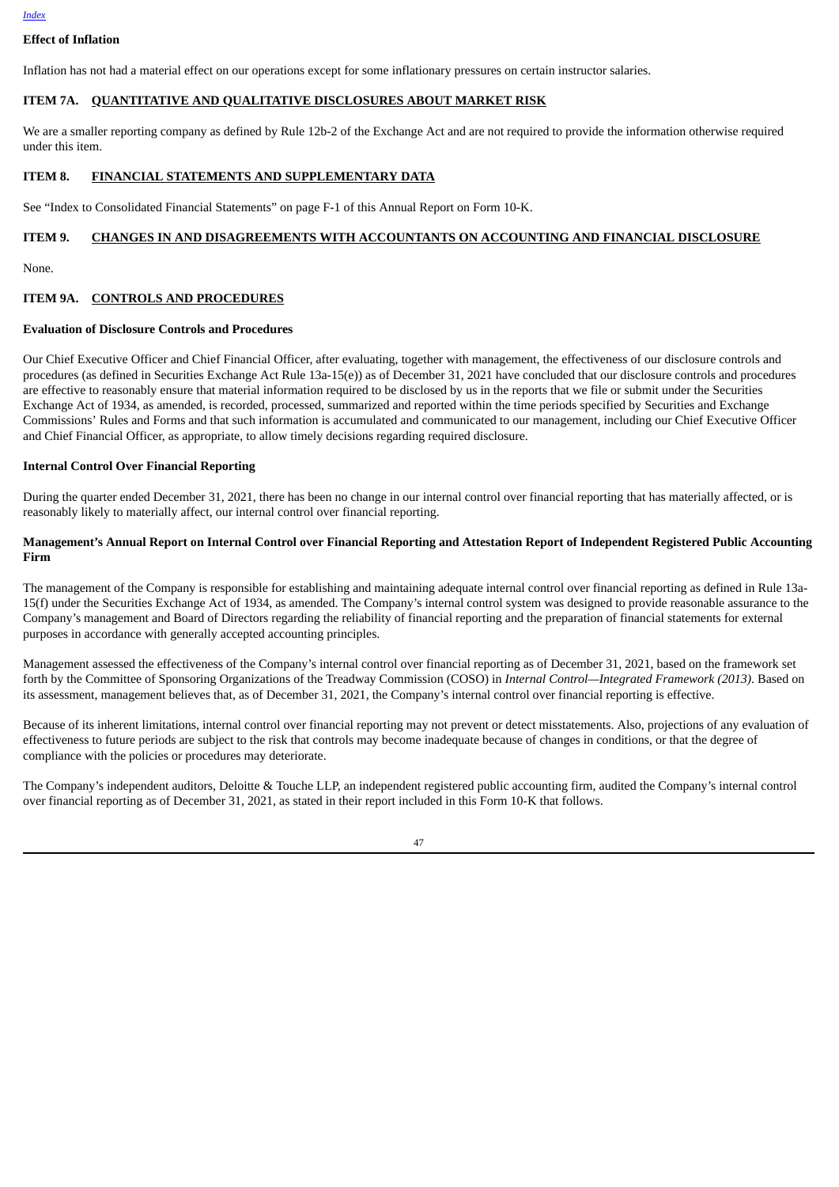### Effect of Inflation

Inflation has not had a material effect on our operations except for some inflationary pressures on certain instructor salaries.

## ITEM 7A. QUANTITATIVE AND QUALITATIVE DISCLOSURES ABOUT MARKET RISK

We are a smaller reporting company as defined by Rule 12b-2 of the Exchange Act and are not required to provide the information otherwise required under this item.

## ITEM 8. FINANCIAL STATEMENTS AND SUPPLEMENTARY DATA

See "Index to Consolidated Financial Statements" on page F-1 of this Annual Report on Form 10-K.

## ITEM 9. CHANGES IN AND DISAGREEMENTS WITH ACCOUNTANTS ON ACCOUNTING AND FINANCIAL DISCLOSURE

None.

## ITEM 9A. CONTROLS AND PROCEDURES

### Evaluation of Disclosure Controls and Procedures

Our Chief Executive Officer and Chief Financial Officer, after evaluating, together with management, the effectiveness of our disclosure controls and procedures (as defined in Securities Exchange Act Rule 13a-15(e)) as of December 31, 2021 have concluded that our disclosure controls and procedures are effective to reasonably ensure that material information required to be disclosed by us in the reports that we file or submit under the Securities Exchange Act of 1934, as amended, is recorded, processed, summarized and reported within the time periods specified by Securities and Exchange Commissions' Rules and Forms and that such information is accumulated and communicated to our management, including our Chief Executive Officer and Chief Financial Officer, as appropriate, to allow timely decisions regarding required disclosure.

### Internal Control Over Financial Reporting

During the quarter ended December 31, 2021, there has been no change in our internal control over financial reporting that has materially affected, or is reasonably likely to materially affect, our internal control over financial reporting.

### Management's Annual Report on Internal Control over Financial Reporting and Attestation Report of Independent Registered Public Accounting Firm

The management of the Company is responsible for establishing and maintaining adequate internal control over financial reporting as defined in Rule 13a-15(f) under the Securities Exchange Act of 1934, as amended. The Company's internal control system was designed to provide reasonable assurance to the Company's management and Board of Directors regarding the reliability of financial reporting and the preparation of financial statements for external purposes in accordance with generally accepted accounting principles.

Management assessed the effectiveness of the Company's internal control over financial reporting as of December 31, 2021, based on the framework set forth by the Committee of Sponsoring Organizations of the Treadway Commission (COSO) in *Internal Control—Integrated Framework (2013)*. Based on its assessment, management believes that, as of December 31, 2021, the Company's internal control over financial reporting is effective.

Because of its inherent limitations, internal control over financial reporting may not prevent or detect misstatements. Also, projections of any evaluation of effectiveness to future periods are subject to the risk that controls may become inadequate because of changes in conditions, or that the degree of compliance with the policies or procedures may deteriorate.

The Company's independent auditors, Deloitte & Touche LLP, an independent registered public accounting firm, audited the Company's internal control over financial reporting as of December 31, 2021, as stated in their report included in this Form 10-K that follows.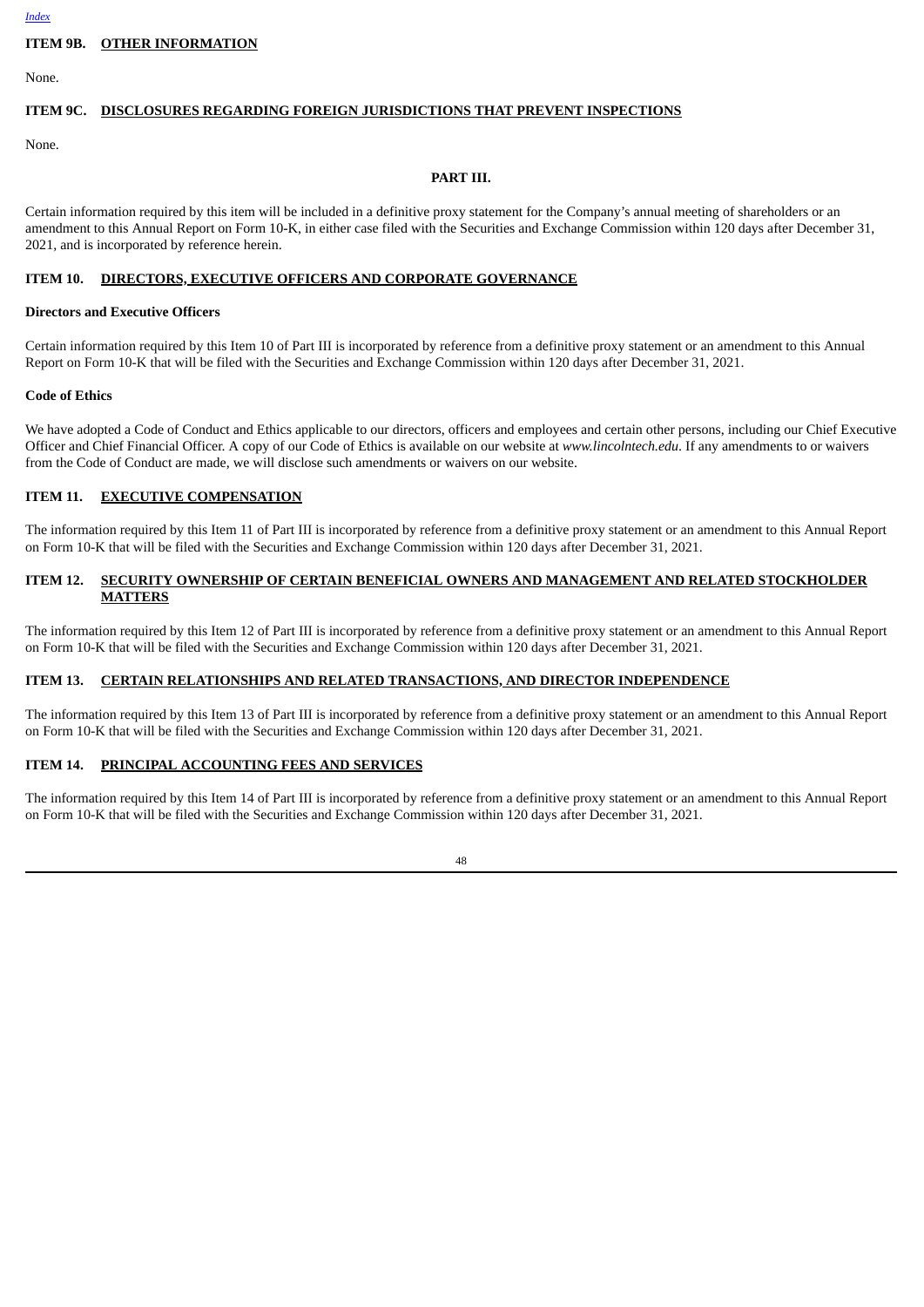## ITEM 9B. OTHER INFORMATION

None.

## ITEM 9C. DISCLOSURES REGARDING FOREIGN JURISDICTIONS THAT PREVENT INSPECTIONS

None.

# PART III.

Certain information required by this item will be included in a definitive proxy statement for the Company's annual meeting of shareholders or an amendment to this Annual Report on Form 10-K, in either case filed with the Securities and Exchange Commission within 120 days after December 31, 2021, and is incorporated by reference herein.

## ITEM 10. DIRECTORS, EXECUTIVE OFFICERS AND CORPORATE GOVERNANCE

**Directors and Executive Officers**

Certain information required by this Item 10 of Part III is incorporated by reference from a definitive proxy statement or an amendment to this Annual Report on Form 10-K that will be filed with the Securities and Exchange Commission within 120 days after December 31, 2021.

**Code of Ethics**

We have adopted a Code of Conduct and Ethics applicable to our directors, officers and employees and certain other persons, including our Chief Executive Officer and Chief Financial Officer. A copy of our Code of Ethics is available on our website at *www.lincolntech.edu*. If any amendments to or waivers from the Code of Conduct are made, we will disclose such amendments or waivers on our website.

## ITEM 11. EXECUTIVE COMPENSATION

The information required by this Item 11 of Part III is incorporated by reference from a definitive proxy statement or an amendment to this Annual Report on Form 10-K that will be filed with the Securities and Exchange Commission within 120 days after December 31, 2021.

## ITEM 12. SECURITY OWNERSHIP OF CERTAIN BENEFICIAL OWNERS AND MANAGEMENT AND RELATED STOCKHOLDER MATTERS

The information required by this Item 12 of Part III is incorporated by reference from a definitive proxy statement or an amendment to this Annual Report on Form 10-K that will be filed with the Securities and Exchange Commission within 120 days after December 31, 2021.

## ITEM 13. CERTAIN RELATIONSHIPS AND RELATED TRANSACTIONS, AND DIRECTOR INDEPENDENCE

The information required by this Item 13 of Part III is incorporated by reference from a definitive proxy statement or an amendment to this Annual Report on Form 10-K that will be filed with the Securities and Exchange Commission within 120 days after December 31, 2021.

## ITEM 14. PRINCIPAL ACCOUNTING FEES AND SERVICES

The information required by this Item 14 of Part III is incorporated by reference from a definitive proxy statement or an amendment to this Annual Report on Form 10-K that will be filed with the Securities and Exchange Commission within 120 days after December 31, 2021.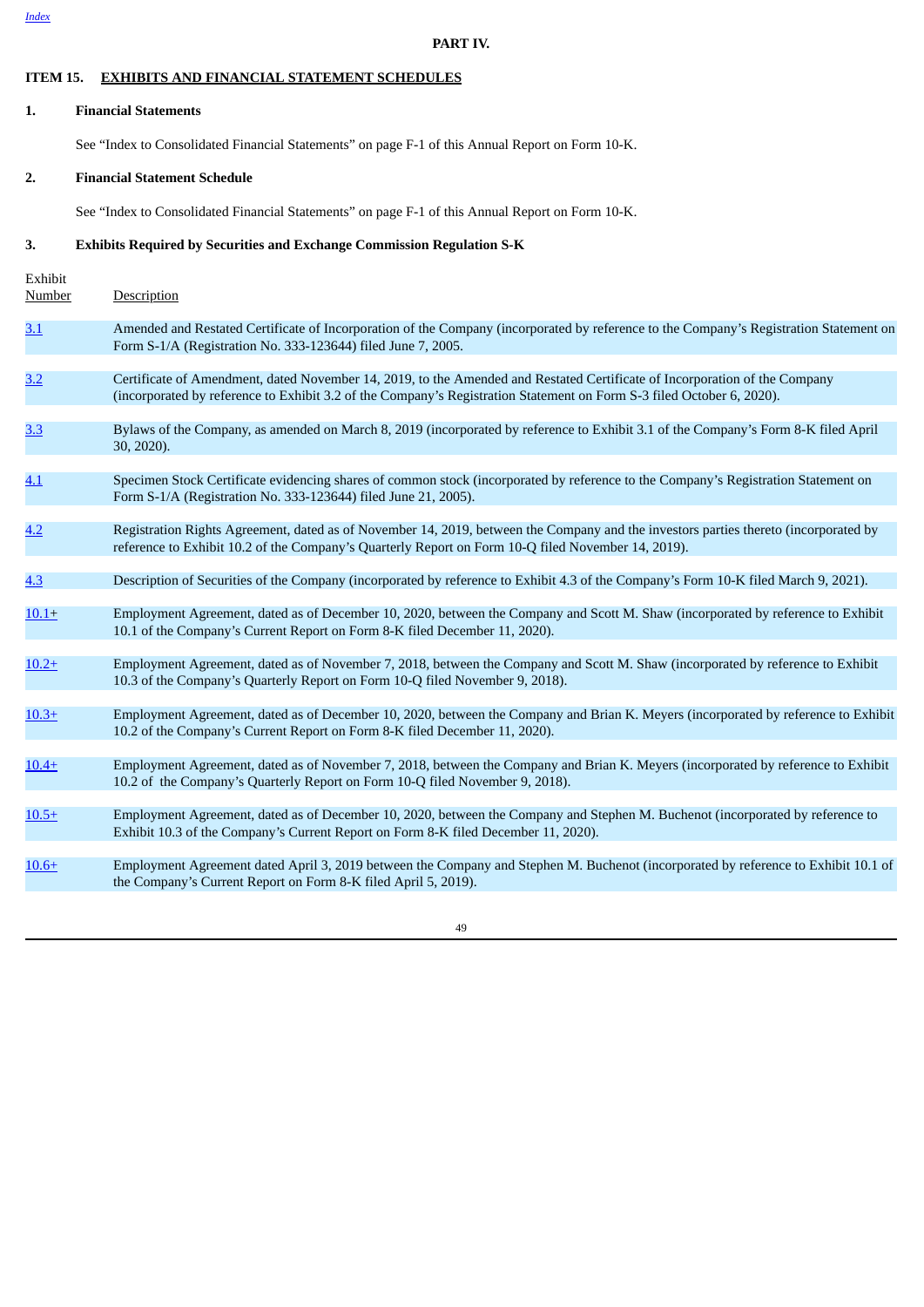**PART IV.**

## ITEM 15. EXHIBITS AND FINANCIAL STATEMENT SCHEDULES

**1. Financial Statements**

See "Index to Consolidated Financial Statements" on page F-1 of this Annual Report on Form 10-K.

**2. Financial Statement Schedule**

See "Index to Consolidated Financial Statements" on page F-1 of this Annual Report on Form 10-K.

**3. Exhibits Required by Securities and Exchange Commission Regulation S-K**

| Exhibit Number | Description |
|---|---|
| 3.1 | Amended and Restated Certificate of Incorporation of the Company (incorporated by reference to the Company's Registration Statement on Form S-1/A (Registration No. 333-123644) filed June 7, 2005. |
| 3.2 | Certificate of Amendment, dated November 14, 2019, to the Amended and Restated Certificate of Incorporation of the Company (incorporated by reference to Exhibit 3.2 of the Company's Registration Statement on Form S-3 filed October 6, 2020). |
| 3.3 | Bylaws of the Company, as amended on March 8, 2019 (incorporated by reference to Exhibit 3.1 of the Company's Form 8-K filed April 30, 2020). |
| 4.1 | Specimen Stock Certificate evidencing shares of common stock (incorporated by reference to the Company's Registration Statement on Form S-1/A (Registration No. 333-123644) filed June 21, 2005). |
| 4.2 | Registration Rights Agreement, dated as of November 14, 2019, between the Company and the investors parties thereto (incorporated by reference to Exhibit 10.2 of the Company's Quarterly Report on Form 10-Q filed November 14, 2019). |
| 4.3 | Description of Securities of the Company (incorporated by reference to Exhibit 4.3 of the Company's Form 10-K filed March 9, 2021). |
| 10.1+ | Employment Agreement, dated as of December 10, 2020, between the Company and Scott M. Shaw (incorporated by reference to Exhibit 10.1 of the Company's Current Report on Form 8-K filed December 11, 2020). |
| 10.2+ | Employment Agreement, dated as of November 7, 2018, between the Company and Scott M. Shaw (incorporated by reference to Exhibit 10.3 of the Company's Quarterly Report on Form 10-Q filed November 9, 2018). |
| 10.3+ | Employment Agreement, dated as of December 10, 2020, between the Company and Brian K. Meyers (incorporated by reference to Exhibit 10.2 of the Company's Current Report on Form 8-K filed December 11, 2020). |
| 10.4+ | Employment Agreement, dated as of November 7, 2018, between the Company and Brian K. Meyers (incorporated by reference to Exhibit 10.2 of the Company's Quarterly Report on Form 10-Q filed November 9, 2018). |
| 10.5+ | Employment Agreement, dated as of December 10, 2020, between the Company and Stephen M. Buchenot (incorporated by reference to Exhibit 10.3 of the Company's Current Report on Form 8-K filed December 11, 2020). |
| 10.6+ | Employment Agreement dated April 3, 2019 between the Company and Stephen M. Buchenot (incorporated by reference to Exhibit 10.1 of the Company's Current Report on Form 8-K filed April 5, 2019). |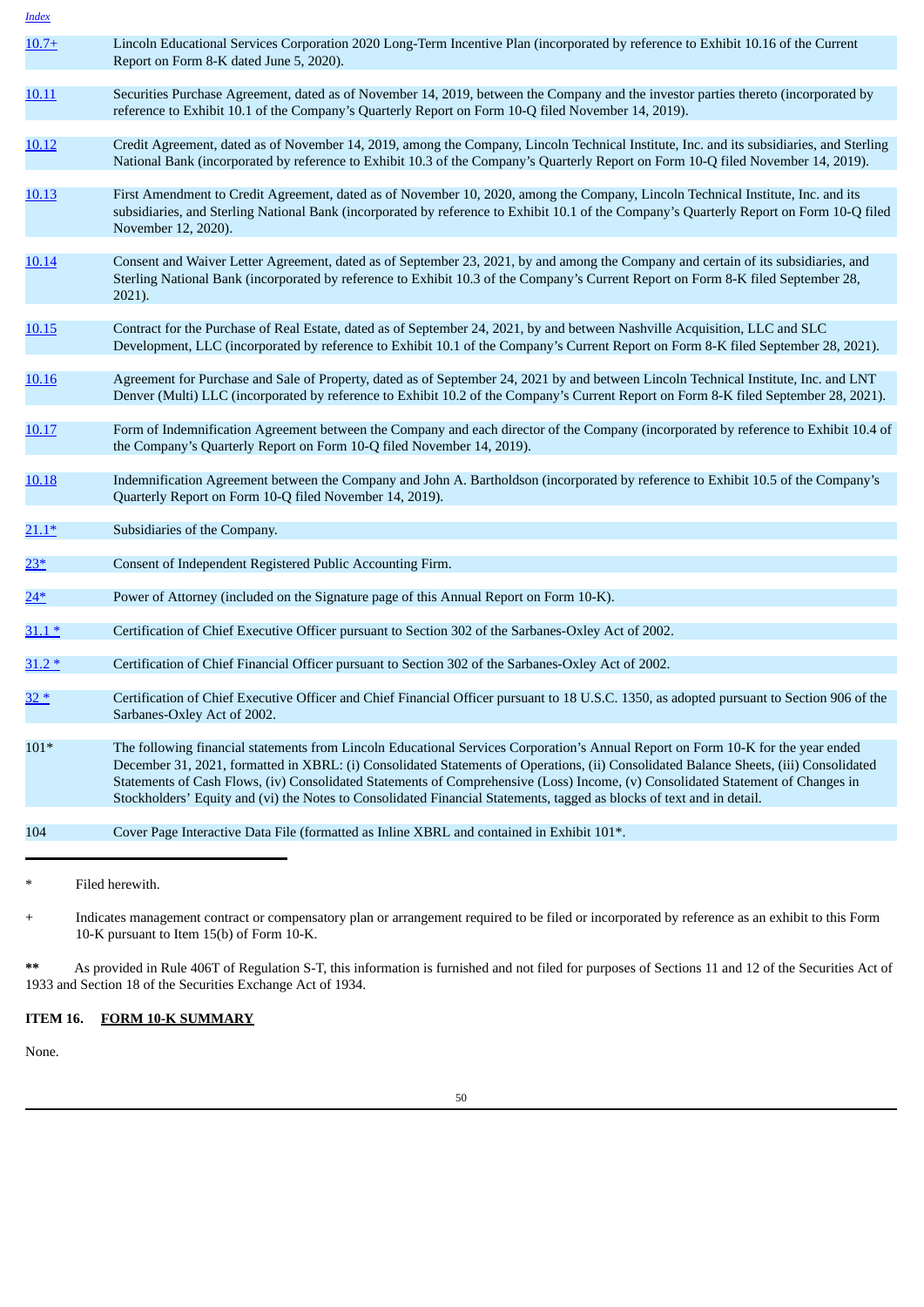| | |
|---|---|
| 10.7+ | Lincoln Educational Services Corporation 2020 Long-Term Incentive Plan (incorporated by reference to Exhibit 10.16 of the Current Report on Form 8-K dated June 5, 2020). |
| 10.11 | Securities Purchase Agreement, dated as of November 14, 2019, between the Company and the investor parties thereto (incorporated by reference to Exhibit 10.1 of the Company's Quarterly Report on Form 10-Q filed November 14, 2019). |
| 10.12 | Credit Agreement, dated as of November 14, 2019, among the Company, Lincoln Technical Institute, Inc. and its subsidiaries, and Sterling National Bank (incorporated by reference to Exhibit 10.3 of the Company's Quarterly Report on Form 10-Q filed November 14, 2019). |
| 10.13 | First Amendment to Credit Agreement, dated as of November 10, 2020, among the Company, Lincoln Technical Institute, Inc. and its subsidiaries, and Sterling National Bank (incorporated by reference to Exhibit 10.1 of the Company's Quarterly Report on Form 10-Q filed November 12, 2020). |
| 10.14 | Consent and Waiver Letter Agreement, dated as of September 23, 2021, by and among the Company and certain of its subsidiaries, and Sterling National Bank (incorporated by reference to Exhibit 10.3 of the Company's Current Report on Form 8-K filed September 28, 2021). |
| 10.15 | Contract for the Purchase of Real Estate, dated as of September 24, 2021, by and between Nashville Acquisition, LLC and SLC Development, LLC (incorporated by reference to Exhibit 10.1 of the Company's Current Report on Form 8-K filed September 28, 2021). |
| 10.16 | Agreement for Purchase and Sale of Property, dated as of September 24, 2021 by and between Lincoln Technical Institute, Inc. and LNT Denver (Multi) LLC (incorporated by reference to Exhibit 10.2 of the Company's Current Report on Form 8-K filed September 28, 2021). |
| 10.17 | Form of Indemnification Agreement between the Company and each director of the Company (incorporated by reference to Exhibit 10.4 of the Company's Quarterly Report on Form 10-Q filed November 14, 2019). |
| 10.18 | Indemnification Agreement between the Company and John A. Bartholdson (incorporated by reference to Exhibit 10.5 of the Company's Quarterly Report on Form 10-Q filed November 14, 2019). |
| 21.1* | Subsidiaries of the Company. |
| 23* | Consent of Independent Registered Public Accounting Firm. |
| 24* | Power of Attorney (included on the Signature page of this Annual Report on Form 10-K). |
| 31.1 * | Certification of Chief Executive Officer pursuant to Section 302 of the Sarbanes-Oxley Act of 2002. |
| 31.2 * | Certification of Chief Financial Officer pursuant to Section 302 of the Sarbanes-Oxley Act of 2002. |
| 32 * | Certification of Chief Executive Officer and Chief Financial Officer pursuant to 18 U.S.C. 1350, as adopted pursuant to Section 906 of the Sarbanes-Oxley Act of 2002. |
| 101* | The following financial statements from Lincoln Educational Services Corporation's Annual Report on Form 10-K for the year ended December 31, 2021, formatted in XBRL: (i) Consolidated Statements of Operations, (ii) Consolidated Balance Sheets, (iii) Consolidated Statements of Cash Flows, (iv) Consolidated Statements of Comprehensive (Loss) Income, (v) Consolidated Statement of Changes in Stockholders' Equity and (vi) the Notes to Consolidated Financial Statements, tagged as blocks of text and in detail. |
| 104 | Cover Page Interactive Data File (formatted as Inline XBRL and contained in Exhibit 101*. |

\* Filed herewith.

\+ Indicates management contract or compensatory plan or arrangement required to be filed or incorporated by reference as an exhibit to this Form 10-K pursuant to Item 15(b) of Form 10-K.

**\*\*** As provided in Rule 406T of Regulation S-T, this information is furnished and not filed for purposes of Sections 11 and 12 of the Securities Act of 1933 and Section 18 of the Securities Exchange Act of 1934.

**ITEM 16. FORM 10-K SUMMARY**

None.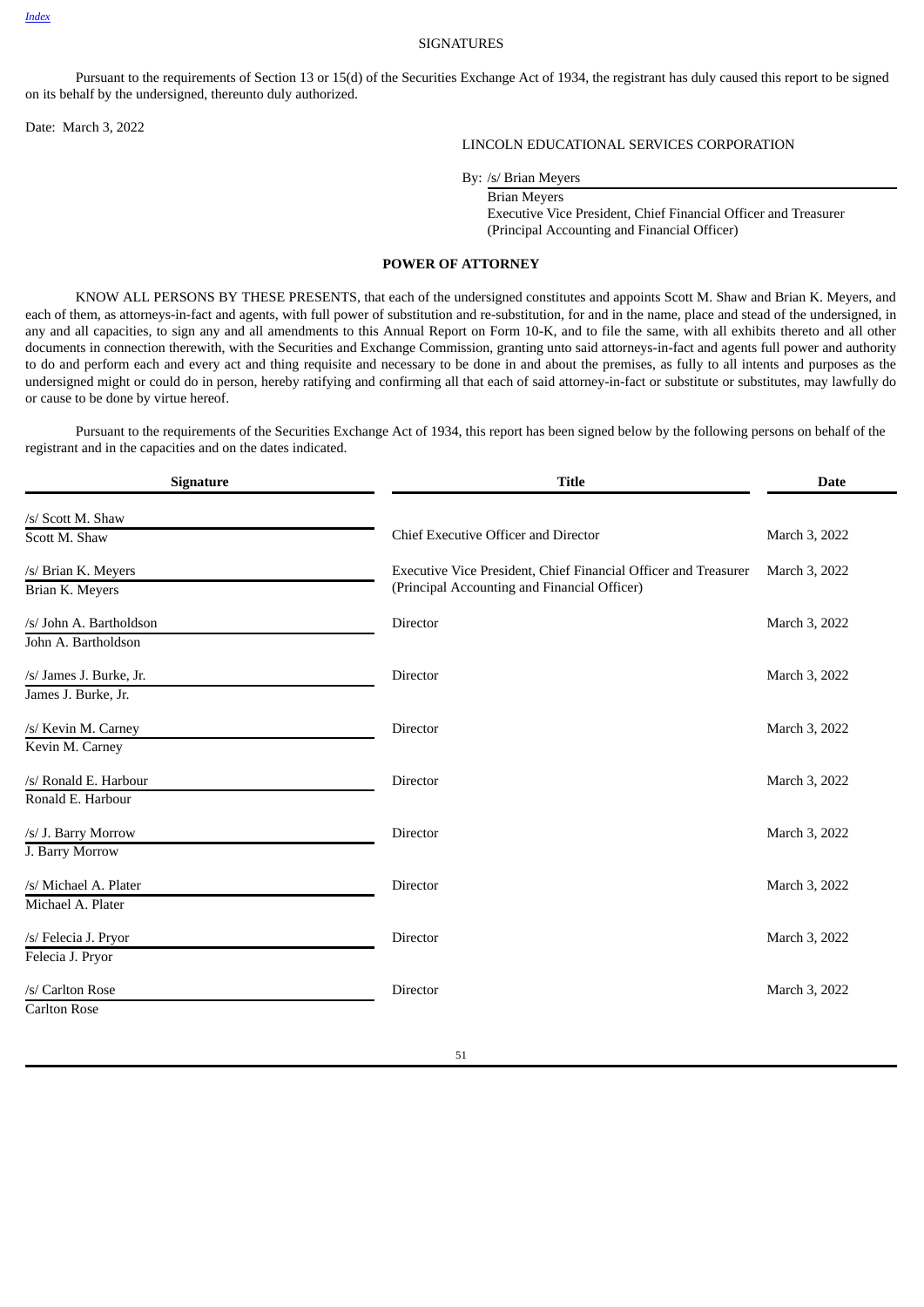SIGNATURES

Pursuant to the requirements of Section 13 or 15(d) of the Securities Exchange Act of 1934, the registrant has duly caused this report to be signed on its behalf by the undersigned, thereunto duly authorized.

Date: March 3, 2022

LINCOLN EDUCATIONAL SERVICES CORPORATION

By: /s/ Brian Meyers
Brian Meyers
Executive Vice President, Chief Financial Officer and Treasurer
(Principal Accounting and Financial Officer)

**POWER OF ATTORNEY**

KNOW ALL PERSONS BY THESE PRESENTS, that each of the undersigned constitutes and appoints Scott M. Shaw and Brian K. Meyers, and each of them, as attorneys-in-fact and agents, with full power of substitution and re-substitution, for and in the name, place and stead of the undersigned, in any and all capacities, to sign any and all amendments to this Annual Report on Form 10-K, and to file the same, with all exhibits thereto and all other documents in connection therewith, with the Securities and Exchange Commission, granting unto said attorneys-in-fact and agents full power and authority to do and perform each and every act and thing requisite and necessary to be done in and about the premises, as fully to all intents and purposes as the undersigned might or could do in person, hereby ratifying and confirming all that each of said attorney-in-fact or substitute or substitutes, may lawfully do or cause to be done by virtue hereof.

Pursuant to the requirements of the Securities Exchange Act of 1934, this report has been signed below by the following persons on behalf of the registrant and in the capacities and on the dates indicated.

| Signature | Title | Date |
|---|---|---|
| /s/ Scott M. Shaw<br>Scott M. Shaw | Chief Executive Officer and Director | March 3, 2022 |
| /s/ Brian K. Meyers<br>Brian K. Meyers | Executive Vice President, Chief Financial Officer and Treasurer (Principal Accounting and Financial Officer) | March 3, 2022 |
| /s/ John A. Bartholdson<br>John A. Bartholdson | Director | March 3, 2022 |
| /s/ James J. Burke, Jr.<br>James J. Burke, Jr. | Director | March 3, 2022 |
| /s/ Kevin M. Carney<br>Kevin M. Carney | Director | March 3, 2022 |
| /s/ Ronald E. Harbour<br>Ronald E. Harbour | Director | March 3, 2022 |
| /s/ J. Barry Morrow<br>J. Barry Morrow | Director | March 3, 2022 |
| /s/ Michael A. Plater<br>Michael A. Plater | Director | March 3, 2022 |
| /s/ Felecia J. Pryor<br>Felecia J. Pryor | Director | March 3, 2022 |
| /s/ Carlton Rose<br>Carlton Rose | Director | March 3, 2022 |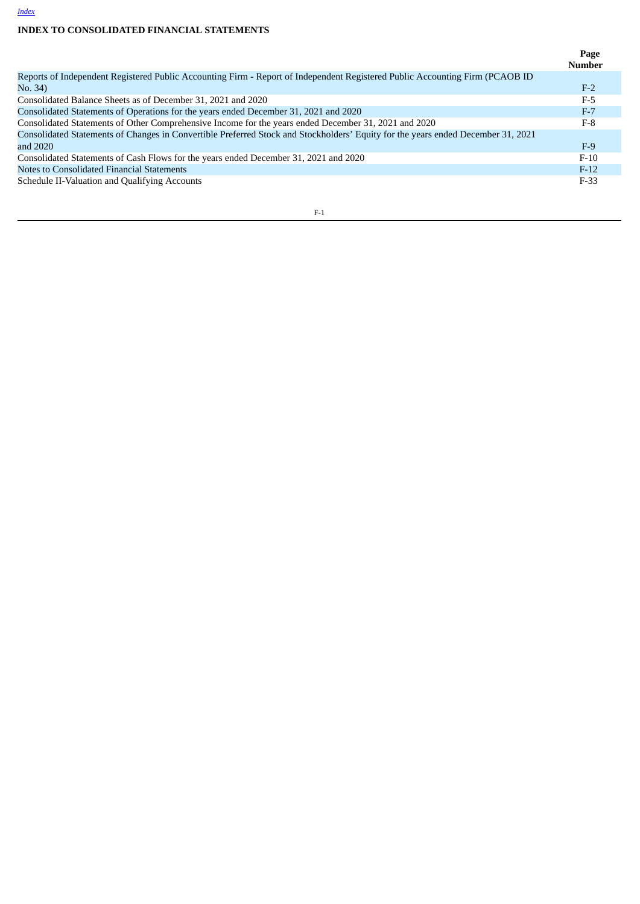*Index*

**INDEX TO CONSOLIDATED FINANCIAL STATEMENTS**

| | Page Number |
|---|---|
| Reports of Independent Registered Public Accounting Firm - Report of Independent Registered Public Accounting Firm (PCAOB ID No. 34) | F-2 |
| Consolidated Balance Sheets as of December 31, 2021 and 2020 | F-5 |
| Consolidated Statements of Operations for the years ended December 31, 2021 and 2020 | F-7 |
| Consolidated Statements of Other Comprehensive Income for the years ended December 31, 2021 and 2020 | F-8 |
| Consolidated Statements of Changes in Convertible Preferred Stock and Stockholders' Equity for the years ended December 31, 2021 and 2020 | F-9 |
| Consolidated Statements of Cash Flows for the years ended December 31, 2021 and 2020 | F-10 |
| Notes to Consolidated Financial Statements | F-12 |
| Schedule II-Valuation and Qualifying Accounts | F-33 |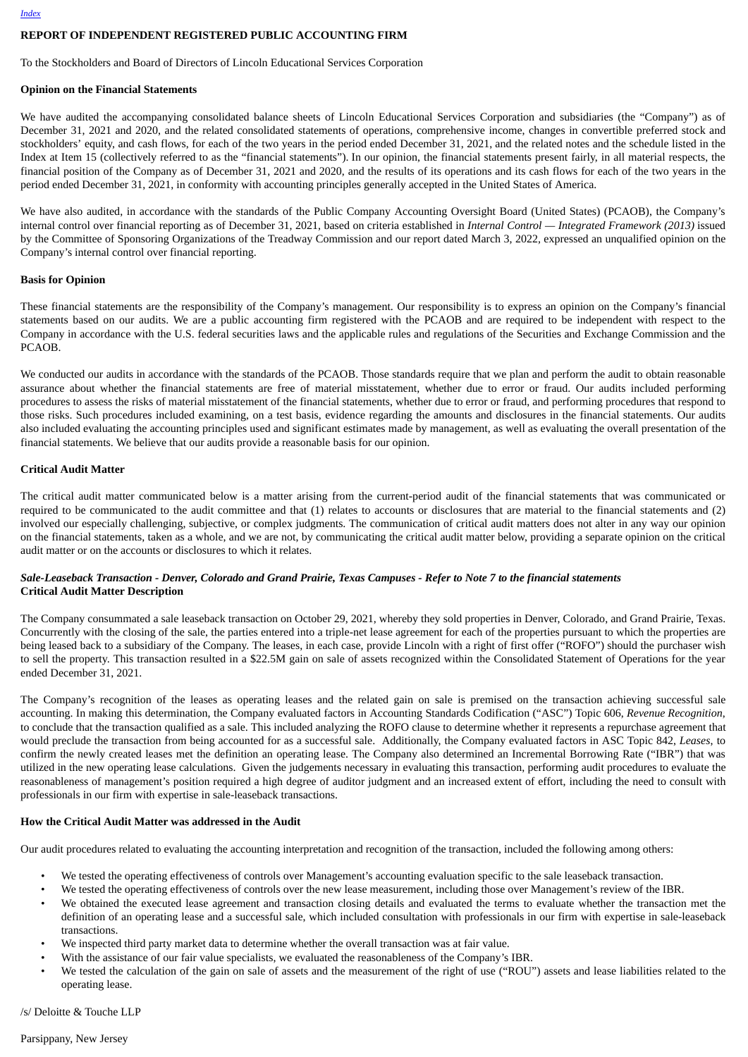[Index](#)

## REPORT OF INDEPENDENT REGISTERED PUBLIC ACCOUNTING FIRM

To the Stockholders and Board of Directors of Lincoln Educational Services Corporation

**Opinion on the Financial Statements**

We have audited the accompanying consolidated balance sheets of Lincoln Educational Services Corporation and subsidiaries (the "Company") as of December 31, 2021 and 2020, and the related consolidated statements of operations, comprehensive income, changes in convertible preferred stock and stockholders' equity, and cash flows, for each of the two years in the period ended December 31, 2021, and the related notes and the schedule listed in the Index at Item 15 (collectively referred to as the "financial statements"). In our opinion, the financial statements present fairly, in all material respects, the financial position of the Company as of December 31, 2021 and 2020, and the results of its operations and its cash flows for each of the two years in the period ended December 31, 2021, in conformity with accounting principles generally accepted in the United States of America.

We have also audited, in accordance with the standards of the Public Company Accounting Oversight Board (United States) (PCAOB), the Company's internal control over financial reporting as of December 31, 2021, based on criteria established in *Internal Control — Integrated Framework (2013)* issued by the Committee of Sponsoring Organizations of the Treadway Commission and our report dated March 3, 2022, expressed an unqualified opinion on the Company's internal control over financial reporting.

**Basis for Opinion**

These financial statements are the responsibility of the Company's management. Our responsibility is to express an opinion on the Company's financial statements based on our audits. We are a public accounting firm registered with the PCAOB and are required to be independent with respect to the Company in accordance with the U.S. federal securities laws and the applicable rules and regulations of the Securities and Exchange Commission and the PCAOB.

We conducted our audits in accordance with the standards of the PCAOB. Those standards require that we plan and perform the audit to obtain reasonable assurance about whether the financial statements are free of material misstatement, whether due to error or fraud. Our audits included performing procedures to assess the risks of material misstatement of the financial statements, whether due to error or fraud, and performing procedures that respond to those risks. Such procedures included examining, on a test basis, evidence regarding the amounts and disclosures in the financial statements. Our audits also included evaluating the accounting principles used and significant estimates made by management, as well as evaluating the overall presentation of the financial statements. We believe that our audits provide a reasonable basis for our opinion.

**Critical Audit Matter**

The critical audit matter communicated below is a matter arising from the current-period audit of the financial statements that was communicated or required to be communicated to the audit committee and that (1) relates to accounts or disclosures that are material to the financial statements and (2) involved our especially challenging, subjective, or complex judgments. The communication of critical audit matters does not alter in any way our opinion on the financial statements, taken as a whole, and we are not, by communicating the critical audit matter below, providing a separate opinion on the critical audit matter or on the accounts or disclosures to which it relates.

***Sale-Leaseback Transaction - Denver, Colorado and Grand Prairie, Texas Campuses - Refer to Note 7 to the financial statements***
**Critical Audit Matter Description**

The Company consummated a sale leaseback transaction on October 29, 2021, whereby they sold properties in Denver, Colorado, and Grand Prairie, Texas. Concurrently with the closing of the sale, the parties entered into a triple-net lease agreement for each of the properties pursuant to which the properties are being leased back to a subsidiary of the Company. The leases, in each case, provide Lincoln with a right of first offer ("ROFO") should the purchaser wish to sell the property. This transaction resulted in a $22.5M gain on sale of assets recognized within the Consolidated Statement of Operations for the year ended December 31, 2021.

The Company's recognition of the leases as operating leases and the related gain on sale is premised on the transaction achieving successful sale accounting. In making this determination, the Company evaluated factors in Accounting Standards Codification ("ASC") Topic 606, *Revenue Recognition*, to conclude that the transaction qualified as a sale. This included analyzing the ROFO clause to determine whether it represents a repurchase agreement that would preclude the transaction from being accounted for as a successful sale. Additionally, the Company evaluated factors in ASC Topic 842, *Leases*, to confirm the newly created leases met the definition an operating lease. The Company also determined an Incremental Borrowing Rate ("IBR") that was utilized in the new operating lease calculations. Given the judgements necessary in evaluating this transaction, performing audit procedures to evaluate the reasonableness of management's position required a high degree of auditor judgment and an increased extent of effort, including the need to consult with professionals in our firm with expertise in sale-leaseback transactions.

**How the Critical Audit Matter was addressed in the Audit**

Our audit procedures related to evaluating the accounting interpretation and recognition of the transaction, included the following among others:

- We tested the operating effectiveness of controls over Management's accounting evaluation specific to the sale leaseback transaction.
- We tested the operating effectiveness of controls over the new lease measurement, including those over Management's review of the IBR.
- We obtained the executed lease agreement and transaction closing details and evaluated the terms to evaluate whether the transaction met the definition of an operating lease and a successful sale, which included consultation with professionals in our firm with expertise in sale-leaseback transactions.
- We inspected third party market data to determine whether the overall transaction was at fair value.
- With the assistance of our fair value specialists, we evaluated the reasonableness of the Company's IBR.
- We tested the calculation of the gain on sale of assets and the measurement of the right of use ("ROU") assets and lease liabilities related to the operating lease.

/s/ Deloitte & Touche LLP

Parsippany, New Jersey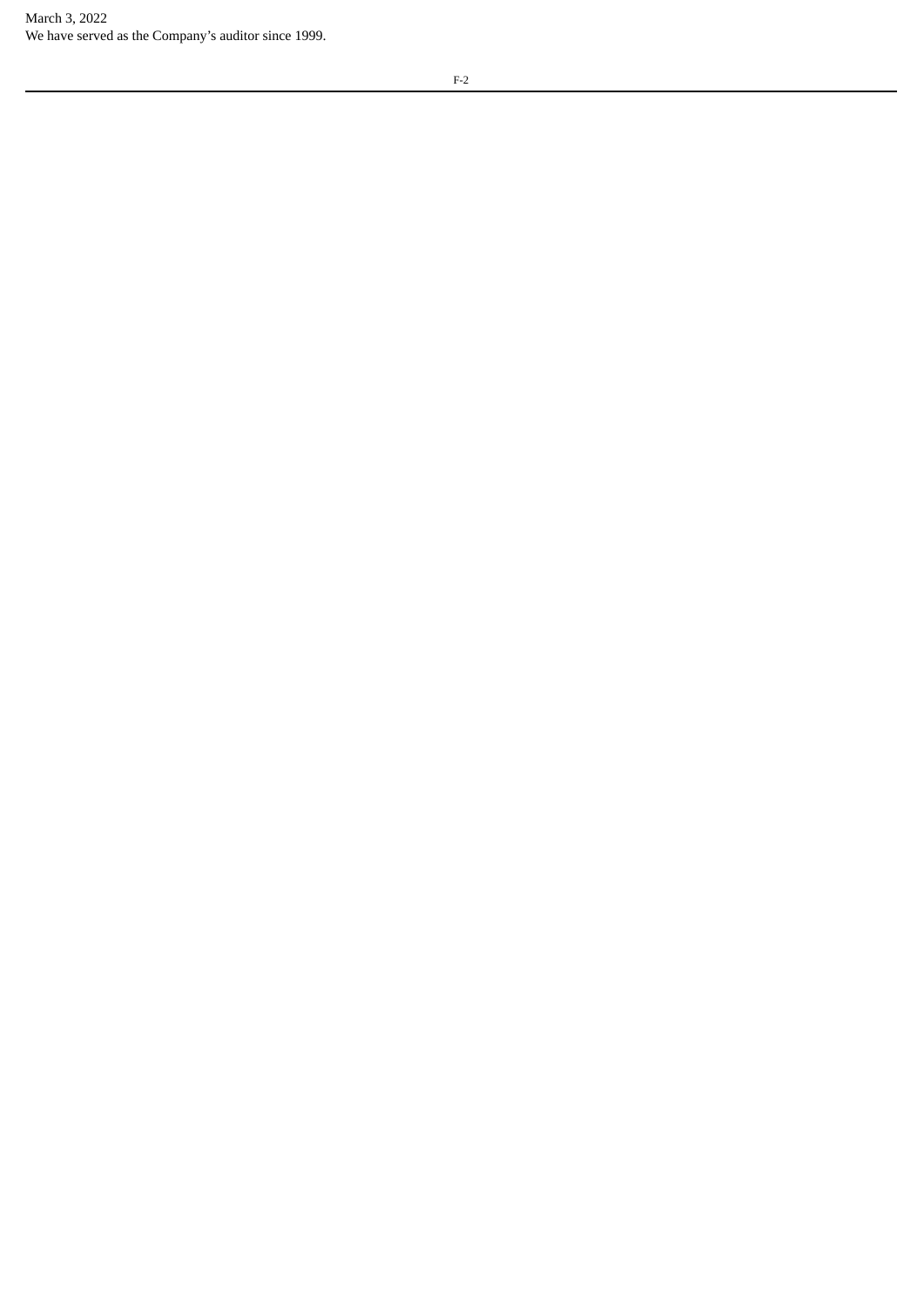March 3, 2022

We have served as the Company’s auditor since 1999.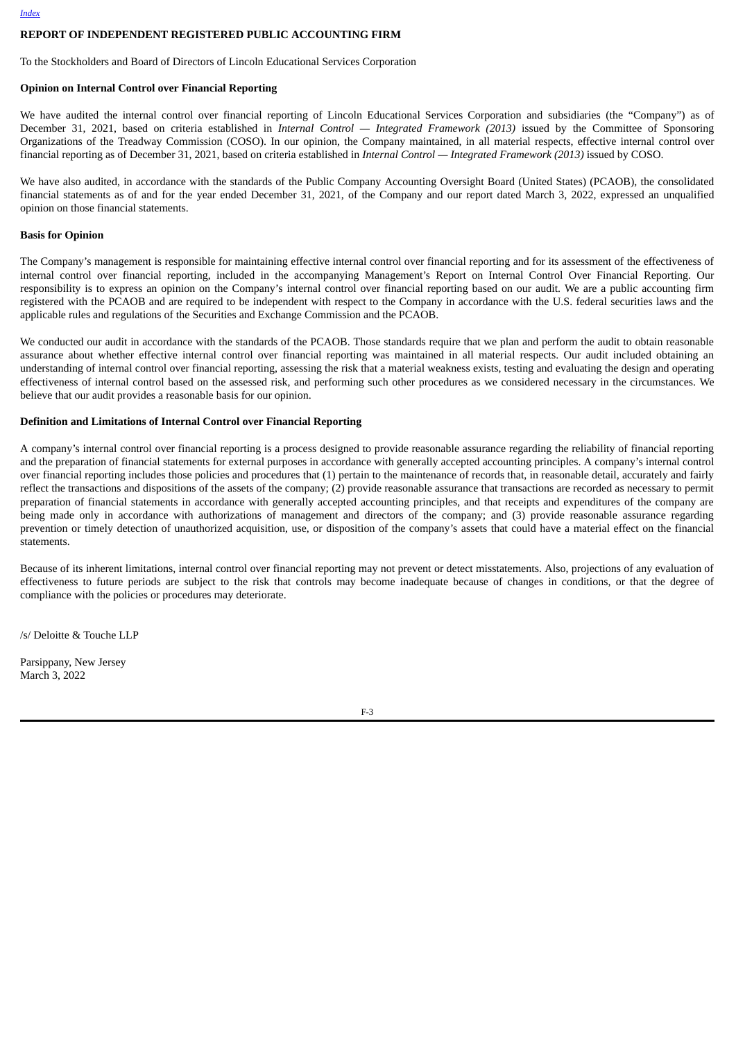## REPORT OF INDEPENDENT REGISTERED PUBLIC ACCOUNTING FIRM

To the Stockholders and Board of Directors of Lincoln Educational Services Corporation

### Opinion on Internal Control over Financial Reporting

We have audited the internal control over financial reporting of Lincoln Educational Services Corporation and subsidiaries (the "Company") as of December 31, 2021, based on criteria established in *Internal Control — Integrated Framework (2013)* issued by the Committee of Sponsoring Organizations of the Treadway Commission (COSO). In our opinion, the Company maintained, in all material respects, effective internal control over financial reporting as of December 31, 2021, based on criteria established in *Internal Control — Integrated Framework (2013)* issued by COSO.

We have also audited, in accordance with the standards of the Public Company Accounting Oversight Board (United States) (PCAOB), the consolidated financial statements as of and for the year ended December 31, 2021, of the Company and our report dated March 3, 2022, expressed an unqualified opinion on those financial statements.

### Basis for Opinion

The Company's management is responsible for maintaining effective internal control over financial reporting and for its assessment of the effectiveness of internal control over financial reporting, included in the accompanying Management's Report on Internal Control Over Financial Reporting. Our responsibility is to express an opinion on the Company's internal control over financial reporting based on our audit. We are a public accounting firm registered with the PCAOB and are required to be independent with respect to the Company in accordance with the U.S. federal securities laws and the applicable rules and regulations of the Securities and Exchange Commission and the PCAOB.

We conducted our audit in accordance with the standards of the PCAOB. Those standards require that we plan and perform the audit to obtain reasonable assurance about whether effective internal control over financial reporting was maintained in all material respects. Our audit included obtaining an understanding of internal control over financial reporting, assessing the risk that a material weakness exists, testing and evaluating the design and operating effectiveness of internal control based on the assessed risk, and performing such other procedures as we considered necessary in the circumstances. We believe that our audit provides a reasonable basis for our opinion.

### Definition and Limitations of Internal Control over Financial Reporting

A company's internal control over financial reporting is a process designed to provide reasonable assurance regarding the reliability of financial reporting and the preparation of financial statements for external purposes in accordance with generally accepted accounting principles. A company's internal control over financial reporting includes those policies and procedures that (1) pertain to the maintenance of records that, in reasonable detail, accurately and fairly reflect the transactions and dispositions of the assets of the company; (2) provide reasonable assurance that transactions are recorded as necessary to permit preparation of financial statements in accordance with generally accepted accounting principles, and that receipts and expenditures of the company are being made only in accordance with authorizations of management and directors of the company; and (3) provide reasonable assurance regarding prevention or timely detection of unauthorized acquisition, use, or disposition of the company's assets that could have a material effect on the financial statements.

Because of its inherent limitations, internal control over financial reporting may not prevent or detect misstatements. Also, projections of any evaluation of effectiveness to future periods are subject to the risk that controls may become inadequate because of changes in conditions, or that the degree of compliance with the policies or procedures may deteriorate.

/s/ Deloitte & Touche LLP

Parsippany, New Jersey
March 3, 2022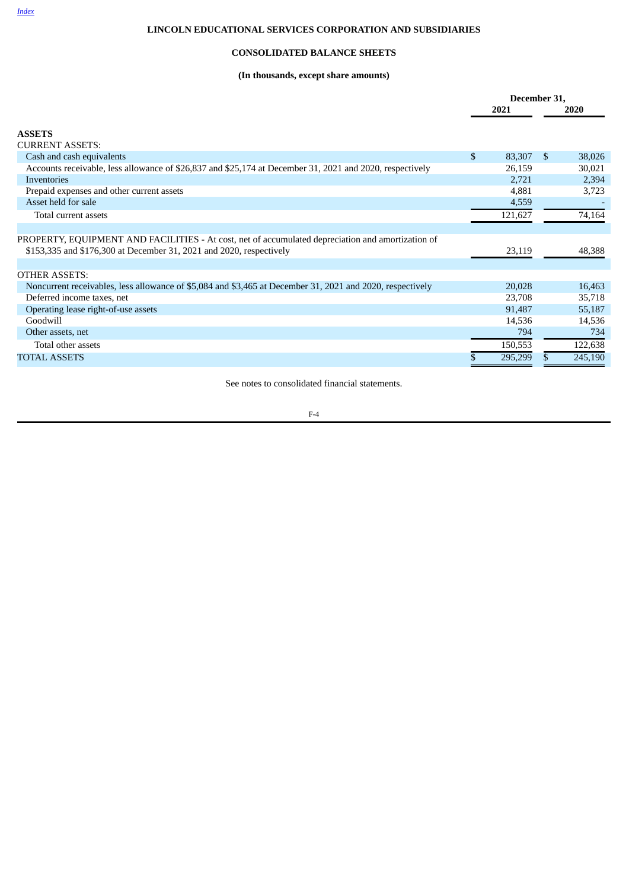# LINCOLN EDUCATIONAL SERVICES CORPORATION AND SUBSIDIARIES

## CONSOLIDATED BALANCE SHEETS

### (In thousands, except share amounts)

| | December 31, 2021 | December 31, 2020 |
|---|---|---|
| **ASSETS** | | |
| CURRENT ASSETS: | | |
| Cash and cash equivalents | $ 83,307 | $ 38,026 |
| Accounts receivable, less allowance of $26,837 and $25,174 at December 31, 2021 and 2020, respectively | 26,159 | 30,021 |
| Inventories | 2,721 | 2,394 |
| Prepaid expenses and other current assets | 4,881 | 3,723 |
| Asset held for sale | 4,559 | - |
| Total current assets | 121,627 | 74,164 |
| PROPERTY, EQUIPMENT AND FACILITIES - At cost, net of accumulated depreciation and amortization of $153,335 and $176,300 at December 31, 2021 and 2020, respectively | 23,119 | 48,388 |
| OTHER ASSETS: | | |
| Noncurrent receivables, less allowance of $5,084 and $3,465 at December 31, 2021 and 2020, respectively | 20,028 | 16,463 |
| Deferred income taxes, net | 23,708 | 35,718 |
| Operating lease right-of-use assets | 91,487 | 55,187 |
| Goodwill | 14,536 | 14,536 |
| Other assets, net | 794 | 734 |
| Total other assets | 150,553 | 122,638 |
| TOTAL ASSETS | $ 295,299 | $ 245,190 |

See notes to consolidated financial statements.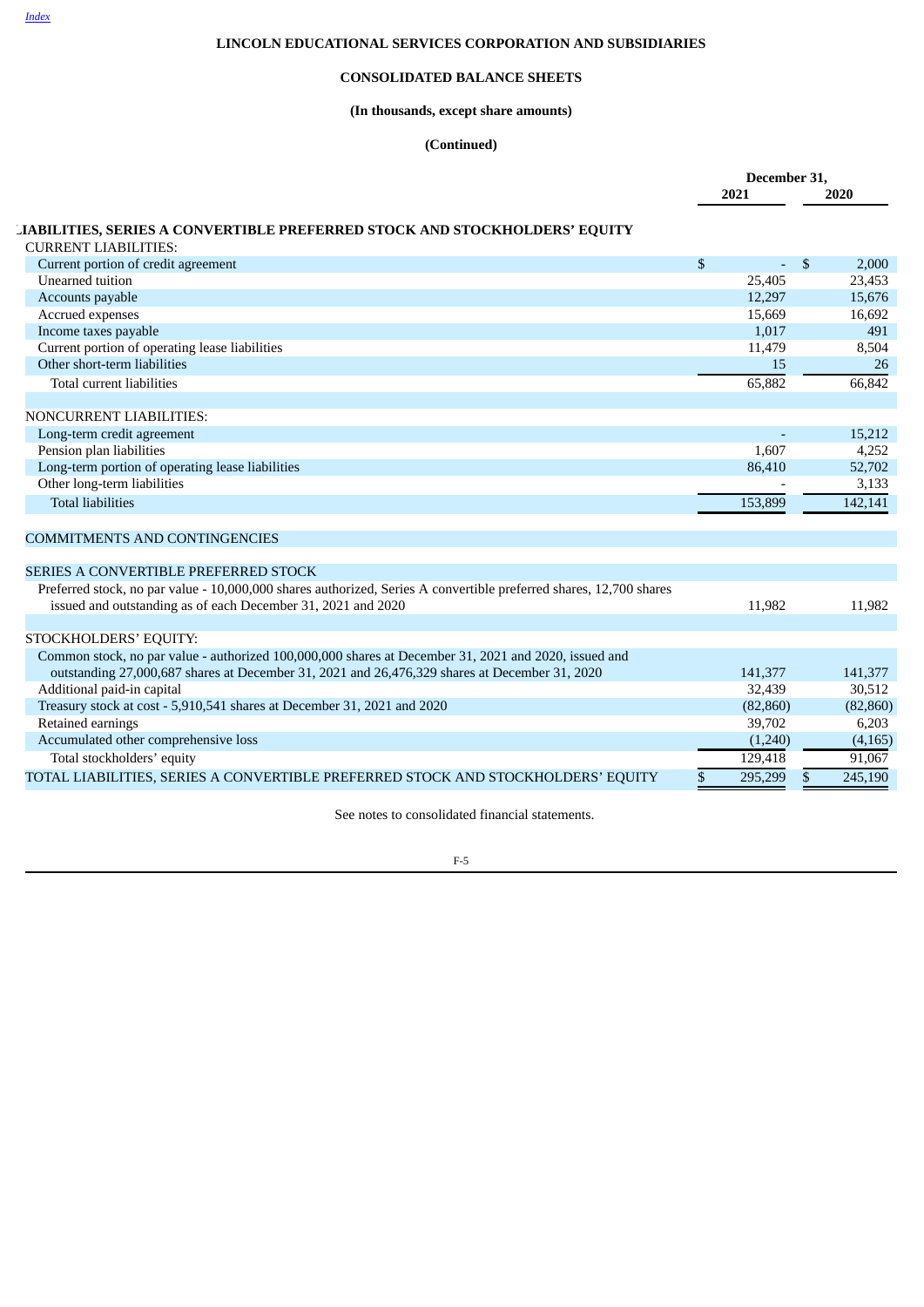**LINCOLN EDUCATIONAL SERVICES CORPORATION AND SUBSIDIARIES**

**CONSOLIDATED BALANCE SHEETS**

**(In thousands, except share amounts)**

**(Continued)**

| | December 31, 2021 | December 31, 2020 |
|---|---|---|
| **LIABILITIES, SERIES A CONVERTIBLE PREFERRED STOCK AND STOCKHOLDERS' EQUITY** | | |
| CURRENT LIABILITIES: | | |
| Current portion of credit agreement | $ - | $ 2,000 |
| Unearned tuition | 25,405 | 23,453 |
| Accounts payable | 12,297 | 15,676 |
| Accrued expenses | 15,669 | 16,692 |
| Income taxes payable | 1,017 | 491 |
| Current portion of operating lease liabilities | 11,479 | 8,504 |
| Other short-term liabilities | 15 | 26 |
| Total current liabilities | 65,882 | 66,842 |
| | | |
| NONCURRENT LIABILITIES: | | |
| Long-term credit agreement | - | 15,212 |
| Pension plan liabilities | 1,607 | 4,252 |
| Long-term portion of operating lease liabilities | 86,410 | 52,702 |
| Other long-term liabilities | - | 3,133 |
| Total liabilities | 153,899 | 142,141 |
| | | |
| COMMITMENTS AND CONTINGENCIES | | |
| | | |
| SERIES A CONVERTIBLE PREFERRED STOCK | | |
| Preferred stock, no par value - 10,000,000 shares authorized, Series A convertible preferred shares, 12,700 shares issued and outstanding as of each December 31, 2021 and 2020 | 11,982 | 11,982 |
| | | |
| STOCKHOLDERS' EQUITY: | | |
| Common stock, no par value - authorized 100,000,000 shares at December 31, 2021 and 2020, issued and outstanding 27,000,687 shares at December 31, 2021 and 26,476,329 shares at December 31, 2020 | 141,377 | 141,377 |
| Additional paid-in capital | 32,439 | 30,512 |
| Treasury stock at cost - 5,910,541 shares at December 31, 2021 and 2020 | (82,860) | (82,860) |
| Retained earnings | 39,702 | 6,203 |
| Accumulated other comprehensive loss | (1,240) | (4,165) |
| Total stockholders' equity | 129,418 | 91,067 |
| TOTAL LIABILITIES, SERIES A CONVERTIBLE PREFERRED STOCK AND STOCKHOLDERS' EQUITY | $ 295,299 | $ 245,190 |

See notes to consolidated financial statements.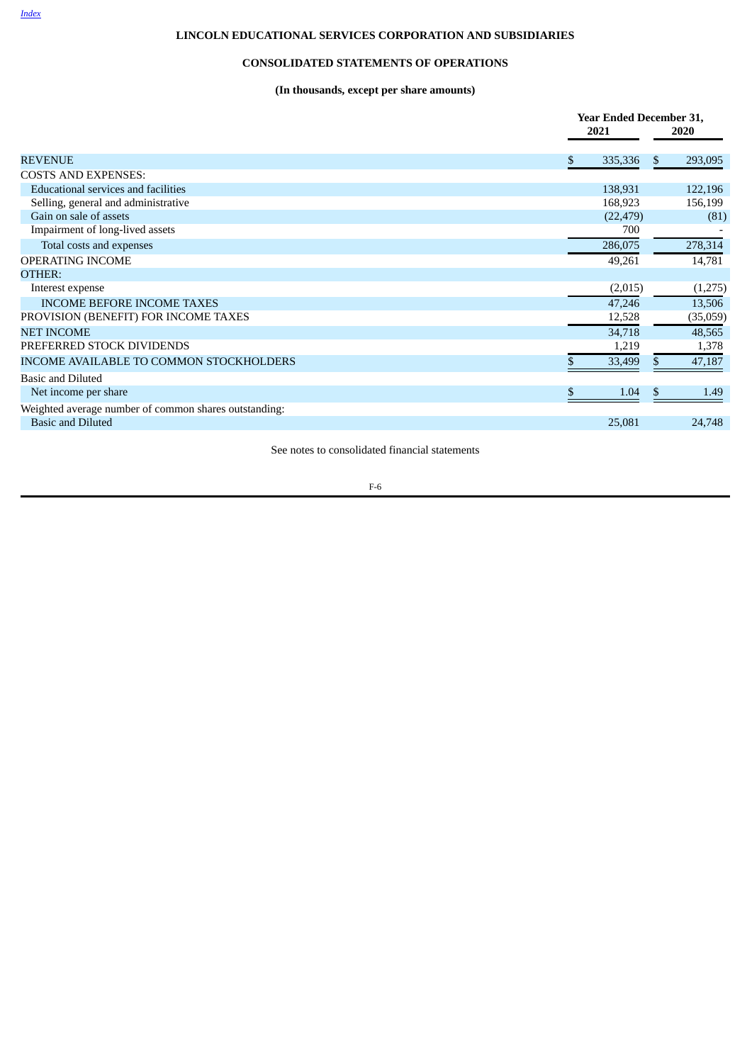# LINCOLN EDUCATIONAL SERVICES CORPORATION AND SUBSIDIARIES

## CONSOLIDATED STATEMENTS OF OPERATIONS

### (In thousands, except per share amounts)

| | Year Ended December 31, | |
|---|---|---|
| | 2021 | 2020 |
| REVENUE | $ 335,336 | $ 293,095 |
| COSTS AND EXPENSES: | | |
| Educational services and facilities | 138,931 | 122,196 |
| Selling, general and administrative | 168,923 | 156,199 |
| Gain on sale of assets | (22,479) | (81) |
| Impairment of long-lived assets | 700 | - |
| Total costs and expenses | 286,075 | 278,314 |
| OPERATING INCOME | 49,261 | 14,781 |
| OTHER: | | |
| Interest expense | (2,015) | (1,275) |
| INCOME BEFORE INCOME TAXES | 47,246 | 13,506 |
| PROVISION (BENEFIT) FOR INCOME TAXES | 12,528 | (35,059) |
| NET INCOME | 34,718 | 48,565 |
| PREFERRED STOCK DIVIDENDS | 1,219 | 1,378 |
| INCOME AVAILABLE TO COMMON STOCKHOLDERS | $ 33,499 | $ 47,187 |
| Basic and Diluted | | |
| Net income per share | $ 1.04 | $ 1.49 |
| Weighted average number of common shares outstanding: | | |
| Basic and Diluted | 25,081 | 24,748 |

See notes to consolidated financial statements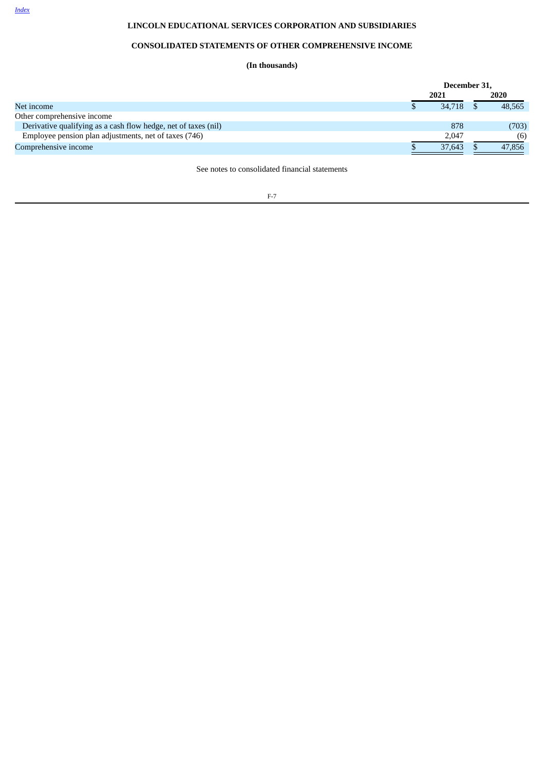# LINCOLN EDUCATIONAL SERVICES CORPORATION AND SUBSIDIARIES

## CONSOLIDATED STATEMENTS OF OTHER COMPREHENSIVE INCOME

**(In thousands)**

| | December 31, | |
|---|---|---|
| | **2021** | **2020** |
| Net income | $ 34,718 | $ 48,565 |
| Other comprehensive income | | |
| Derivative qualifying as a cash flow hedge, net of taxes (nil) | 878 | (703) |
| Employee pension plan adjustments, net of taxes (746) | 2,047 | (6) |
| Comprehensive income | $ 37,643 | $ 47,856 |

See notes to consolidated financial statements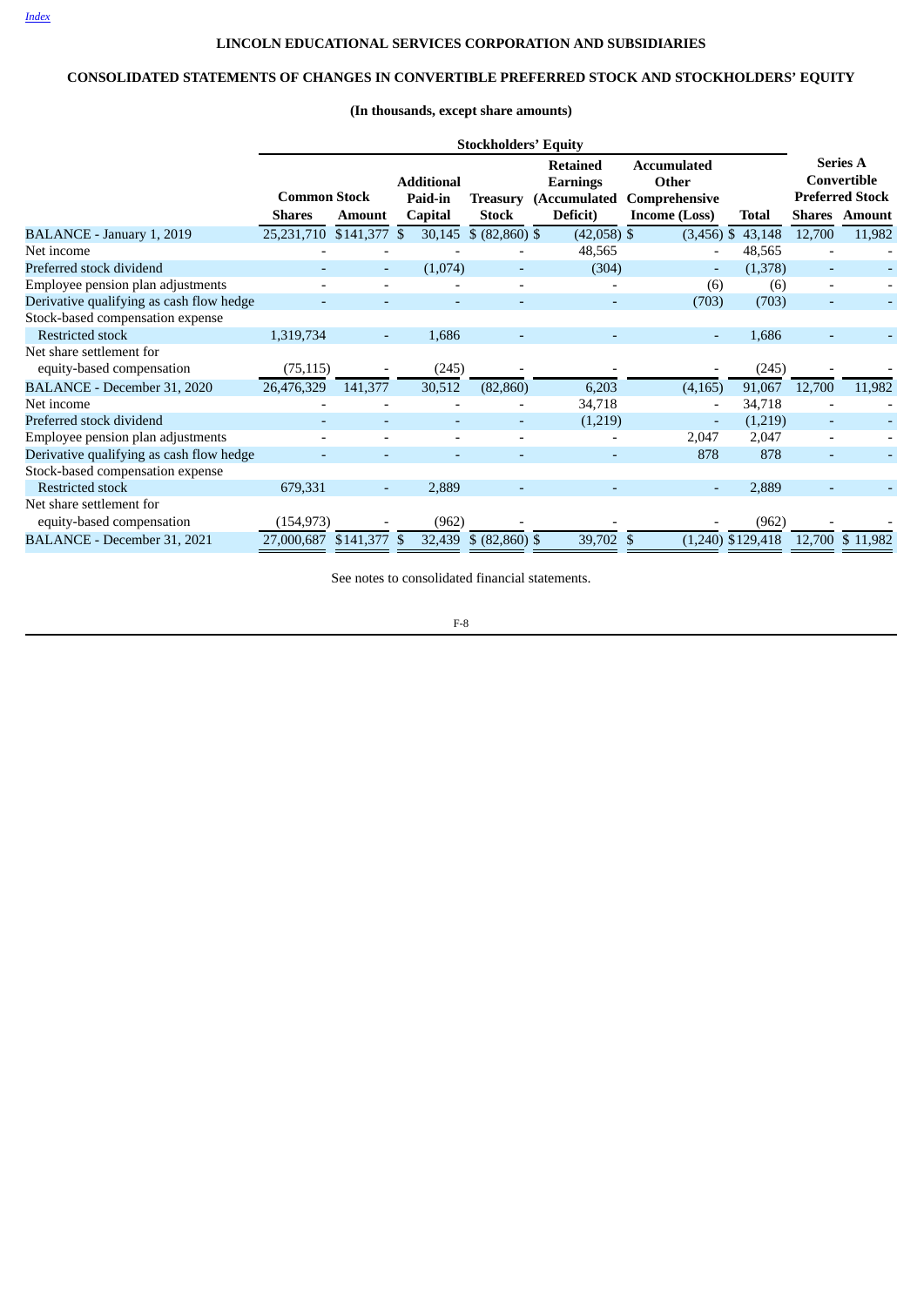[Index](#)

**LINCOLN EDUCATIONAL SERVICES CORPORATION AND SUBSIDIARIES**

**CONSOLIDATED STATEMENTS OF CHANGES IN CONVERTIBLE PREFERRED STOCK AND STOCKHOLDERS' EQUITY**

**(In thousands, except share amounts)**

| | Stockholders' Equity | | | | | | | Series A Convertible Preferred Stock | |
|---|---|---|---|---|---|---|---|---|---|
| | Common Stock | | Additional Paid-in | Treasury | Retained Earnings (Accumulated | Accumulated Other Comprehensive | | | |
| | Shares | Amount | Capital | Stock | Deficit) | Income (Loss) | Total | Shares | Amount |
| BALANCE - January 1, 2019 | 25,231,710 | $141,377 | $ 30,145 | $ (82,860) | $ (42,058) | $ (3,456) | $ 43,148 | 12,700 | 11,982 |
| Net income | - | - | - | - | 48,565 | - | 48,565 | - | - |
| Preferred stock dividend | - | - | (1,074) | - | (304) | - | (1,378) | - | - |
| Employee pension plan adjustments | - | - | - | - | - | (6) | (6) | - | - |
| Derivative qualifying as cash flow hedge | - | - | - | - | - | (703) | (703) | - | - |
| Stock-based compensation expense | | | | | | | | | |
| Restricted stock | 1,319,734 | - | 1,686 | - | - | - | 1,686 | - | - |
| Net share settlement for equity-based compensation | (75,115) | - | (245) | - | - | - | (245) | - | - |
| BALANCE - December 31, 2020 | 26,476,329 | 141,377 | 30,512 | (82,860) | 6,203 | (4,165) | 91,067 | 12,700 | 11,982 |
| Net income | - | - | - | - | 34,718 | - | 34,718 | - | - |
| Preferred stock dividend | - | - | - | - | (1,219) | - | (1,219) | - | - |
| Employee pension plan adjustments | - | - | - | - | - | 2,047 | 2,047 | - | - |
| Derivative qualifying as cash flow hedge | - | - | - | - | - | 878 | 878 | - | - |
| Stock-based compensation expense | | | | | | | | | |
| Restricted stock | 679,331 | - | 2,889 | - | - | - | 2,889 | - | - |
| Net share settlement for equity-based compensation | (154,973) | - | (962) | - | - | - | (962) | - | - |
| BALANCE - December 31, 2021 | 27,000,687 | $141,377 | $ 32,439 | $ (82,860) | $ 39,702 | $ (1,240) | $129,418 | 12,700 | $ 11,982 |

See notes to consolidated financial statements.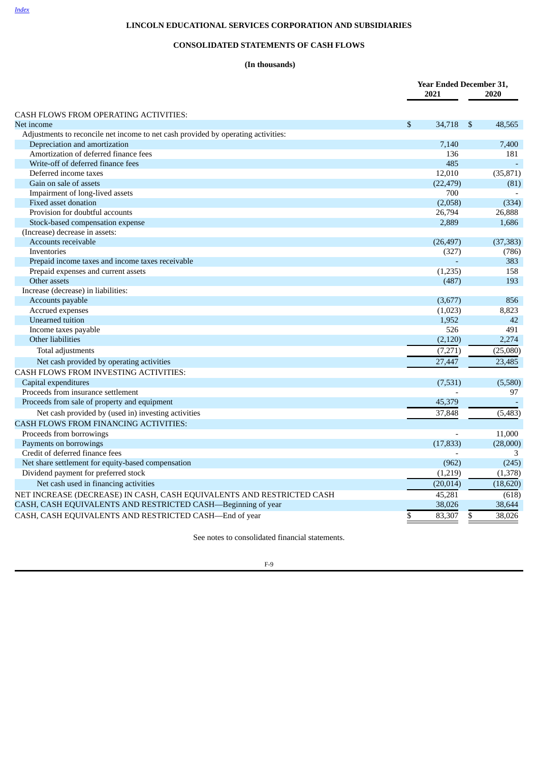**LINCOLN EDUCATIONAL SERVICES CORPORATION AND SUBSIDIARIES**

**CONSOLIDATED STATEMENTS OF CASH FLOWS**

**(In thousands)**

| | Year Ended December 31, 2021 | 2020 |
|---|---|---|
| CASH FLOWS FROM OPERATING ACTIVITIES: | | |
| Net income | $ 34,718 | $ 48,565 |
| Adjustments to reconcile net income to net cash provided by operating activities: | | |
| Depreciation and amortization | 7,140 | 7,400 |
| Amortization of deferred finance fees | 136 | 181 |
| Write-off of deferred finance fees | 485 | - |
| Deferred income taxes | 12,010 | (35,871) |
| Gain on sale of assets | (22,479) | (81) |
| Impairment of long-lived assets | 700 | - |
| Fixed asset donation | (2,058) | (334) |
| Provision for doubtful accounts | 26,794 | 26,888 |
| Stock-based compensation expense | 2,889 | 1,686 |
| (Increase) decrease in assets: | | |
| Accounts receivable | (26,497) | (37,383) |
| Inventories | (327) | (786) |
| Prepaid income taxes and income taxes receivable | - | 383 |
| Prepaid expenses and current assets | (1,235) | 158 |
| Other assets | (487) | 193 |
| Increase (decrease) in liabilities: | | |
| Accounts payable | (3,677) | 856 |
| Accrued expenses | (1,023) | 8,823 |
| Unearned tuition | 1,952 | 42 |
| Income taxes payable | 526 | 491 |
| Other liabilities | (2,120) | 2,274 |
| Total adjustments | (7,271) | (25,080) |
| Net cash provided by operating activities | 27,447 | 23,485 |
| CASH FLOWS FROM INVESTING ACTIVITIES: | | |
| Capital expenditures | (7,531) | (5,580) |
| Proceeds from insurance settlement | - | 97 |
| Proceeds from sale of property and equipment | 45,379 | - |
| Net cash provided by (used in) investing activities | 37,848 | (5,483) |
| CASH FLOWS FROM FINANCING ACTIVITIES: | | |
| Proceeds from borrowings | - | 11,000 |
| Payments on borrowings | (17,833) | (28,000) |
| Credit of deferred finance fees | - | 3 |
| Net share settlement for equity-based compensation | (962) | (245) |
| Dividend payment for preferred stock | (1,219) | (1,378) |
| Net cash used in financing activities | (20,014) | (18,620) |
| NET INCREASE (DECREASE) IN CASH, CASH EQUIVALENTS AND RESTRICTED CASH | 45,281 | (618) |
| CASH, CASH EQUIVALENTS AND RESTRICTED CASH—Beginning of year | 38,026 | 38,644 |
| CASH, CASH EQUIVALENTS AND RESTRICTED CASH—End of year | $ 83,307 | $ 38,026 |

See notes to consolidated financial statements.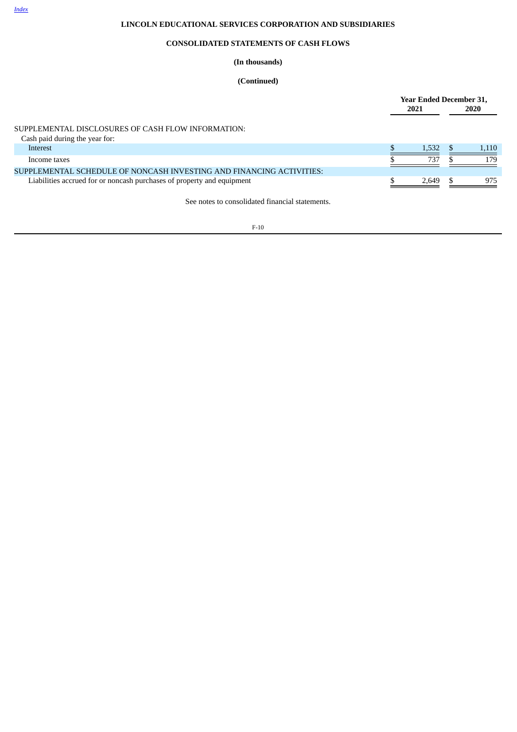**LINCOLN EDUCATIONAL SERVICES CORPORATION AND SUBSIDIARIES**

**CONSOLIDATED STATEMENTS OF CASH FLOWS**

**(In thousands)**

**(Continued)**

| | Year Ended December 31, | |
|---|---|---|
| | 2021 | 2020 |
| SUPPLEMENTAL DISCLOSURES OF CASH FLOW INFORMATION: | | |
| Cash paid during the year for: | | |
| Interest | $ 1,532 | $ 1,110 |
| Income taxes | $ 737 | $ 179 |
| SUPPLEMENTAL SCHEDULE OF NONCASH INVESTING AND FINANCING ACTIVITIES: | | |
| Liabilities accrued for or noncash purchases of property and equipment | $ 2,649 | $ 975 |

See notes to consolidated financial statements.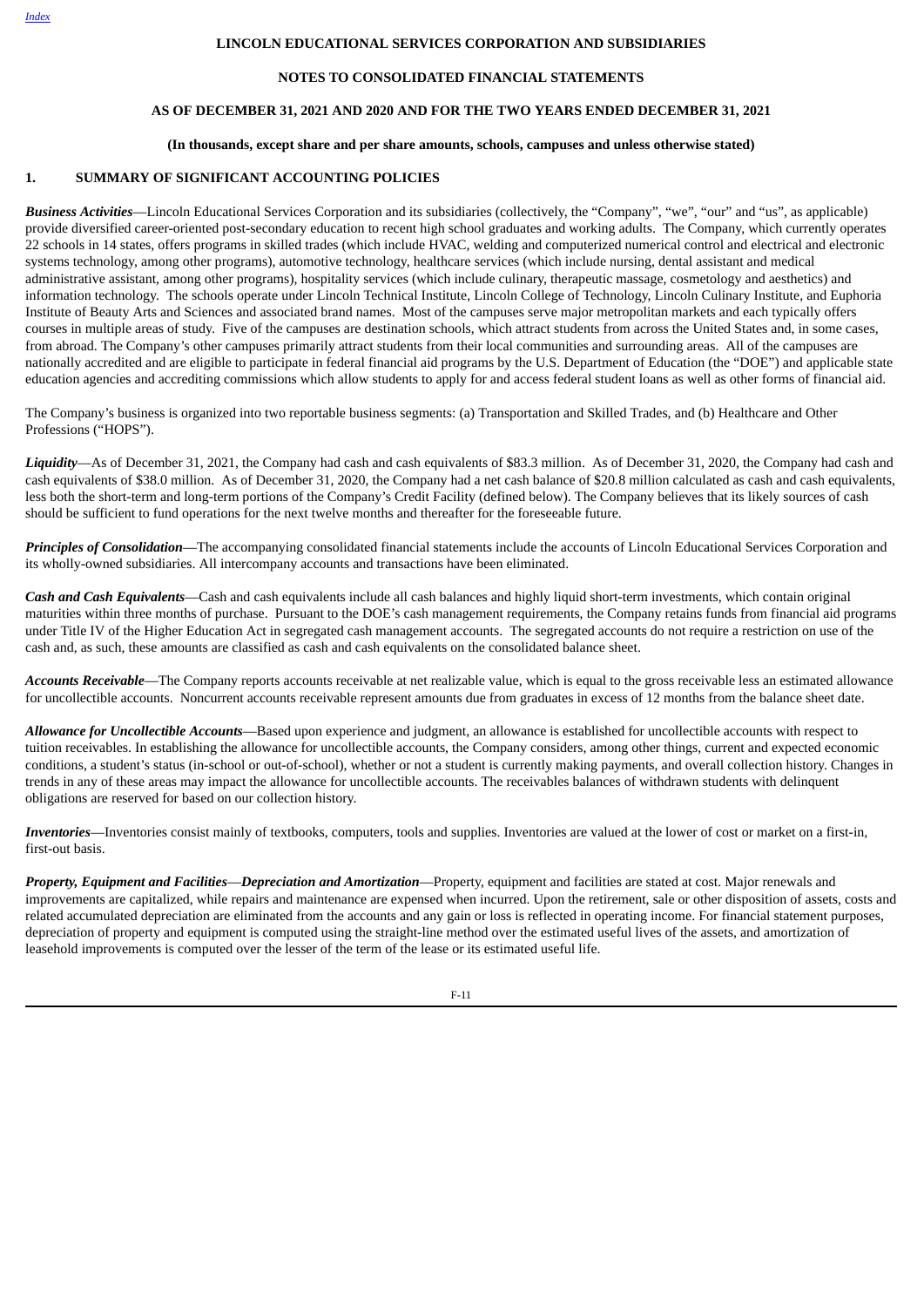**LINCOLN EDUCATIONAL SERVICES CORPORATION AND SUBSIDIARIES**

**NOTES TO CONSOLIDATED FINANCIAL STATEMENTS**

**AS OF DECEMBER 31, 2021 AND 2020 AND FOR THE TWO YEARS ENDED DECEMBER 31, 2021**

**(In thousands, except share and per share amounts, schools, campuses and unless otherwise stated)**

## 1. SUMMARY OF SIGNIFICANT ACCOUNTING POLICIES

***Business Activities***—Lincoln Educational Services Corporation and its subsidiaries (collectively, the "Company", "we", "our" and "us", as applicable) provide diversified career-oriented post-secondary education to recent high school graduates and working adults. The Company, which currently operates 22 schools in 14 states, offers programs in skilled trades (which include HVAC, welding and computerized numerical control and electrical and electronic systems technology, among other programs), automotive technology, healthcare services (which include nursing, dental assistant and medical administrative assistant, among other programs), hospitality services (which include culinary, therapeutic massage, cosmetology and aesthetics) and information technology. The schools operate under Lincoln Technical Institute, Lincoln College of Technology, Lincoln Culinary Institute, and Euphoria Institute of Beauty Arts and Sciences and associated brand names. Most of the campuses serve major metropolitan markets and each typically offers courses in multiple areas of study. Five of the campuses are destination schools, which attract students from across the United States and, in some cases, from abroad. The Company's other campuses primarily attract students from their local communities and surrounding areas. All of the campuses are nationally accredited and are eligible to participate in federal financial aid programs by the U.S. Department of Education (the "DOE") and applicable state education agencies and accrediting commissions which allow students to apply for and access federal student loans as well as other forms of financial aid.

The Company's business is organized into two reportable business segments: (a) Transportation and Skilled Trades, and (b) Healthcare and Other Professions ("HOPS").

***Liquidity***—As of December 31, 2021, the Company had cash and cash equivalents of $83.3 million. As of December 31, 2020, the Company had cash and cash equivalents of $38.0 million. As of December 31, 2020, the Company had a net cash balance of $20.8 million calculated as cash and cash equivalents, less both the short-term and long-term portions of the Company's Credit Facility (defined below). The Company believes that its likely sources of cash should be sufficient to fund operations for the next twelve months and thereafter for the foreseeable future.

***Principles of Consolidation***—The accompanying consolidated financial statements include the accounts of Lincoln Educational Services Corporation and its wholly-owned subsidiaries. All intercompany accounts and transactions have been eliminated.

***Cash and Cash Equivalents***—Cash and cash equivalents include all cash balances and highly liquid short-term investments, which contain original maturities within three months of purchase. Pursuant to the DOE's cash management requirements, the Company retains funds from financial aid programs under Title IV of the Higher Education Act in segregated cash management accounts. The segregated accounts do not require a restriction on use of the cash and, as such, these amounts are classified as cash and cash equivalents on the consolidated balance sheet.

***Accounts Receivable***—The Company reports accounts receivable at net realizable value, which is equal to the gross receivable less an estimated allowance for uncollectible accounts. Noncurrent accounts receivable represent amounts due from graduates in excess of 12 months from the balance sheet date.

***Allowance for Uncollectible Accounts***—Based upon experience and judgment, an allowance is established for uncollectible accounts with respect to tuition receivables. In establishing the allowance for uncollectible accounts, the Company considers, among other things, current and expected economic conditions, a student's status (in-school or out-of-school), whether or not a student is currently making payments, and overall collection history. Changes in trends in any of these areas may impact the allowance for uncollectible accounts. The receivables balances of withdrawn students with delinquent obligations are reserved for based on our collection history.

***Inventories***—Inventories consist mainly of textbooks, computers, tools and supplies. Inventories are valued at the lower of cost or market on a first-in, first-out basis.

***Property, Equipment and Facilities—Depreciation and Amortization***—Property, equipment and facilities are stated at cost. Major renewals and improvements are capitalized, while repairs and maintenance are expensed when incurred. Upon the retirement, sale or other disposition of assets, costs and related accumulated depreciation are eliminated from the accounts and any gain or loss is reflected in operating income. For financial statement purposes, depreciation of property and equipment is computed using the straight-line method over the estimated useful lives of the assets, and amortization of leasehold improvements is computed over the lesser of the term of the lease or its estimated useful life.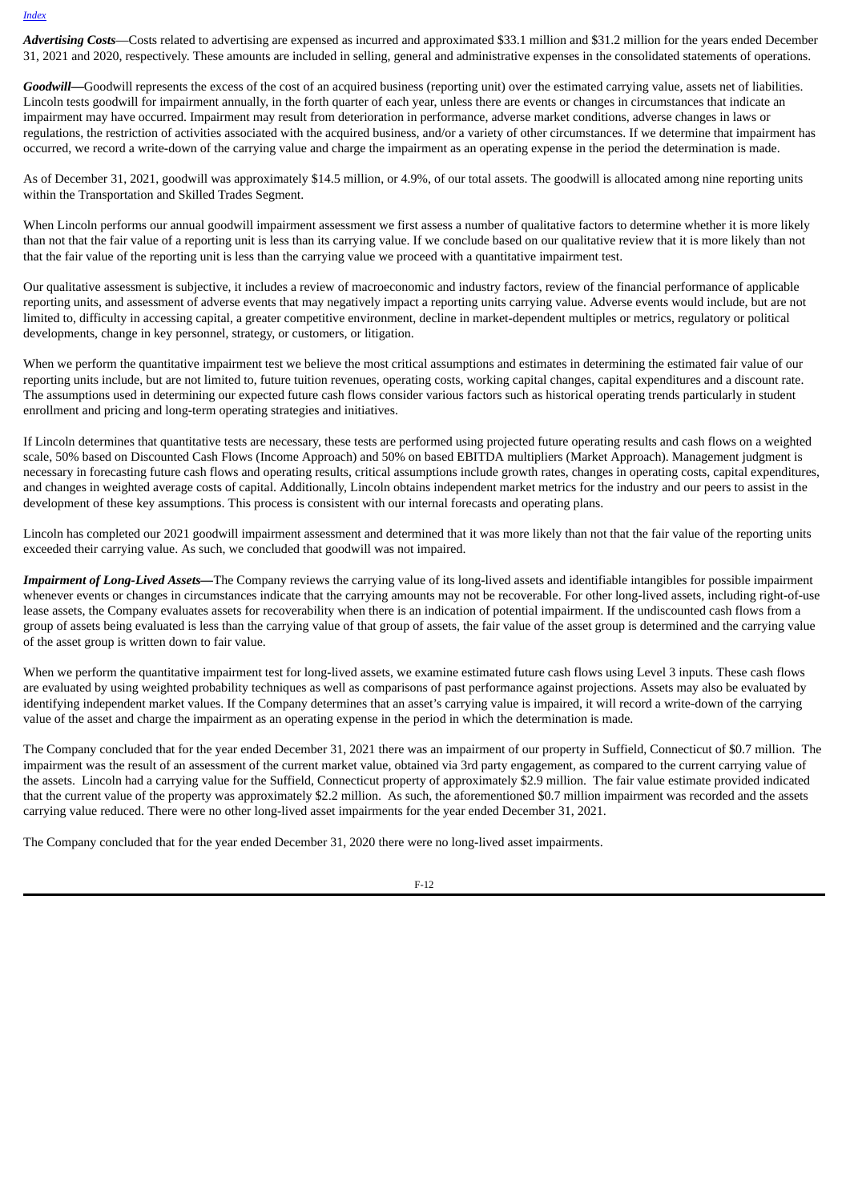***Advertising Costs***—Costs related to advertising are expensed as incurred and approximated $33.1 million and $31.2 million for the years ended December 31, 2021 and 2020, respectively. These amounts are included in selling, general and administrative expenses in the consolidated statements of operations.

***Goodwill—***Goodwill represents the excess of the cost of an acquired business (reporting unit) over the estimated carrying value, assets net of liabilities. Lincoln tests goodwill for impairment annually, in the forth quarter of each year, unless there are events or changes in circumstances that indicate an impairment may have occurred. Impairment may result from deterioration in performance, adverse market conditions, adverse changes in laws or regulations, the restriction of activities associated with the acquired business, and/or a variety of other circumstances. If we determine that impairment has occurred, we record a write-down of the carrying value and charge the impairment as an operating expense in the period the determination is made.

As of December 31, 2021, goodwill was approximately $14.5 million, or 4.9%, of our total assets. The goodwill is allocated among nine reporting units within the Transportation and Skilled Trades Segment.

When Lincoln performs our annual goodwill impairment assessment we first assess a number of qualitative factors to determine whether it is more likely than not that the fair value of a reporting unit is less than its carrying value. If we conclude based on our qualitative review that it is more likely than not that the fair value of the reporting unit is less than the carrying value we proceed with a quantitative impairment test.

Our qualitative assessment is subjective, it includes a review of macroeconomic and industry factors, review of the financial performance of applicable reporting units, and assessment of adverse events that may negatively impact a reporting units carrying value. Adverse events would include, but are not limited to, difficulty in accessing capital, a greater competitive environment, decline in market-dependent multiples or metrics, regulatory or political developments, change in key personnel, strategy, or customers, or litigation.

When we perform the quantitative impairment test we believe the most critical assumptions and estimates in determining the estimated fair value of our reporting units include, but are not limited to, future tuition revenues, operating costs, working capital changes, capital expenditures and a discount rate. The assumptions used in determining our expected future cash flows consider various factors such as historical operating trends particularly in student enrollment and pricing and long-term operating strategies and initiatives.

If Lincoln determines that quantitative tests are necessary, these tests are performed using projected future operating results and cash flows on a weighted scale, 50% based on Discounted Cash Flows (Income Approach) and 50% on based EBITDA multipliers (Market Approach). Management judgment is necessary in forecasting future cash flows and operating results, critical assumptions include growth rates, changes in operating costs, capital expenditures, and changes in weighted average costs of capital. Additionally, Lincoln obtains independent market metrics for the industry and our peers to assist in the development of these key assumptions. This process is consistent with our internal forecasts and operating plans.

Lincoln has completed our 2021 goodwill impairment assessment and determined that it was more likely than not that the fair value of the reporting units exceeded their carrying value. As such, we concluded that goodwill was not impaired.

***Impairment of Long-Lived Assets—***The Company reviews the carrying value of its long-lived assets and identifiable intangibles for possible impairment whenever events or changes in circumstances indicate that the carrying amounts may not be recoverable. For other long-lived assets, including right-of-use lease assets, the Company evaluates assets for recoverability when there is an indication of potential impairment. If the undiscounted cash flows from a group of assets being evaluated is less than the carrying value of that group of assets, the fair value of the asset group is determined and the carrying value of the asset group is written down to fair value.

When we perform the quantitative impairment test for long-lived assets, we examine estimated future cash flows using Level 3 inputs. These cash flows are evaluated by using weighted probability techniques as well as comparisons of past performance against projections. Assets may also be evaluated by identifying independent market values. If the Company determines that an asset's carrying value is impaired, it will record a write-down of the carrying value of the asset and charge the impairment as an operating expense in the period in which the determination is made.

The Company concluded that for the year ended December 31, 2021 there was an impairment of our property in Suffield, Connecticut of $0.7 million. The impairment was the result of an assessment of the current market value, obtained via 3rd party engagement, as compared to the current carrying value of the assets. Lincoln had a carrying value for the Suffield, Connecticut property of approximately $2.9 million. The fair value estimate provided indicated that the current value of the property was approximately $2.2 million. As such, the aforementioned $0.7 million impairment was recorded and the assets carrying value reduced. There were no other long-lived asset impairments for the year ended December 31, 2021.

The Company concluded that for the year ended December 31, 2020 there were no long-lived asset impairments.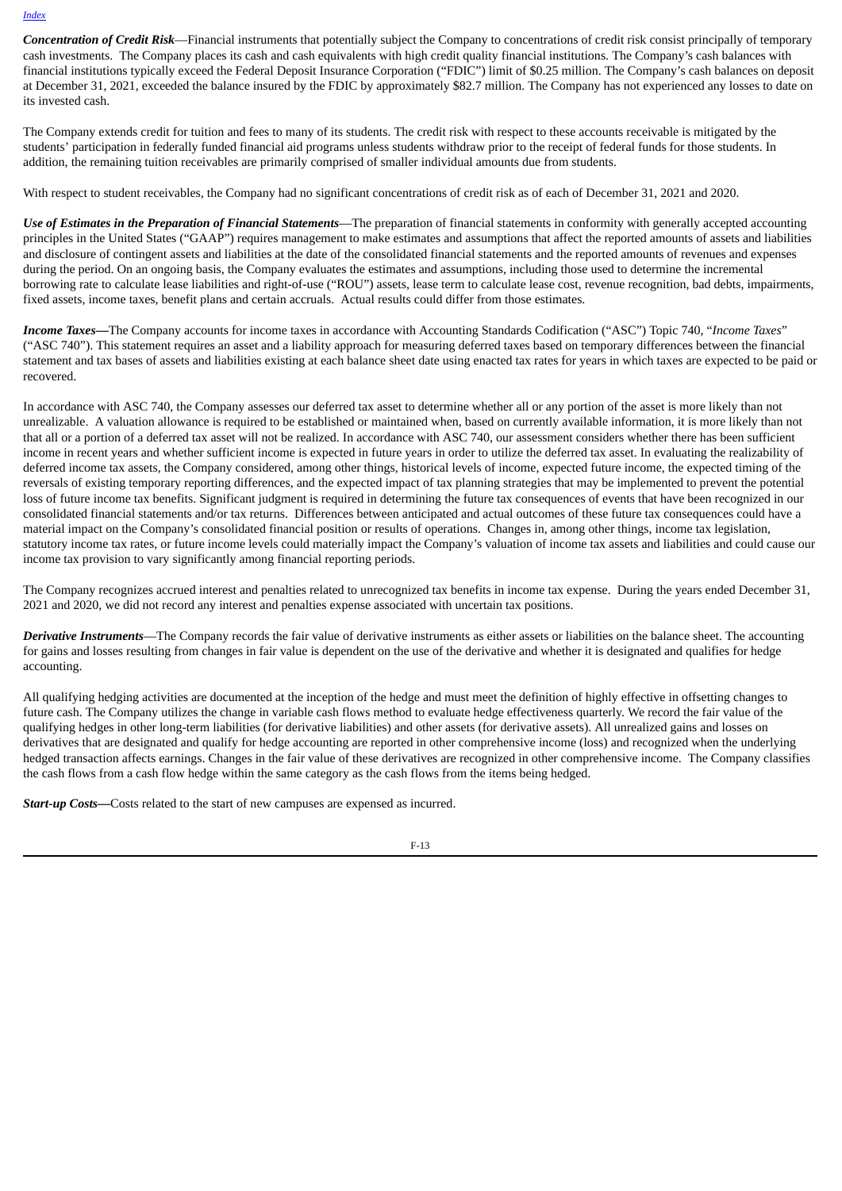***Concentration of Credit Risk***—Financial instruments that potentially subject the Company to concentrations of credit risk consist principally of temporary cash investments. The Company places its cash and cash equivalents with high credit quality financial institutions. The Company's cash balances with financial institutions typically exceed the Federal Deposit Insurance Corporation ("FDIC") limit of $0.25 million. The Company's cash balances on deposit at December 31, 2021, exceeded the balance insured by the FDIC by approximately $82.7 million. The Company has not experienced any losses to date on its invested cash.

The Company extends credit for tuition and fees to many of its students. The credit risk with respect to these accounts receivable is mitigated by the students' participation in federally funded financial aid programs unless students withdraw prior to the receipt of federal funds for those students. In addition, the remaining tuition receivables are primarily comprised of smaller individual amounts due from students.

With respect to student receivables, the Company had no significant concentrations of credit risk as of each of December 31, 2021 and 2020.

***Use of Estimates in the Preparation of Financial Statements***—The preparation of financial statements in conformity with generally accepted accounting principles in the United States ("GAAP") requires management to make estimates and assumptions that affect the reported amounts of assets and liabilities and disclosure of contingent assets and liabilities at the date of the consolidated financial statements and the reported amounts of revenues and expenses during the period. On an ongoing basis, the Company evaluates the estimates and assumptions, including those used to determine the incremental borrowing rate to calculate lease liabilities and right-of-use ("ROU") assets, lease term to calculate lease cost, revenue recognition, bad debts, impairments, fixed assets, income taxes, benefit plans and certain accruals. Actual results could differ from those estimates.

***Income Taxes—***The Company accounts for income taxes in accordance with Accounting Standards Codification ("ASC") Topic 740, "*Income Taxes*" ("ASC 740"). This statement requires an asset and a liability approach for measuring deferred taxes based on temporary differences between the financial statement and tax bases of assets and liabilities existing at each balance sheet date using enacted tax rates for years in which taxes are expected to be paid or recovered.

In accordance with ASC 740, the Company assesses our deferred tax asset to determine whether all or any portion of the asset is more likely than not unrealizable. A valuation allowance is required to be established or maintained when, based on currently available information, it is more likely than not that all or a portion of a deferred tax asset will not be realized. In accordance with ASC 740, our assessment considers whether there has been sufficient income in recent years and whether sufficient income is expected in future years in order to utilize the deferred tax asset. In evaluating the realizability of deferred income tax assets, the Company considered, among other things, historical levels of income, expected future income, the expected timing of the reversals of existing temporary reporting differences, and the expected impact of tax planning strategies that may be implemented to prevent the potential loss of future income tax benefits. Significant judgment is required in determining the future tax consequences of events that have been recognized in our consolidated financial statements and/or tax returns. Differences between anticipated and actual outcomes of these future tax consequences could have a material impact on the Company's consolidated financial position or results of operations. Changes in, among other things, income tax legislation, statutory income tax rates, or future income levels could materially impact the Company's valuation of income tax assets and liabilities and could cause our income tax provision to vary significantly among financial reporting periods.

The Company recognizes accrued interest and penalties related to unrecognized tax benefits in income tax expense. During the years ended December 31, 2021 and 2020, we did not record any interest and penalties expense associated with uncertain tax positions.

***Derivative Instruments***—The Company records the fair value of derivative instruments as either assets or liabilities on the balance sheet. The accounting for gains and losses resulting from changes in fair value is dependent on the use of the derivative and whether it is designated and qualifies for hedge accounting.

All qualifying hedging activities are documented at the inception of the hedge and must meet the definition of highly effective in offsetting changes to future cash. The Company utilizes the change in variable cash flows method to evaluate hedge effectiveness quarterly. We record the fair value of the qualifying hedges in other long-term liabilities (for derivative liabilities) and other assets (for derivative assets). All unrealized gains and losses on derivatives that are designated and qualify for hedge accounting are reported in other comprehensive income (loss) and recognized when the underlying hedged transaction affects earnings. Changes in the fair value of these derivatives are recognized in other comprehensive income. The Company classifies the cash flows from a cash flow hedge within the same category as the cash flows from the items being hedged.

***Start-up Costs—***Costs related to the start of new campuses are expensed as incurred.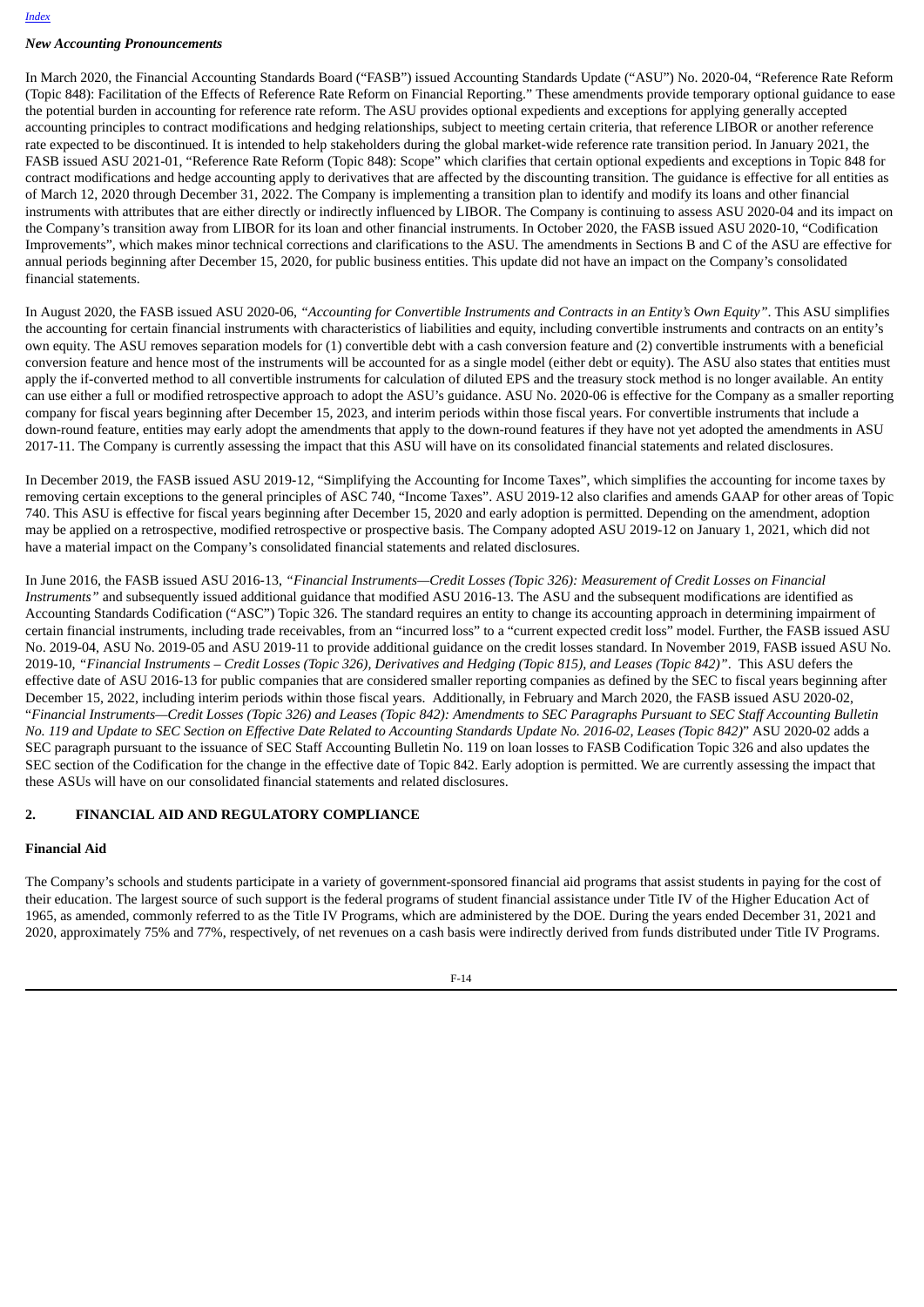*New Accounting Pronouncements*

In March 2020, the Financial Accounting Standards Board ("FASB") issued Accounting Standards Update ("ASU") No. 2020-04, "Reference Rate Reform (Topic 848): Facilitation of the Effects of Reference Rate Reform on Financial Reporting." These amendments provide temporary optional guidance to ease the potential burden in accounting for reference rate reform. The ASU provides optional expedients and exceptions for applying generally accepted accounting principles to contract modifications and hedging relationships, subject to meeting certain criteria, that reference LIBOR or another reference rate expected to be discontinued. It is intended to help stakeholders during the global market-wide reference rate transition period. In January 2021, the FASB issued ASU 2021-01, "Reference Rate Reform (Topic 848): Scope" which clarifies that certain optional expedients and exceptions in Topic 848 for contract modifications and hedge accounting apply to derivatives that are affected by the discounting transition. The guidance is effective for all entities as of March 12, 2020 through December 31, 2022. The Company is implementing a transition plan to identify and modify its loans and other financial instruments with attributes that are either directly or indirectly influenced by LIBOR. The Company is continuing to assess ASU 2020-04 and its impact on the Company's transition away from LIBOR for its loan and other financial instruments. In October 2020, the FASB issued ASU 2020-10, "Codification Improvements", which makes minor technical corrections and clarifications to the ASU. The amendments in Sections B and C of the ASU are effective for annual periods beginning after December 15, 2020, for public business entities. This update did not have an impact on the Company's consolidated financial statements.

In August 2020, the FASB issued ASU 2020-06, *"Accounting for Convertible Instruments and Contracts in an Entity's Own Equity"*. This ASU simplifies the accounting for certain financial instruments with characteristics of liabilities and equity, including convertible instruments and contracts on an entity's own equity. The ASU removes separation models for (1) convertible debt with a cash conversion feature and (2) convertible instruments with a beneficial conversion feature and hence most of the instruments will be accounted for as a single model (either debt or equity). The ASU also states that entities must apply the if-converted method to all convertible instruments for calculation of diluted EPS and the treasury stock method is no longer available. An entity can use either a full or modified retrospective approach to adopt the ASU's guidance. ASU No. 2020-06 is effective for the Company as a smaller reporting company for fiscal years beginning after December 15, 2023, and interim periods within those fiscal years. For convertible instruments that include a down-round feature, entities may early adopt the amendments that apply to the down-round features if they have not yet adopted the amendments in ASU 2017-11. The Company is currently assessing the impact that this ASU will have on its consolidated financial statements and related disclosures.

In December 2019, the FASB issued ASU 2019-12, "Simplifying the Accounting for Income Taxes", which simplifies the accounting for income taxes by removing certain exceptions to the general principles of ASC 740, "Income Taxes". ASU 2019-12 also clarifies and amends GAAP for other areas of Topic 740. This ASU is effective for fiscal years beginning after December 15, 2020 and early adoption is permitted. Depending on the amendment, adoption may be applied on a retrospective, modified retrospective or prospective basis. The Company adopted ASU 2019-12 on January 1, 2021, which did not have a material impact on the Company's consolidated financial statements and related disclosures.

In June 2016, the FASB issued ASU 2016-13, *"Financial Instruments—Credit Losses (Topic 326): Measurement of Credit Losses on Financial Instruments"* and subsequently issued additional guidance that modified ASU 2016-13. The ASU and the subsequent modifications are identified as Accounting Standards Codification ("ASC") Topic 326. The standard requires an entity to change its accounting approach in determining impairment of certain financial instruments, including trade receivables, from an "incurred loss" to a "current expected credit loss" model. Further, the FASB issued ASU No. 2019-04, ASU No. 2019-05 and ASU 2019-11 to provide additional guidance on the credit losses standard. In November 2019, FASB issued ASU No. 2019-10, *"Financial Instruments – Credit Losses (Topic 326), Derivatives and Hedging (Topic 815), and Leases (Topic 842)"*. This ASU defers the effective date of ASU 2016-13 for public companies that are considered smaller reporting companies as defined by the SEC to fiscal years beginning after December 15, 2022, including interim periods within those fiscal years. Additionally, in February and March 2020, the FASB issued ASU 2020-02, "*Financial Instruments—Credit Losses (Topic 326) and Leases (Topic 842): Amendments to SEC Paragraphs Pursuant to SEC Staff Accounting Bulletin No. 119 and Update to SEC Section on Effective Date Related to Accounting Standards Update No. 2016-02, Leases (Topic 842)*" ASU 2020-02 adds a SEC paragraph pursuant to the issuance of SEC Staff Accounting Bulletin No. 119 on loan losses to FASB Codification Topic 326 and also updates the SEC section of the Codification for the change in the effective date of Topic 842. Early adoption is permitted. We are currently assessing the impact that these ASUs will have on our consolidated financial statements and related disclosures.

## 2. FINANCIAL AID AND REGULATORY COMPLIANCE

**Financial Aid**

The Company's schools and students participate in a variety of government-sponsored financial aid programs that assist students in paying for the cost of their education. The largest source of such support is the federal programs of student financial assistance under Title IV of the Higher Education Act of 1965, as amended, commonly referred to as the Title IV Programs, which are administered by the DOE. During the years ended December 31, 2021 and 2020, approximately 75% and 77%, respectively, of net revenues on a cash basis were indirectly derived from funds distributed under Title IV Programs.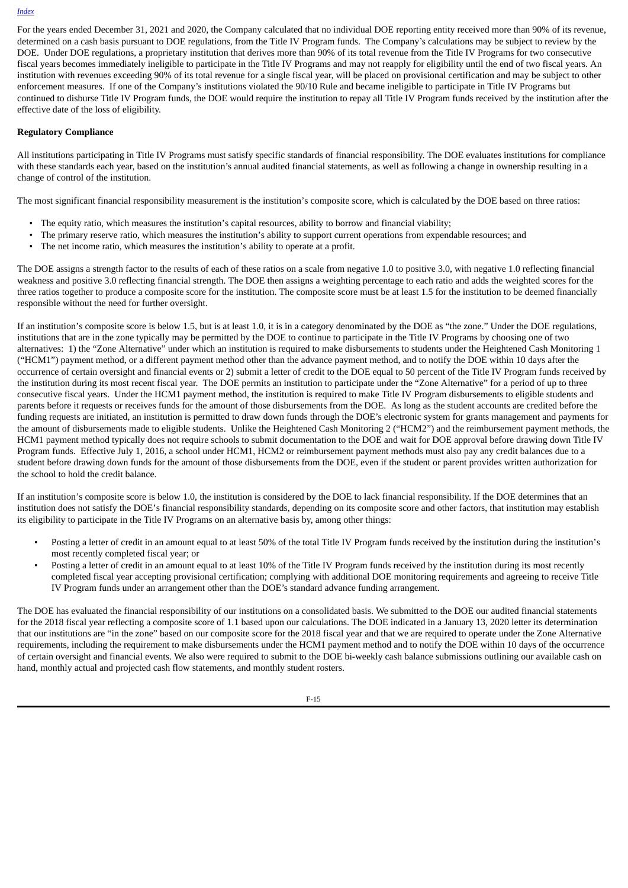For the years ended December 31, 2021 and 2020, the Company calculated that no individual DOE reporting entity received more than 90% of its revenue, determined on a cash basis pursuant to DOE regulations, from the Title IV Program funds. The Company's calculations may be subject to review by the DOE. Under DOE regulations, a proprietary institution that derives more than 90% of its total revenue from the Title IV Programs for two consecutive fiscal years becomes immediately ineligible to participate in the Title IV Programs and may not reapply for eligibility until the end of two fiscal years. An institution with revenues exceeding 90% of its total revenue for a single fiscal year, will be placed on provisional certification and may be subject to other enforcement measures. If one of the Company's institutions violated the 90/10 Rule and became ineligible to participate in Title IV Programs but continued to disburse Title IV Program funds, the DOE would require the institution to repay all Title IV Program funds received by the institution after the effective date of the loss of eligibility.

**Regulatory Compliance**

All institutions participating in Title IV Programs must satisfy specific standards of financial responsibility. The DOE evaluates institutions for compliance with these standards each year, based on the institution's annual audited financial statements, as well as following a change in ownership resulting in a change of control of the institution.

The most significant financial responsibility measurement is the institution's composite score, which is calculated by the DOE based on three ratios:

- The equity ratio, which measures the institution's capital resources, ability to borrow and financial viability;
- The primary reserve ratio, which measures the institution's ability to support current operations from expendable resources; and
- The net income ratio, which measures the institution's ability to operate at a profit.

The DOE assigns a strength factor to the results of each of these ratios on a scale from negative 1.0 to positive 3.0, with negative 1.0 reflecting financial weakness and positive 3.0 reflecting financial strength. The DOE then assigns a weighting percentage to each ratio and adds the weighted scores for the three ratios together to produce a composite score for the institution. The composite score must be at least 1.5 for the institution to be deemed financially responsible without the need for further oversight.

If an institution's composite score is below 1.5, but is at least 1.0, it is in a category denominated by the DOE as "the zone." Under the DOE regulations, institutions that are in the zone typically may be permitted by the DOE to continue to participate in the Title IV Programs by choosing one of two alternatives: 1) the "Zone Alternative" under which an institution is required to make disbursements to students under the Heightened Cash Monitoring 1 ("HCM1") payment method, or a different payment method other than the advance payment method, and to notify the DOE within 10 days after the occurrence of certain oversight and financial events or 2) submit a letter of credit to the DOE equal to 50 percent of the Title IV Program funds received by the institution during its most recent fiscal year. The DOE permits an institution to participate under the "Zone Alternative" for a period of up to three consecutive fiscal years. Under the HCM1 payment method, the institution is required to make Title IV Program disbursements to eligible students and parents before it requests or receives funds for the amount of those disbursements from the DOE. As long as the student accounts are credited before the funding requests are initiated, an institution is permitted to draw down funds through the DOE's electronic system for grants management and payments for the amount of disbursements made to eligible students. Unlike the Heightened Cash Monitoring 2 ("HCM2") and the reimbursement payment methods, the HCM1 payment method typically does not require schools to submit documentation to the DOE and wait for DOE approval before drawing down Title IV Program funds. Effective July 1, 2016, a school under HCM1, HCM2 or reimbursement payment methods must also pay any credit balances due to a student before drawing down funds for the amount of those disbursements from the DOE, even if the student or parent provides written authorization for the school to hold the credit balance.

If an institution's composite score is below 1.0, the institution is considered by the DOE to lack financial responsibility. If the DOE determines that an institution does not satisfy the DOE's financial responsibility standards, depending on its composite score and other factors, that institution may establish its eligibility to participate in the Title IV Programs on an alternative basis by, among other things:

- Posting a letter of credit in an amount equal to at least 50% of the total Title IV Program funds received by the institution during the institution's most recently completed fiscal year; or
- Posting a letter of credit in an amount equal to at least 10% of the Title IV Program funds received by the institution during its most recently completed fiscal year accepting provisional certification; complying with additional DOE monitoring requirements and agreeing to receive Title IV Program funds under an arrangement other than the DOE's standard advance funding arrangement.

The DOE has evaluated the financial responsibility of our institutions on a consolidated basis. We submitted to the DOE our audited financial statements for the 2018 fiscal year reflecting a composite score of 1.1 based upon our calculations. The DOE indicated in a January 13, 2020 letter its determination that our institutions are "in the zone" based on our composite score for the 2018 fiscal year and that we are required to operate under the Zone Alternative requirements, including the requirement to make disbursements under the HCM1 payment method and to notify the DOE within 10 days of the occurrence of certain oversight and financial events. We also were required to submit to the DOE bi-weekly cash balance submissions outlining our available cash on hand, monthly actual and projected cash flow statements, and monthly student rosters.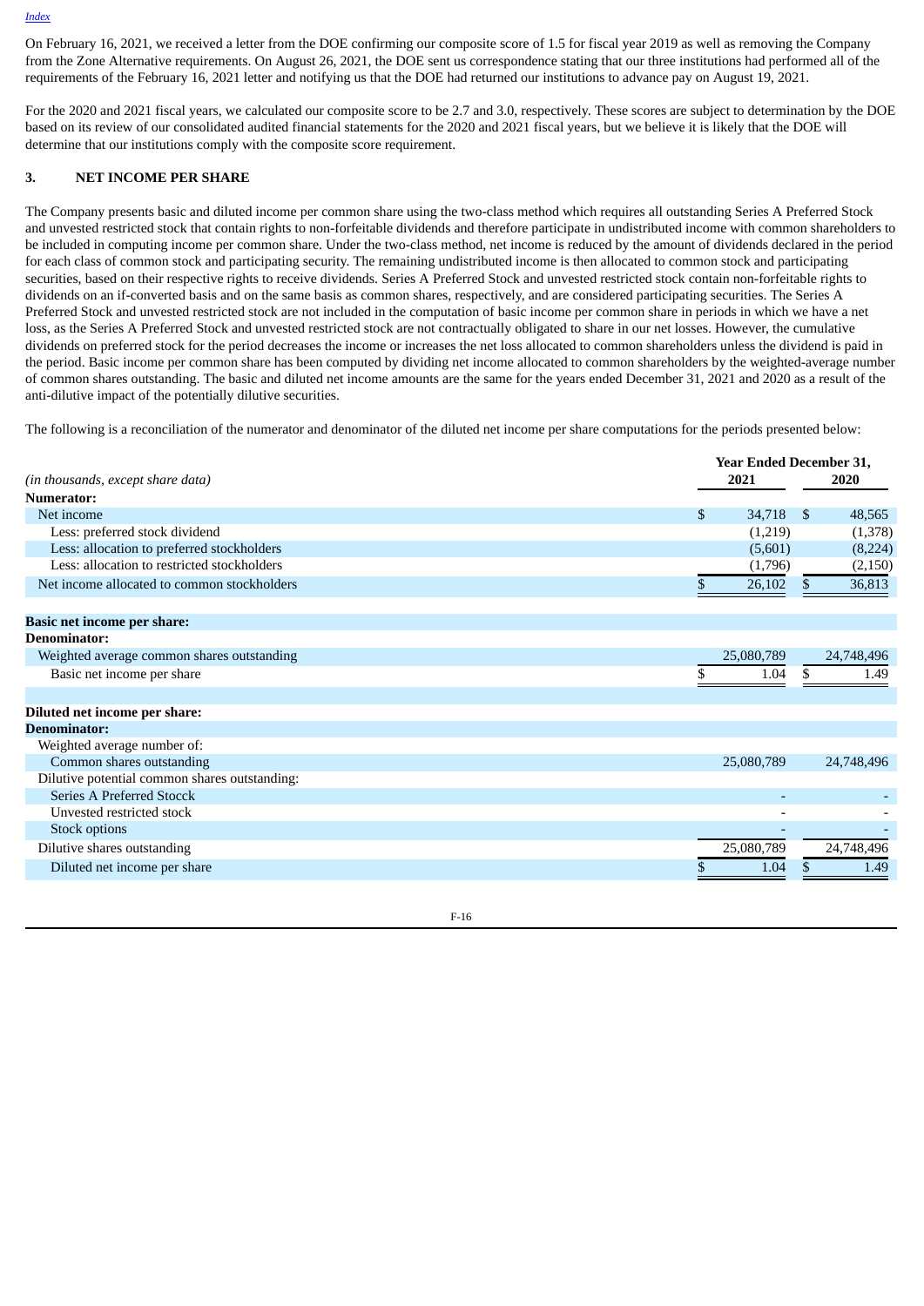On February 16, 2021, we received a letter from the DOE confirming our composite score of 1.5 for fiscal year 2019 as well as removing the Company from the Zone Alternative requirements. On August 26, 2021, the DOE sent us correspondence stating that our three institutions had performed all of the requirements of the February 16, 2021 letter and notifying us that the DOE had returned our institutions to advance pay on August 19, 2021.

For the 2020 and 2021 fiscal years, we calculated our composite score to be 2.7 and 3.0, respectively. These scores are subject to determination by the DOE based on its review of our consolidated audited financial statements for the 2020 and 2021 fiscal years, but we believe it is likely that the DOE will determine that our institutions comply with the composite score requirement.

## 3. NET INCOME PER SHARE

The Company presents basic and diluted income per common share using the two-class method which requires all outstanding Series A Preferred Stock and unvested restricted stock that contain rights to non-forfeitable dividends and therefore participate in undistributed income with common shareholders to be included in computing income per common share. Under the two-class method, net income is reduced by the amount of dividends declared in the period for each class of common stock and participating security. The remaining undistributed income is then allocated to common stock and participating securities, based on their respective rights to receive dividends. Series A Preferred Stock and unvested restricted stock contain non-forfeitable rights to dividends on an if-converted basis and on the same basis as common shares, respectively, and are considered participating securities. The Series A Preferred Stock and unvested restricted stock are not included in the computation of basic income per common share in periods in which we have a net loss, as the Series A Preferred Stock and unvested restricted stock are not contractually obligated to share in our net losses. However, the cumulative dividends on preferred stock for the period decreases the income or increases the net loss allocated to common shareholders unless the dividend is paid in the period. Basic income per common share has been computed by dividing net income allocated to common shareholders by the weighted-average number of common shares outstanding. The basic and diluted net income amounts are the same for the years ended December 31, 2021 and 2020 as a result of the anti-dilutive impact of the potentially dilutive securities.

The following is a reconciliation of the numerator and denominator of the diluted net income per share computations for the periods presented below:

| *(in thousands, except share data)* | Year Ended December 31, 2021 | Year Ended December 31, 2020 |
|---|---|---|
| **Numerator:** | | |
| Net income | $ 34,718 | $ 48,565 |
| Less: preferred stock dividend | (1,219) | (1,378) |
| Less: allocation to preferred stockholders | (5,601) | (8,224) |
| Less: allocation to restricted stockholders | (1,796) | (2,150) |
| Net income allocated to common stockholders | $ 26,102 | $ 36,813 |
| | | |
| **Basic net income per share:** | | |
| **Denominator:** | | |
| Weighted average common shares outstanding | 25,080,789 | 24,748,496 |
| Basic net income per share | $ 1.04 | $ 1.49 |
| | | |
| **Diluted net income per share:** | | |
| **Denominator:** | | |
| Weighted average number of: | | |
| Common shares outstanding | 25,080,789 | 24,748,496 |
| Dilutive potential common shares outstanding: | | |
| Series A Preferred Stocck | - | - |
| Unvested restricted stock | - | - |
| Stock options | - | - |
| Dilutive shares outstanding | 25,080,789 | 24,748,496 |
| Diluted net income per share | $ 1.04 | $ 1.49 |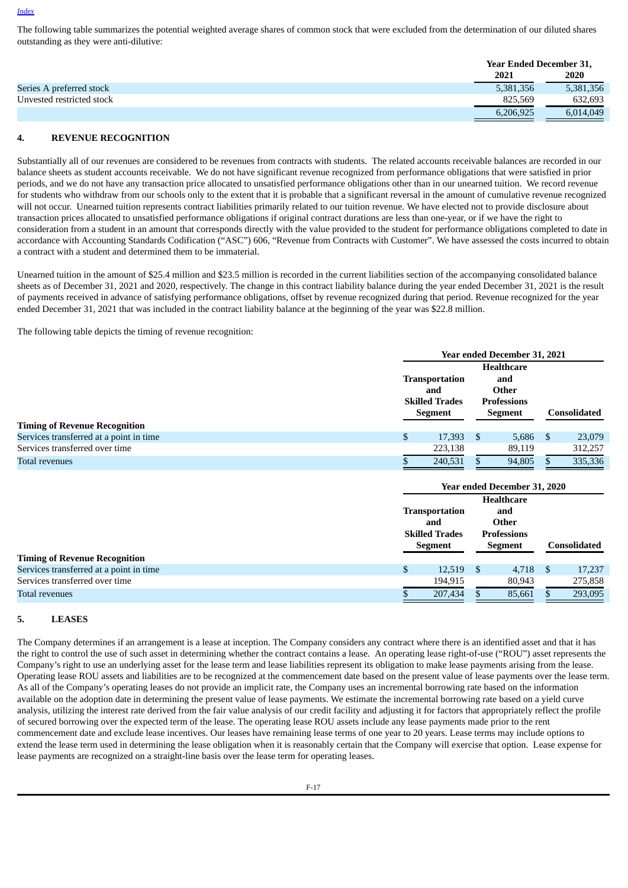[Index](#)

The following table summarizes the potential weighted average shares of common stock that were excluded from the determination of our diluted shares outstanding as they were anti-dilutive:

| | Year Ended December 31, | |
|---|---|---|
| | 2021 | 2020 |
| Series A preferred stock | 5,381,356 | 5,381,356 |
| Unvested restricted stock | 825,569 | 632,693 |
| | 6,206,925 | 6,014,049 |

## 4. REVENUE RECOGNITION

Substantially all of our revenues are considered to be revenues from contracts with students. The related accounts receivable balances are recorded in our balance sheets as student accounts receivable. We do not have significant revenue recognized from performance obligations that were satisfied in prior periods, and we do not have any transaction price allocated to unsatisfied performance obligations other than in our unearned tuition. We record revenue for students who withdraw from our schools only to the extent that it is probable that a significant reversal in the amount of cumulative revenue recognized will not occur. Unearned tuition represents contract liabilities primarily related to our tuition revenue. We have elected not to provide disclosure about transaction prices allocated to unsatisfied performance obligations if original contract durations are less than one-year, or if we have the right to consideration from a student in an amount that corresponds directly with the value provided to the student for performance obligations completed to date in accordance with Accounting Standards Codification ("ASC") 606, "Revenue from Contracts with Customer". We have assessed the costs incurred to obtain a contract with a student and determined them to be immaterial.

Unearned tuition in the amount of $25.4 million and $23.5 million is recorded in the current liabilities section of the accompanying consolidated balance sheets as of December 31, 2021 and 2020, respectively. The change in this contract liability balance during the year ended December 31, 2021 is the result of payments received in advance of satisfying performance obligations, offset by revenue recognized during that period. Revenue recognized for the year ended December 31, 2021 that was included in the contract liability balance at the beginning of the year was $22.8 million.

The following table depicts the timing of revenue recognition:

| | Year ended December 31, 2021 | | |
|---|---|---|---|
| | Transportation and Skilled Trades Segment | Healthcare and Other Professions Segment | Consolidated |
| **Timing of Revenue Recognition** | | | |
| Services transferred at a point in time | $ 17,393 | $ 5,686 | $ 23,079 |
| Services transferred over time | 223,138 | 89,119 | 312,257 |
| Total revenues | $ 240,531 | $ 94,805 | $ 335,336 |

| | Year ended December 31, 2020 | | |
|---|---|---|---|
| | Transportation and Skilled Trades Segment | Healthcare and Other Professions Segment | Consolidated |
| **Timing of Revenue Recognition** | | | |
| Services transferred at a point in time | $ 12,519 | $ 4,718 | $ 17,237 |
| Services transferred over time | 194,915 | 80,943 | 275,858 |
| Total revenues | $ 207,434 | $ 85,661 | $ 293,095 |

## 5. LEASES

The Company determines if an arrangement is a lease at inception. The Company considers any contract where there is an identified asset and that it has the right to control the use of such asset in determining whether the contract contains a lease. An operating lease right-of-use ("ROU") asset represents the Company's right to use an underlying asset for the lease term and lease liabilities represent its obligation to make lease payments arising from the lease. Operating lease ROU assets and liabilities are to be recognized at the commencement date based on the present value of lease payments over the lease term. As all of the Company's operating leases do not provide an implicit rate, the Company uses an incremental borrowing rate based on the information available on the adoption date in determining the present value of lease payments. We estimate the incremental borrowing rate based on a yield curve analysis, utilizing the interest rate derived from the fair value analysis of our credit facility and adjusting it for factors that appropriately reflect the profile of secured borrowing over the expected term of the lease. The operating lease ROU assets include any lease payments made prior to the rent commencement date and exclude lease incentives. Our leases have remaining lease terms of one year to 20 years. Lease terms may include options to extend the lease term used in determining the lease obligation when it is reasonably certain that the Company will exercise that option. Lease expense for lease payments are recognized on a straight-line basis over the lease term for operating leases.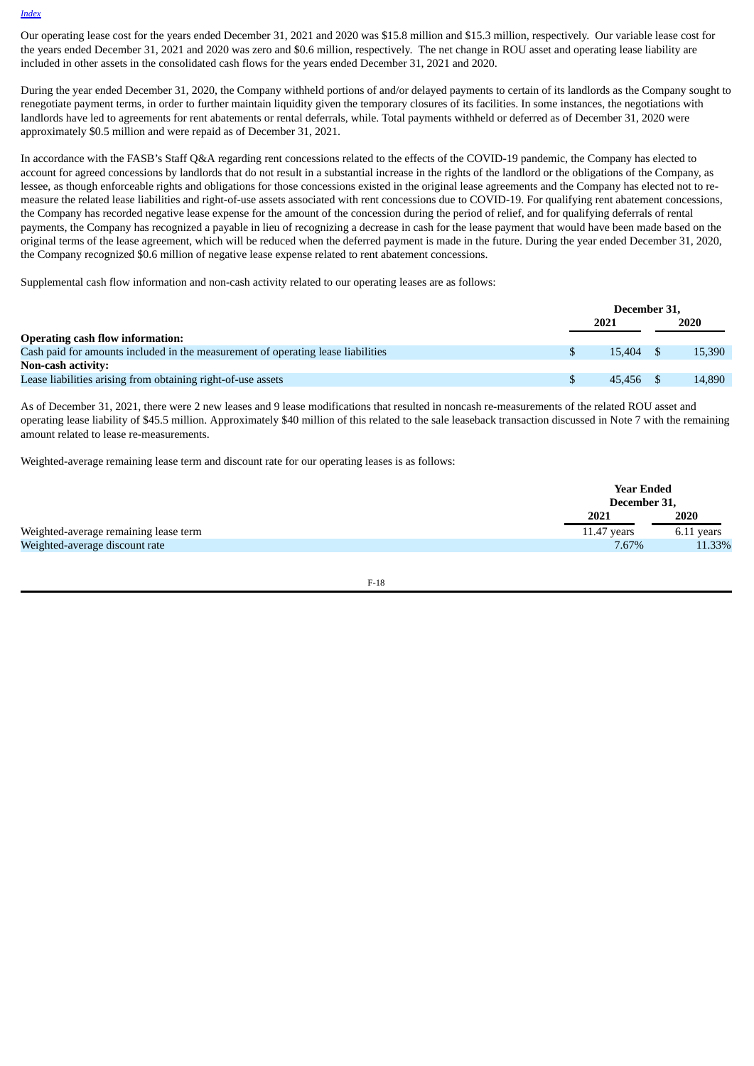Our operating lease cost for the years ended December 31, 2021 and 2020 was $15.8 million and $15.3 million, respectively. Our variable lease cost for the years ended December 31, 2021 and 2020 was zero and $0.6 million, respectively. The net change in ROU asset and operating lease liability are included in other assets in the consolidated cash flows for the years ended December 31, 2021 and 2020.

During the year ended December 31, 2020, the Company withheld portions of and/or delayed payments to certain of its landlords as the Company sought to renegotiate payment terms, in order to further maintain liquidity given the temporary closures of its facilities. In some instances, the negotiations with landlords have led to agreements for rent abatements or rental deferrals, while. Total payments withheld or deferred as of December 31, 2020 were approximately $0.5 million and were repaid as of December 31, 2021.

In accordance with the FASB's Staff Q&A regarding rent concessions related to the effects of the COVID-19 pandemic, the Company has elected to account for agreed concessions by landlords that do not result in a substantial increase in the rights of the landlord or the obligations of the Company, as lessee, as though enforceable rights and obligations for those concessions existed in the original lease agreements and the Company has elected not to re-measure the related lease liabilities and right-of-use assets associated with rent concessions due to COVID-19. For qualifying rent abatement concessions, the Company has recorded negative lease expense for the amount of the concession during the period of relief, and for qualifying deferrals of rental payments, the Company has recognized a payable in lieu of recognizing a decrease in cash for the lease payment that would have been made based on the original terms of the lease agreement, which will be reduced when the deferred payment is made in the future. During the year ended December 31, 2020, the Company recognized $0.6 million of negative lease expense related to rent abatement concessions.

Supplemental cash flow information and non-cash activity related to our operating leases are as follows:

| | December 31, | |
|---|---|---|
| | 2021 | 2020 |
| **Operating cash flow information:** | | |
| Cash paid for amounts included in the measurement of operating lease liabilities | $ 15,404 | $ 15,390 |
| **Non-cash activity:** | | |
| Lease liabilities arising from obtaining right-of-use assets | $ 45,456 | $ 14,890 |

As of December 31, 2021, there were 2 new leases and 9 lease modifications that resulted in noncash re-measurements of the related ROU asset and operating lease liability of $45.5 million. Approximately $40 million of this related to the sale leaseback transaction discussed in Note 7 with the remaining amount related to lease re-measurements.

Weighted-average remaining lease term and discount rate for our operating leases is as follows:

| | Year Ended December 31, | |
|---|---|---|
| | 2021 | 2020 |
| Weighted-average remaining lease term | 11.47 years | 6.11 years |
| Weighted-average discount rate | 7.67% | 11.33% |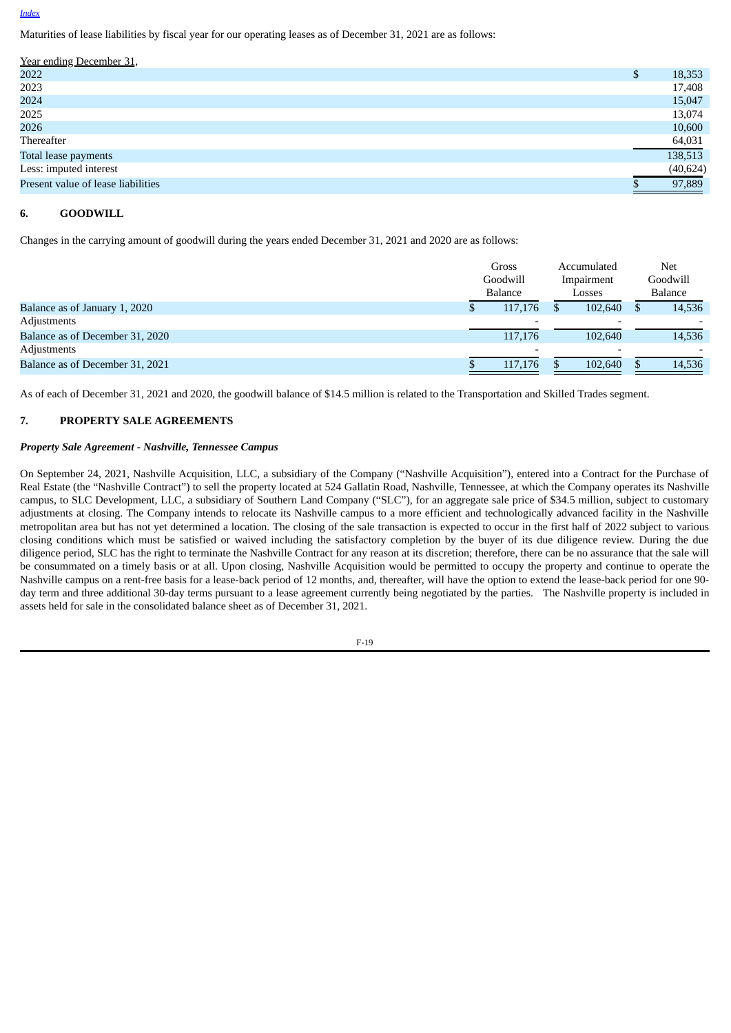[Index](#)

Maturities of lease liabilities by fiscal year for our operating leases as of December 31, 2021 are as follows:

| Year ending December 31, | |
|---|---|
| 2022 | $ 18,353 |
| 2023 | 17,408 |
| 2024 | 15,047 |
| 2025 | 13,074 |
| 2026 | 10,600 |
| Thereafter | 64,031 |
| Total lease payments | 138,513 |
| Less: imputed interest | (40,624) |
| Present value of lease liabilities | $ 97,889 |

## 6. GOODWILL

Changes in the carrying amount of goodwill during the years ended December 31, 2021 and 2020 are as follows:

| | Gross Goodwill Balance | Accumulated Impairment Losses | Net Goodwill Balance |
|---|---|---|---|
| Balance as of January 1, 2020 | $ 117,176 | $ 102,640 | $ 14,536 |
| Adjustments | - | - | - |
| Balance as of December 31, 2020 | 117,176 | 102,640 | 14,536 |
| Adjustments | - | - | - |
| Balance as of December 31, 2021 | $ 117,176 | $ 102,640 | $ 14,536 |

As of each of December 31, 2021 and 2020, the goodwill balance of $14.5 million is related to the Transportation and Skilled Trades segment.

## 7. PROPERTY SALE AGREEMENTS

***Property Sale Agreement - Nashville, Tennessee Campus***

On September 24, 2021, Nashville Acquisition, LLC, a subsidiary of the Company ("Nashville Acquisition"), entered into a Contract for the Purchase of Real Estate (the "Nashville Contract") to sell the property located at 524 Gallatin Road, Nashville, Tennessee, at which the Company operates its Nashville campus, to SLC Development, LLC, a subsidiary of Southern Land Company ("SLC"), for an aggregate sale price of $34.5 million, subject to customary adjustments at closing. The Company intends to relocate its Nashville campus to a more efficient and technologically advanced facility in the Nashville metropolitan area but has not yet determined a location. The closing of the sale transaction is expected to occur in the first half of 2022 subject to various closing conditions which must be satisfied or waived including the satisfactory completion by the buyer of its due diligence review. During the due diligence period, SLC has the right to terminate the Nashville Contract for any reason at its discretion; therefore, there can be no assurance that the sale will be consummated on a timely basis or at all. Upon closing, Nashville Acquisition would be permitted to occupy the property and continue to operate the Nashville campus on a rent-free basis for a lease-back period of 12 months, and, thereafter, will have the option to extend the lease-back period for one 90-day term and three additional 30-day terms pursuant to a lease agreement currently being negotiated by the parties. The Nashville property is included in assets held for sale in the consolidated balance sheet as of December 31, 2021.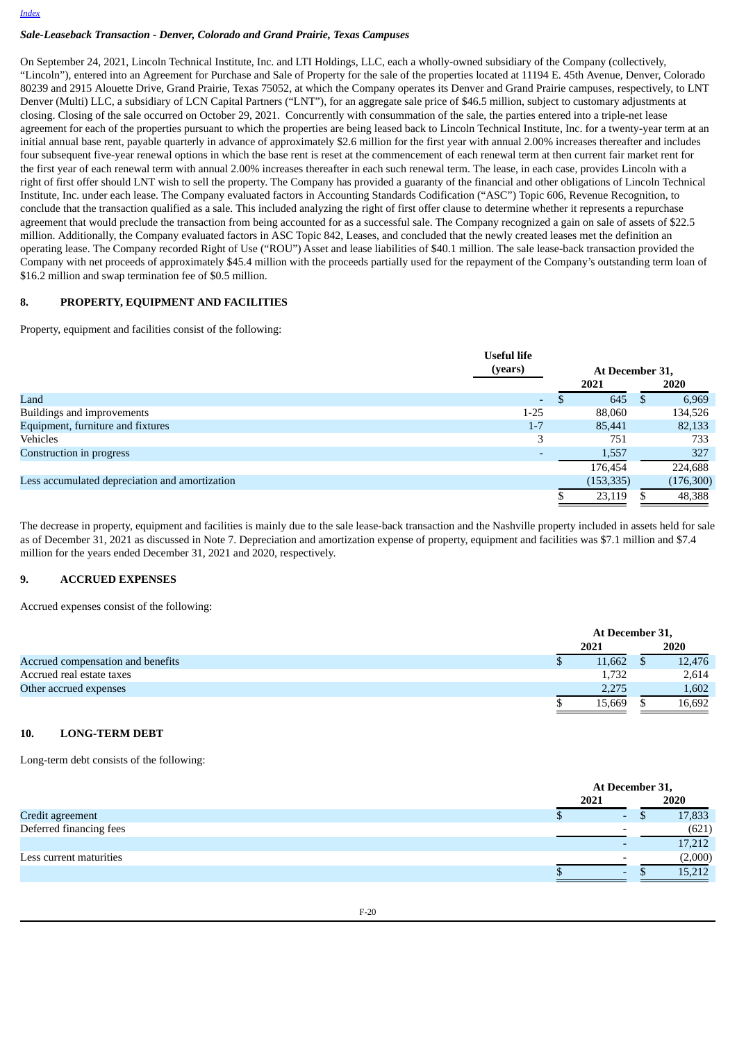*Sale-Leaseback Transaction - Denver, Colorado and Grand Prairie, Texas Campuses*

On September 24, 2021, Lincoln Technical Institute, Inc. and LTI Holdings, LLC, each a wholly-owned subsidiary of the Company (collectively, "Lincoln"), entered into an Agreement for Purchase and Sale of Property for the sale of the properties located at 11194 E. 45th Avenue, Denver, Colorado 80239 and 2915 Alouette Drive, Grand Prairie, Texas 75052, at which the Company operates its Denver and Grand Prairie campuses, respectively, to LNT Denver (Multi) LLC, a subsidiary of LCN Capital Partners ("LNT"), for an aggregate sale price of $46.5 million, subject to customary adjustments at closing. Closing of the sale occurred on October 29, 2021. Concurrently with consummation of the sale, the parties entered into a triple-net lease agreement for each of the properties pursuant to which the properties are being leased back to Lincoln Technical Institute, Inc. for a twenty-year term at an initial annual base rent, payable quarterly in advance of approximately $2.6 million for the first year with annual 2.00% increases thereafter and includes four subsequent five-year renewal options in which the base rent is reset at the commencement of each renewal term at then current fair market rent for the first year of each renewal term with annual 2.00% increases thereafter in each such renewal term. The lease, in each case, provides Lincoln with a right of first offer should LNT wish to sell the property. The Company has provided a guaranty of the financial and other obligations of Lincoln Technical Institute, Inc. under each lease. The Company evaluated factors in Accounting Standards Codification ("ASC") Topic 606, Revenue Recognition, to conclude that the transaction qualified as a sale. This included analyzing the right of first offer clause to determine whether it represents a repurchase agreement that would preclude the transaction from being accounted for as a successful sale. The Company recognized a gain on sale of assets of $22.5 million. Additionally, the Company evaluated factors in ASC Topic 842, Leases, and concluded that the newly created leases met the definition an operating lease. The Company recorded Right of Use ("ROU") Asset and lease liabilities of $40.1 million. The sale lease-back transaction provided the Company with net proceeds of approximately $45.4 million with the proceeds partially used for the repayment of the Company's outstanding term loan of $16.2 million and swap termination fee of $0.5 million.

## 8. PROPERTY, EQUIPMENT AND FACILITIES

Property, equipment and facilities consist of the following:

| | Useful life (years) | At December 31, 2021 | At December 31, 2020 |
|---|---|---|---|
| Land | - | $ 645 | $ 6,969 |
| Buildings and improvements | 1-25 | 88,060 | 134,526 |
| Equipment, furniture and fixtures | 1-7 | 85,441 | 82,133 |
| Vehicles | 3 | 751 | 733 |
| Construction in progress | - | 1,557 | 327 |
| | | 176,454 | 224,688 |
| Less accumulated depreciation and amortization | | (153,335) | (176,300) |
| | | $ 23,119 | $ 48,388 |

The decrease in property, equipment and facilities is mainly due to the sale lease-back transaction and the Nashville property included in assets held for sale as of December 31, 2021 as discussed in Note 7. Depreciation and amortization expense of property, equipment and facilities was $7.1 million and $7.4 million for the years ended December 31, 2021 and 2020, respectively.

## 9. ACCRUED EXPENSES

Accrued expenses consist of the following:

| | At December 31, 2021 | At December 31, 2020 |
|---|---|---|
| Accrued compensation and benefits | $ 11,662 | $ 12,476 |
| Accrued real estate taxes | 1,732 | 2,614 |
| Other accrued expenses | 2,275 | 1,602 |
| | $ 15,669 | $ 16,692 |

## 10. LONG-TERM DEBT

Long-term debt consists of the following:

| | At December 31, 2021 | At December 31, 2020 |
|---|---|---|
| Credit agreement | $ - | $ 17,833 |
| Deferred financing fees | - | (621) |
| | - | 17,212 |
| Less current maturities | - | (2,000) |
| | $ - | $ 15,212 |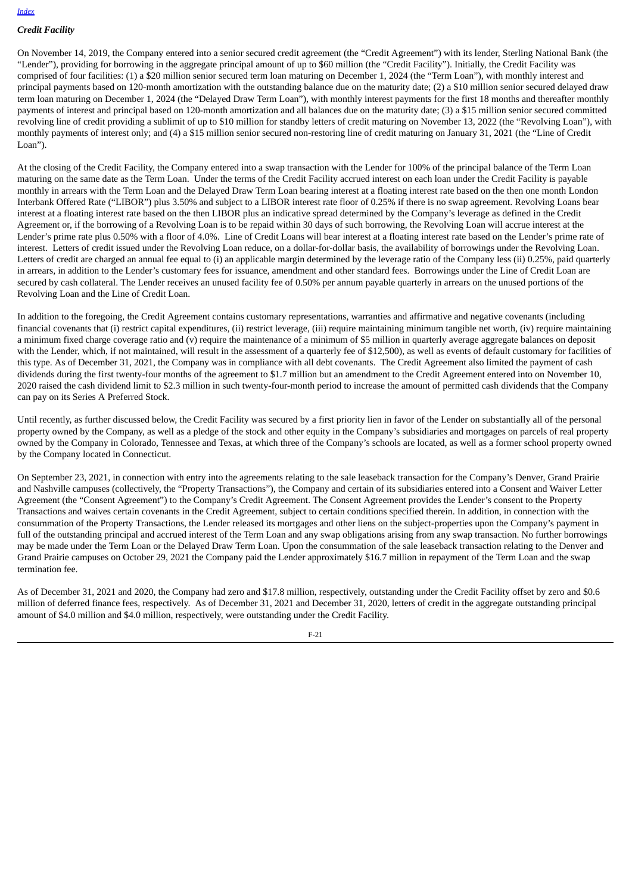*Credit Facility*

On November 14, 2019, the Company entered into a senior secured credit agreement (the "Credit Agreement") with its lender, Sterling National Bank (the "Lender"), providing for borrowing in the aggregate principal amount of up to $60 million (the "Credit Facility"). Initially, the Credit Facility was comprised of four facilities: (1) a $20 million senior secured term loan maturing on December 1, 2024 (the "Term Loan"), with monthly interest and principal payments based on 120-month amortization with the outstanding balance due on the maturity date; (2) a $10 million senior secured delayed draw term loan maturing on December 1, 2024 (the "Delayed Draw Term Loan"), with monthly interest payments for the first 18 months and thereafter monthly payments of interest and principal based on 120-month amortization and all balances due on the maturity date; (3) a $15 million senior secured committed revolving line of credit providing a sublimit of up to $10 million for standby letters of credit maturing on November 13, 2022 (the "Revolving Loan"), with monthly payments of interest only; and (4) a $15 million senior secured non-restoring line of credit maturing on January 31, 2021 (the "Line of Credit Loan").

At the closing of the Credit Facility, the Company entered into a swap transaction with the Lender for 100% of the principal balance of the Term Loan maturing on the same date as the Term Loan. Under the terms of the Credit Facility accrued interest on each loan under the Credit Facility is payable monthly in arrears with the Term Loan and the Delayed Draw Term Loan bearing interest at a floating interest rate based on the then one month London Interbank Offered Rate ("LIBOR") plus 3.50% and subject to a LIBOR interest rate floor of 0.25% if there is no swap agreement. Revolving Loans bear interest at a floating interest rate based on the then LIBOR plus an indicative spread determined by the Company's leverage as defined in the Credit Agreement or, if the borrowing of a Revolving Loan is to be repaid within 30 days of such borrowing, the Revolving Loan will accrue interest at the Lender's prime rate plus 0.50% with a floor of 4.0%. Line of Credit Loans will bear interest at a floating interest rate based on the Lender's prime rate of interest. Letters of credit issued under the Revolving Loan reduce, on a dollar-for-dollar basis, the availability of borrowings under the Revolving Loan. Letters of credit are charged an annual fee equal to (i) an applicable margin determined by the leverage ratio of the Company less (ii) 0.25%, paid quarterly in arrears, in addition to the Lender's customary fees for issuance, amendment and other standard fees. Borrowings under the Line of Credit Loan are secured by cash collateral. The Lender receives an unused facility fee of 0.50% per annum payable quarterly in arrears on the unused portions of the Revolving Loan and the Line of Credit Loan.

In addition to the foregoing, the Credit Agreement contains customary representations, warranties and affirmative and negative covenants (including financial covenants that (i) restrict capital expenditures, (ii) restrict leverage, (iii) require maintaining minimum tangible net worth, (iv) require maintaining a minimum fixed charge coverage ratio and (v) require the maintenance of a minimum of $5 million in quarterly average aggregate balances on deposit with the Lender, which, if not maintained, will result in the assessment of a quarterly fee of $12,500), as well as events of default customary for facilities of this type. As of December 31, 2021, the Company was in compliance with all debt covenants. The Credit Agreement also limited the payment of cash dividends during the first twenty-four months of the agreement to $1.7 million but an amendment to the Credit Agreement entered into on November 10, 2020 raised the cash dividend limit to $2.3 million in such twenty-four-month period to increase the amount of permitted cash dividends that the Company can pay on its Series A Preferred Stock.

Until recently, as further discussed below, the Credit Facility was secured by a first priority lien in favor of the Lender on substantially all of the personal property owned by the Company, as well as a pledge of the stock and other equity in the Company's subsidiaries and mortgages on parcels of real property owned by the Company in Colorado, Tennessee and Texas, at which three of the Company's schools are located, as well as a former school property owned by the Company located in Connecticut.

On September 23, 2021, in connection with entry into the agreements relating to the sale leaseback transaction for the Company's Denver, Grand Prairie and Nashville campuses (collectively, the "Property Transactions"), the Company and certain of its subsidiaries entered into a Consent and Waiver Letter Agreement (the "Consent Agreement") to the Company's Credit Agreement. The Consent Agreement provides the Lender's consent to the Property Transactions and waives certain covenants in the Credit Agreement, subject to certain conditions specified therein. In addition, in connection with the consummation of the Property Transactions, the Lender released its mortgages and other liens on the subject-properties upon the Company's payment in full of the outstanding principal and accrued interest of the Term Loan and any swap obligations arising from any swap transaction. No further borrowings may be made under the Term Loan or the Delayed Draw Term Loan. Upon the consummation of the sale leaseback transaction relating to the Denver and Grand Prairie campuses on October 29, 2021 the Company paid the Lender approximately $16.7 million in repayment of the Term Loan and the swap termination fee.

As of December 31, 2021 and 2020, the Company had zero and $17.8 million, respectively, outstanding under the Credit Facility offset by zero and $0.6 million of deferred finance fees, respectively. As of December 31, 2021 and December 31, 2020, letters of credit in the aggregate outstanding principal amount of $4.0 million and $4.0 million, respectively, were outstanding under the Credit Facility.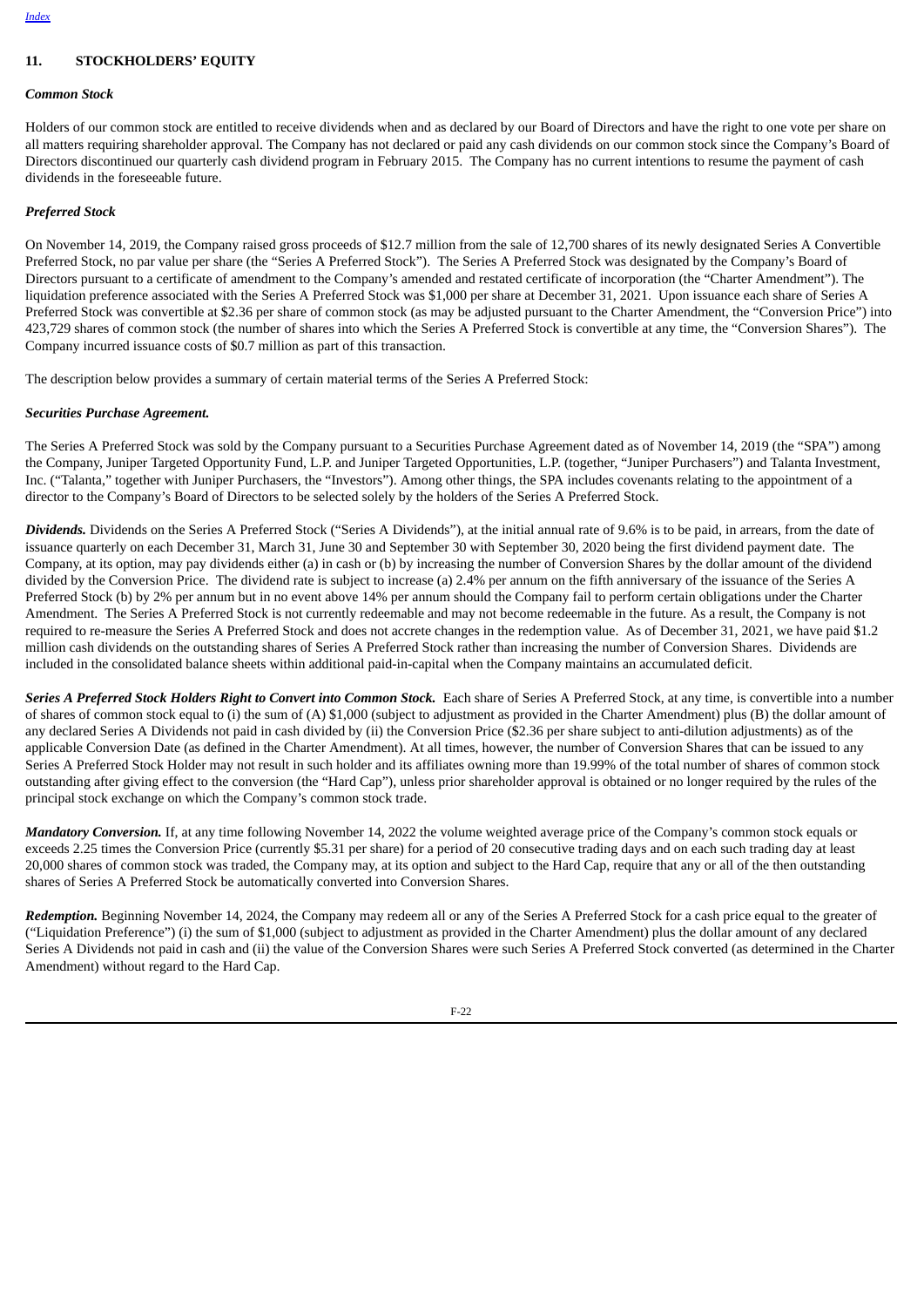## 11. STOCKHOLDERS' EQUITY

### *Common Stock*

Holders of our common stock are entitled to receive dividends when and as declared by our Board of Directors and have the right to one vote per share on all matters requiring shareholder approval. The Company has not declared or paid any cash dividends on our common stock since the Company's Board of Directors discontinued our quarterly cash dividend program in February 2015. The Company has no current intentions to resume the payment of cash dividends in the foreseeable future.

### *Preferred Stock*

On November 14, 2019, the Company raised gross proceeds of $12.7 million from the sale of 12,700 shares of its newly designated Series A Convertible Preferred Stock, no par value per share (the "Series A Preferred Stock"). The Series A Preferred Stock was designated by the Company's Board of Directors pursuant to a certificate of amendment to the Company's amended and restated certificate of incorporation (the "Charter Amendment"). The liquidation preference associated with the Series A Preferred Stock was $1,000 per share at December 31, 2021. Upon issuance each share of Series A Preferred Stock was convertible at $2.36 per share of common stock (as may be adjusted pursuant to the Charter Amendment, the "Conversion Price") into 423,729 shares of common stock (the number of shares into which the Series A Preferred Stock is convertible at any time, the "Conversion Shares"). The Company incurred issuance costs of $0.7 million as part of this transaction.

The description below provides a summary of certain material terms of the Series A Preferred Stock:

### *Securities Purchase Agreement.*

The Series A Preferred Stock was sold by the Company pursuant to a Securities Purchase Agreement dated as of November 14, 2019 (the "SPA") among the Company, Juniper Targeted Opportunity Fund, L.P. and Juniper Targeted Opportunities, L.P. (together, "Juniper Purchasers") and Talanta Investment, Inc. ("Talanta," together with Juniper Purchasers, the "Investors"). Among other things, the SPA includes covenants relating to the appointment of a director to the Company's Board of Directors to be selected solely by the holders of the Series A Preferred Stock.

***Dividends.*** Dividends on the Series A Preferred Stock ("Series A Dividends"), at the initial annual rate of 9.6% is to be paid, in arrears, from the date of issuance quarterly on each December 31, March 31, June 30 and September 30 with September 30, 2020 being the first dividend payment date. The Company, at its option, may pay dividends either (a) in cash or (b) by increasing the number of Conversion Shares by the dollar amount of the dividend divided by the Conversion Price. The dividend rate is subject to increase (a) 2.4% per annum on the fifth anniversary of the issuance of the Series A Preferred Stock (b) by 2% per annum but in no event above 14% per annum should the Company fail to perform certain obligations under the Charter Amendment. The Series A Preferred Stock is not currently redeemable and may not become redeemable in the future. As a result, the Company is not required to re-measure the Series A Preferred Stock and does not accrete changes in the redemption value. As of December 31, 2021, we have paid $1.2 million cash dividends on the outstanding shares of Series A Preferred Stock rather than increasing the number of Conversion Shares. Dividends are included in the consolidated balance sheets within additional paid-in-capital when the Company maintains an accumulated deficit.

***Series A Preferred Stock Holders Right to Convert into Common Stock.*** Each share of Series A Preferred Stock, at any time, is convertible into a number of shares of common stock equal to (i) the sum of (A) $1,000 (subject to adjustment as provided in the Charter Amendment) plus (B) the dollar amount of any declared Series A Dividends not paid in cash divided by (ii) the Conversion Price ($2.36 per share subject to anti-dilution adjustments) as of the applicable Conversion Date (as defined in the Charter Amendment). At all times, however, the number of Conversion Shares that can be issued to any Series A Preferred Stock Holder may not result in such holder and its affiliates owning more than 19.99% of the total number of shares of common stock outstanding after giving effect to the conversion (the "Hard Cap"), unless prior shareholder approval is obtained or no longer required by the rules of the principal stock exchange on which the Company's common stock trade.

***Mandatory Conversion.*** If, at any time following November 14, 2022 the volume weighted average price of the Company's common stock equals or exceeds 2.25 times the Conversion Price (currently $5.31 per share) for a period of 20 consecutive trading days and on each such trading day at least 20,000 shares of common stock was traded, the Company may, at its option and subject to the Hard Cap, require that any or all of the then outstanding shares of Series A Preferred Stock be automatically converted into Conversion Shares.

***Redemption.*** Beginning November 14, 2024, the Company may redeem all or any of the Series A Preferred Stock for a cash price equal to the greater of ("Liquidation Preference") (i) the sum of $1,000 (subject to adjustment as provided in the Charter Amendment) plus the dollar amount of any declared Series A Dividends not paid in cash and (ii) the value of the Conversion Shares were such Series A Preferred Stock converted (as determined in the Charter Amendment) without regard to the Hard Cap.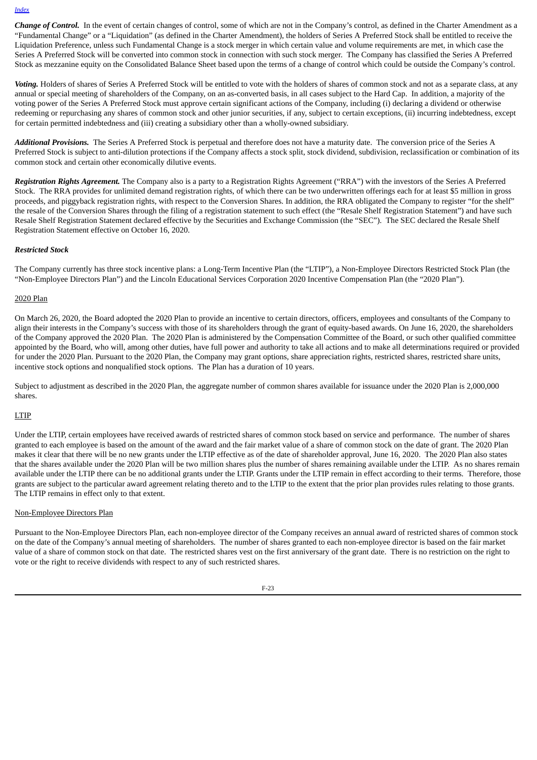***Change of Control.*** In the event of certain changes of control, some of which are not in the Company's control, as defined in the Charter Amendment as a "Fundamental Change" or a "Liquidation" (as defined in the Charter Amendment), the holders of Series A Preferred Stock shall be entitled to receive the Liquidation Preference, unless such Fundamental Change is a stock merger in which certain value and volume requirements are met, in which case the Series A Preferred Stock will be converted into common stock in connection with such stock merger. The Company has classified the Series A Preferred Stock as mezzanine equity on the Consolidated Balance Sheet based upon the terms of a change of control which could be outside the Company's control.

***Voting.*** Holders of shares of Series A Preferred Stock will be entitled to vote with the holders of shares of common stock and not as a separate class, at any annual or special meeting of shareholders of the Company, on an as-converted basis, in all cases subject to the Hard Cap. In addition, a majority of the voting power of the Series A Preferred Stock must approve certain significant actions of the Company, including (i) declaring a dividend or otherwise redeeming or repurchasing any shares of common stock and other junior securities, if any, subject to certain exceptions, (ii) incurring indebtedness, except for certain permitted indebtedness and (iii) creating a subsidiary other than a wholly-owned subsidiary.

***Additional Provisions.*** The Series A Preferred Stock is perpetual and therefore does not have a maturity date. The conversion price of the Series A Preferred Stock is subject to anti-dilution protections if the Company affects a stock split, stock dividend, subdivision, reclassification or combination of its common stock and certain other economically dilutive events.

***Registration Rights Agreement.*** The Company also is a party to a Registration Rights Agreement ("RRA") with the investors of the Series A Preferred Stock. The RRA provides for unlimited demand registration rights, of which there can be two underwritten offerings each for at least $5 million in gross proceeds, and piggyback registration rights, with respect to the Conversion Shares. In addition, the RRA obligated the Company to register "for the shelf" the resale of the Conversion Shares through the filing of a registration statement to such effect (the "Resale Shelf Registration Statement") and have such Resale Shelf Registration Statement declared effective by the Securities and Exchange Commission (the "SEC"). The SEC declared the Resale Shelf Registration Statement effective on October 16, 2020.

***Restricted Stock***

The Company currently has three stock incentive plans: a Long-Term Incentive Plan (the "LTIP"), a Non-Employee Directors Restricted Stock Plan (the "Non-Employee Directors Plan") and the Lincoln Educational Services Corporation 2020 Incentive Compensation Plan (the "2020 Plan").

2020 Plan

On March 26, 2020, the Board adopted the 2020 Plan to provide an incentive to certain directors, officers, employees and consultants of the Company to align their interests in the Company's success with those of its shareholders through the grant of equity-based awards. On June 16, 2020, the shareholders of the Company approved the 2020 Plan. The 2020 Plan is administered by the Compensation Committee of the Board, or such other qualified committee appointed by the Board, who will, among other duties, have full power and authority to take all actions and to make all determinations required or provided for under the 2020 Plan. Pursuant to the 2020 Plan, the Company may grant options, share appreciation rights, restricted shares, restricted share units, incentive stock options and nonqualified stock options. The Plan has a duration of 10 years.

Subject to adjustment as described in the 2020 Plan, the aggregate number of common shares available for issuance under the 2020 Plan is 2,000,000 shares.

LTIP

Under the LTIP, certain employees have received awards of restricted shares of common stock based on service and performance. The number of shares granted to each employee is based on the amount of the award and the fair market value of a share of common stock on the date of grant. The 2020 Plan makes it clear that there will be no new grants under the LTIP effective as of the date of shareholder approval, June 16, 2020. The 2020 Plan also states that the shares available under the 2020 Plan will be two million shares plus the number of shares remaining available under the LTIP. As no shares remain available under the LTIP there can be no additional grants under the LTIP. Grants under the LTIP remain in effect according to their terms. Therefore, those grants are subject to the particular award agreement relating thereto and to the LTIP to the extent that the prior plan provides rules relating to those grants. The LTIP remains in effect only to that extent.

Non-Employee Directors Plan

Pursuant to the Non-Employee Directors Plan, each non-employee director of the Company receives an annual award of restricted shares of common stock on the date of the Company's annual meeting of shareholders. The number of shares granted to each non-employee director is based on the fair market value of a share of common stock on that date. The restricted shares vest on the first anniversary of the grant date. There is no restriction on the right to vote or the right to receive dividends with respect to any of such restricted shares.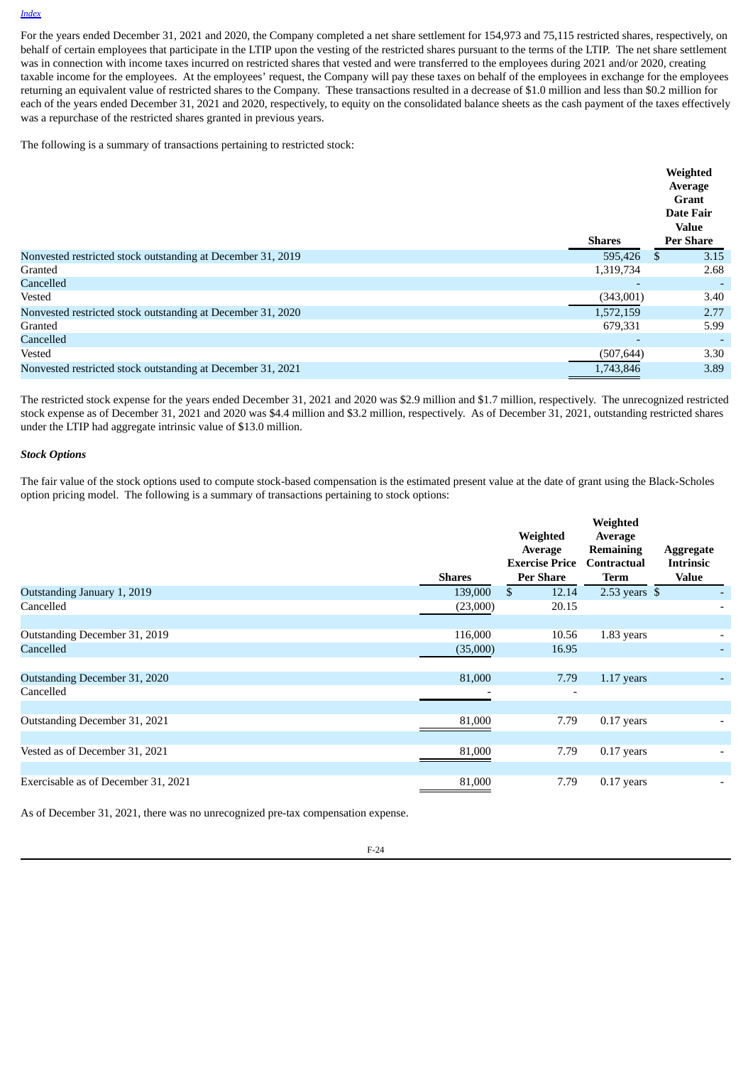[Index](#)

For the years ended December 31, 2021 and 2020, the Company completed a net share settlement for 154,973 and 75,115 restricted shares, respectively, on behalf of certain employees that participate in the LTIP upon the vesting of the restricted shares pursuant to the terms of the LTIP. The net share settlement was in connection with income taxes incurred on restricted shares that vested and were transferred to the employees during 2021 and/or 2020, creating taxable income for the employees. At the employees' request, the Company will pay these taxes on behalf of the employees in exchange for the employees returning an equivalent value of restricted shares to the Company. These transactions resulted in a decrease of $1.0 million and less than $0.2 million for each of the years ended December 31, 2021 and 2020, respectively, to equity on the consolidated balance sheets as the cash payment of the taxes effectively was a repurchase of the restricted shares granted in previous years.

The following is a summary of transactions pertaining to restricted stock:

| | Shares | Weighted Average Grant Date Fair Value Per Share |
|---|---|---|
| Nonvested restricted stock outstanding at December 31, 2019 | 595,426 | $ 3.15 |
| Granted | 1,319,734 | 2.68 |
| Cancelled | - | - |
| Vested | (343,001) | 3.40 |
| Nonvested restricted stock outstanding at December 31, 2020 | 1,572,159 | 2.77 |
| Granted | 679,331 | 5.99 |
| Cancelled | - | - |
| Vested | (507,644) | 3.30 |
| Nonvested restricted stock outstanding at December 31, 2021 | 1,743,846 | 3.89 |

The restricted stock expense for the years ended December 31, 2021 and 2020 was $2.9 million and $1.7 million, respectively. The unrecognized restricted stock expense as of December 31, 2021 and 2020 was $4.4 million and $3.2 million, respectively. As of December 31, 2021, outstanding restricted shares under the LTIP had aggregate intrinsic value of $13.0 million.

***Stock Options***

The fair value of the stock options used to compute stock-based compensation is the estimated present value at the date of grant using the Black-Scholes option pricing model. The following is a summary of transactions pertaining to stock options:

| | Shares | Weighted Average Exercise Price Per Share | Weighted Average Remaining Contractual Term | Aggregate Intrinsic Value |
|---|---|---|---|---|
| Outstanding January 1, 2019 | 139,000 | $ 12.14 | 2.53 years | $ - |
| Cancelled | (23,000) | 20.15 | | - |
| Outstanding December 31, 2019 | 116,000 | 10.56 | 1.83 years | - |
| Cancelled | (35,000) | 16.95 | | - |
| Outstanding December 31, 2020 | 81,000 | 7.79 | 1.17 years | - |
| Cancelled | - | - | | |
| Outstanding December 31, 2021 | 81,000 | 7.79 | 0.17 years | - |
| Vested as of December 31, 2021 | 81,000 | 7.79 | 0.17 years | - |
| Exercisable as of December 31, 2021 | 81,000 | 7.79 | 0.17 years | - |

As of December 31, 2021, there was no unrecognized pre-tax compensation expense.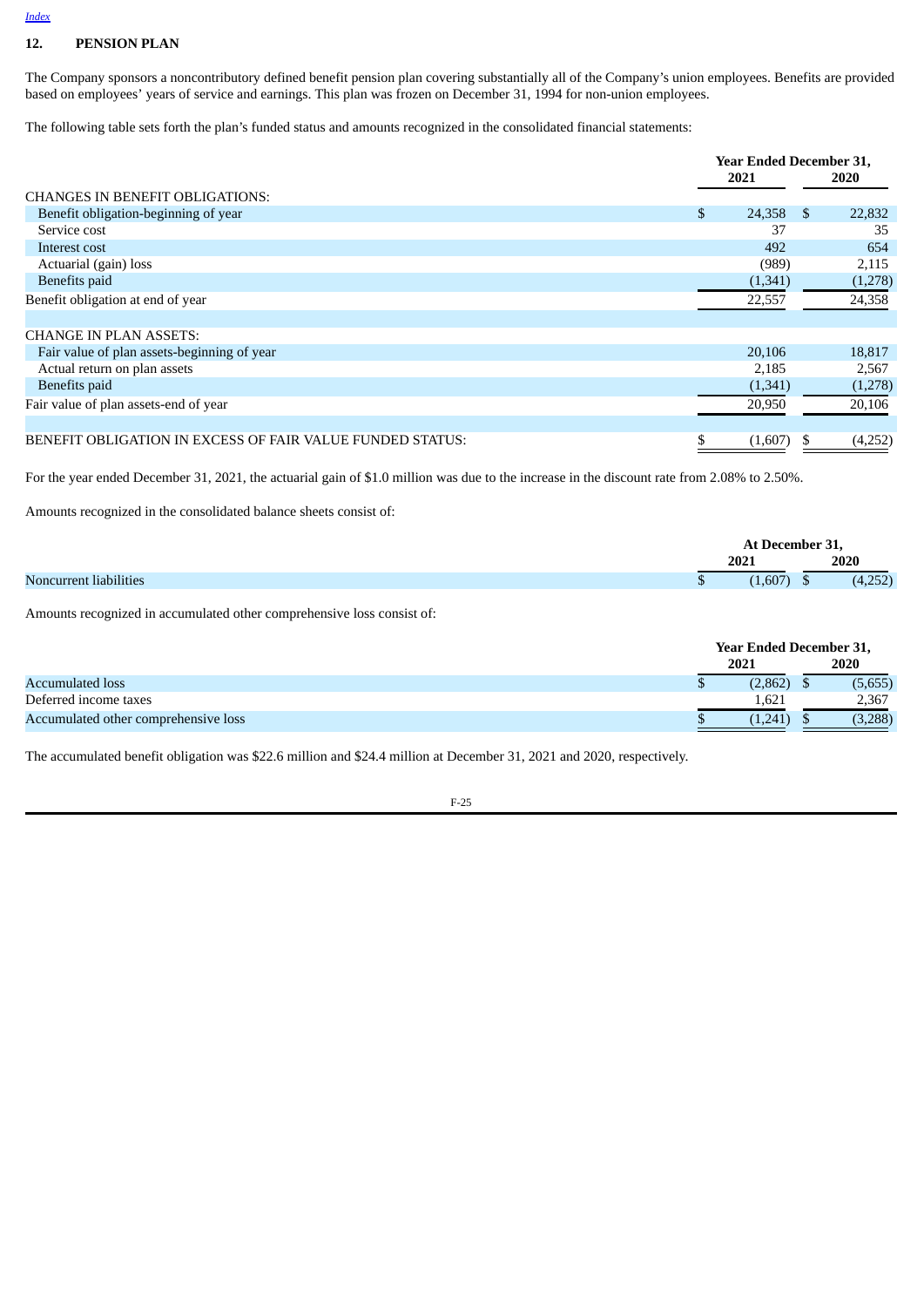## 12. PENSION PLAN

The Company sponsors a noncontributory defined benefit pension plan covering substantially all of the Company's union employees. Benefits are provided based on employees' years of service and earnings. This plan was frozen on December 31, 1994 for non-union employees.

The following table sets forth the plan's funded status and amounts recognized in the consolidated financial statements:

| | Year Ended December 31, | |
|---|---|---|
| | 2021 | 2020 |
| CHANGES IN BENEFIT OBLIGATIONS: | | |
| Benefit obligation-beginning of year | $ 24,358 | $ 22,832 |
| Service cost | 37 | 35 |
| Interest cost | 492 | 654 |
| Actuarial (gain) loss | (989) | 2,115 |
| Benefits paid | (1,341) | (1,278) |
| Benefit obligation at end of year | 22,557 | 24,358 |
| | | |
| CHANGE IN PLAN ASSETS: | | |
| Fair value of plan assets-beginning of year | 20,106 | 18,817 |
| Actual return on plan assets | 2,185 | 2,567 |
| Benefits paid | (1,341) | (1,278) |
| Fair value of plan assets-end of year | 20,950 | 20,106 |
| | | |
| BENEFIT OBLIGATION IN EXCESS OF FAIR VALUE FUNDED STATUS: | $ (1,607) | $ (4,252) |

For the year ended December 31, 2021, the actuarial gain of $1.0 million was due to the increase in the discount rate from 2.08% to 2.50%.

Amounts recognized in the consolidated balance sheets consist of:

| | At December 31, | |
|---|---|---|
| | 2021 | 2020 |
| Noncurrent liabilities | $ (1,607) | $ (4,252) |

Amounts recognized in accumulated other comprehensive loss consist of:

| | Year Ended December 31, | |
|---|---|---|
| | 2021 | 2020 |
| Accumulated loss | $ (2,862) | $ (5,655) |
| Deferred income taxes | 1,621 | 2,367 |
| Accumulated other comprehensive loss | $ (1,241) | $ (3,288) |

The accumulated benefit obligation was $22.6 million and $24.4 million at December 31, 2021 and 2020, respectively.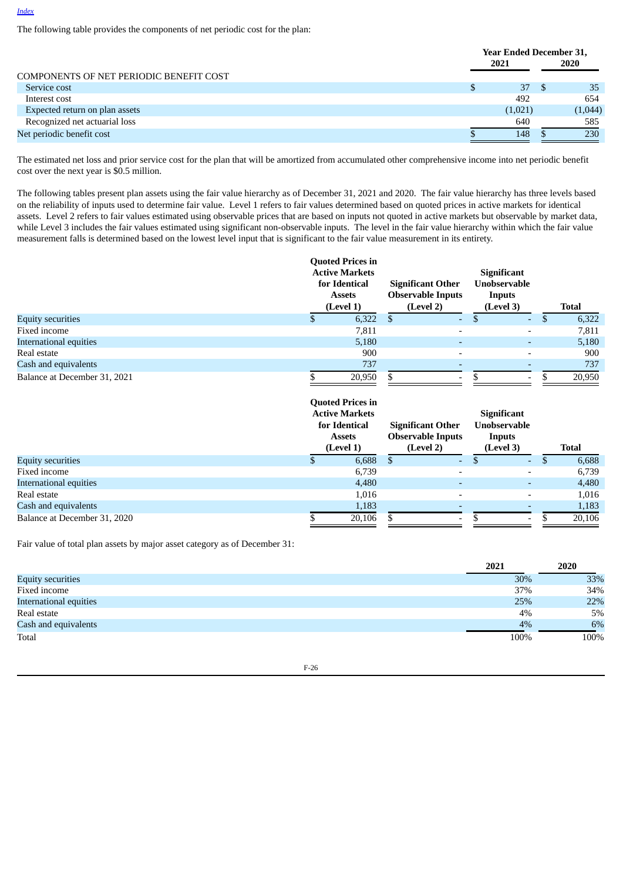The following table provides the components of net periodic cost for the plan:

| | Year Ended December 31, | |
|---|---|---|
| | 2021 | 2020 |
| COMPONENTS OF NET PERIODIC BENEFIT COST | | |
| Service cost | $ 37 | $ 35 |
| Interest cost | 492 | 654 |
| Expected return on plan assets | (1,021) | (1,044) |
| Recognized net actuarial loss | 640 | 585 |
| Net periodic benefit cost | $ 148 | $ 230 |

The estimated net loss and prior service cost for the plan that will be amortized from accumulated other comprehensive income into net periodic benefit cost over the next year is $0.5 million.

The following tables present plan assets using the fair value hierarchy as of December 31, 2021 and 2020. The fair value hierarchy has three levels based on the reliability of inputs used to determine fair value. Level 1 refers to fair values determined based on quoted prices in active markets for identical assets. Level 2 refers to fair values estimated using observable prices that are based on inputs not quoted in active markets but observable by market data, while Level 3 includes the fair values estimated using significant non-observable inputs. The level in the fair value hierarchy within which the fair value measurement falls is determined based on the lowest level input that is significant to the fair value measurement in its entirety.

| | Quoted Prices in Active Markets for Identical Assets (Level 1) | Significant Other Observable Inputs (Level 2) | Significant Unobservable Inputs (Level 3) | Total |
|---|---|---|---|---|
| Equity securities | $ 6,322 | $ - | $ - | $ 6,322 |
| Fixed income | 7,811 | - | - | 7,811 |
| International equities | 5,180 | - | - | 5,180 |
| Real estate | 900 | - | - | 900 |
| Cash and equivalents | 737 | - | - | 737 |
| Balance at December 31, 2021 | $ 20,950 | $ - | $ - | $ 20,950 |

| | Quoted Prices in Active Markets for Identical Assets (Level 1) | Significant Other Observable Inputs (Level 2) | Significant Unobservable Inputs (Level 3) | Total |
|---|---|---|---|---|
| Equity securities | $ 6,688 | $ - | $ - | $ 6,688 |
| Fixed income | 6,739 | - | - | 6,739 |
| International equities | 4,480 | - | - | 4,480 |
| Real estate | 1,016 | - | - | 1,016 |
| Cash and equivalents | 1,183 | - | - | 1,183 |
| Balance at December 31, 2020 | $ 20,106 | $ - | $ - | $ 20,106 |

Fair value of total plan assets by major asset category as of December 31:

| | 2021 | 2020 |
|---|---|---|
| Equity securities | 30% | 33% |
| Fixed income | 37% | 34% |
| International equities | 25% | 22% |
| Real estate | 4% | 5% |
| Cash and equivalents | 4% | 6% |
| Total | 100% | 100% |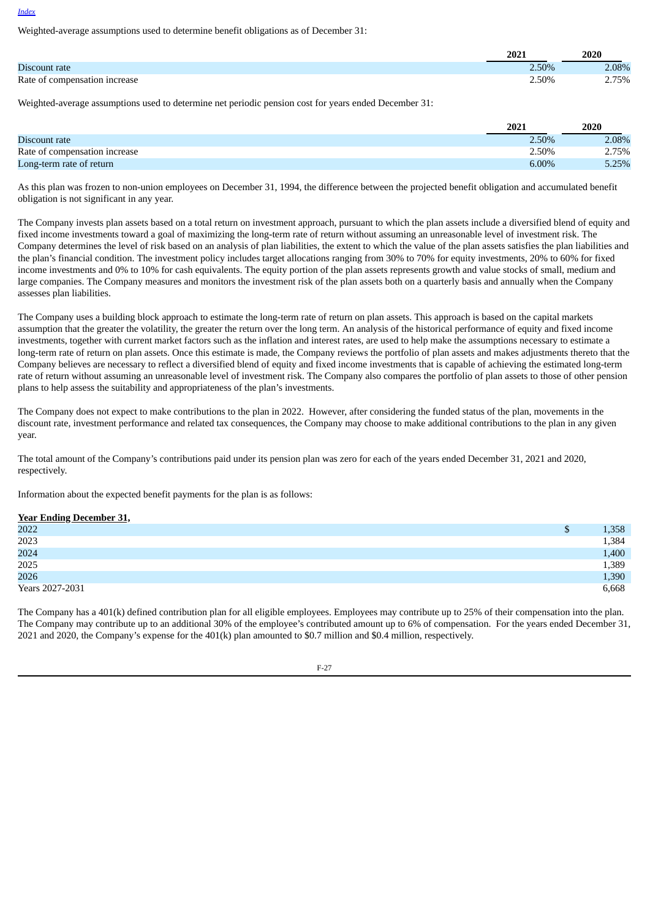Weighted-average assumptions used to determine benefit obligations as of December 31:

| | 2021 | 2020 |
|---|---|---|
| Discount rate | 2.50% | 2.08% |
| Rate of compensation increase | 2.50% | 2.75% |

Weighted-average assumptions used to determine net periodic pension cost for years ended December 31:

| | 2021 | 2020 |
|---|---|---|
| Discount rate | 2.50% | 2.08% |
| Rate of compensation increase | 2.50% | 2.75% |
| Long-term rate of return | 6.00% | 5.25% |

As this plan was frozen to non-union employees on December 31, 1994, the difference between the projected benefit obligation and accumulated benefit obligation is not significant in any year.

The Company invests plan assets based on a total return on investment approach, pursuant to which the plan assets include a diversified blend of equity and fixed income investments toward a goal of maximizing the long-term rate of return without assuming an unreasonable level of investment risk. The Company determines the level of risk based on an analysis of plan liabilities, the extent to which the value of the plan assets satisfies the plan liabilities and the plan's financial condition. The investment policy includes target allocations ranging from 30% to 70% for equity investments, 20% to 60% for fixed income investments and 0% to 10% for cash equivalents. The equity portion of the plan assets represents growth and value stocks of small, medium and large companies. The Company measures and monitors the investment risk of the plan assets both on a quarterly basis and annually when the Company assesses plan liabilities.

The Company uses a building block approach to estimate the long-term rate of return on plan assets. This approach is based on the capital markets assumption that the greater the volatility, the greater the return over the long term. An analysis of the historical performance of equity and fixed income investments, together with current market factors such as the inflation and interest rates, are used to help make the assumptions necessary to estimate a long-term rate of return on plan assets. Once this estimate is made, the Company reviews the portfolio of plan assets and makes adjustments thereto that the Company believes are necessary to reflect a diversified blend of equity and fixed income investments that is capable of achieving the estimated long-term rate of return without assuming an unreasonable level of investment risk. The Company also compares the portfolio of plan assets to those of other pension plans to help assess the suitability and appropriateness of the plan's investments.

The Company does not expect to make contributions to the plan in 2022. However, after considering the funded status of the plan, movements in the discount rate, investment performance and related tax consequences, the Company may choose to make additional contributions to the plan in any given year.

The total amount of the Company's contributions paid under its pension plan was zero for each of the years ended December 31, 2021 and 2020, respectively.

Information about the expected benefit payments for the plan is as follows:

| Year Ending December 31, | |
|---|---|
| 2022 | $ 1,358 |
| 2023 | 1,384 |
| 2024 | 1,400 |
| 2025 | 1,389 |
| 2026 | 1,390 |
| Years 2027-2031 | 6,668 |

The Company has a 401(k) defined contribution plan for all eligible employees. Employees may contribute up to 25% of their compensation into the plan. The Company may contribute up to an additional 30% of the employee's contributed amount up to 6% of compensation. For the years ended December 31, 2021 and 2020, the Company's expense for the 401(k) plan amounted to $0.7 million and $0.4 million, respectively.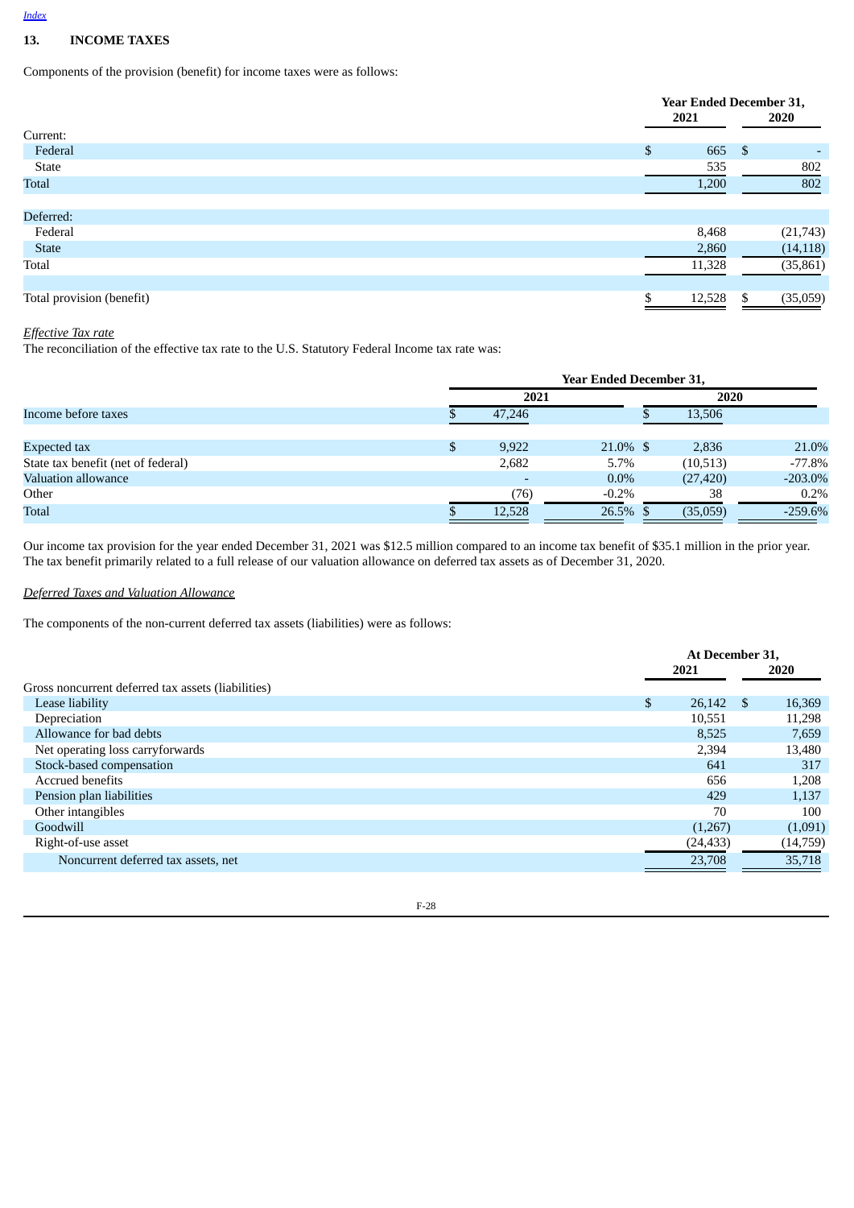Index

## 13. INCOME TAXES

Components of the provision (benefit) for income taxes were as follows:

| | Year Ended December 31, | |
|---|---|---|
| | 2021 | 2020 |
| Current: | | |
| Federal | $ 665 | $ - |
| State | 535 | 802 |
| Total | 1,200 | 802 |
| | | |
| Deferred: | | |
| Federal | 8,468 | (21,743) |
| State | 2,860 | (14,118) |
| Total | 11,328 | (35,861) |
| | | |
| Total provision (benefit) | $ 12,528 | $ (35,059) |

*Effective Tax rate*

The reconciliation of the effective tax rate to the U.S. Statutory Federal Income tax rate was:

| | Year Ended December 31, | | | |
|---|---|---|---|---|
| | 2021 | | 2020 | |
| Income before taxes | $ 47,246 | | $ 13,506 | |
| | | | | |
| Expected tax | $ 9,922 | 21.0% | $ 2,836 | 21.0% |
| State tax benefit (net of federal) | 2,682 | 5.7% | (10,513) | -77.8% |
| Valuation allowance | - | 0.0% | (27,420) | -203.0% |
| Other | (76) | -0.2% | 38 | 0.2% |
| Total | $ 12,528 | 26.5% | $ (35,059) | -259.6% |

Our income tax provision for the year ended December 31, 2021 was $12.5 million compared to an income tax benefit of $35.1 million in the prior year. The tax benefit primarily related to a full release of our valuation allowance on deferred tax assets as of December 31, 2020.

*Deferred Taxes and Valuation Allowance*

The components of the non-current deferred tax assets (liabilities) were as follows:

| | At December 31, | |
|---|---|---|
| | 2021 | 2020 |
| Gross noncurrent deferred tax assets (liabilities) | | |
| Lease liability | $ 26,142 | $ 16,369 |
| Depreciation | 10,551 | 11,298 |
| Allowance for bad debts | 8,525 | 7,659 |
| Net operating loss carryforwards | 2,394 | 13,480 |
| Stock-based compensation | 641 | 317 |
| Accrued benefits | 656 | 1,208 |
| Pension plan liabilities | 429 | 1,137 |
| Other intangibles | 70 | 100 |
| Goodwill | (1,267) | (1,091) |
| Right-of-use asset | (24,433) | (14,759) |
| Noncurrent deferred tax assets, net | 23,708 | 35,718 |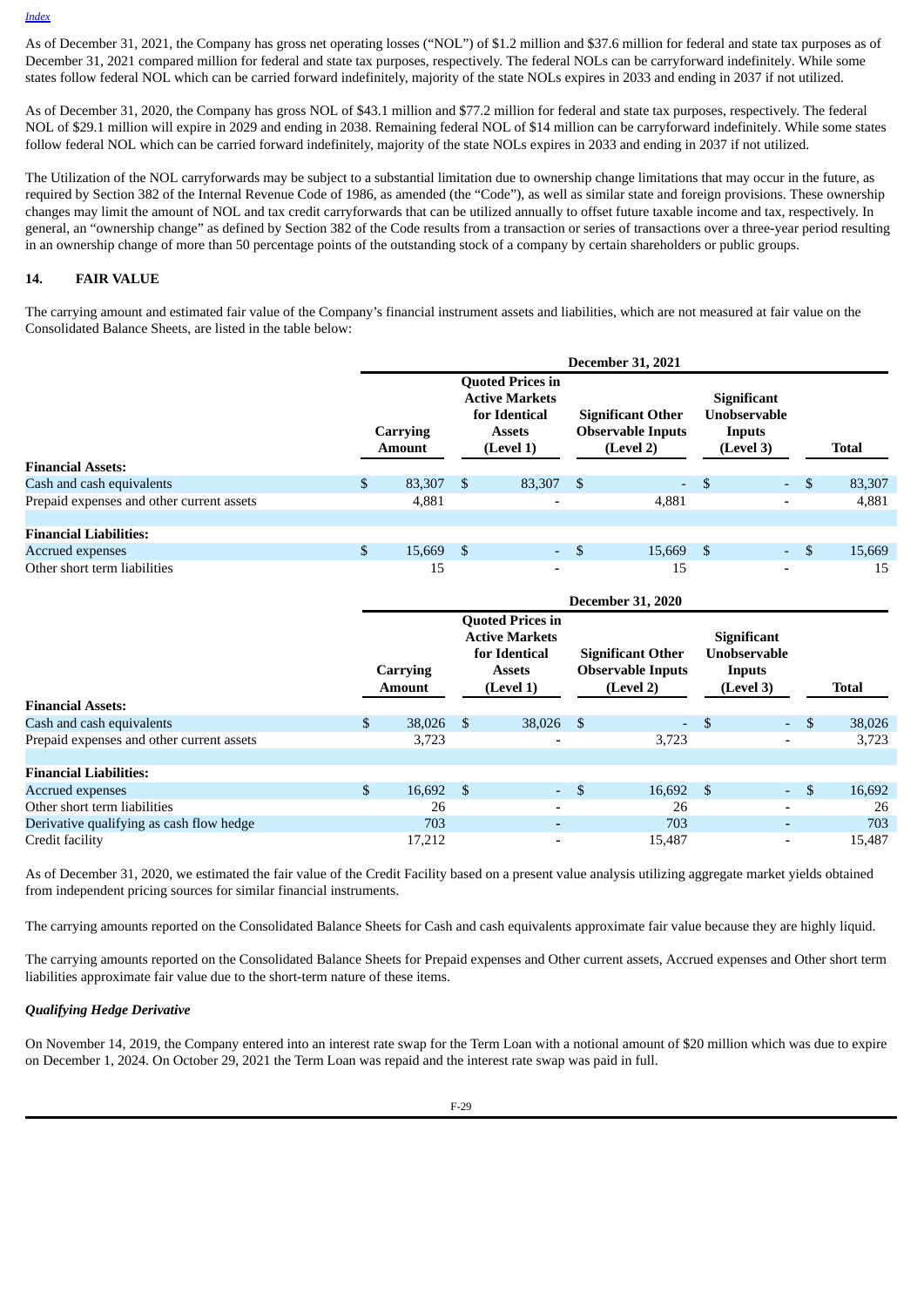As of December 31, 2021, the Company has gross net operating losses ("NOL") of $1.2 million and $37.6 million for federal and state tax purposes as of December 31, 2021 compared million for federal and state tax purposes, respectively. The federal NOLs can be carryforward indefinitely. While some states follow federal NOL which can be carried forward indefinitely, majority of the state NOLs expires in 2033 and ending in 2037 if not utilized.

As of December 31, 2020, the Company has gross NOL of $43.1 million and $77.2 million for federal and state tax purposes, respectively. The federal NOL of $29.1 million will expire in 2029 and ending in 2038. Remaining federal NOL of $14 million can be carryforward indefinitely. While some states follow federal NOL which can be carried forward indefinitely, majority of the state NOLs expires in 2033 and ending in 2037 if not utilized.

The Utilization of the NOL carryforwards may be subject to a substantial limitation due to ownership change limitations that may occur in the future, as required by Section 382 of the Internal Revenue Code of 1986, as amended (the "Code"), as well as similar state and foreign provisions. These ownership changes may limit the amount of NOL and tax credit carryforwards that can be utilized annually to offset future taxable income and tax, respectively. In general, an "ownership change" as defined by Section 382 of the Code results from a transaction or series of transactions over a three-year period resulting in an ownership change of more than 50 percentage points of the outstanding stock of a company by certain shareholders or public groups.

## 14. FAIR VALUE

The carrying amount and estimated fair value of the Company's financial instrument assets and liabilities, which are not measured at fair value on the Consolidated Balance Sheets, are listed in the table below:

| | December 31, 2021 | | | | |
|---|---|---|---|---|---|
| | Carrying Amount | Quoted Prices in Active Markets for Identical Assets (Level 1) | Significant Other Observable Inputs (Level 2) | Significant Unobservable Inputs (Level 3) | Total |
| **Financial Assets:** | | | | | |
| Cash and cash equivalents | $ 83,307 | $ 83,307 | $ - | $ - | $ 83,307 |
| Prepaid expenses and other current assets | 4,881 | - | 4,881 | - | 4,881 |
| | | | | | |
| **Financial Liabilities:** | | | | | |
| Accrued expenses | $ 15,669 | $ - | $ 15,669 | $ - | $ 15,669 |
| Other short term liabilities | 15 | - | 15 | - | 15 |

| | December 31, 2020 | | | | |
|---|---|---|---|---|---|
| | Carrying Amount | Quoted Prices in Active Markets for Identical Assets (Level 1) | Significant Other Observable Inputs (Level 2) | Significant Unobservable Inputs (Level 3) | Total |
| **Financial Assets:** | | | | | |
| Cash and cash equivalents | $ 38,026 | $ 38,026 | $ - | $ - | $ 38,026 |
| Prepaid expenses and other current assets | 3,723 | - | 3,723 | - | 3,723 |
| | | | | | |
| **Financial Liabilities:** | | | | | |
| Accrued expenses | $ 16,692 | $ - | $ 16,692 | $ - | $ 16,692 |
| Other short term liabilities | 26 | - | 26 | - | 26 |
| Derivative qualifying as cash flow hedge | 703 | - | 703 | - | 703 |
| Credit facility | 17,212 | - | 15,487 | - | 15,487 |

As of December 31, 2020, we estimated the fair value of the Credit Facility based on a present value analysis utilizing aggregate market yields obtained from independent pricing sources for similar financial instruments.

The carrying amounts reported on the Consolidated Balance Sheets for Cash and cash equivalents approximate fair value because they are highly liquid.

The carrying amounts reported on the Consolidated Balance Sheets for Prepaid expenses and Other current assets, Accrued expenses and Other short term liabilities approximate fair value due to the short-term nature of these items.

***Qualifying Hedge Derivative***

On November 14, 2019, the Company entered into an interest rate swap for the Term Loan with a notional amount of $20 million which was due to expire on December 1, 2024. On October 29, 2021 the Term Loan was repaid and the interest rate swap was paid in full.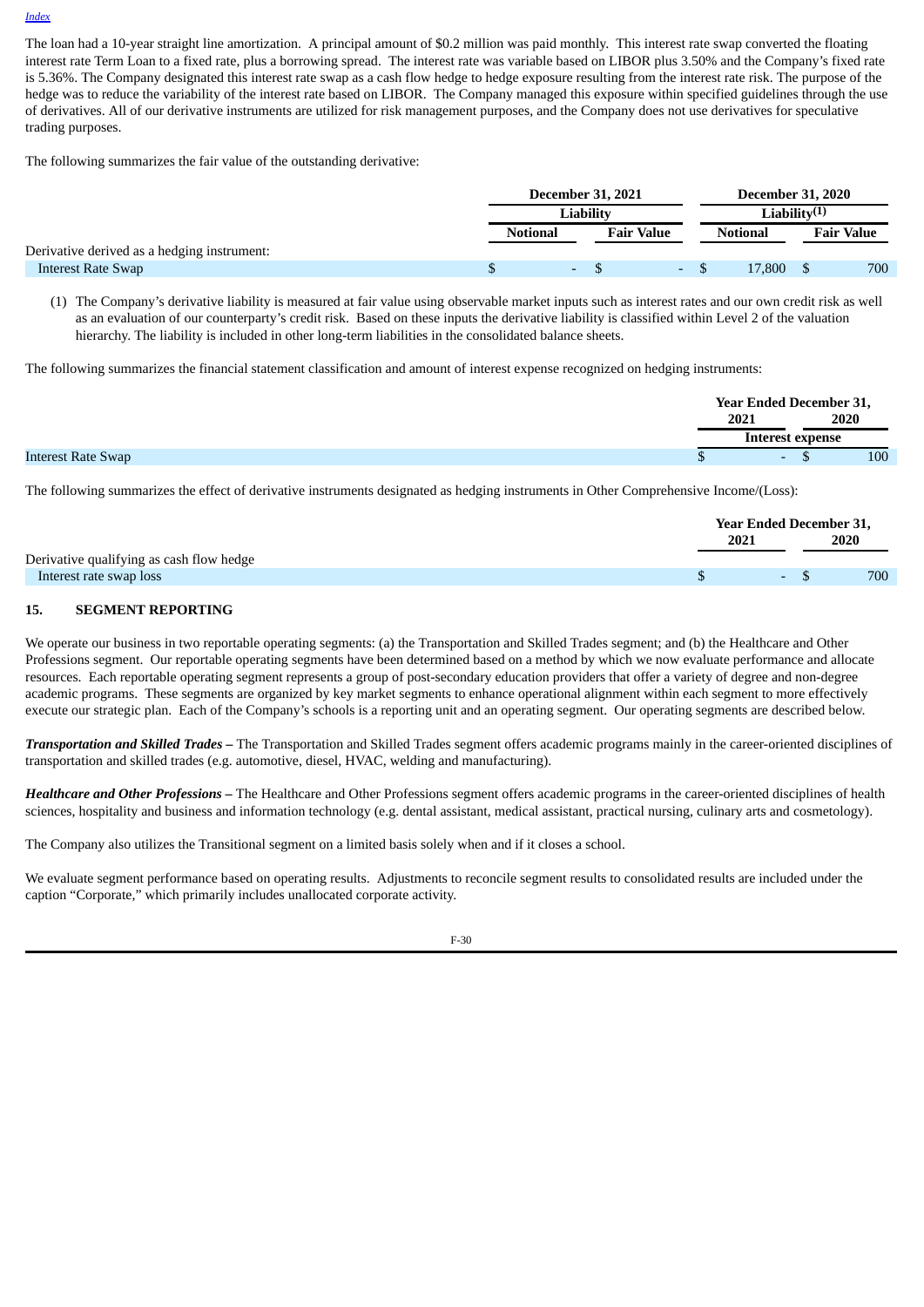The loan had a 10-year straight line amortization. A principal amount of $0.2 million was paid monthly. This interest rate swap converted the floating interest rate Term Loan to a fixed rate, plus a borrowing spread. The interest rate was variable based on LIBOR plus 3.50% and the Company's fixed rate is 5.36%. The Company designated this interest rate swap as a cash flow hedge to hedge exposure resulting from the interest rate risk. The purpose of the hedge was to reduce the variability of the interest rate based on LIBOR. The Company managed this exposure within specified guidelines through the use of derivatives. All of our derivative instruments are utilized for risk management purposes, and the Company does not use derivatives for speculative trading purposes.

The following summarizes the fair value of the outstanding derivative:

| | December 31, 2021 | | December 31, 2020 | |
|---|---|---|---|---|
| | Liability | | Liability[(1)] | |
| | Notional | Fair Value | Notional | Fair Value |
| Derivative derived as a hedging instrument: | | | | |
| Interest Rate Swap | $ - | $ - | $ 17,800 | $ 700 |

(1) The Company's derivative liability is measured at fair value using observable market inputs such as interest rates and our own credit risk as well as an evaluation of our counterparty's credit risk. Based on these inputs the derivative liability is classified within Level 2 of the valuation hierarchy. The liability is included in other long-term liabilities in the consolidated balance sheets.

The following summarizes the financial statement classification and amount of interest expense recognized on hedging instruments:

| | Year Ended December 31, | |
|---|---|---|
| | 2021 | 2020 |
| | Interest expense | |
| Interest Rate Swap | $ - | $ 100 |

The following summarizes the effect of derivative instruments designated as hedging instruments in Other Comprehensive Income/(Loss):

| | Year Ended December 31, | |
|---|---|---|
| | 2021 | 2020 |
| Derivative qualifying as cash flow hedge | | |
| Interest rate swap loss | $ - | $ 700 |

## 15. SEGMENT REPORTING

We operate our business in two reportable operating segments: (a) the Transportation and Skilled Trades segment; and (b) the Healthcare and Other Professions segment. Our reportable operating segments have been determined based on a method by which we now evaluate performance and allocate resources. Each reportable operating segment represents a group of post-secondary education providers that offer a variety of degree and non-degree academic programs. These segments are organized by key market segments to enhance operational alignment within each segment to more effectively execute our strategic plan. Each of the Company's schools is a reporting unit and an operating segment. Our operating segments are described below.

***Transportation and Skilled Trades –*** The Transportation and Skilled Trades segment offers academic programs mainly in the career-oriented disciplines of transportation and skilled trades (e.g. automotive, diesel, HVAC, welding and manufacturing).

***Healthcare and Other Professions –*** The Healthcare and Other Professions segment offers academic programs in the career-oriented disciplines of health sciences, hospitality and business and information technology (e.g. dental assistant, medical assistant, practical nursing, culinary arts and cosmetology).

The Company also utilizes the Transitional segment on a limited basis solely when and if it closes a school.

We evaluate segment performance based on operating results. Adjustments to reconcile segment results to consolidated results are included under the caption "Corporate," which primarily includes unallocated corporate activity.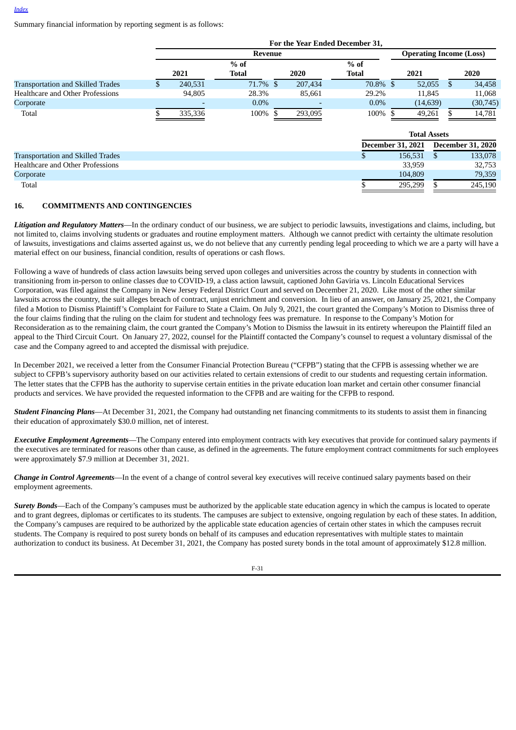Summary financial information by reporting segment is as follows:

| | For the Year Ended December 31, | | | | | |
|---|---|---|---|---|---|---|
| | Revenue | | | | Operating Income (Loss) | |
| | 2021 | % of Total | 2020 | % of Total | 2021 | 2020 |
| Transportation and Skilled Trades | $ 240,531 | 71.7% | $ 207,434 | 70.8% | $ 52,055 | $ 34,458 |
| Healthcare and Other Professions | 94,805 | 28.3% | 85,661 | 29.2% | 11,845 | 11,068 |
| Corporate | - | 0.0% | - | 0.0% | (14,639) | (30,745) |
| Total | $ 335,336 | 100% | $ 293,095 | 100% | $ 49,261 | $ 14,781 |

| | Total Assets | |
|---|---|---|
| | December 31, 2021 | December 31, 2020 |
| Transportation and Skilled Trades | $ 156,531 | $ 133,078 |
| Healthcare and Other Professions | 33,959 | 32,753 |
| Corporate | 104,809 | 79,359 |
| Total | $ 295,299 | $ 245,190 |

## 16. COMMITMENTS AND CONTINGENCIES

***Litigation and Regulatory Matters***—In the ordinary conduct of our business, we are subject to periodic lawsuits, investigations and claims, including, but not limited to, claims involving students or graduates and routine employment matters. Although we cannot predict with certainty the ultimate resolution of lawsuits, investigations and claims asserted against us, we do not believe that any currently pending legal proceeding to which we are a party will have a material effect on our business, financial condition, results of operations or cash flows.

Following a wave of hundreds of class action lawsuits being served upon colleges and universities across the country by students in connection with transitioning from in-person to online classes due to COVID-19, a class action lawsuit, captioned John Gaviria vs. Lincoln Educational Services Corporation, was filed against the Company in New Jersey Federal District Court and served on December 21, 2020. Like most of the other similar lawsuits across the country, the suit alleges breach of contract, unjust enrichment and conversion. In lieu of an answer, on January 25, 2021, the Company filed a Motion to Dismiss Plaintiff's Complaint for Failure to State a Claim. On July 9, 2021, the court granted the Company's Motion to Dismiss three of the four claims finding that the ruling on the claim for student and technology fees was premature. In response to the Company's Motion for Reconsideration as to the remaining claim, the court granted the Company's Motion to Dismiss the lawsuit in its entirety whereupon the Plaintiff filed an appeal to the Third Circuit Court. On January 27, 2022, counsel for the Plaintiff contacted the Company's counsel to request a voluntary dismissal of the case and the Company agreed to and accepted the dismissal with prejudice.

In December 2021, we received a letter from the Consumer Financial Protection Bureau ("CFPB") stating that the CFPB is assessing whether we are subject to CFPB's supervisory authority based on our activities related to certain extensions of credit to our students and requesting certain information. The letter states that the CFPB has the authority to supervise certain entities in the private education loan market and certain other consumer financial products and services. We have provided the requested information to the CFPB and are waiting for the CFPB to respond.

***Student Financing Plans***—At December 31, 2021, the Company had outstanding net financing commitments to its students to assist them in financing their education of approximately $30.0 million, net of interest.

***Executive Employment Agreements***—The Company entered into employment contracts with key executives that provide for continued salary payments if the executives are terminated for reasons other than cause, as defined in the agreements. The future employment contract commitments for such employees were approximately $7.9 million at December 31, 2021.

***Change in Control Agreements***—In the event of a change of control several key executives will receive continued salary payments based on their employment agreements.

***Surety Bonds***—Each of the Company's campuses must be authorized by the applicable state education agency in which the campus is located to operate and to grant degrees, diplomas or certificates to its students. The campuses are subject to extensive, ongoing regulation by each of these states. In addition, the Company's campuses are required to be authorized by the applicable state education agencies of certain other states in which the campuses recruit students. The Company is required to post surety bonds on behalf of its campuses and education representatives with multiple states to maintain authorization to conduct its business. At December 31, 2021, the Company has posted surety bonds in the total amount of approximately $12.8 million.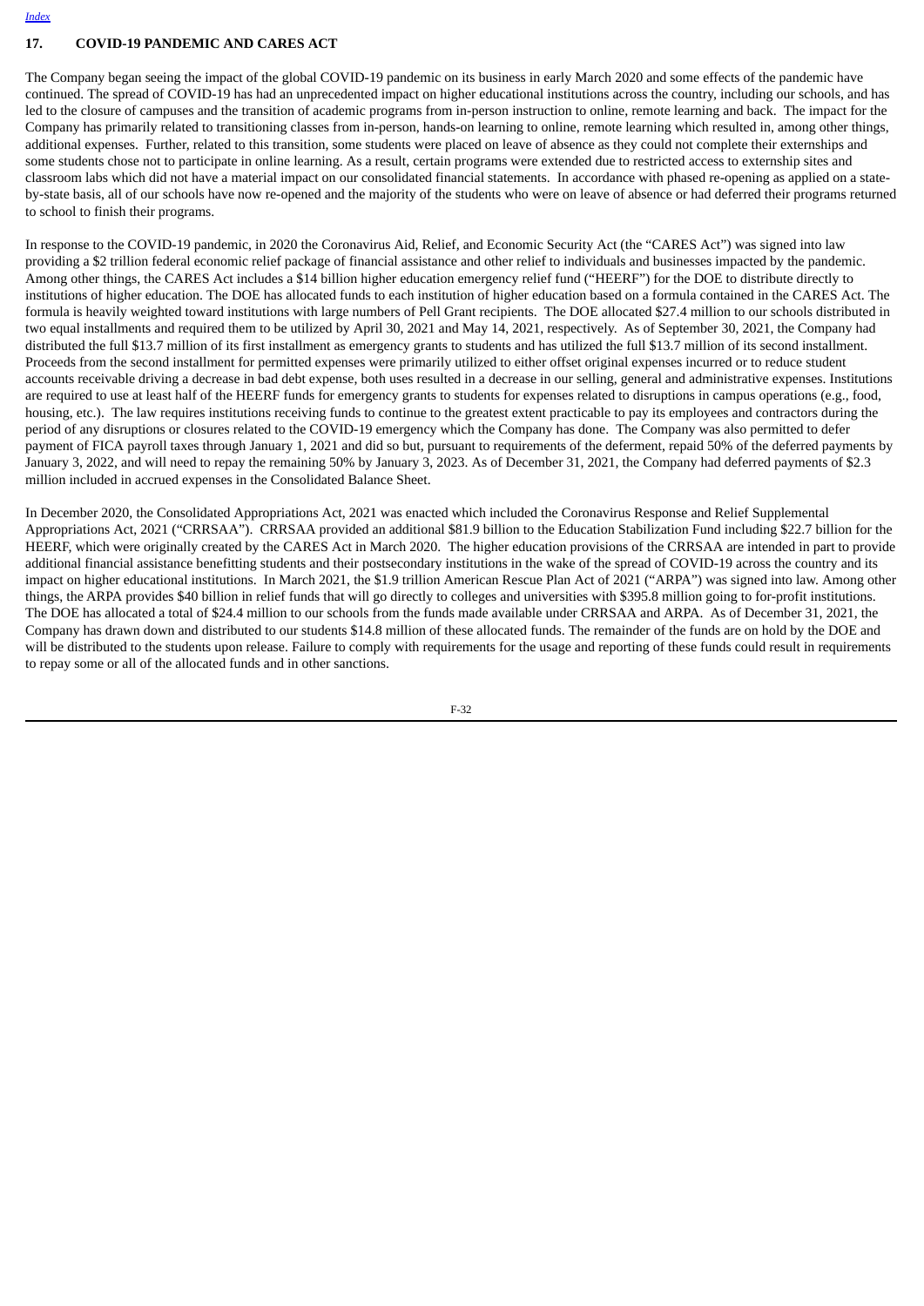## 17. COVID-19 PANDEMIC AND CARES ACT

The Company began seeing the impact of the global COVID-19 pandemic on its business in early March 2020 and some effects of the pandemic have continued. The spread of COVID-19 has had an unprecedented impact on higher educational institutions across the country, including our schools, and has led to the closure of campuses and the transition of academic programs from in-person instruction to online, remote learning and back. The impact for the Company has primarily related to transitioning classes from in-person, hands-on learning to online, remote learning which resulted in, among other things, additional expenses. Further, related to this transition, some students were placed on leave of absence as they could not complete their externships and some students chose not to participate in online learning. As a result, certain programs were extended due to restricted access to externship sites and classroom labs which did not have a material impact on our consolidated financial statements. In accordance with phased re-opening as applied on a state-by-state basis, all of our schools have now re-opened and the majority of the students who were on leave of absence or had deferred their programs returned to school to finish their programs.

In response to the COVID-19 pandemic, in 2020 the Coronavirus Aid, Relief, and Economic Security Act (the "CARES Act") was signed into law providing a $2 trillion federal economic relief package of financial assistance and other relief to individuals and businesses impacted by the pandemic. Among other things, the CARES Act includes a $14 billion higher education emergency relief fund ("HEERF") for the DOE to distribute directly to institutions of higher education. The DOE has allocated funds to each institution of higher education based on a formula contained in the CARES Act. The formula is heavily weighted toward institutions with large numbers of Pell Grant recipients. The DOE allocated $27.4 million to our schools distributed in two equal installments and required them to be utilized by April 30, 2021 and May 14, 2021, respectively. As of September 30, 2021, the Company had distributed the full $13.7 million of its first installment as emergency grants to students and has utilized the full $13.7 million of its second installment. Proceeds from the second installment for permitted expenses were primarily utilized to either offset original expenses incurred or to reduce student accounts receivable driving a decrease in bad debt expense, both uses resulted in a decrease in our selling, general and administrative expenses. Institutions are required to use at least half of the HEERF funds for emergency grants to students for expenses related to disruptions in campus operations (e.g., food, housing, etc.). The law requires institutions receiving funds to continue to the greatest extent practicable to pay its employees and contractors during the period of any disruptions or closures related to the COVID-19 emergency which the Company has done. The Company was also permitted to defer payment of FICA payroll taxes through January 1, 2021 and did so but, pursuant to requirements of the deferment, repaid 50% of the deferred payments by January 3, 2022, and will need to repay the remaining 50% by January 3, 2023. As of December 31, 2021, the Company had deferred payments of $2.3 million included in accrued expenses in the Consolidated Balance Sheet.

In December 2020, the Consolidated Appropriations Act, 2021 was enacted which included the Coronavirus Response and Relief Supplemental Appropriations Act, 2021 ("CRRSAA"). CRRSAA provided an additional $81.9 billion to the Education Stabilization Fund including $22.7 billion for the HEERF, which were originally created by the CARES Act in March 2020. The higher education provisions of the CRRSAA are intended in part to provide additional financial assistance benefitting students and their postsecondary institutions in the wake of the spread of COVID-19 across the country and its impact on higher educational institutions. In March 2021, the $1.9 trillion American Rescue Plan Act of 2021 ("ARPA") was signed into law. Among other things, the ARPA provides $40 billion in relief funds that will go directly to colleges and universities with $395.8 million going to for-profit institutions. The DOE has allocated a total of $24.4 million to our schools from the funds made available under CRRSAA and ARPA. As of December 31, 2021, the Company has drawn down and distributed to our students $14.8 million of these allocated funds. The remainder of the funds are on hold by the DOE and will be distributed to the students upon release. Failure to comply with requirements for the usage and reporting of these funds could result in requirements to repay some or all of the allocated funds and in other sanctions.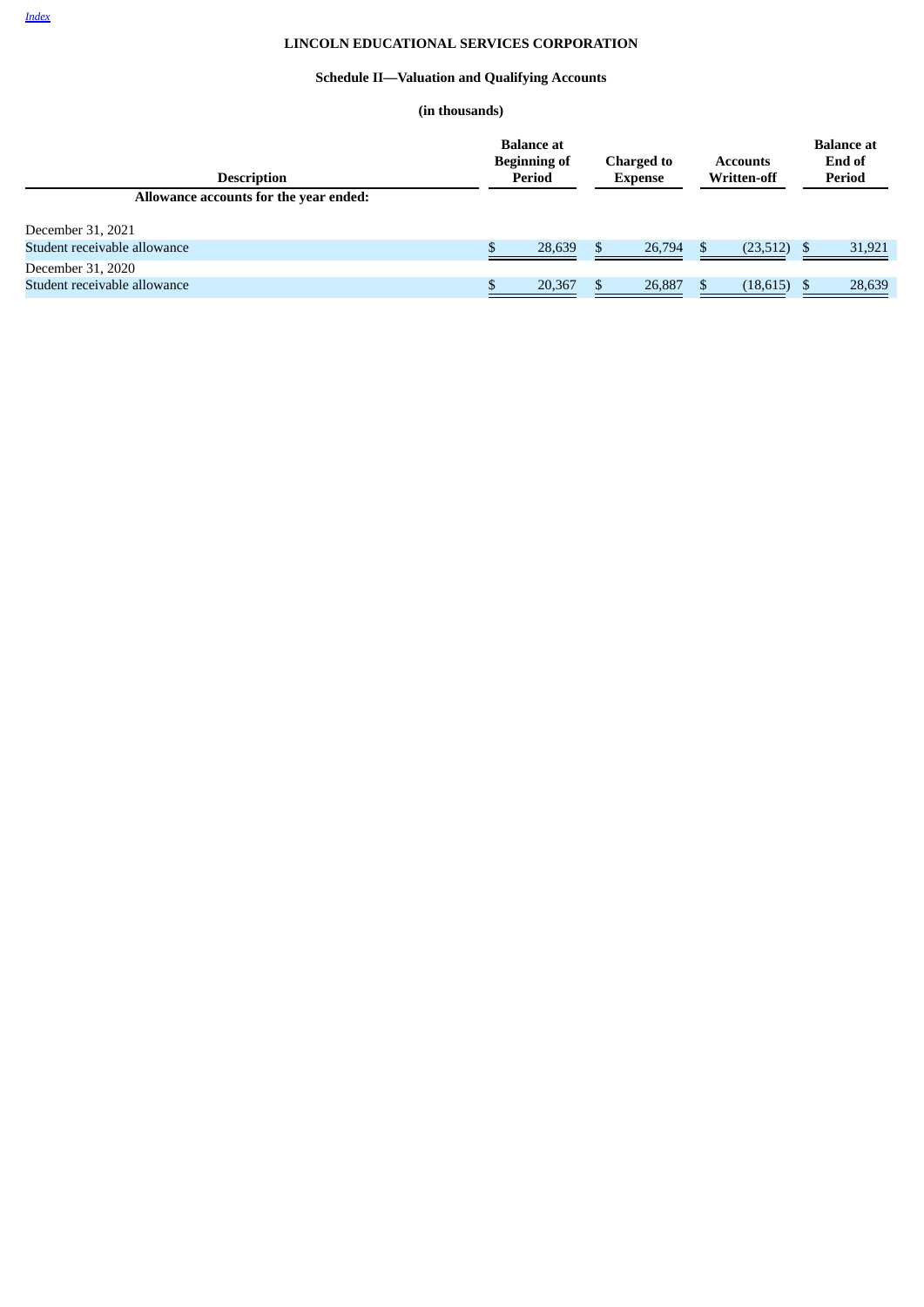*Index*

# LINCOLN EDUCATIONAL SERVICES CORPORATION

## Schedule II—Valuation and Qualifying Accounts

**(in thousands)**

| Description | Balance at Beginning of Period | Charged to Expense | Accounts Written-off | Balance at End of Period |
|---|---|---|---|---|
| **Allowance accounts for the year ended:** | | | | |
| December 31, 2021 | | | | |
| Student receivable allowance | $ 28,639 | $ 26,794 | $ (23,512) | $ 31,921 |
| December 31, 2020 | | | | |
| Student receivable allowance | $ 20,367 | $ 26,887 | $ (18,615) | $ 28,639 |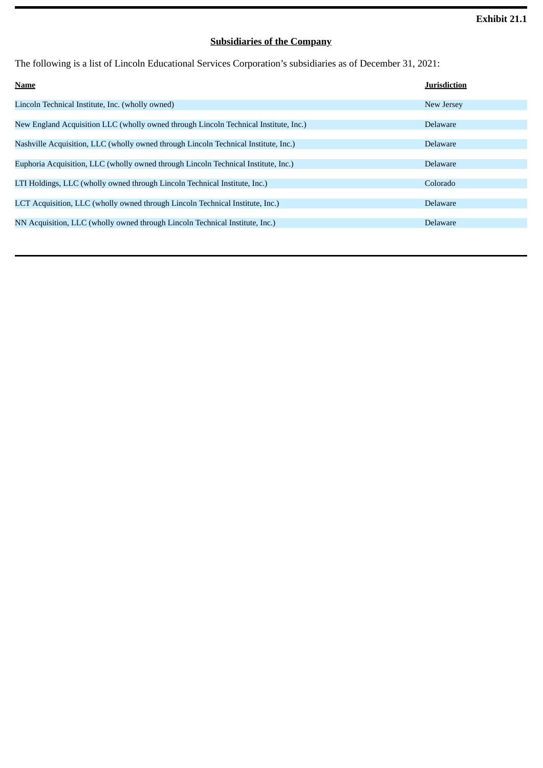**Exhibit 21.1**

## Subsidiaries of the Company

The following is a list of Lincoln Educational Services Corporation's subsidiaries as of December 31, 2021:

| Name | Jurisdiction |
|---|---|
| Lincoln Technical Institute, Inc. (wholly owned) | New Jersey |
| New England Acquisition LLC (wholly owned through Lincoln Technical Institute, Inc.) | Delaware |
| Nashville Acquisition, LLC (wholly owned through Lincoln Technical Institute, Inc.) | Delaware |
| Euphoria Acquisition, LLC (wholly owned through Lincoln Technical Institute, Inc.) | Delaware |
| LTI Holdings, LLC (wholly owned through Lincoln Technical Institute, Inc.) | Colorado |
| LCT Acquisition, LLC (wholly owned through Lincoln Technical Institute, Inc.) | Delaware |
| NN Acquisition, LLC (wholly owned through Lincoln Technical Institute, Inc.) | Delaware |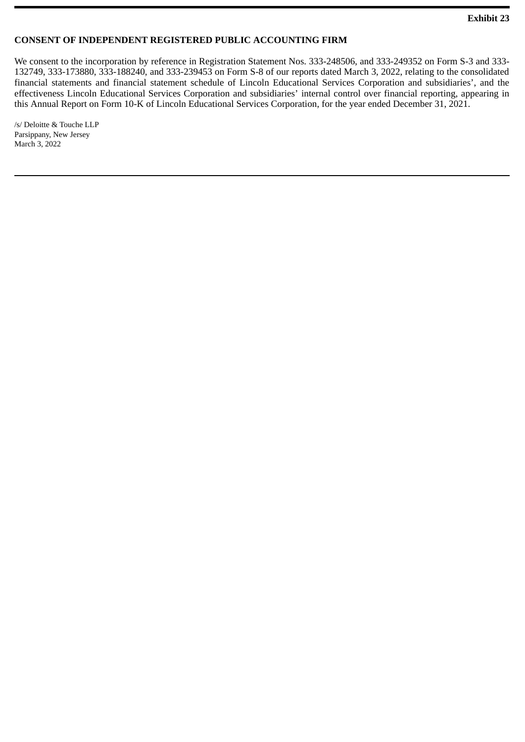**Exhibit 23**

**CONSENT OF INDEPENDENT REGISTERED PUBLIC ACCOUNTING FIRM**

We consent to the incorporation by reference in Registration Statement Nos. 333-248506, and 333-249352 on Form S-3 and 333-132749, 333-173880, 333-188240, and 333-239453 on Form S-8 of our reports dated March 3, 2022, relating to the consolidated financial statements and financial statement schedule of Lincoln Educational Services Corporation and subsidiaries', and the effectiveness Lincoln Educational Services Corporation and subsidiaries' internal control over financial reporting, appearing in this Annual Report on Form 10-K of Lincoln Educational Services Corporation, for the year ended December 31, 2021.

/s/ Deloitte & Touche LLP
Parsippany, New Jersey
March 3, 2022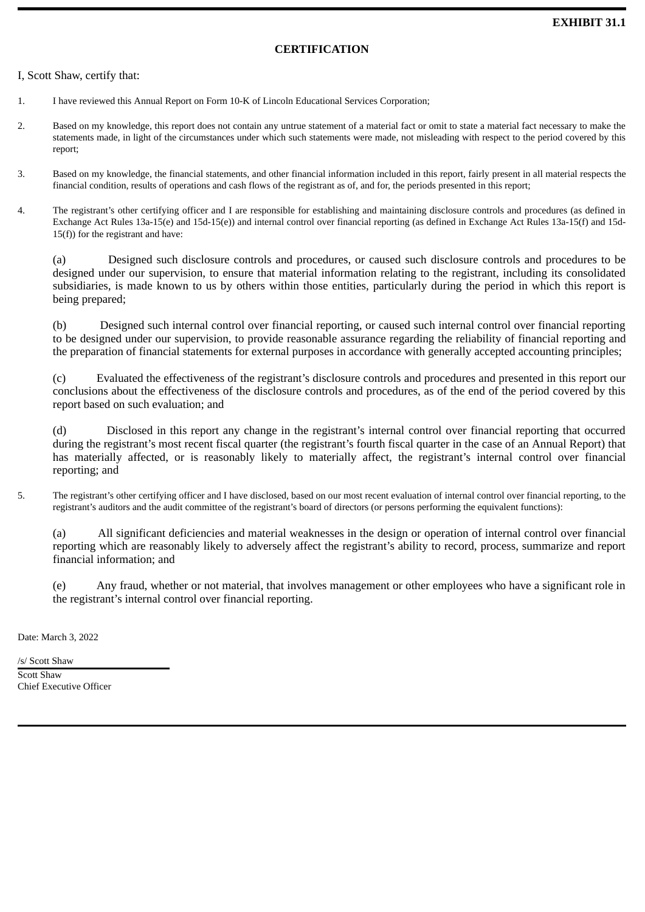**EXHIBIT 31.1**

**CERTIFICATION**

I, Scott Shaw, certify that:

1. I have reviewed this Annual Report on Form 10-K of Lincoln Educational Services Corporation;

2. Based on my knowledge, this report does not contain any untrue statement of a material fact or omit to state a material fact necessary to make the statements made, in light of the circumstances under which such statements were made, not misleading with respect to the period covered by this report;

3. Based on my knowledge, the financial statements, and other financial information included in this report, fairly present in all material respects the financial condition, results of operations and cash flows of the registrant as of, and for, the periods presented in this report;

4. The registrant's other certifying officer and I are responsible for establishing and maintaining disclosure controls and procedures (as defined in Exchange Act Rules 13a-15(e) and 15d-15(e)) and internal control over financial reporting (as defined in Exchange Act Rules 13a-15(f) and 15d-15(f)) for the registrant and have:

   (a) Designed such disclosure controls and procedures, or caused such disclosure controls and procedures to be designed under our supervision, to ensure that material information relating to the registrant, including its consolidated subsidiaries, is made known to us by others within those entities, particularly during the period in which this report is being prepared;

   (b) Designed such internal control over financial reporting, or caused such internal control over financial reporting to be designed under our supervision, to provide reasonable assurance regarding the reliability of financial reporting and the preparation of financial statements for external purposes in accordance with generally accepted accounting principles;

   (c) Evaluated the effectiveness of the registrant's disclosure controls and procedures and presented in this report our conclusions about the effectiveness of the disclosure controls and procedures, as of the end of the period covered by this report based on such evaluation; and

   (d) Disclosed in this report any change in the registrant's internal control over financial reporting that occurred during the registrant's most recent fiscal quarter (the registrant's fourth fiscal quarter in the case of an Annual Report) that has materially affected, or is reasonably likely to materially affect, the registrant's internal control over financial reporting; and

5. The registrant's other certifying officer and I have disclosed, based on our most recent evaluation of internal control over financial reporting, to the registrant's auditors and the audit committee of the registrant's board of directors (or persons performing the equivalent functions):

   (a) All significant deficiencies and material weaknesses in the design or operation of internal control over financial reporting which are reasonably likely to adversely affect the registrant's ability to record, process, summarize and report financial information; and

   (e) Any fraud, whether or not material, that involves management or other employees who have a significant role in the registrant's internal control over financial reporting.

Date: March 3, 2022

/s/ Scott Shaw

Scott Shaw
Chief Executive Officer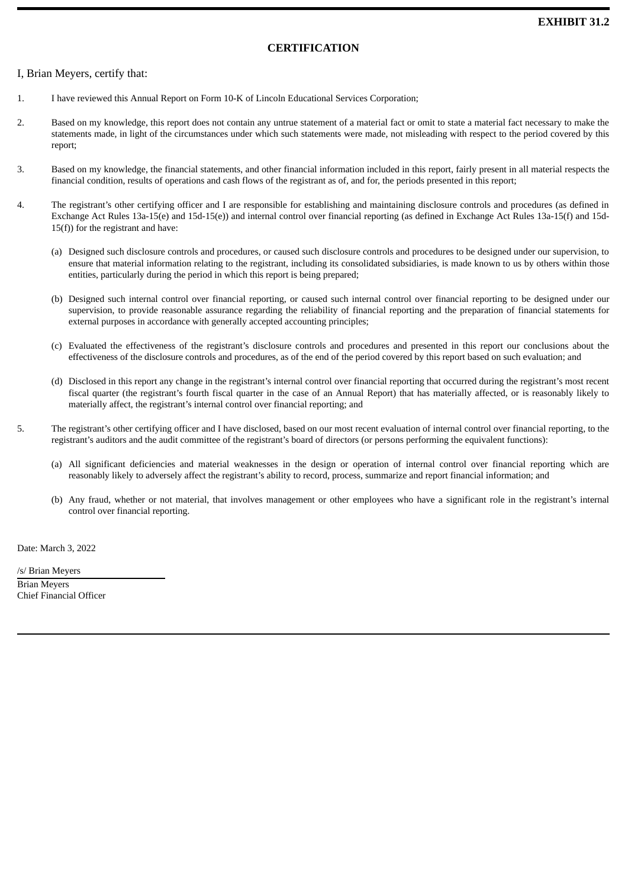**EXHIBIT 31.2**

# CERTIFICATION

I, Brian Meyers, certify that:

1. I have reviewed this Annual Report on Form 10-K of Lincoln Educational Services Corporation;

2. Based on my knowledge, this report does not contain any untrue statement of a material fact or omit to state a material fact necessary to make the statements made, in light of the circumstances under which such statements were made, not misleading with respect to the period covered by this report;

3. Based on my knowledge, the financial statements, and other financial information included in this report, fairly present in all material respects the financial condition, results of operations and cash flows of the registrant as of, and for, the periods presented in this report;

4. The registrant's other certifying officer and I are responsible for establishing and maintaining disclosure controls and procedures (as defined in Exchange Act Rules 13a-15(e) and 15d-15(e)) and internal control over financial reporting (as defined in Exchange Act Rules 13a-15(f) and 15d-15(f)) for the registrant and have:

   (a) Designed such disclosure controls and procedures, or caused such disclosure controls and procedures to be designed under our supervision, to ensure that material information relating to the registrant, including its consolidated subsidiaries, is made known to us by others within those entities, particularly during the period in which this report is being prepared;

   (b) Designed such internal control over financial reporting, or caused such internal control over financial reporting to be designed under our supervision, to provide reasonable assurance regarding the reliability of financial reporting and the preparation of financial statements for external purposes in accordance with generally accepted accounting principles;

   (c) Evaluated the effectiveness of the registrant's disclosure controls and procedures and presented in this report our conclusions about the effectiveness of the disclosure controls and procedures, as of the end of the period covered by this report based on such evaluation; and

   (d) Disclosed in this report any change in the registrant's internal control over financial reporting that occurred during the registrant's most recent fiscal quarter (the registrant's fourth fiscal quarter in the case of an Annual Report) that has materially affected, or is reasonably likely to materially affect, the registrant's internal control over financial reporting; and

5. The registrant's other certifying officer and I have disclosed, based on our most recent evaluation of internal control over financial reporting, to the registrant's auditors and the audit committee of the registrant's board of directors (or persons performing the equivalent functions):

   (a) All significant deficiencies and material weaknesses in the design or operation of internal control over financial reporting which are reasonably likely to adversely affect the registrant's ability to record, process, summarize and report financial information; and

   (b) Any fraud, whether or not material, that involves management or other employees who have a significant role in the registrant's internal control over financial reporting.

Date: March 3, 2022

/s/ Brian Meyers

Brian Meyers
Chief Financial Officer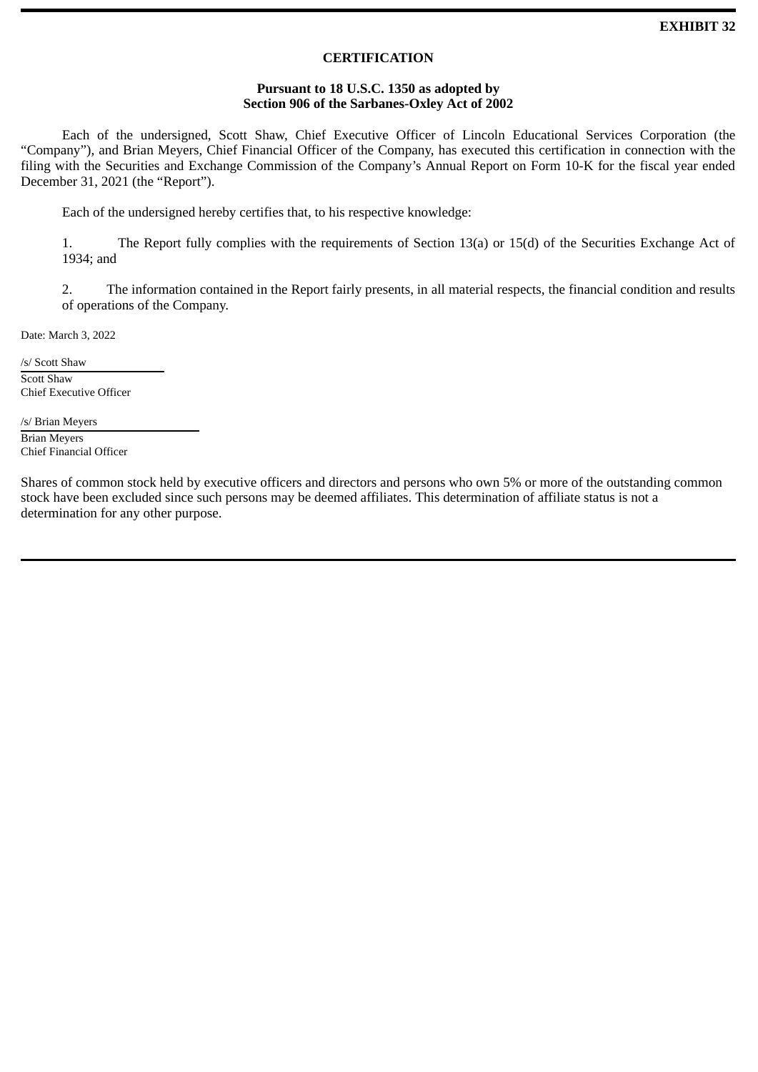**EXHIBIT 32**

**CERTIFICATION**

**Pursuant to 18 U.S.C. 1350 as adopted by**
**Section 906 of the Sarbanes-Oxley Act of 2002**

Each of the undersigned, Scott Shaw, Chief Executive Officer of Lincoln Educational Services Corporation (the “Company”), and Brian Meyers, Chief Financial Officer of the Company, has executed this certification in connection with the filing with the Securities and Exchange Commission of the Company’s Annual Report on Form 10-K for the fiscal year ended December 31, 2021 (the “Report”).

Each of the undersigned hereby certifies that, to his respective knowledge:

1. The Report fully complies with the requirements of Section 13(a) or 15(d) of the Securities Exchange Act of 1934; and

2. The information contained in the Report fairly presents, in all material respects, the financial condition and results of operations of the Company.

Date: March 3, 2022

/s/ Scott Shaw
Scott Shaw
Chief Executive Officer

/s/ Brian Meyers
Brian Meyers
Chief Financial Officer

Shares of common stock held by executive officers and directors and persons who own 5% or more of the outstanding common stock have been excluded since such persons may be deemed affiliates. This determination of affiliate status is not a determination for any other purpose.